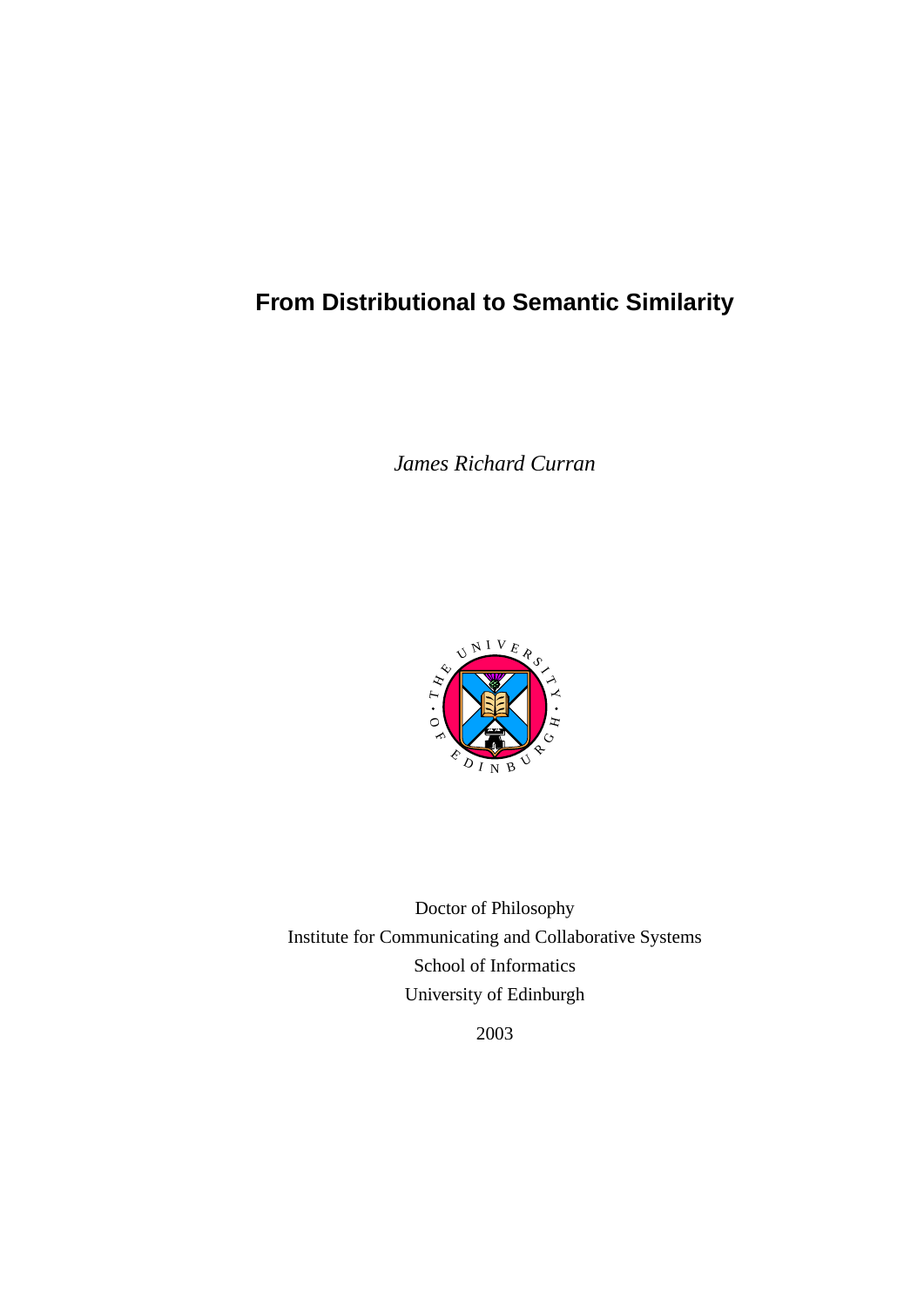# From Distributional to Semantic Similarity

*James Richard Curran*

Doctor of Philosophy
Institute for Communicating and Collaborative Systems
School of Informatics
University of Edinburgh

2003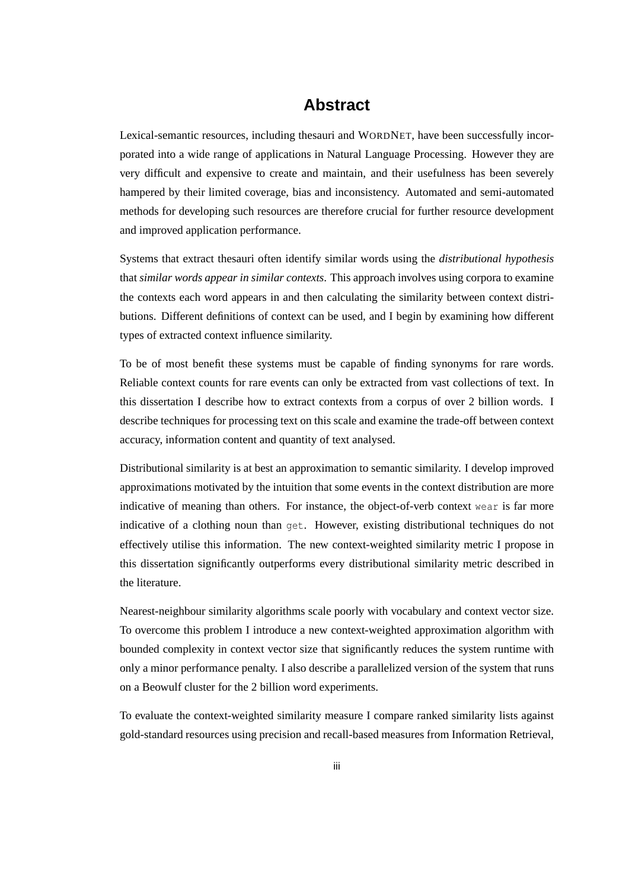# Abstract

Lexical-semantic resources, including thesauri and WORDNET, have been successfully incorporated into a wide range of applications in Natural Language Processing. However they are very difficult and expensive to create and maintain, and their usefulness has been severely hampered by their limited coverage, bias and inconsistency. Automated and semi-automated methods for developing such resources are therefore crucial for further resource development and improved application performance.

Systems that extract thesauri often identify similar words using the *distributional hypothesis* that *similar words appear in similar contexts*. This approach involves using corpora to examine the contexts each word appears in and then calculating the similarity between context distributions. Different definitions of context can be used, and I begin by examining how different types of extracted context influence similarity.

To be of most benefit these systems must be capable of finding synonyms for rare words. Reliable context counts for rare events can only be extracted from vast collections of text. In this dissertation I describe how to extract contexts from a corpus of over 2 billion words. I describe techniques for processing text on this scale and examine the trade-off between context accuracy, information content and quantity of text analysed.

Distributional similarity is at best an approximation to semantic similarity. I develop improved approximations motivated by the intuition that some events in the context distribution are more indicative of meaning than others. For instance, the object-of-verb context `wear` is far more indicative of a clothing noun than `get`. However, existing distributional techniques do not effectively utilise this information. The new context-weighted similarity metric I propose in this dissertation significantly outperforms every distributional similarity metric described in the literature.

Nearest-neighbour similarity algorithms scale poorly with vocabulary and context vector size. To overcome this problem I introduce a new context-weighted approximation algorithm with bounded complexity in context vector size that significantly reduces the system runtime with only a minor performance penalty. I also describe a parallelized version of the system that runs on a Beowulf cluster for the 2 billion word experiments.

To evaluate the context-weighted similarity measure I compare ranked similarity lists against gold-standard resources using precision and recall-based measures from Information Retrieval,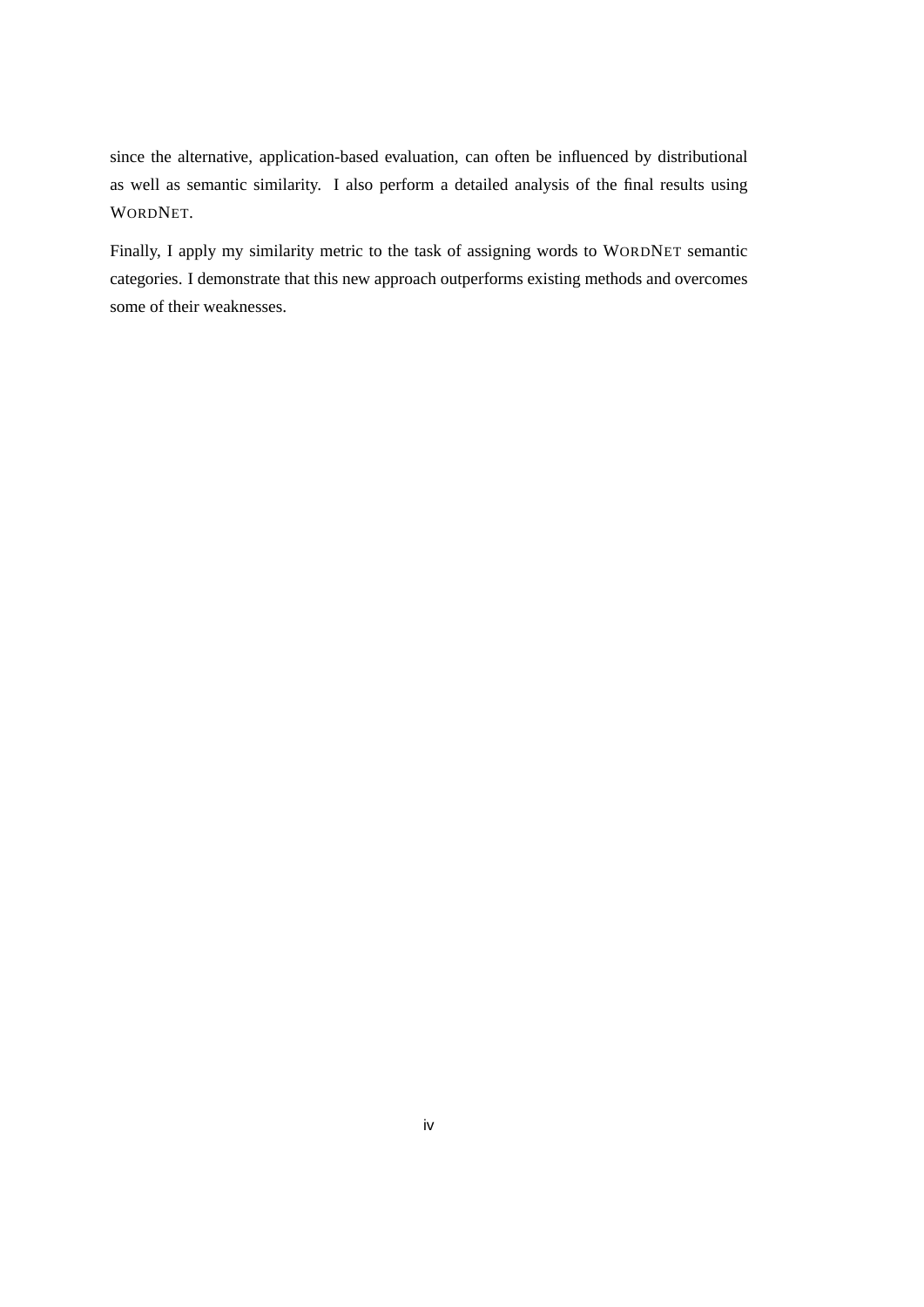since the alternative, application-based evaluation, can often be influenced by distributional as well as semantic similarity. I also perform a detailed analysis of the final results using WORDNET.

Finally, I apply my similarity metric to the task of assigning words to WORDNET semantic categories. I demonstrate that this new approach outperforms existing methods and overcomes some of their weaknesses.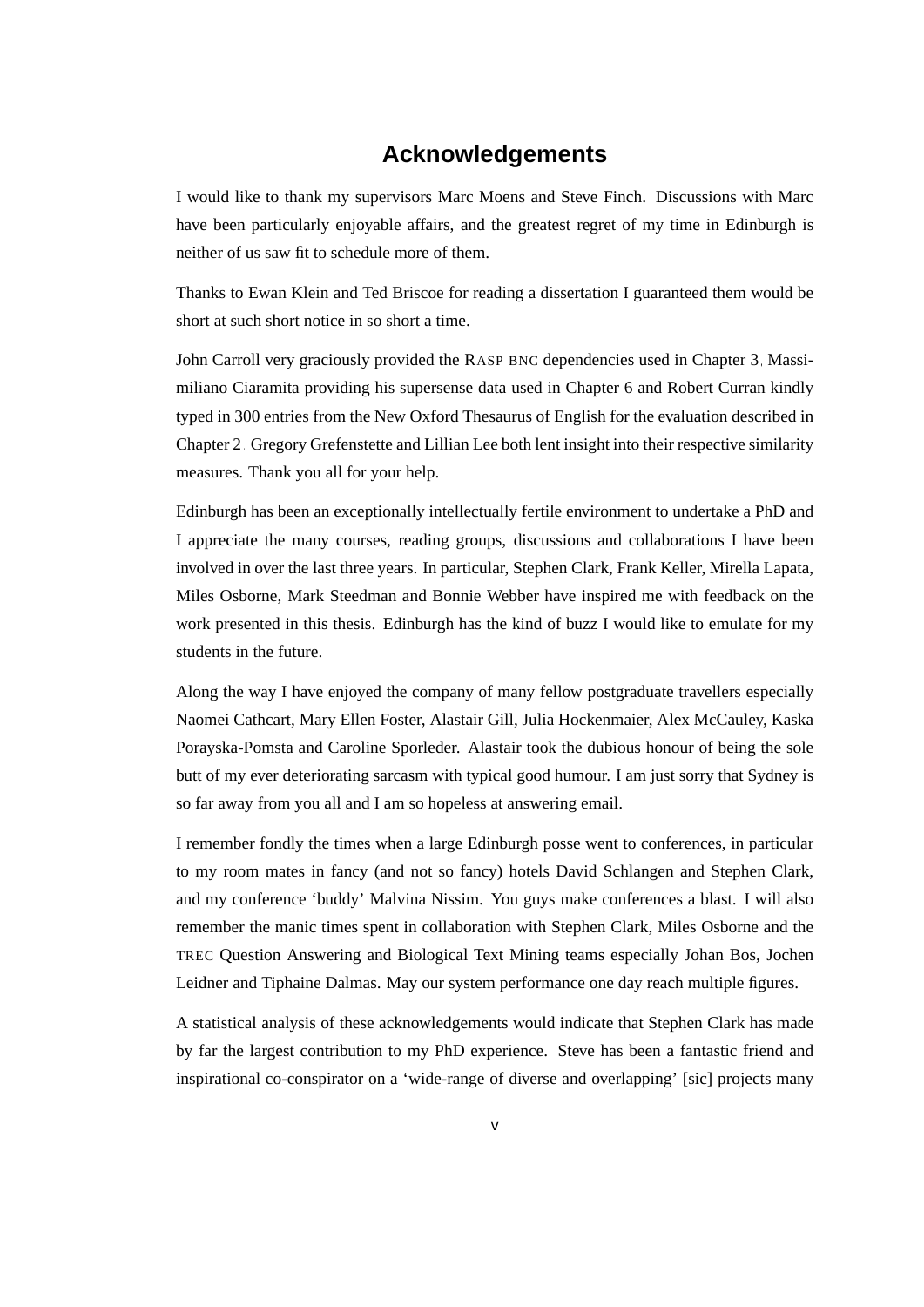# Acknowledgements

I would like to thank my supervisors Marc Moens and Steve Finch. Discussions with Marc have been particularly enjoyable affairs, and the greatest regret of my time in Edinburgh is neither of us saw fit to schedule more of them.

Thanks to Ewan Klein and Ted Briscoe for reading a dissertation I guaranteed them would be short at such short notice in so short a time.

John Carroll very graciously provided the RASP BNC dependencies used in Chapter 3, Massimiliano Ciaramita providing his supersense data used in Chapter 6 and Robert Curran kindly typed in 300 entries from the New Oxford Thesaurus of English for the evaluation described in Chapter 2. Gregory Grefenstette and Lillian Lee both lent insight into their respective similarity measures. Thank you all for your help.

Edinburgh has been an exceptionally intellectually fertile environment to undertake a PhD and I appreciate the many courses, reading groups, discussions and collaborations I have been involved in over the last three years. In particular, Stephen Clark, Frank Keller, Mirella Lapata, Miles Osborne, Mark Steedman and Bonnie Webber have inspired me with feedback on the work presented in this thesis. Edinburgh has the kind of buzz I would like to emulate for my students in the future.

Along the way I have enjoyed the company of many fellow postgraduate travellers especially Naomei Cathcart, Mary Ellen Foster, Alastair Gill, Julia Hockenmaier, Alex McCauley, Kaska Porayska-Pomsta and Caroline Sporleder. Alastair took the dubious honour of being the sole butt of my ever deteriorating sarcasm with typical good humour. I am just sorry that Sydney is so far away from you all and I am so hopeless at answering email.

I remember fondly the times when a large Edinburgh posse went to conferences, in particular to my room mates in fancy (and not so fancy) hotels David Schlangen and Stephen Clark, and my conference 'buddy' Malvina Nissim. You guys make conferences a blast. I will also remember the manic times spent in collaboration with Stephen Clark, Miles Osborne and the TREC Question Answering and Biological Text Mining teams especially Johan Bos, Jochen Leidner and Tiphaine Dalmas. May our system performance one day reach multiple figures.

A statistical analysis of these acknowledgements would indicate that Stephen Clark has made by far the largest contribution to my PhD experience. Steve has been a fantastic friend and inspirational co-conspirator on a 'wide-range of diverse and overlapping' [sic] projects many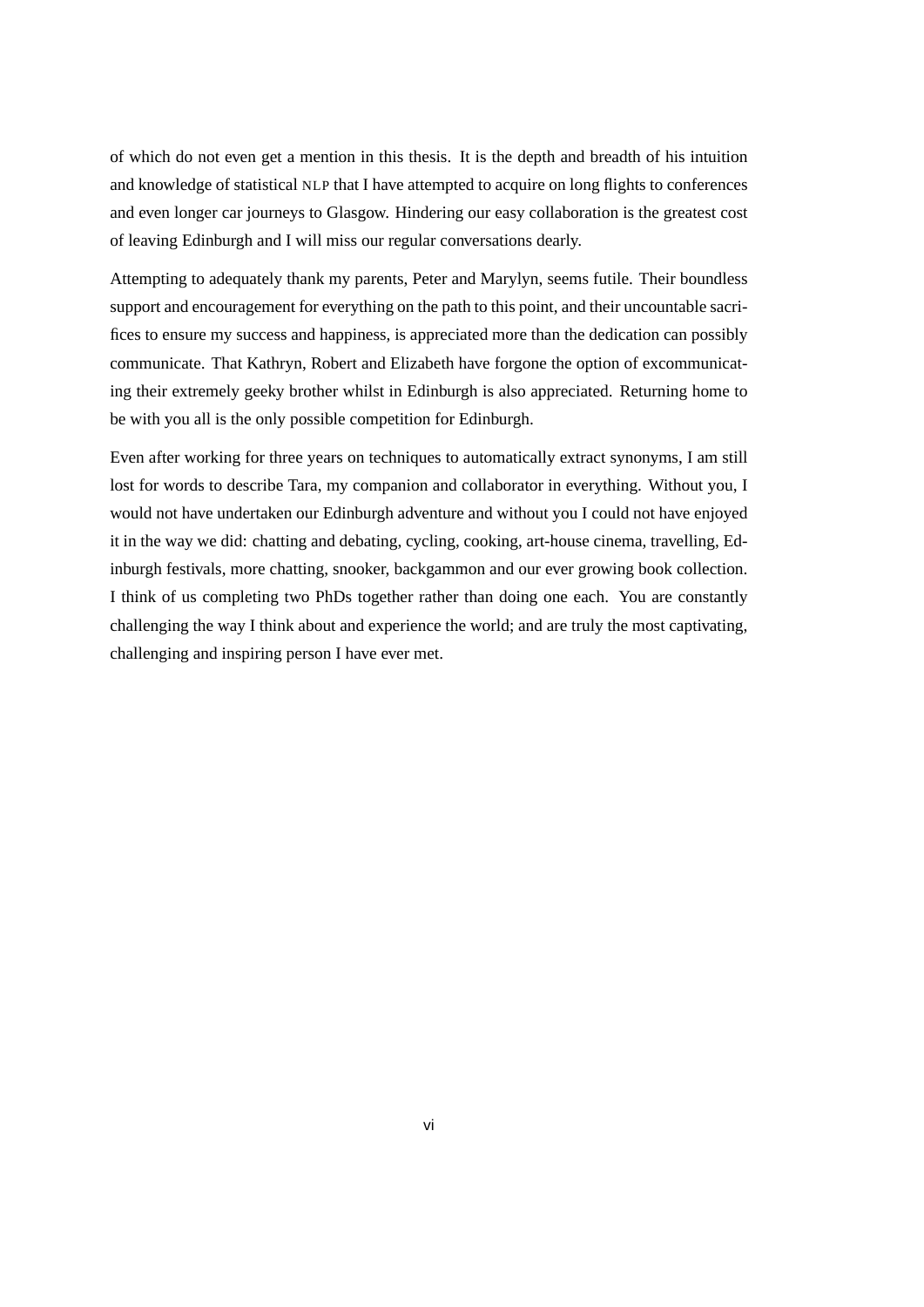of which do not even get a mention in this thesis. It is the depth and breadth of his intuition and knowledge of statistical NLP that I have attempted to acquire on long flights to conferences and even longer car journeys to Glasgow. Hindering our easy collaboration is the greatest cost of leaving Edinburgh and I will miss our regular conversations dearly.

Attempting to adequately thank my parents, Peter and Marylyn, seems futile. Their boundless support and encouragement for everything on the path to this point, and their uncountable sacrifices to ensure my success and happiness, is appreciated more than the dedication can possibly communicate. That Kathryn, Robert and Elizabeth have forgone the option of excommunicating their extremely geeky brother whilst in Edinburgh is also appreciated. Returning home to be with you all is the only possible competition for Edinburgh.

Even after working for three years on techniques to automatically extract synonyms, I am still lost for words to describe Tara, my companion and collaborator in everything. Without you, I would not have undertaken our Edinburgh adventure and without you I could not have enjoyed it in the way we did: chatting and debating, cycling, cooking, art-house cinema, travelling, Edinburgh festivals, more chatting, snooker, backgammon and our ever growing book collection. I think of us completing two PhDs together rather than doing one each. You are constantly challenging the way I think about and experience the world; and are truly the most captivating, challenging and inspiring person I have ever met.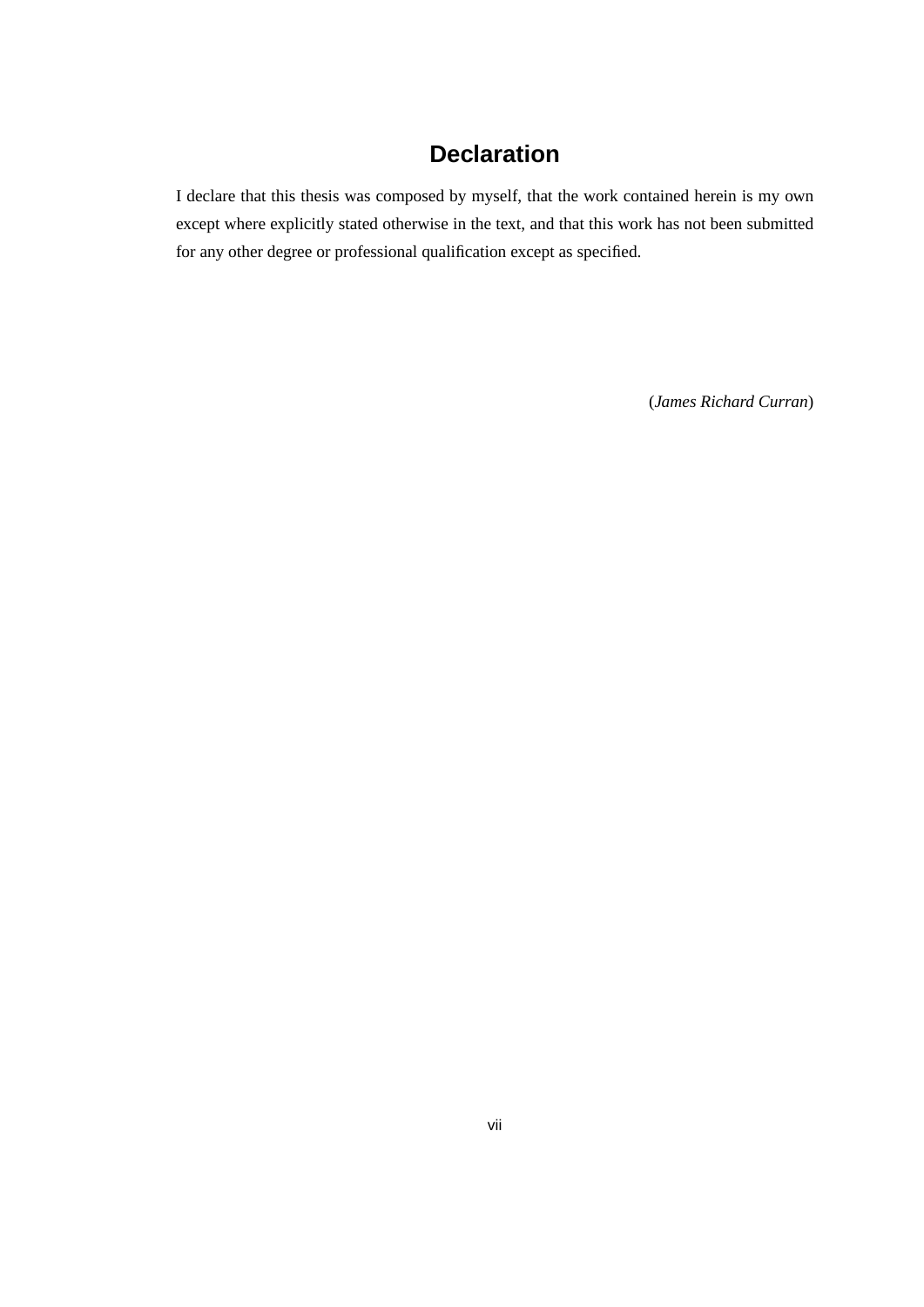# Declaration

I declare that this thesis was composed by myself, that the work contained herein is my own except where explicitly stated otherwise in the text, and that this work has not been submitted for any other degree or professional qualification except as specified.

(*James Richard Curran*)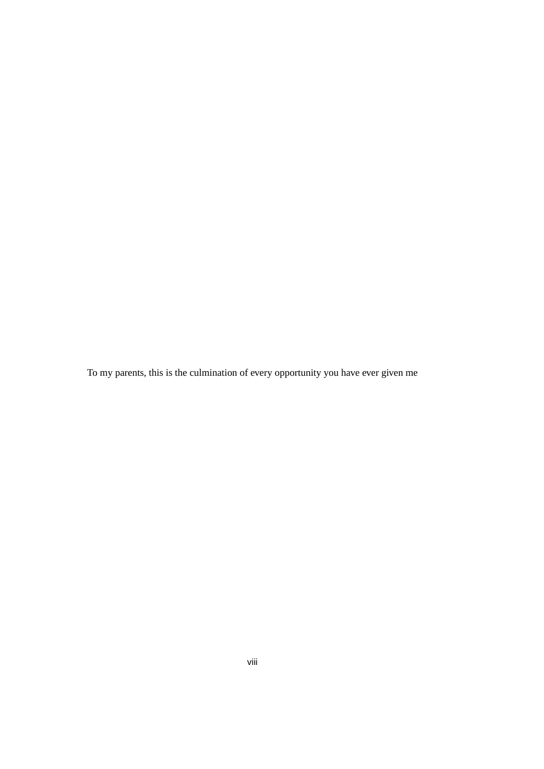To my parents, this is the culmination of every opportunity you have ever given me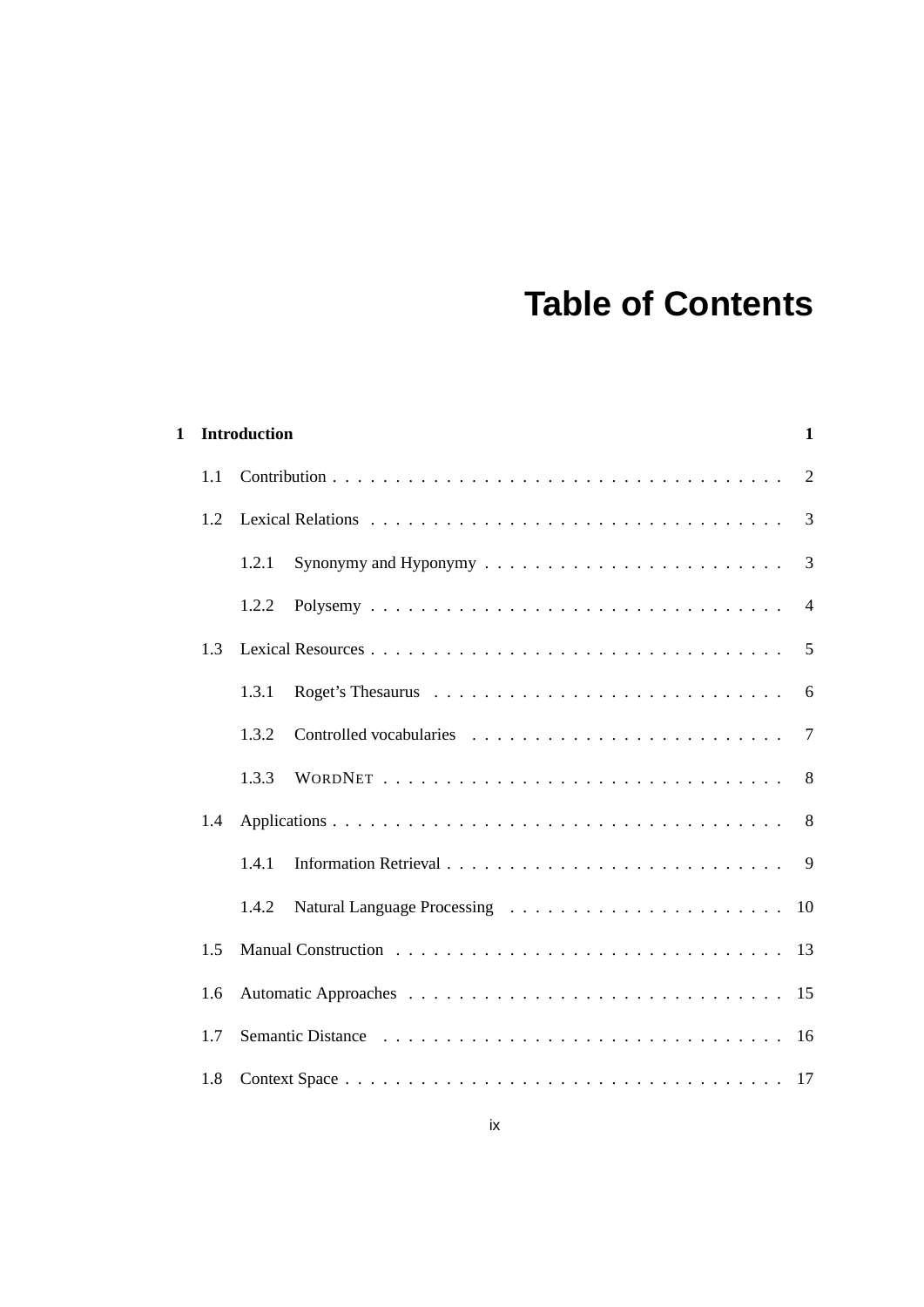# Table of Contents

**1 Introduction** **1**

- 1.1 Contribution . . . . . . . . . . . . . . . . . . . . . . . . . . . . . . . . . . . 2
- 1.2 Lexical Relations . . . . . . . . . . . . . . . . . . . . . . . . . . . . . . . . 3
  - 1.2.1 Synonymy and Hyponymy . . . . . . . . . . . . . . . . . . . . . . . 3
  - 1.2.2 Polysemy . . . . . . . . . . . . . . . . . . . . . . . . . . . . . . . . 4
- 1.3 Lexical Resources . . . . . . . . . . . . . . . . . . . . . . . . . . . . . . . . 5
  - 1.3.1 Roget's Thesaurus . . . . . . . . . . . . . . . . . . . . . . . . . . . 6
  - 1.3.2 Controlled vocabularies . . . . . . . . . . . . . . . . . . . . . . . . 7
  - 1.3.3 WORDNET . . . . . . . . . . . . . . . . . . . . . . . . . . . . . . . 8
- 1.4 Applications . . . . . . . . . . . . . . . . . . . . . . . . . . . . . . . . . . . 8
  - 1.4.1 Information Retrieval . . . . . . . . . . . . . . . . . . . . . . . . . . 9
  - 1.4.2 Natural Language Processing . . . . . . . . . . . . . . . . . . . . . 10
- 1.5 Manual Construction . . . . . . . . . . . . . . . . . . . . . . . . . . . . . . 13
- 1.6 Automatic Approaches . . . . . . . . . . . . . . . . . . . . . . . . . . . . . 15
- 1.7 Semantic Distance . . . . . . . . . . . . . . . . . . . . . . . . . . . . . . . 16
- 1.8 Context Space . . . . . . . . . . . . . . . . . . . . . . . . . . . . . . . . . . 17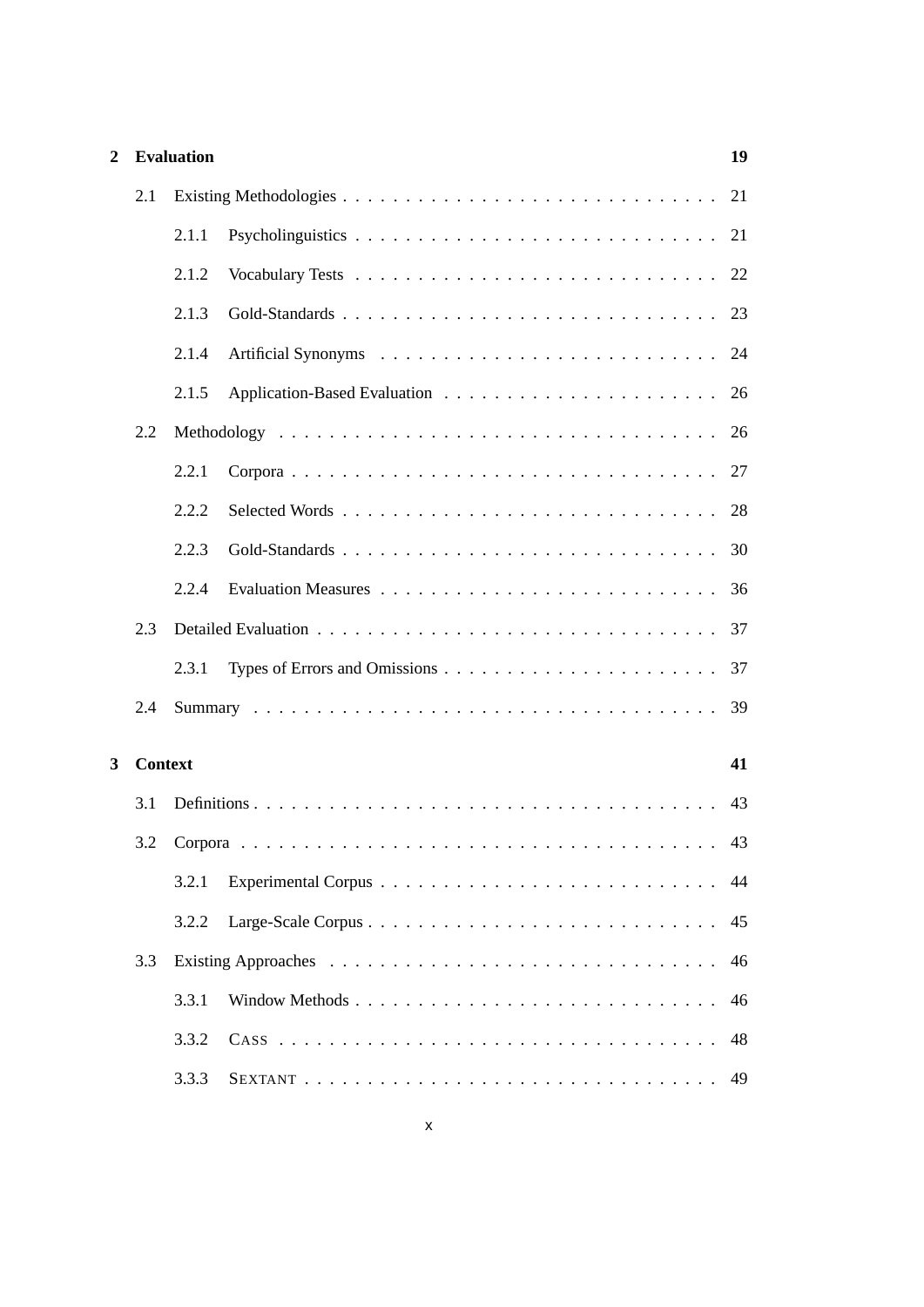| | | |
|---|---|---|
| **2** | **Evaluation** | **19** |
| 2.1 | Existing Methodologies | 21 |
| 2.1.1 | Psycholinguistics | 21 |
| 2.1.2 | Vocabulary Tests | 22 |
| 2.1.3 | Gold-Standards | 23 |
| 2.1.4 | Artificial Synonyms | 24 |
| 2.1.5 | Application-Based Evaluation | 26 |
| 2.2 | Methodology | 26 |
| 2.2.1 | Corpora | 27 |
| 2.2.2 | Selected Words | 28 |
| 2.2.3 | Gold-Standards | 30 |
| 2.2.4 | Evaluation Measures | 36 |
| 2.3 | Detailed Evaluation | 37 |
| 2.3.1 | Types of Errors and Omissions | 37 |
| 2.4 | Summary | 39 |
| **3** | **Context** | **41** |
| 3.1 | Definitions | 43 |
| 3.2 | Corpora | 43 |
| 3.2.1 | Experimental Corpus | 44 |
| 3.2.2 | Large-Scale Corpus | 45 |
| 3.3 | Existing Approaches | 46 |
| 3.3.1 | Window Methods | 46 |
| 3.3.2 | CASS | 48 |
| 3.3.3 | SEXTANT | 49 |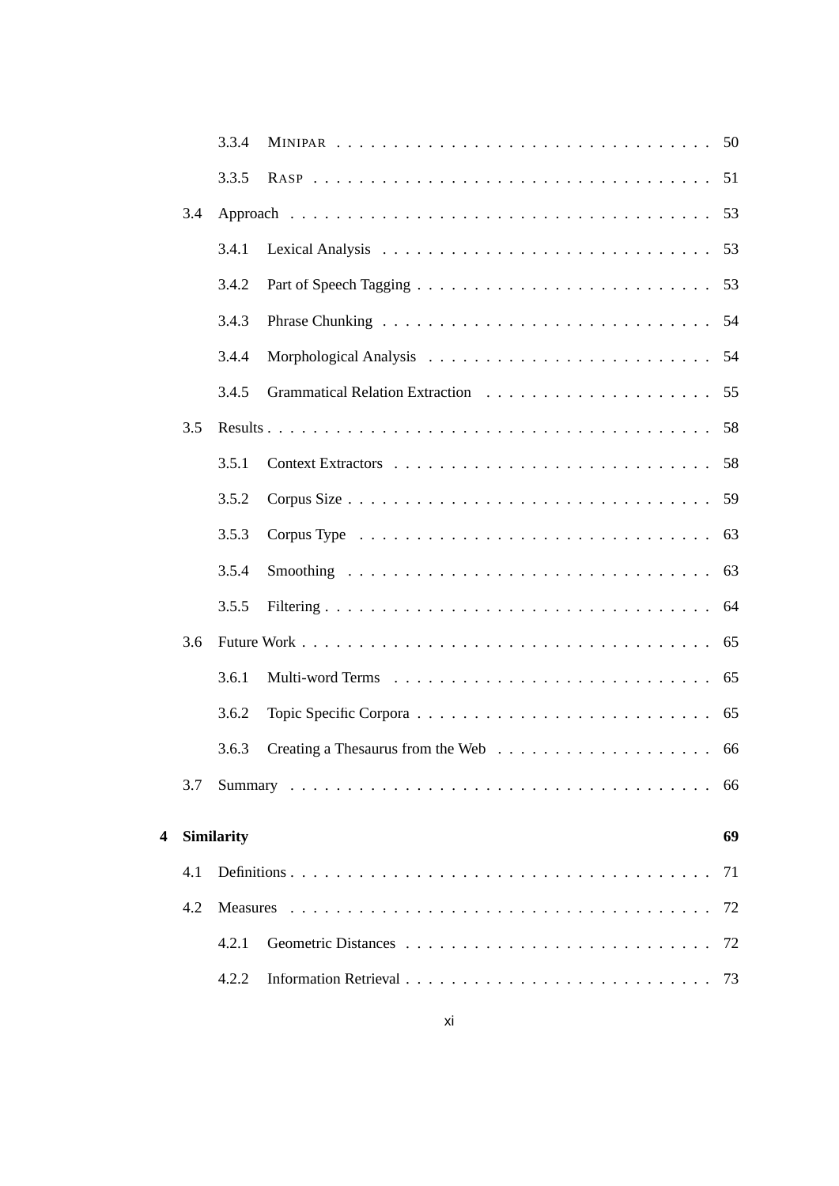- 3.3.4 MINIPAR . . . . . . . . . . . . . . . . . . . . . . . . . . . . . . . 50
- 3.3.5 RASP . . . . . . . . . . . . . . . . . . . . . . . . . . . . . . . . . 51
- 3.4 Approach . . . . . . . . . . . . . . . . . . . . . . . . . . . . . . . . . . 53
  - 3.4.1 Lexical Analysis . . . . . . . . . . . . . . . . . . . . . . . . . . . 53
  - 3.4.2 Part of Speech Tagging . . . . . . . . . . . . . . . . . . . . . . . . 53
  - 3.4.3 Phrase Chunking . . . . . . . . . . . . . . . . . . . . . . . . . . . 54
  - 3.4.4 Morphological Analysis . . . . . . . . . . . . . . . . . . . . . . . 54
  - 3.4.5 Grammatical Relation Extraction . . . . . . . . . . . . . . . . . . . 55
- 3.5 Results . . . . . . . . . . . . . . . . . . . . . . . . . . . . . . . . . . . 58
  - 3.5.1 Context Extractors . . . . . . . . . . . . . . . . . . . . . . . . . . 58
  - 3.5.2 Corpus Size . . . . . . . . . . . . . . . . . . . . . . . . . . . . . 59
  - 3.5.3 Corpus Type . . . . . . . . . . . . . . . . . . . . . . . . . . . . . 63
  - 3.5.4 Smoothing . . . . . . . . . . . . . . . . . . . . . . . . . . . . . . 63
  - 3.5.5 Filtering . . . . . . . . . . . . . . . . . . . . . . . . . . . . . . . 64
- 3.6 Future Work . . . . . . . . . . . . . . . . . . . . . . . . . . . . . . . . . 65
  - 3.6.1 Multi-word Terms . . . . . . . . . . . . . . . . . . . . . . . . . . . 65
  - 3.6.2 Topic Specific Corpora . . . . . . . . . . . . . . . . . . . . . . . . 65
  - 3.6.3 Creating a Thesaurus from the Web . . . . . . . . . . . . . . . . . . 66
- 3.7 Summary . . . . . . . . . . . . . . . . . . . . . . . . . . . . . . . . . . 66

**4 Similarity** **69**

- 4.1 Definitions . . . . . . . . . . . . . . . . . . . . . . . . . . . . . . . . . 71
- 4.2 Measures . . . . . . . . . . . . . . . . . . . . . . . . . . . . . . . . . . 72
  - 4.2.1 Geometric Distances . . . . . . . . . . . . . . . . . . . . . . . . . . 72
  - 4.2.2 Information Retrieval . . . . . . . . . . . . . . . . . . . . . . . . . 73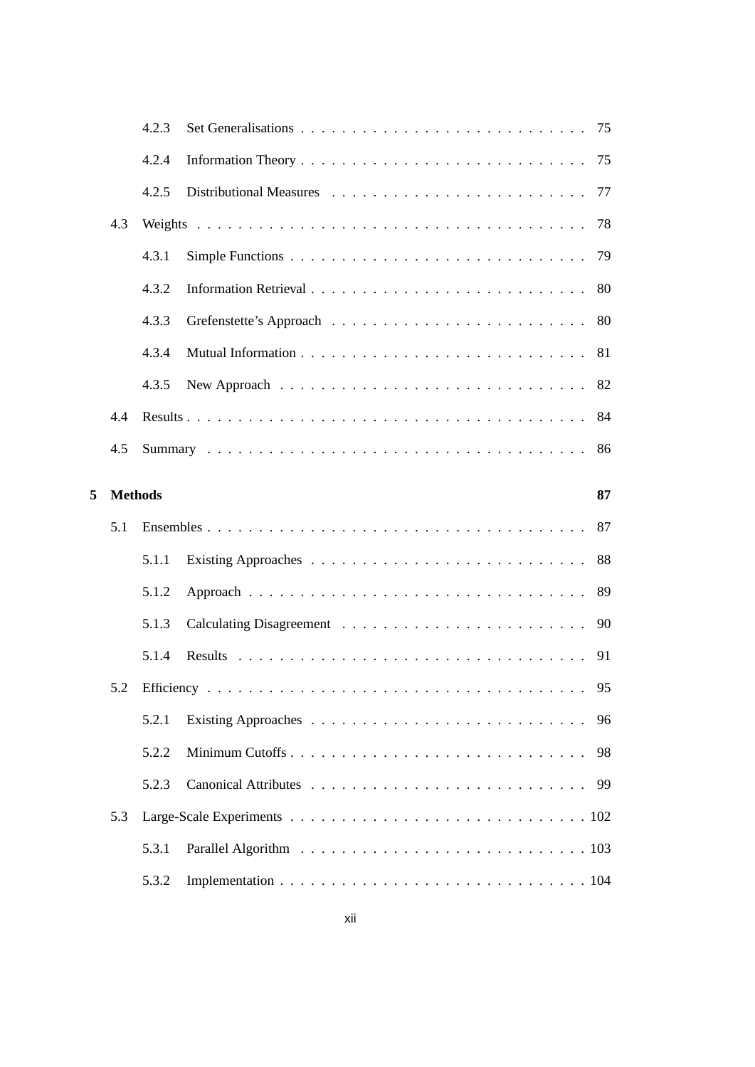- 4.2.3 Set Generalisations . . . . . . . . . . . . . . . . . . . . . . . . . . . 75
- 4.2.4 Information Theory . . . . . . . . . . . . . . . . . . . . . . . . . . . 75
- 4.2.5 Distributional Measures . . . . . . . . . . . . . . . . . . . . . . . . 77
- 4.3 Weights . . . . . . . . . . . . . . . . . . . . . . . . . . . . . . . . . . . . . 78
  - 4.3.1 Simple Functions . . . . . . . . . . . . . . . . . . . . . . . . . . . . 79
  - 4.3.2 Information Retrieval . . . . . . . . . . . . . . . . . . . . . . . . . . 80
  - 4.3.3 Grefenstette's Approach . . . . . . . . . . . . . . . . . . . . . . . . 80
  - 4.3.4 Mutual Information . . . . . . . . . . . . . . . . . . . . . . . . . . . 81
  - 4.3.5 New Approach . . . . . . . . . . . . . . . . . . . . . . . . . . . . . 82
- 4.4 Results . . . . . . . . . . . . . . . . . . . . . . . . . . . . . . . . . . . . . 84
- 4.5 Summary . . . . . . . . . . . . . . . . . . . . . . . . . . . . . . . . . . . . 86

**5 Methods** **87**

- 5.1 Ensembles . . . . . . . . . . . . . . . . . . . . . . . . . . . . . . . . . . . . 87
  - 5.1.1 Existing Approaches . . . . . . . . . . . . . . . . . . . . . . . . . . 88
  - 5.1.2 Approach . . . . . . . . . . . . . . . . . . . . . . . . . . . . . . . . 89
  - 5.1.3 Calculating Disagreement . . . . . . . . . . . . . . . . . . . . . . . 90
  - 5.1.4 Results . . . . . . . . . . . . . . . . . . . . . . . . . . . . . . . . . 91
- 5.2 Efficiency . . . . . . . . . . . . . . . . . . . . . . . . . . . . . . . . . . . . 95
  - 5.2.1 Existing Approaches . . . . . . . . . . . . . . . . . . . . . . . . . . 96
  - 5.2.2 Minimum Cutoffs . . . . . . . . . . . . . . . . . . . . . . . . . . . . 98
  - 5.2.3 Canonical Attributes . . . . . . . . . . . . . . . . . . . . . . . . . . 99
- 5.3 Large-Scale Experiments . . . . . . . . . . . . . . . . . . . . . . . . . . . . 102
  - 5.3.1 Parallel Algorithm . . . . . . . . . . . . . . . . . . . . . . . . . . . 103
  - 5.3.2 Implementation . . . . . . . . . . . . . . . . . . . . . . . . . . . . . 104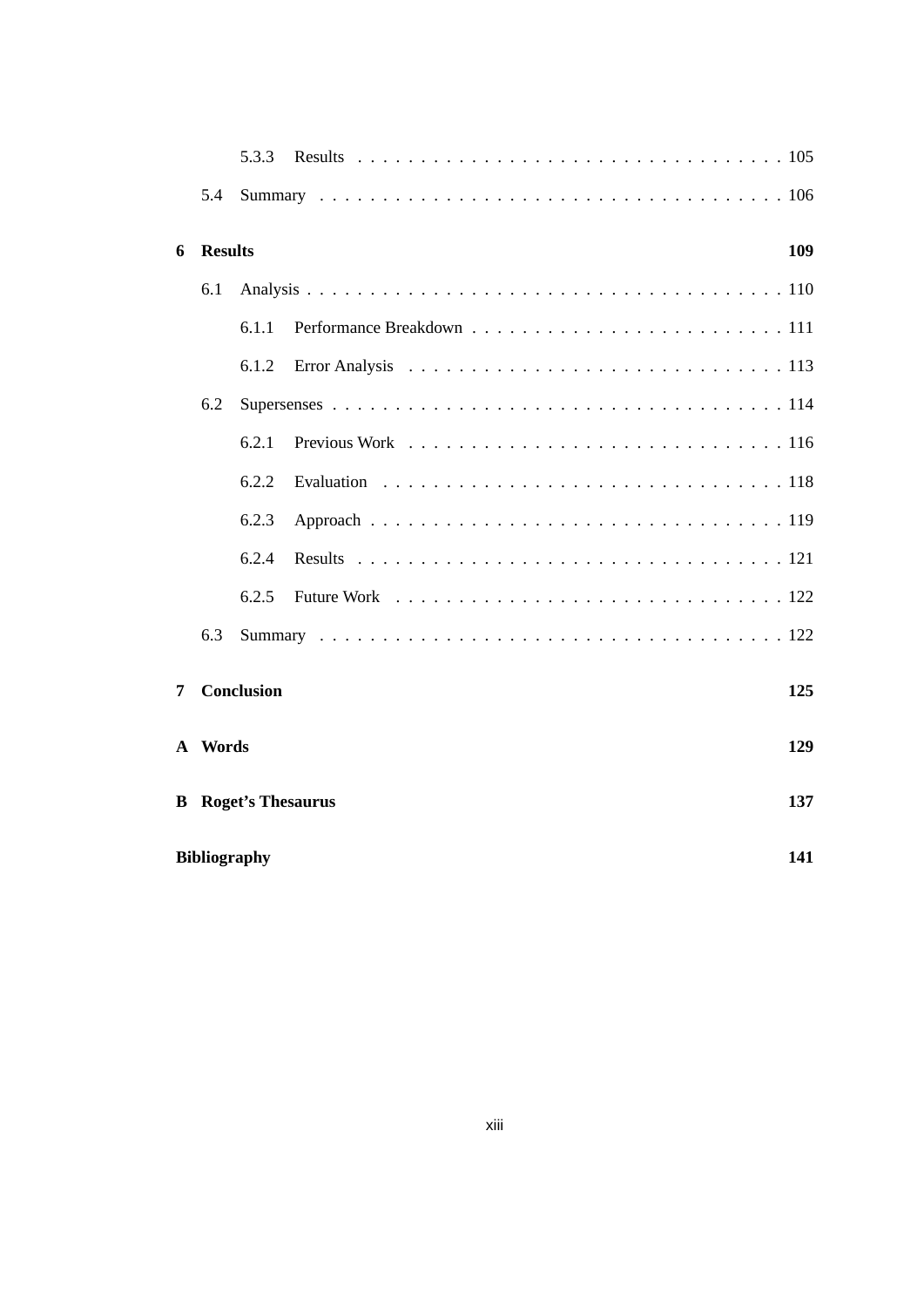5.3.3 Results . . . . . . . . . . . . . . . . . . . . . . . . . . . . . . . . . . 105

5.4 Summary . . . . . . . . . . . . . . . . . . . . . . . . . . . . . . . . . . . . 106

**6 Results** **109**

6.1 Analysis . . . . . . . . . . . . . . . . . . . . . . . . . . . . . . . . . . . . 110

6.1.1 Performance Breakdown . . . . . . . . . . . . . . . . . . . . . . . . 111

6.1.2 Error Analysis . . . . . . . . . . . . . . . . . . . . . . . . . . . . . 113

6.2 Supersenses . . . . . . . . . . . . . . . . . . . . . . . . . . . . . . . . . . 114

6.2.1 Previous Work . . . . . . . . . . . . . . . . . . . . . . . . . . . . . 116

6.2.2 Evaluation . . . . . . . . . . . . . . . . . . . . . . . . . . . . . . . 118

6.2.3 Approach . . . . . . . . . . . . . . . . . . . . . . . . . . . . . . . . 119

6.2.4 Results . . . . . . . . . . . . . . . . . . . . . . . . . . . . . . . . . 121

6.2.5 Future Work . . . . . . . . . . . . . . . . . . . . . . . . . . . . . . 122

6.3 Summary . . . . . . . . . . . . . . . . . . . . . . . . . . . . . . . . . . . . 122

**7 Conclusion** **125**

**A Words** **129**

**B Roget's Thesaurus** **137**

**Bibliography** **141**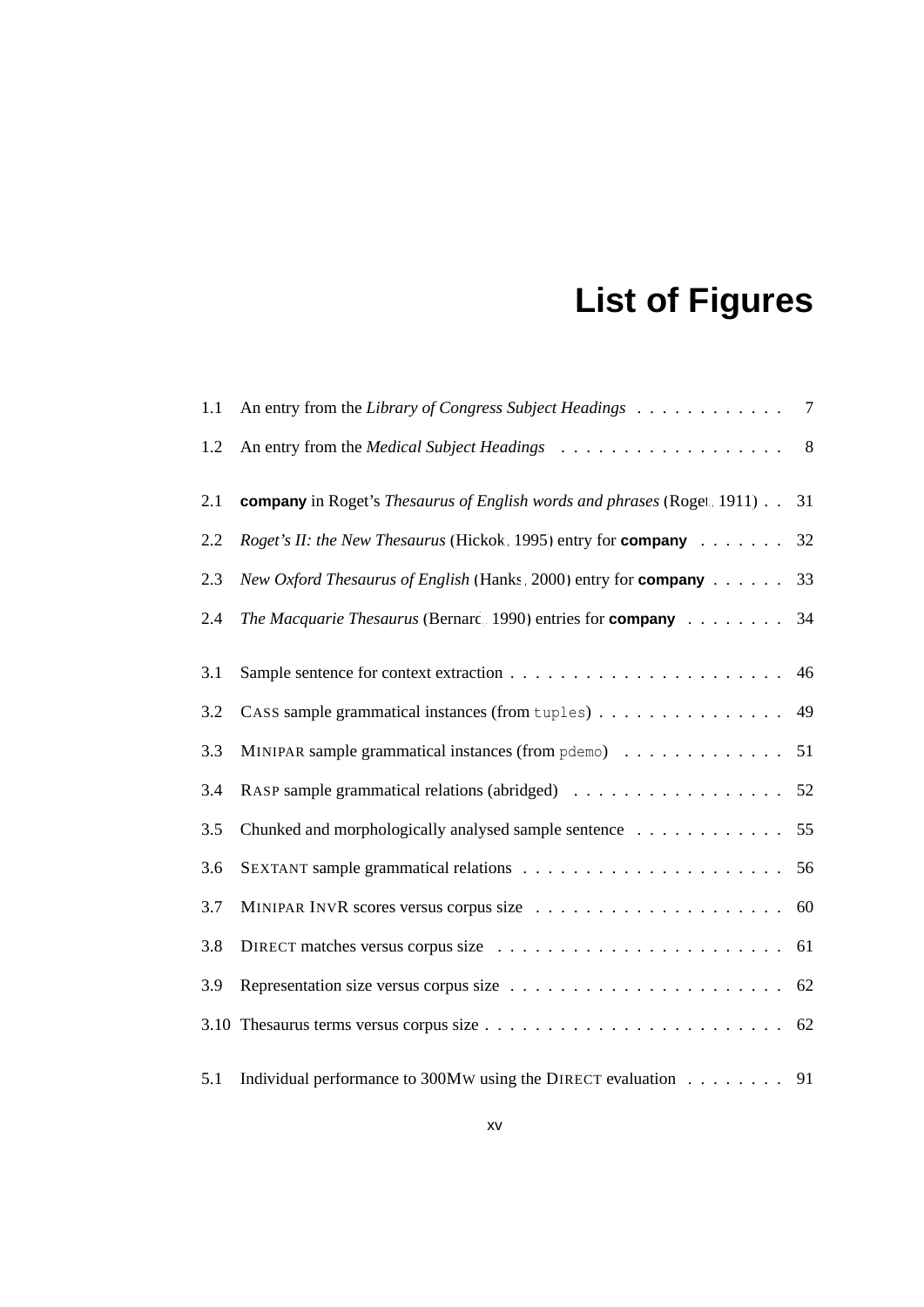# List of Figures

| | | |
|---|---|---|
| 1.1 | An entry from the *Library of Congress Subject Headings* | 7 |
| 1.2 | An entry from the *Medical Subject Headings* | 8 |
| 2.1 | **company** in Roget's *Thesaurus of English words and phrases* (Roget, 1911) | 31 |
| 2.2 | *Roget's II: the New Thesaurus* (Hickok, 1995) entry for **company** | 32 |
| 2.3 | *New Oxford Thesaurus of English* (Hanks, 2000) entry for **company** | 33 |
| 2.4 | *The Macquarie Thesaurus* (Bernard, 1990) entries for **company** | 34 |
| 3.1 | Sample sentence for context extraction | 46 |
| 3.2 | CASS sample grammatical instances (from `tuples`) | 49 |
| 3.3 | MINIPAR sample grammatical instances (from `pdemo`) | 51 |
| 3.4 | RASP sample grammatical relations (abridged) | 52 |
| 3.5 | Chunked and morphologically analysed sample sentence | 55 |
| 3.6 | SEXTANT sample grammatical relations | 56 |
| 3.7 | MINIPAR INVR scores versus corpus size | 60 |
| 3.8 | DIRECT matches versus corpus size | 61 |
| 3.9 | Representation size versus corpus size | 62 |
| 3.10 | Thesaurus terms versus corpus size | 62 |
| 5.1 | Individual performance to 300MW using the DIRECT evaluation | 91 |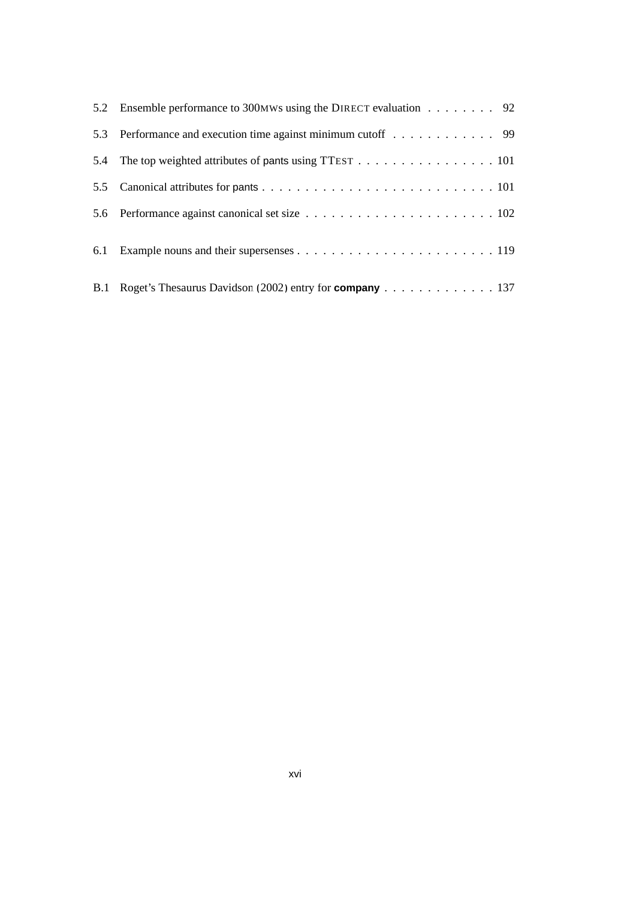5.2 Ensemble performance to 300MWS using the DIRECT evaluation . . . . . . . . 92

5.3 Performance and execution time against minimum cutoff . . . . . . . . . . . . 99

5.4 The top weighted attributes of pants using TTEST . . . . . . . . . . . . . . . . 101

5.5 Canonical attributes for pants . . . . . . . . . . . . . . . . . . . . . . . . . . . 101

5.6 Performance against canonical set size . . . . . . . . . . . . . . . . . . . . . . 102

6.1 Example nouns and their supersenses . . . . . . . . . . . . . . . . . . . . . . . 119

B.1 Roget's Thesaurus Davidson (2002) entry for **company** . . . . . . . . . . . . . 137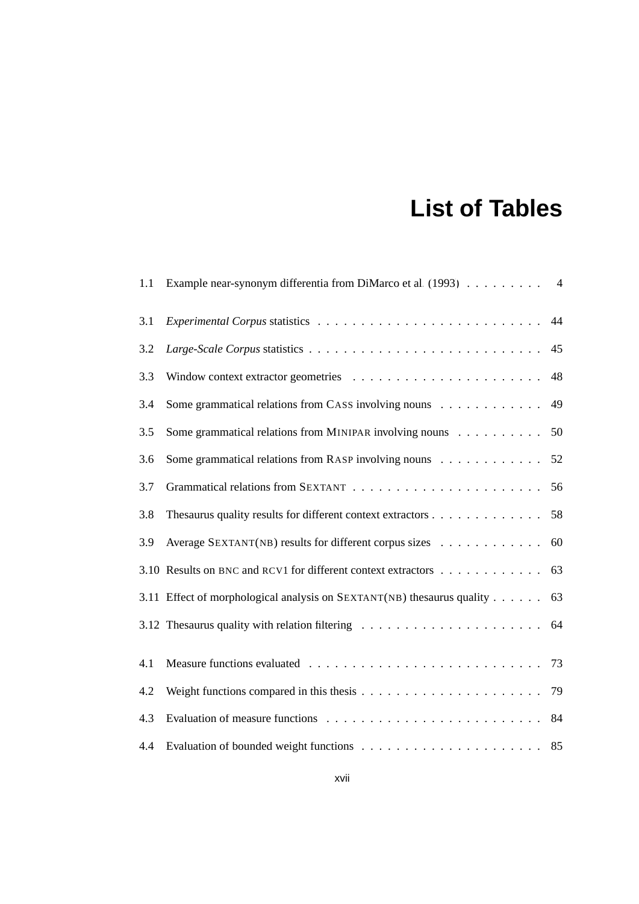# List of Tables

1.1 Example near-synonym differentia from DiMarco et al. (1993) . . . . . . . . . 4

3.1 *Experimental Corpus* statistics . . . . . . . . . . . . . . . . . . . . . . . . . . 44

3.2 *Large-Scale Corpus* statistics . . . . . . . . . . . . . . . . . . . . . . . . . . . 45

3.3 Window context extractor geometries . . . . . . . . . . . . . . . . . . . . . . . 48

3.4 Some grammatical relations from CASS involving nouns . . . . . . . . . . . . 49

3.5 Some grammatical relations from MINIPAR involving nouns . . . . . . . . . . 50

3.6 Some grammatical relations from RASP involving nouns . . . . . . . . . . . . 52

3.7 Grammatical relations from SEXTANT . . . . . . . . . . . . . . . . . . . . . . 56

3.8 Thesaurus quality results for different context extractors . . . . . . . . . . . . . 58

3.9 Average SEXTANT(NB) results for different corpus sizes . . . . . . . . . . . . 60

3.10 Results on BNC and RCV1 for different context extractors . . . . . . . . . . . . 63

3.11 Effect of morphological analysis on SEXTANT(NB) thesaurus quality . . . . . . 63

3.12 Thesaurus quality with relation filtering . . . . . . . . . . . . . . . . . . . . . 64

4.1 Measure functions evaluated . . . . . . . . . . . . . . . . . . . . . . . . . . . 73

4.2 Weight functions compared in this thesis . . . . . . . . . . . . . . . . . . . . . 79

4.3 Evaluation of measure functions . . . . . . . . . . . . . . . . . . . . . . . . . 84

4.4 Evaluation of bounded weight functions . . . . . . . . . . . . . . . . . . . . . 85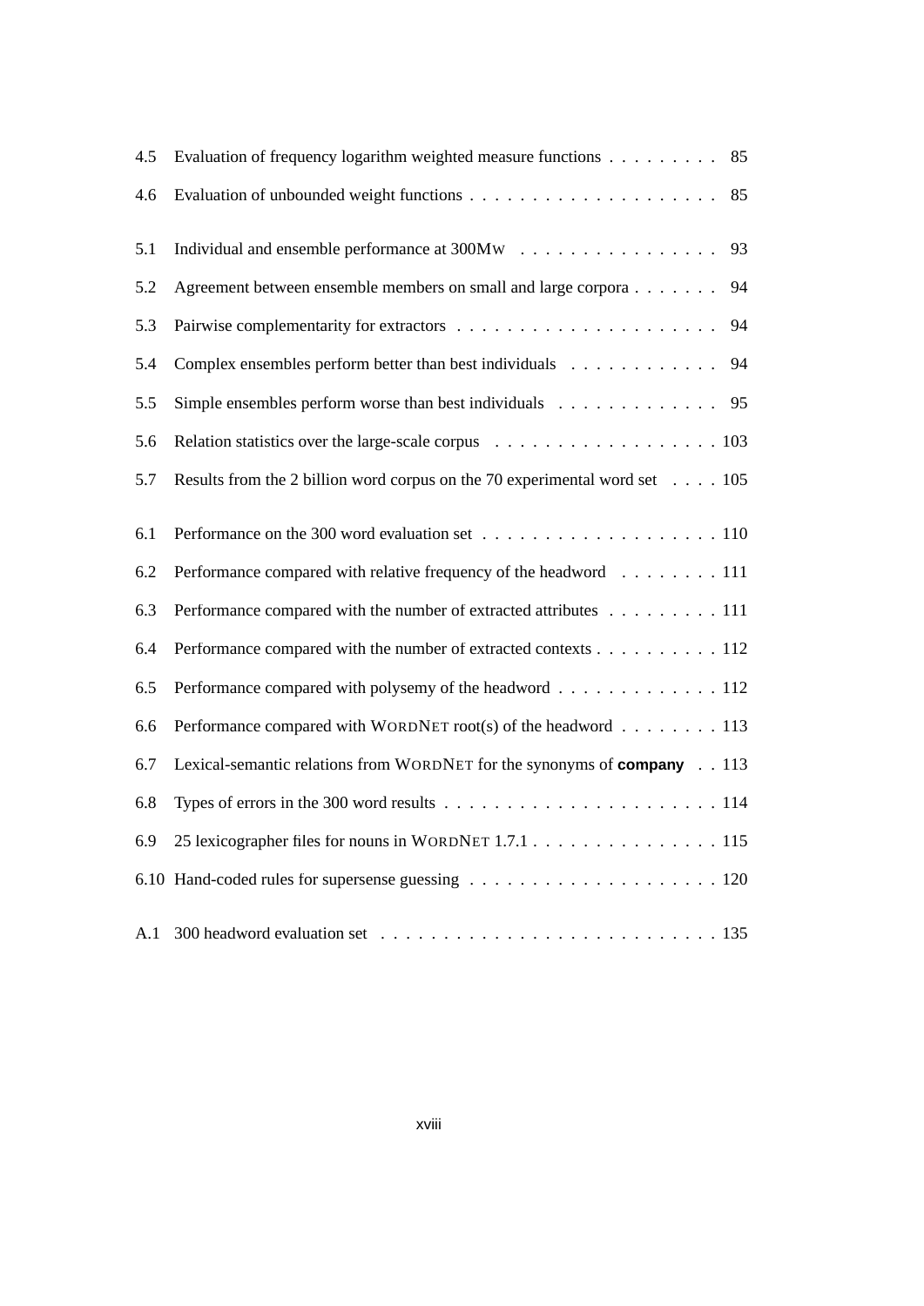4.5 Evaluation of frequency logarithm weighted measure functions . . . . . . . . . 85

4.6 Evaluation of unbounded weight functions . . . . . . . . . . . . . . . . . . . . 85

5.1 Individual and ensemble performance at 300MW . . . . . . . . . . . . . . . . 93

5.2 Agreement between ensemble members on small and large corpora . . . . . . . 94

5.3 Pairwise complementarity for extractors . . . . . . . . . . . . . . . . . . . . . 94

5.4 Complex ensembles perform better than best individuals . . . . . . . . . . . . 94

5.5 Simple ensembles perform worse than best individuals . . . . . . . . . . . . . 95

5.6 Relation statistics over the large-scale corpus . . . . . . . . . . . . . . . . . . 103

5.7 Results from the 2 billion word corpus on the 70 experimental word set . . . . 105

6.1 Performance on the 300 word evaluation set . . . . . . . . . . . . . . . . . . . 110

6.2 Performance compared with relative frequency of the headword . . . . . . . . 111

6.3 Performance compared with the number of extracted attributes . . . . . . . . . 111

6.4 Performance compared with the number of extracted contexts . . . . . . . . . . 112

6.5 Performance compared with polysemy of the headword . . . . . . . . . . . . . 112

6.6 Performance compared with WORDNET root(s) of the headword . . . . . . . . 113

6.7 Lexical-semantic relations from WORDNET for the synonyms of **company** . . 113

6.8 Types of errors in the 300 word results . . . . . . . . . . . . . . . . . . . . . . 114

6.9 25 lexicographer files for nouns in WORDNET 1.7.1 . . . . . . . . . . . . . . . 115

6.10 Hand-coded rules for supersense guessing . . . . . . . . . . . . . . . . . . . . 120

A.1 300 headword evaluation set . . . . . . . . . . . . . . . . . . . . . . . . . . . 135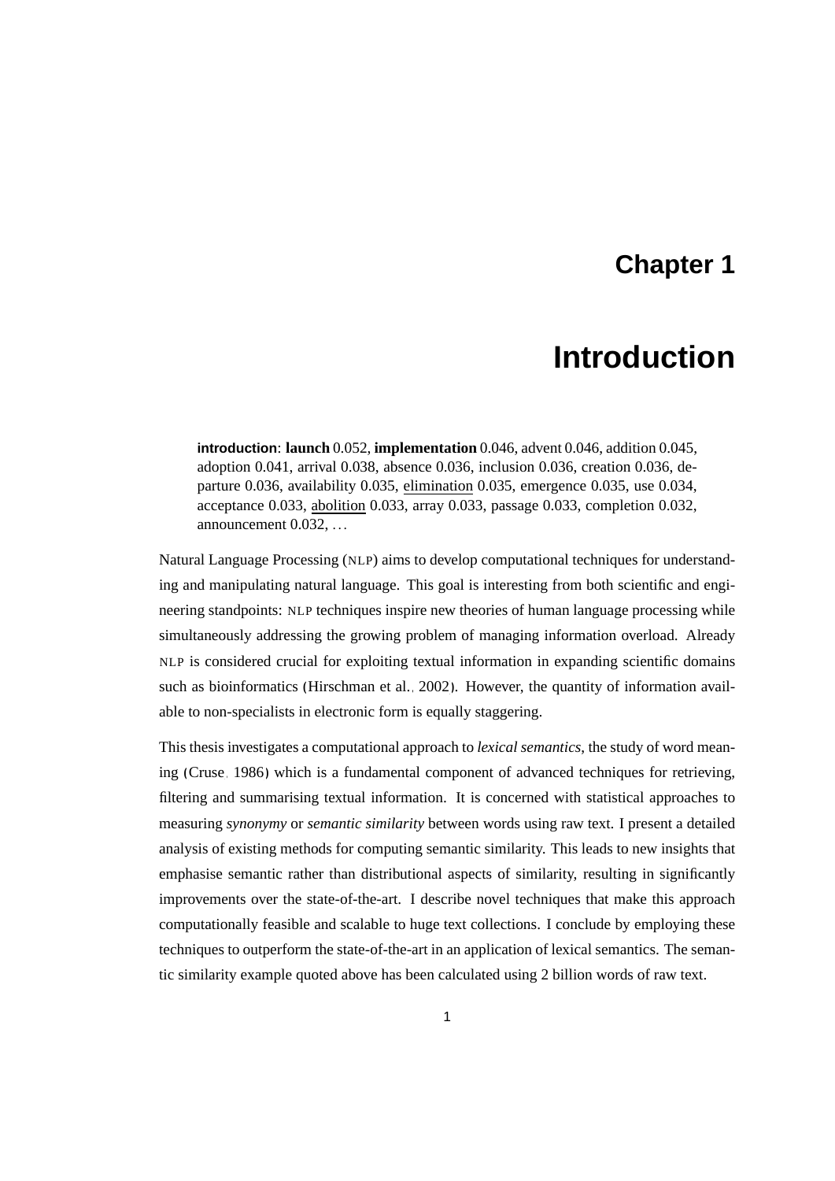# Chapter 1

# Introduction

> **introduction**: **launch** 0.052, **implementation** 0.046, advent 0.046, addition 0.045, adoption 0.041, arrival 0.038, absence 0.036, inclusion 0.036, creation 0.036, departure 0.036, availability 0.035, <u>elimination</u> 0.035, emergence 0.035, use 0.034, acceptance 0.033, <u>abolition</u> 0.033, array 0.033, passage 0.033, completion 0.032, announcement 0.032, ...

Natural Language Processing (NLP) aims to develop computational techniques for understanding and manipulating natural language. This goal is interesting from both scientific and engineering standpoints: NLP techniques inspire new theories of human language processing while simultaneously addressing the growing problem of managing information overload. Already NLP is considered crucial for exploiting textual information in expanding scientific domains such as bioinformatics (Hirschman et al., 2002). However, the quantity of information available to non-specialists in electronic form is equally staggering.

This thesis investigates a computational approach to *lexical semantics*, the study of word meaning (Cruse, 1986) which is a fundamental component of advanced techniques for retrieving, filtering and summarising textual information. It is concerned with statistical approaches to measuring *synonymy* or *semantic similarity* between words using raw text. I present a detailed analysis of existing methods for computing semantic similarity. This leads to new insights that emphasise semantic rather than distributional aspects of similarity, resulting in significantly improvements over the state-of-the-art. I describe novel techniques that make this approach computationally feasible and scalable to huge text collections. I conclude by employing these techniques to outperform the state-of-the-art in an application of lexical semantics. The semantic similarity example quoted above has been calculated using 2 billion words of raw text.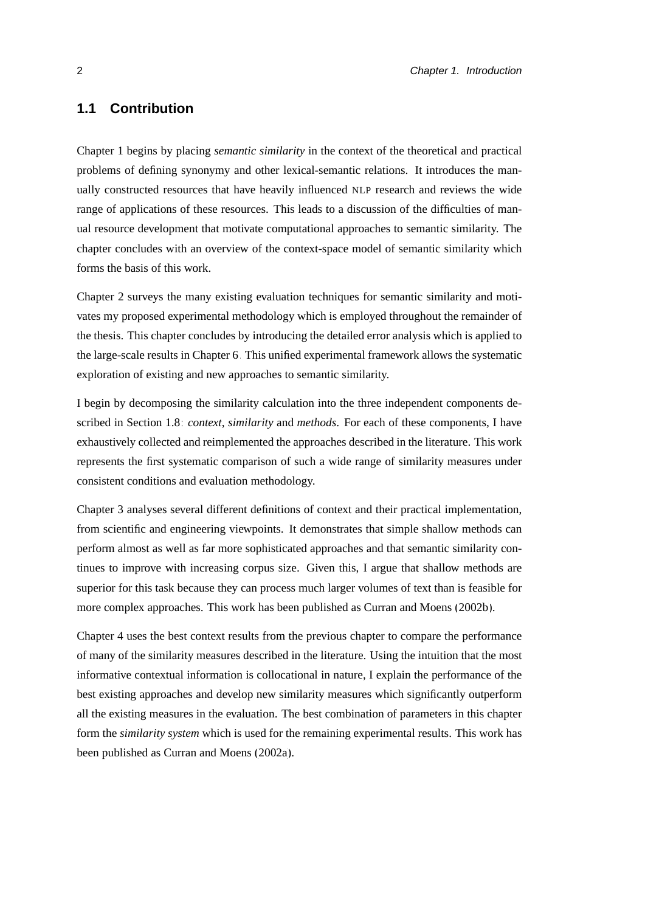## 1.1 Contribution

Chapter 1 begins by placing *semantic similarity* in the context of the theoretical and practical problems of defining synonymy and other lexical-semantic relations. It introduces the manually constructed resources that have heavily influenced NLP research and reviews the wide range of applications of these resources. This leads to a discussion of the difficulties of manual resource development that motivate computational approaches to semantic similarity. The chapter concludes with an overview of the context-space model of semantic similarity which forms the basis of this work.

Chapter 2 surveys the many existing evaluation techniques for semantic similarity and motivates my proposed experimental methodology which is employed throughout the remainder of the thesis. This chapter concludes by introducing the detailed error analysis which is applied to the large-scale results in Chapter 6. This unified experimental framework allows the systematic exploration of existing and new approaches to semantic similarity.

I begin by decomposing the similarity calculation into the three independent components described in Section 1.8: *context*, *similarity* and *methods*. For each of these components, I have exhaustively collected and reimplemented the approaches described in the literature. This work represents the first systematic comparison of such a wide range of similarity measures under consistent conditions and evaluation methodology.

Chapter 3 analyses several different definitions of context and their practical implementation, from scientific and engineering viewpoints. It demonstrates that simple shallow methods can perform almost as well as far more sophisticated approaches and that semantic similarity continues to improve with increasing corpus size. Given this, I argue that shallow methods are superior for this task because they can process much larger volumes of text than is feasible for more complex approaches. This work has been published as Curran and Moens (2002b).

Chapter 4 uses the best context results from the previous chapter to compare the performance of many of the similarity measures described in the literature. Using the intuition that the most informative contextual information is collocational in nature, I explain the performance of the best existing approaches and develop new similarity measures which significantly outperform all the existing measures in the evaluation. The best combination of parameters in this chapter form the *similarity system* which is used for the remaining experimental results. This work has been published as Curran and Moens (2002a).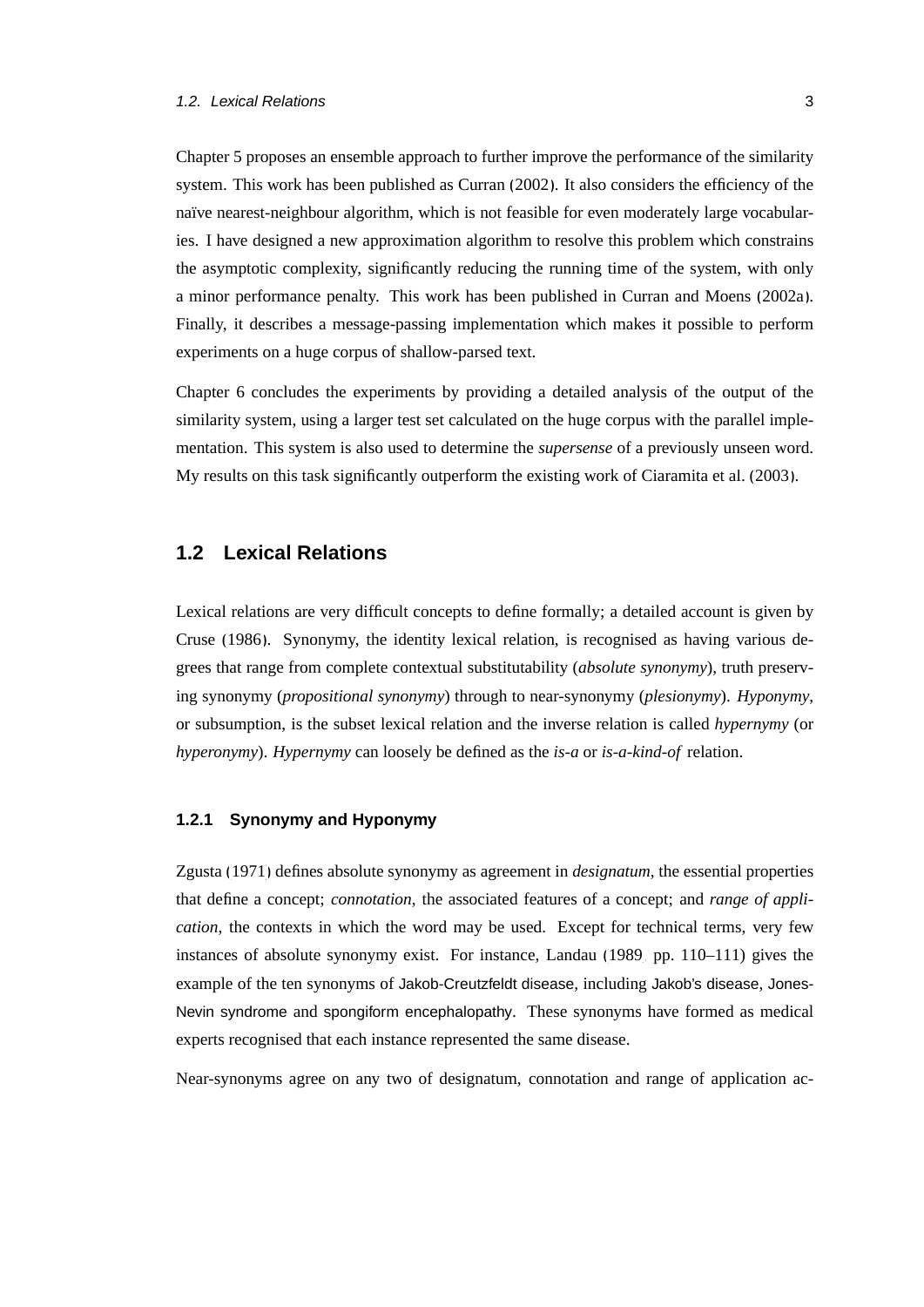Chapter 5 proposes an ensemble approach to further improve the performance of the similarity system. This work has been published as Curran (2002). It also considers the efficiency of the naïve nearest-neighbour algorithm, which is not feasible for even moderately large vocabularies. I have designed a new approximation algorithm to resolve this problem which constrains the asymptotic complexity, significantly reducing the running time of the system, with only a minor performance penalty. This work has been published in Curran and Moens (2002a). Finally, it describes a message-passing implementation which makes it possible to perform experiments on a huge corpus of shallow-parsed text.

Chapter 6 concludes the experiments by providing a detailed analysis of the output of the similarity system, using a larger test set calculated on the huge corpus with the parallel implementation. This system is also used to determine the *supersense* of a previously unseen word. My results on this task significantly outperform the existing work of Ciaramita et al. (2003).

## 1.2 Lexical Relations

Lexical relations are very difficult concepts to define formally; a detailed account is given by Cruse (1986). Synonymy, the identity lexical relation, is recognised as having various degrees that range from complete contextual substitutability (*absolute synonymy*), truth preserving synonymy (*propositional synonymy*) through to near-synonymy (*plesionymy*). *Hyponymy*, or subsumption, is the subset lexical relation and the inverse relation is called *hypernymy* (or *hyperonymy*). *Hypernymy* can loosely be defined as the *is-a* or *is-a-kind-of* relation.

### 1.2.1 Synonymy and Hyponymy

Zgusta (1971) defines absolute synonymy as agreement in *designatum*, the essential properties that define a concept; *connotation*, the associated features of a concept; and *range of application*, the contexts in which the word may be used. Except for technical terms, very few instances of absolute synonymy exist. For instance, Landau (1989, pp. 110–111) gives the example of the ten synonyms of Jakob-Creutzfeldt disease, including Jakob's disease, Jones-Nevin syndrome and spongiform encephalopathy. These synonyms have formed as medical experts recognised that each instance represented the same disease.

Near-synonyms agree on any two of designatum, connotation and range of application ac-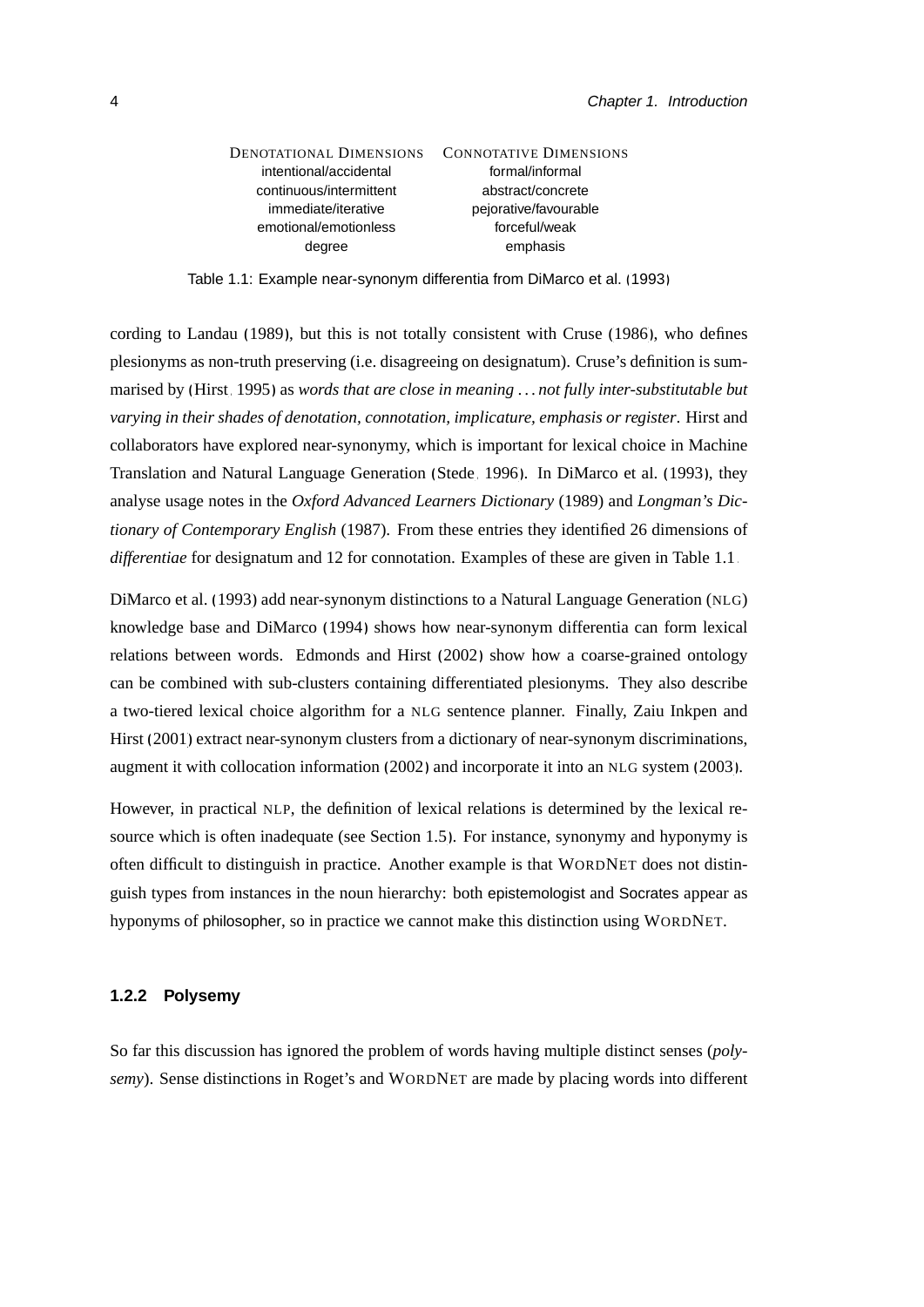| Denotational Dimensions | Connotative Dimensions |
|---|---|
| intentional/accidental | formal/informal |
| continuous/intermittent | abstract/concrete |
| immediate/iterative | pejorative/favourable |
| emotional/emotionless | forceful/weak |
| degree | emphasis |

Table 1.1: Example near-synonym differentia from DiMarco et al. (1993)

cording to Landau (1989), but this is not totally consistent with Cruse (1986), who defines plesionyms as non-truth preserving (i.e. disagreeing on designatum). Cruse's definition is summarised by (Hirst, 1995) as *words that are close in meaning ... not fully inter-substitutable but varying in their shades of denotation, connotation, implicature, emphasis or register*. Hirst and collaborators have explored near-synonymy, which is important for lexical choice in Machine Translation and Natural Language Generation (Stede, 1996). In DiMarco et al. (1993), they analyse usage notes in the *Oxford Advanced Learners Dictionary* (1989) and *Longman's Dictionary of Contemporary English* (1987). From these entries they identified 26 dimensions of *differentiae* for designatum and 12 for connotation. Examples of these are given in Table 1.1.

DiMarco et al. (1993) add near-synonym distinctions to a Natural Language Generation (NLG) knowledge base and DiMarco (1994) shows how near-synonym differentia can form lexical relations between words. Edmonds and Hirst (2002) show how a coarse-grained ontology can be combined with sub-clusters containing differentiated plesionyms. They also describe a two-tiered lexical choice algorithm for a NLG sentence planner. Finally, Zaiu Inkpen and Hirst (2001) extract near-synonym clusters from a dictionary of near-synonym discriminations, augment it with collocation information (2002) and incorporate it into an NLG system (2003).

However, in practical NLP, the definition of lexical relations is determined by the lexical resource which is often inadequate (see Section 1.5). For instance, synonymy and hyponymy is often difficult to distinguish in practice. Another example is that WordNet does not distinguish types from instances in the noun hierarchy: both epistemologist and Socrates appear as hyponyms of philosopher, so in practice we cannot make this distinction using WordNet.

### 1.2.2 Polysemy

So far this discussion has ignored the problem of words having multiple distinct senses (*polysemy*). Sense distinctions in Roget's and WordNet are made by placing words into different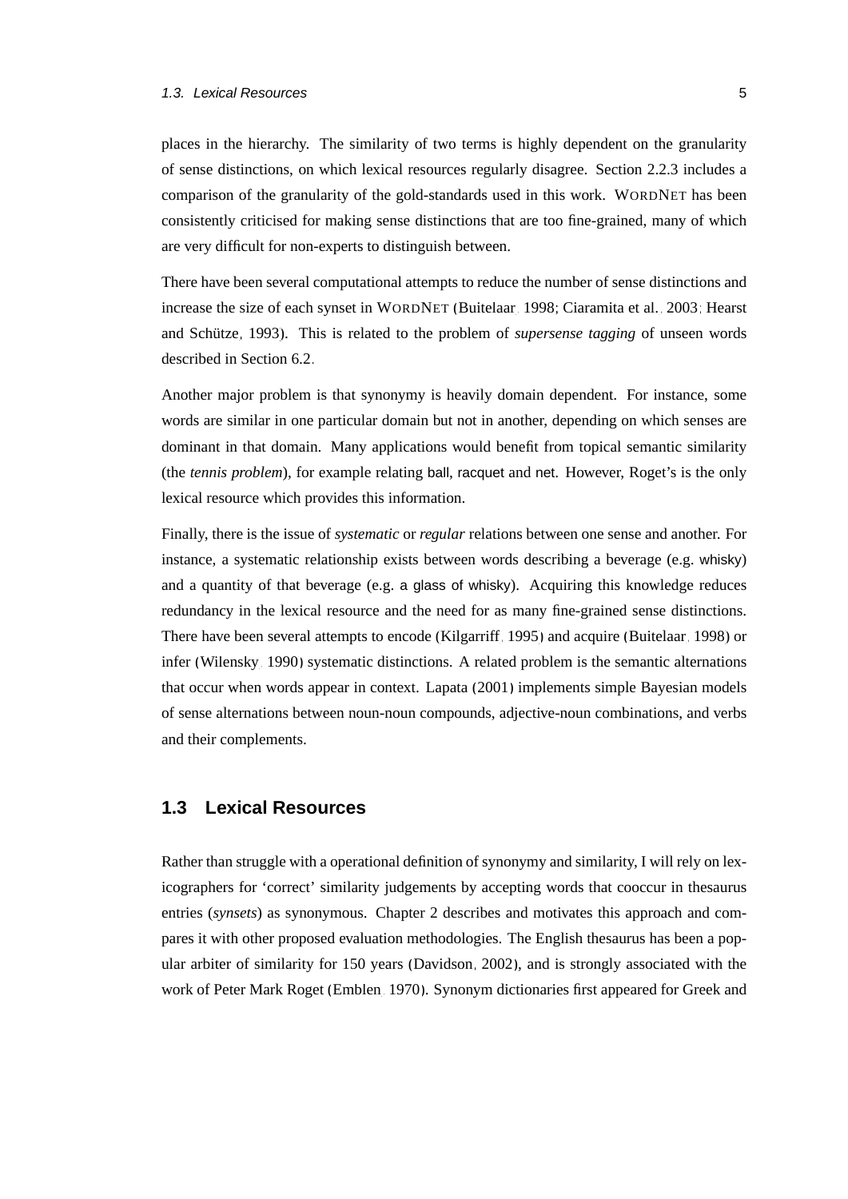places in the hierarchy. The similarity of two terms is highly dependent on the granularity of sense distinctions, on which lexical resources regularly disagree. Section 2.2.3 includes a comparison of the granularity of the gold-standards used in this work. WORDNET has been consistently criticised for making sense distinctions that are too fine-grained, many of which are very difficult for non-experts to distinguish between.

There have been several computational attempts to reduce the number of sense distinctions and increase the size of each synset in WORDNET (Buitelaar, 1998; Ciaramita et al., 2003; Hearst and Schütze, 1993). This is related to the problem of *supersense tagging* of unseen words described in Section 6.2.

Another major problem is that synonymy is heavily domain dependent. For instance, some words are similar in one particular domain but not in another, depending on which senses are dominant in that domain. Many applications would benefit from topical semantic similarity (the *tennis problem*), for example relating ball, racquet and net. However, Roget's is the only lexical resource which provides this information.

Finally, there is the issue of *systematic* or *regular* relations between one sense and another. For instance, a systematic relationship exists between words describing a beverage (e.g. whisky) and a quantity of that beverage (e.g. a glass of whisky). Acquiring this knowledge reduces redundancy in the lexical resource and the need for as many fine-grained sense distinctions. There have been several attempts to encode (Kilgarriff, 1995) and acquire (Buitelaar, 1998) or infer (Wilensky, 1990) systematic distinctions. A related problem is the semantic alternations that occur when words appear in context. Lapata (2001) implements simple Bayesian models of sense alternations between noun-noun compounds, adjective-noun combinations, and verbs and their complements.

## 1.3 Lexical Resources

Rather than struggle with a operational definition of synonymy and similarity, I will rely on lexicographers for 'correct' similarity judgements by accepting words that cooccur in thesaurus entries (*synsets*) as synonymous. Chapter 2 describes and motivates this approach and compares it with other proposed evaluation methodologies. The English thesaurus has been a popular arbiter of similarity for 150 years (Davidson, 2002), and is strongly associated with the work of Peter Mark Roget (Emblen, 1970). Synonym dictionaries first appeared for Greek and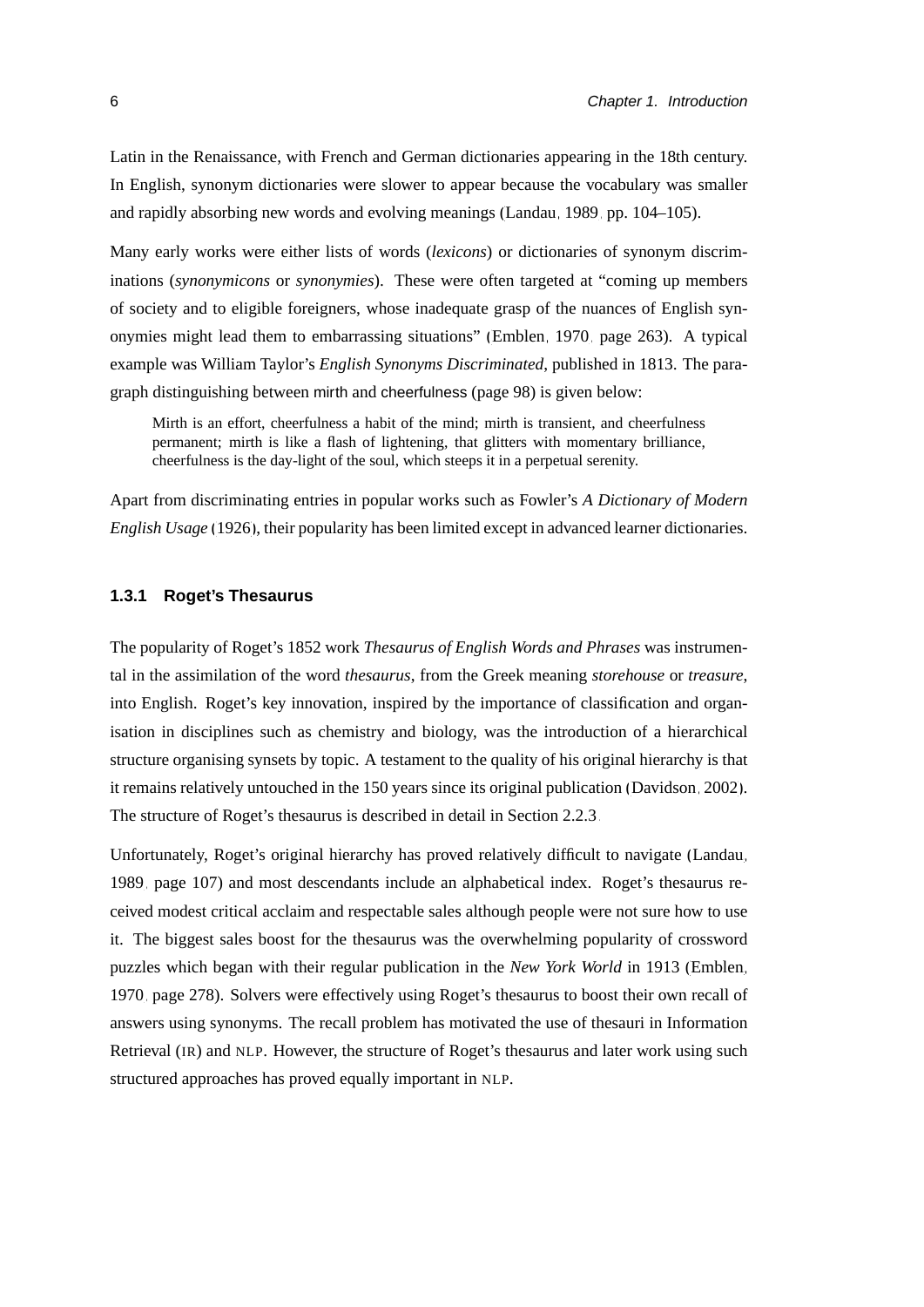Latin in the Renaissance, with French and German dictionaries appearing in the 18th century. In English, synonym dictionaries were slower to appear because the vocabulary was smaller and rapidly absorbing new words and evolving meanings (Landau, 1989, pp. 104–105).

Many early works were either lists of words (*lexicons*) or dictionaries of synonym discriminations (*synonymicons* or *synonymies*). These were often targeted at "coming up members of society and to eligible foreigners, whose inadequate grasp of the nuances of English synonymies might lead them to embarrassing situations" (Emblen, 1970, page 263). A typical example was William Taylor's *English Synonyms Discriminated*, published in 1813. The paragraph distinguishing between mirth and cheerfulness (page 98) is given below:

> Mirth is an effort, cheerfulness a habit of the mind; mirth is transient, and cheerfulness permanent; mirth is like a flash of lightening, that glitters with momentary brilliance, cheerfulness is the day-light of the soul, which steeps it in a perpetual serenity.

Apart from discriminating entries in popular works such as Fowler's *A Dictionary of Modern English Usage* (1926), their popularity has been limited except in advanced learner dictionaries.

### 1.3.1 Roget's Thesaurus

The popularity of Roget's 1852 work *Thesaurus of English Words and Phrases* was instrumental in the assimilation of the word *thesaurus*, from the Greek meaning *storehouse* or *treasure*, into English. Roget's key innovation, inspired by the importance of classification and organisation in disciplines such as chemistry and biology, was the introduction of a hierarchical structure organising synsets by topic. A testament to the quality of his original hierarchy is that it remains relatively untouched in the 150 years since its original publication (Davidson, 2002). The structure of Roget's thesaurus is described in detail in Section 2.2.3.

Unfortunately, Roget's original hierarchy has proved relatively difficult to navigate (Landau, 1989, page 107) and most descendants include an alphabetical index. Roget's thesaurus received modest critical acclaim and respectable sales although people were not sure how to use it. The biggest sales boost for the thesaurus was the overwhelming popularity of crossword puzzles which began with their regular publication in the *New York World* in 1913 (Emblen, 1970, page 278). Solvers were effectively using Roget's thesaurus to boost their own recall of answers using synonyms. The recall problem has motivated the use of thesauri in Information Retrieval (IR) and NLP. However, the structure of Roget's thesaurus and later work using such structured approaches has proved equally important in NLP.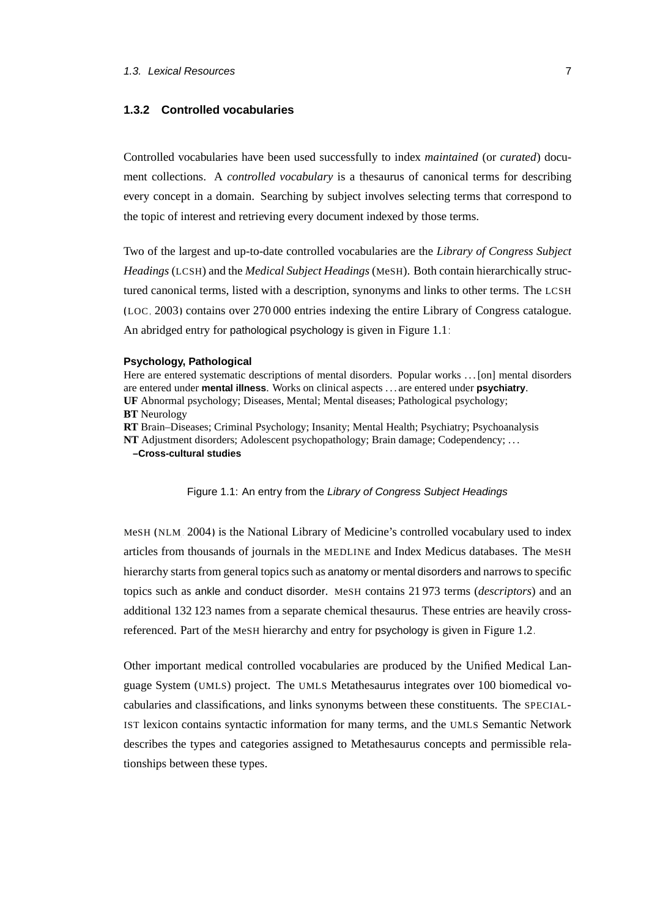### 1.3.2 Controlled vocabularies

Controlled vocabularies have been used successfully to index *maintained* (or *curated*) document collections. A *controlled vocabulary* is a thesaurus of canonical terms for describing every concept in a domain. Searching by subject involves selecting terms that correspond to the topic of interest and retrieving every document indexed by those terms.

Two of the largest and up-to-date controlled vocabularies are the *Library of Congress Subject Headings* (LCSH) and the *Medical Subject Headings* (MeSH). Both contain hierarchically structured canonical terms, listed with a description, synonyms and links to other terms. The LCSH (LOC, 2003) contains over 270 000 entries indexing the entire Library of Congress catalogue. An abridged entry for pathological psychology is given in Figure 1.1:

**Psychology, Pathological**
Here are entered systematic descriptions of mental disorders. Popular works ... [on] mental disorders are entered under **mental illness**. Works on clinical aspects ... are entered under **psychiatry**.
**UF** Abnormal psychology; Diseases, Mental; Mental diseases; Pathological psychology;
**BT** Neurology
**RT** Brain–Diseases; Criminal Psychology; Insanity; Mental Health; Psychiatry; Psychoanalysis
**NT** Adjustment disorders; Adolescent psychopathology; Brain damage; Codependency; ...
**–Cross-cultural studies**

Figure 1.1: An entry from the *Library of Congress Subject Headings*

MeSH (NLM, 2004) is the National Library of Medicine's controlled vocabulary used to index articles from thousands of journals in the MEDLINE and Index Medicus databases. The MeSH hierarchy starts from general topics such as anatomy or mental disorders and narrows to specific topics such as ankle and conduct disorder. MeSH contains 21 973 terms (*descriptors*) and an additional 132 123 names from a separate chemical thesaurus. These entries are heavily cross-referenced. Part of the MeSH hierarchy and entry for psychology is given in Figure 1.2.

Other important medical controlled vocabularies are produced by the Unified Medical Language System (UMLS) project. The UMLS Metathesaurus integrates over 100 biomedical vocabularies and classifications, and links synonyms between these constituents. The SPECIALIST lexicon contains syntactic information for many terms, and the UMLS Semantic Network describes the types and categories assigned to Metathesaurus concepts and permissible relationships between these types.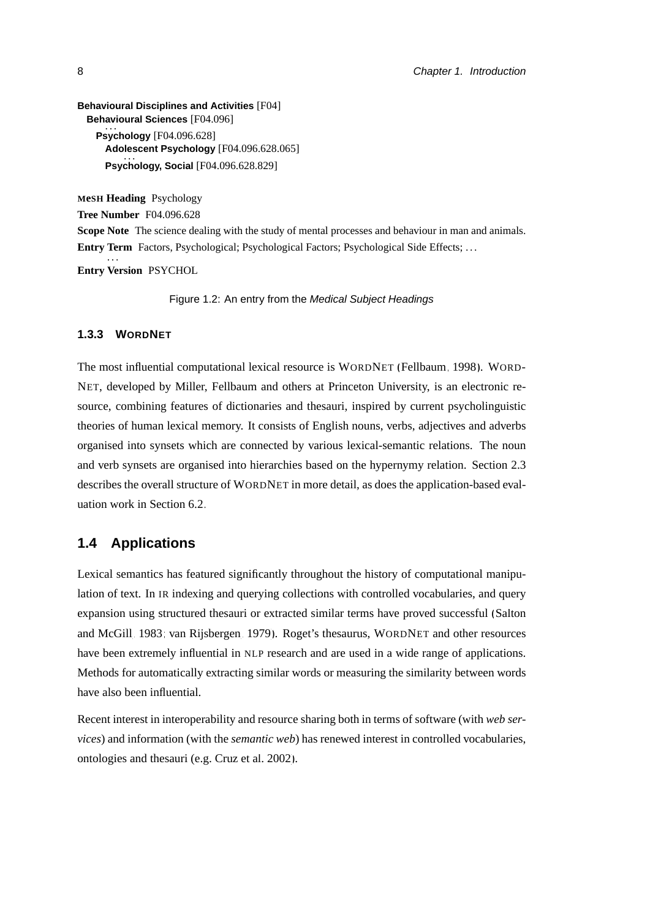**Behavioural Disciplines and Activities** [F04]
  **Behavioural Sciences** [F04.096]
    ...
    **Psychology** [F04.096.628]
      **Adolescent Psychology** [F04.096.628.065]
      ...
      **Psychology, Social** [F04.096.628.829]

**MeSH Heading** Psychology
**Tree Number** F04.096.628
**Scope Note** The science dealing with the study of mental processes and behaviour in man and animals.
**Entry Term** Factors, Psychological; Psychological Factors; Psychological Side Effects; ...
...
**Entry Version** PSYCHOL

Figure 1.2: An entry from the *Medical Subject Headings*

### 1.3.3 WORDNET

The most influential computational lexical resource is WORDNET (Fellbaum, 1998). WORDNET, developed by Miller, Fellbaum and others at Princeton University, is an electronic resource, combining features of dictionaries and thesauri, inspired by current psycholinguistic theories of human lexical memory. It consists of English nouns, verbs, adjectives and adverbs organised into synsets which are connected by various lexical-semantic relations. The noun and verb synsets are organised into hierarchies based on the hypernymy relation. Section 2.3 describes the overall structure of WORDNET in more detail, as does the application-based evaluation work in Section 6.2.

## 1.4 Applications

Lexical semantics has featured significantly throughout the history of computational manipulation of text. In IR indexing and querying collections with controlled vocabularies, and query expansion using structured thesauri or extracted similar terms have proved successful (Salton and McGill, 1983; van Rijsbergen, 1979). Roget's thesaurus, WORDNET and other resources have been extremely influential in NLP research and are used in a wide range of applications. Methods for automatically extracting similar words or measuring the similarity between words have also been influential.

Recent interest in interoperability and resource sharing both in terms of software (with *web services*) and information (with the *semantic web*) has renewed interest in controlled vocabularies, ontologies and thesauri (e.g. Cruz et al. 2002).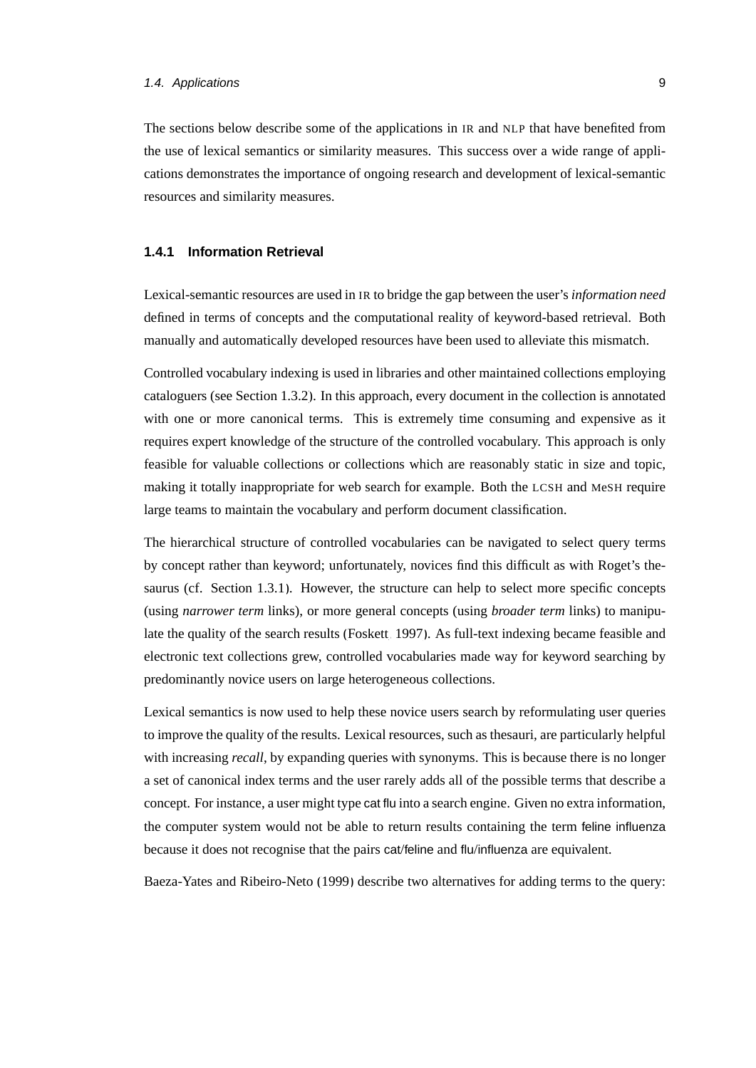The sections below describe some of the applications in IR and NLP that have benefited from the use of lexical semantics or similarity measures. This success over a wide range of applications demonstrates the importance of ongoing research and development of lexical-semantic resources and similarity measures.

### 1.4.1 Information Retrieval

Lexical-semantic resources are used in IR to bridge the gap between the user's *information need* defined in terms of concepts and the computational reality of keyword-based retrieval. Both manually and automatically developed resources have been used to alleviate this mismatch.

Controlled vocabulary indexing is used in libraries and other maintained collections employing cataloguers (see Section 1.3.2). In this approach, every document in the collection is annotated with one or more canonical terms. This is extremely time consuming and expensive as it requires expert knowledge of the structure of the controlled vocabulary. This approach is only feasible for valuable collections or collections which are reasonably static in size and topic, making it totally inappropriate for web search for example. Both the LCSH and MeSH require large teams to maintain the vocabulary and perform document classification.

The hierarchical structure of controlled vocabularies can be navigated to select query terms by concept rather than keyword; unfortunately, novices find this difficult as with Roget's thesaurus (cf. Section 1.3.1). However, the structure can help to select more specific concepts (using *narrower term* links), or more general concepts (using *broader term* links) to manipulate the quality of the search results (Foskett, 1997). As full-text indexing became feasible and electronic text collections grew, controlled vocabularies made way for keyword searching by predominantly novice users on large heterogeneous collections.

Lexical semantics is now used to help these novice users search by reformulating user queries to improve the quality of the results. Lexical resources, such as thesauri, are particularly helpful with increasing *recall*, by expanding queries with synonyms. This is because there is no longer a set of canonical index terms and the user rarely adds all of the possible terms that describe a concept. For instance, a user might type cat flu into a search engine. Given no extra information, the computer system would not be able to return results containing the term feline influenza because it does not recognise that the pairs cat/feline and flu/influenza are equivalent.

Baeza-Yates and Ribeiro-Neto (1999) describe two alternatives for adding terms to the query: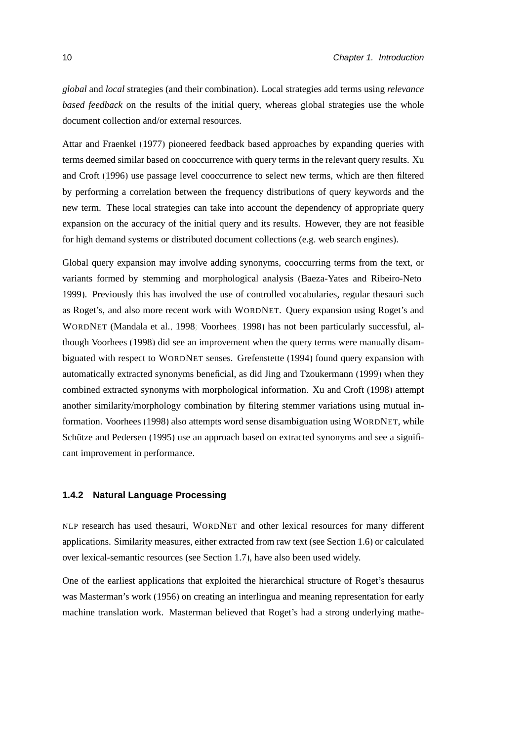*global* and *local* strategies (and their combination). Local strategies add terms using *relevance based feedback* on the results of the initial query, whereas global strategies use the whole document collection and/or external resources.

Attar and Fraenkel (1977) pioneered feedback based approaches by expanding queries with terms deemed similar based on cooccurrence with query terms in the relevant query results. Xu and Croft (1996) use passage level cooccurrence to select new terms, which are then filtered by performing a correlation between the frequency distributions of query keywords and the new term. These local strategies can take into account the dependency of appropriate query expansion on the accuracy of the initial query and its results. However, they are not feasible for high demand systems or distributed document collections (e.g. web search engines).

Global query expansion may involve adding synonyms, cooccurring terms from the text, or variants formed by stemming and morphological analysis (Baeza-Yates and Ribeiro-Neto, 1999). Previously this has involved the use of controlled vocabularies, regular thesauri such as Roget's, and also more recent work with WORDNET. Query expansion using Roget's and WORDNET (Mandala et al., 1998; Voorhees, 1998) has not been particularly successful, although Voorhees (1998) did see an improvement when the query terms were manually disambiguated with respect to WORDNET senses. Grefenstette (1994) found query expansion with automatically extracted synonyms beneficial, as did Jing and Tzoukermann (1999) when they combined extracted synonyms with morphological information. Xu and Croft (1998) attempt another similarity/morphology combination by filtering stemmer variations using mutual information. Voorhees (1998) also attempts word sense disambiguation using WORDNET, while Schütze and Pedersen (1995) use an approach based on extracted synonyms and see a significant improvement in performance.

### 1.4.2 Natural Language Processing

NLP research has used thesauri, WORDNET and other lexical resources for many different applications. Similarity measures, either extracted from raw text (see Section 1.6) or calculated over lexical-semantic resources (see Section 1.7), have also been used widely.

One of the earliest applications that exploited the hierarchical structure of Roget's thesaurus was Masterman's work (1956) on creating an interlingua and meaning representation for early machine translation work. Masterman believed that Roget's had a strong underlying mathe-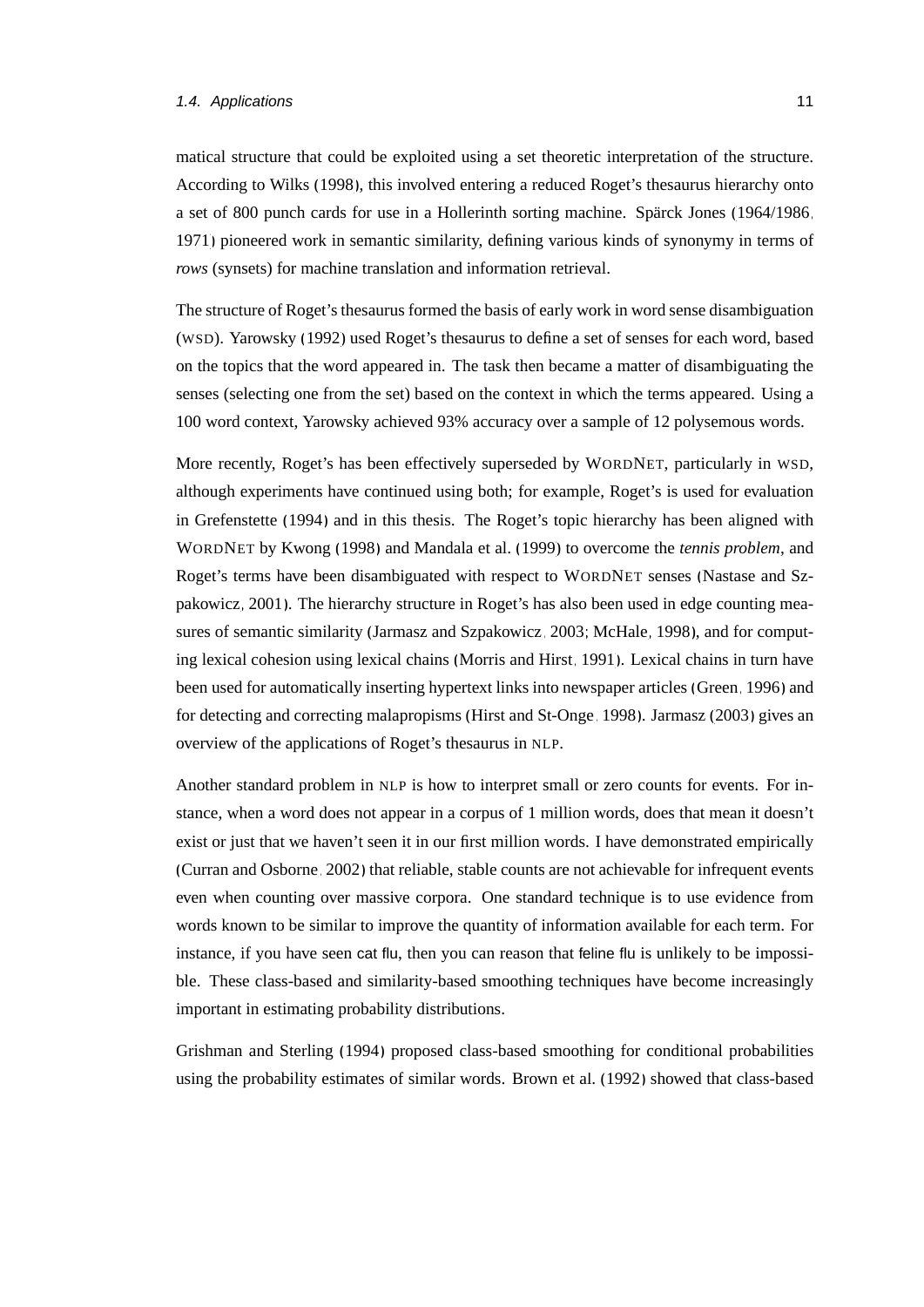matical structure that could be exploited using a set theoretic interpretation of the structure. According to Wilks (1998), this involved entering a reduced Roget's thesaurus hierarchy onto a set of 800 punch cards for use in a Hollerinth sorting machine. Spärck Jones (1964/1986, 1971) pioneered work in semantic similarity, defining various kinds of synonymy in terms of *rows* (synsets) for machine translation and information retrieval.

The structure of Roget's thesaurus formed the basis of early work in word sense disambiguation (WSD). Yarowsky (1992) used Roget's thesaurus to define a set of senses for each word, based on the topics that the word appeared in. The task then became a matter of disambiguating the senses (selecting one from the set) based on the context in which the terms appeared. Using a 100 word context, Yarowsky achieved 93% accuracy over a sample of 12 polysemous words.

More recently, Roget's has been effectively superseded by WORDNET, particularly in WSD, although experiments have continued using both; for example, Roget's is used for evaluation in Grefenstette (1994) and in this thesis. The Roget's topic hierarchy has been aligned with WORDNET by Kwong (1998) and Mandala et al. (1999) to overcome the *tennis problem*, and Roget's terms have been disambiguated with respect to WORDNET senses (Nastase and Szpakowicz, 2001). The hierarchy structure in Roget's has also been used in edge counting measures of semantic similarity (Jarmasz and Szpakowicz, 2003; McHale, 1998), and for computing lexical cohesion using lexical chains (Morris and Hirst, 1991). Lexical chains in turn have been used for automatically inserting hypertext links into newspaper articles (Green, 1996) and for detecting and correcting malapropisms (Hirst and St-Onge, 1998). Jarmasz (2003) gives an overview of the applications of Roget's thesaurus in NLP.

Another standard problem in NLP is how to interpret small or zero counts for events. For instance, when a word does not appear in a corpus of 1 million words, does that mean it doesn't exist or just that we haven't seen it in our first million words. I have demonstrated empirically (Curran and Osborne, 2002) that reliable, stable counts are not achievable for infrequent events even when counting over massive corpora. One standard technique is to use evidence from words known to be similar to improve the quantity of information available for each term. For instance, if you have seen cat flu, then you can reason that feline flu is unlikely to be impossible. These class-based and similarity-based smoothing techniques have become increasingly important in estimating probability distributions.

Grishman and Sterling (1994) proposed class-based smoothing for conditional probabilities using the probability estimates of similar words. Brown et al. (1992) showed that class-based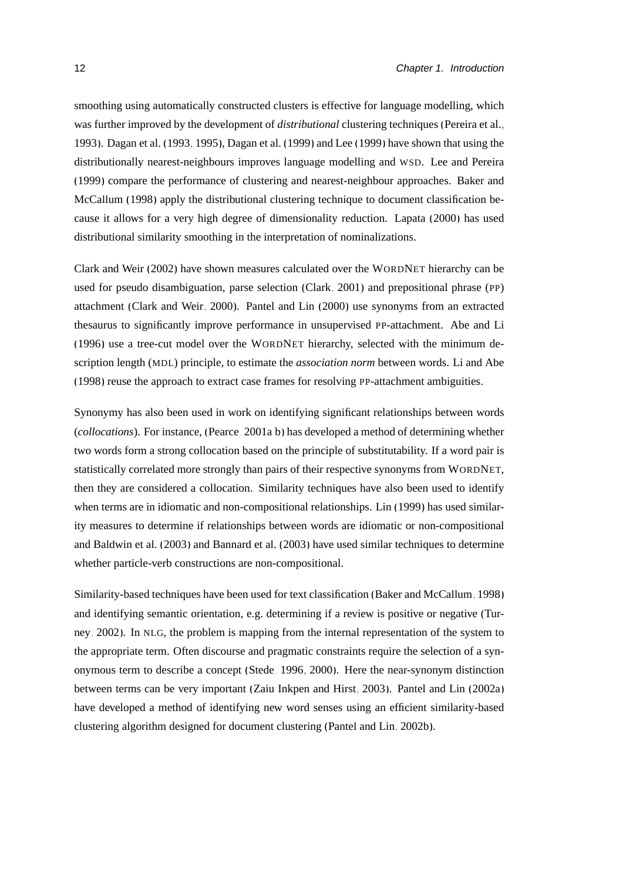smoothing using automatically constructed clusters is effective for language modelling, which was further improved by the development of *distributional* clustering techniques (Pereira et al., 1993). Dagan et al. (1993, 1995), Dagan et al. (1999) and Lee (1999) have shown that using the distributionally nearest-neighbours improves language modelling and WSD. Lee and Pereira (1999) compare the performance of clustering and nearest-neighbour approaches. Baker and McCallum (1998) apply the distributional clustering technique to document classification because it allows for a very high degree of dimensionality reduction. Lapata (2000) has used distributional similarity smoothing in the interpretation of nominalizations.

Clark and Weir (2002) have shown measures calculated over the WORDNET hierarchy can be used for pseudo disambiguation, parse selection (Clark, 2001) and prepositional phrase (PP) attachment (Clark and Weir, 2000). Pantel and Lin (2000) use synonyms from an extracted thesaurus to significantly improve performance in unsupervised PP-attachment. Abe and Li (1996) use a tree-cut model over the WORDNET hierarchy, selected with the minimum description length (MDL) principle, to estimate the *association norm* between words. Li and Abe (1998) reuse the approach to extract case frames for resolving PP-attachment ambiguities.

Synonymy has also been used in work on identifying significant relationships between words (*collocations*). For instance, (Pearce, 2001a,b) has developed a method of determining whether two words form a strong collocation based on the principle of substitutability. If a word pair is statistically correlated more strongly than pairs of their respective synonyms from WORDNET, then they are considered a collocation. Similarity techniques have also been used to identify when terms are in idiomatic and non-compositional relationships. Lin (1999) has used similarity measures to determine if relationships between words are idiomatic or non-compositional and Baldwin et al. (2003) and Bannard et al. (2003) have used similar techniques to determine whether particle-verb constructions are non-compositional.

Similarity-based techniques have been used for text classification (Baker and McCallum, 1998) and identifying semantic orientation, e.g. determining if a review is positive or negative (Turney, 2002). In NLG, the problem is mapping from the internal representation of the system to the appropriate term. Often discourse and pragmatic constraints require the selection of a synonymous term to describe a concept (Stede, 1996, 2000). Here the near-synonym distinction between terms can be very important (Zaiu Inkpen and Hirst, 2003). Pantel and Lin (2002a) have developed a method of identifying new word senses using an efficient similarity-based clustering algorithm designed for document clustering (Pantel and Lin, 2002b).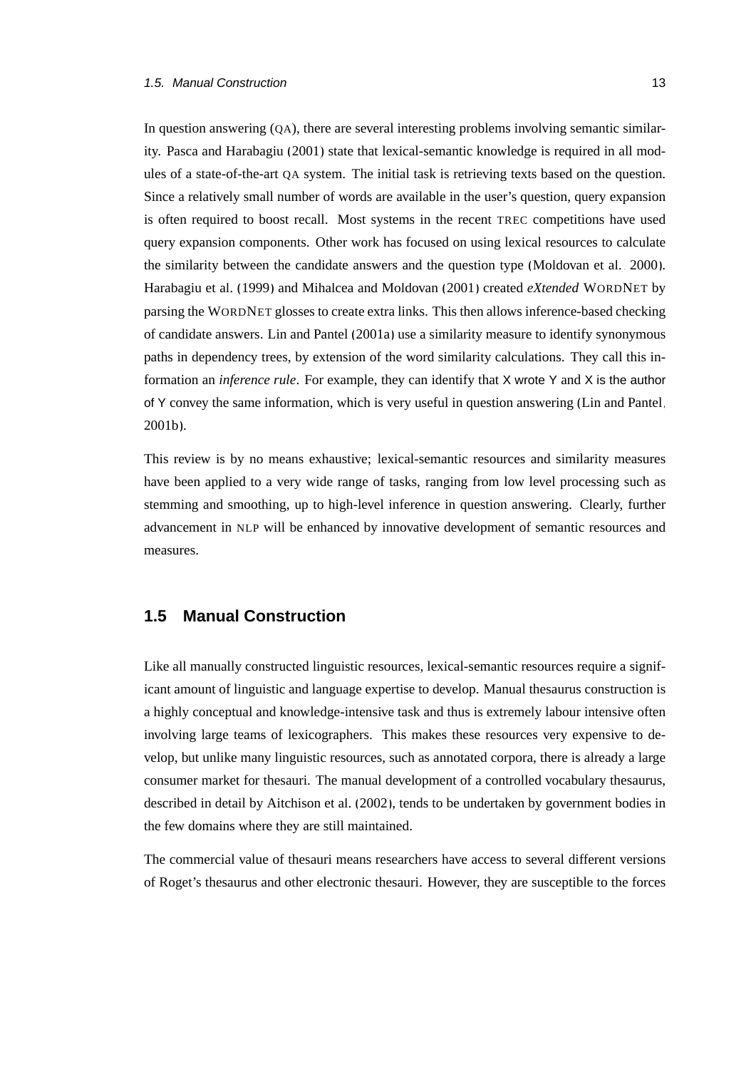In question answering (QA), there are several interesting problems involving semantic similarity. Pasca and Harabagiu (2001) state that lexical-semantic knowledge is required in all modules of a state-of-the-art QA system. The initial task is retrieving texts based on the question. Since a relatively small number of words are available in the user's question, query expansion is often required to boost recall. Most systems in the recent TREC competitions have used query expansion components. Other work has focused on using lexical resources to calculate the similarity between the candidate answers and the question type (Moldovan et al., 2000). Harabagiu et al. (1999) and Mihalcea and Moldovan (2001) created *eXtended* WORDNET by parsing the WORDNET glosses to create extra links. This then allows inference-based checking of candidate answers. Lin and Pantel (2001a) use a similarity measure to identify synonymous paths in dependency trees, by extension of the word similarity calculations. They call this information an *inference rule*. For example, they can identify that X wrote Y and X is the author of Y convey the same information, which is very useful in question answering (Lin and Pantel, 2001b).

This review is by no means exhaustive; lexical-semantic resources and similarity measures have been applied to a very wide range of tasks, ranging from low level processing such as stemming and smoothing, up to high-level inference in question answering. Clearly, further advancement in NLP will be enhanced by innovative development of semantic resources and measures.

## 1.5 Manual Construction

Like all manually constructed linguistic resources, lexical-semantic resources require a significant amount of linguistic and language expertise to develop. Manual thesaurus construction is a highly conceptual and knowledge-intensive task and thus is extremely labour intensive often involving large teams of lexicographers. This makes these resources very expensive to develop, but unlike many linguistic resources, such as annotated corpora, there is already a large consumer market for thesauri. The manual development of a controlled vocabulary thesaurus, described in detail by Aitchison et al. (2002), tends to be undertaken by government bodies in the few domains where they are still maintained.

The commercial value of thesauri means researchers have access to several different versions of Roget's thesaurus and other electronic thesauri. However, they are susceptible to the forces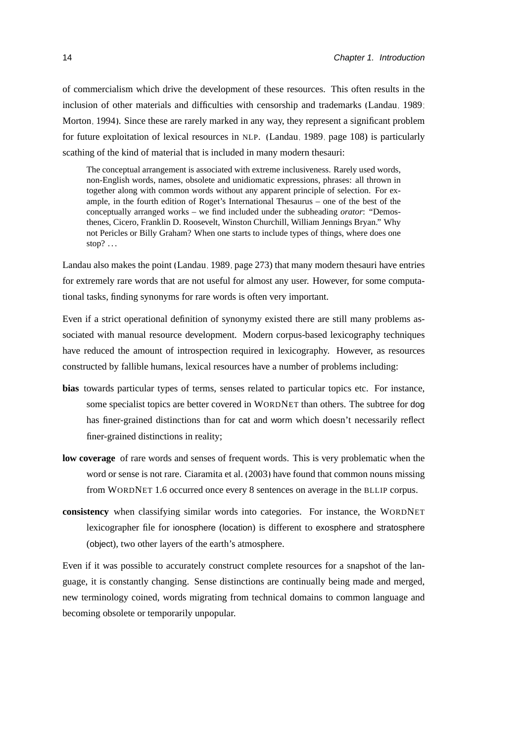of commercialism which drive the development of these resources. This often results in the inclusion of other materials and difficulties with censorship and trademarks (Landau, 1989; Morton, 1994). Since these are rarely marked in any way, they represent a significant problem for future exploitation of lexical resources in NLP. (Landau, 1989, page 108) is particularly scathing of the kind of material that is included in many modern thesauri:

> The conceptual arrangement is associated with extreme inclusiveness. Rarely used words, non-English words, names, obsolete and unidiomatic expressions, phrases: all thrown in together along with common words without any apparent principle of selection. For example, in the fourth edition of Roget's International Thesaurus – one of the best of the conceptually arranged works – we find included under the subheading *orator*: "Demosthenes, Cicero, Franklin D. Roosevelt, Winston Churchill, William Jennings Bryan." Why not Pericles or Billy Graham? When one starts to include types of things, where does one stop? ...

Landau also makes the point (Landau, 1989, page 273) that many modern thesauri have entries for extremely rare words that are not useful for almost any user. However, for some computational tasks, finding synonyms for rare words is often very important.

Even if a strict operational definition of synonymy existed there are still many problems associated with manual resource development. Modern corpus-based lexicography techniques have reduced the amount of introspection required in lexicography. However, as resources constructed by fallible humans, lexical resources have a number of problems including:

**bias** towards particular types of terms, senses related to particular topics etc. For instance, some specialist topics are better covered in WORDNET than others. The subtree for dog has finer-grained distinctions than for cat and worm which doesn't necessarily reflect finer-grained distinctions in reality;

**low coverage** of rare words and senses of frequent words. This is very problematic when the word or sense is not rare. Ciaramita et al. (2003) have found that common nouns missing from WORDNET 1.6 occurred once every 8 sentences on average in the BLLIP corpus.

**consistency** when classifying similar words into categories. For instance, the WORDNET lexicographer file for ionosphere (location) is different to exosphere and stratosphere (object), two other layers of the earth's atmosphere.

Even if it was possible to accurately construct complete resources for a snapshot of the language, it is constantly changing. Sense distinctions are continually being made and merged, new terminology coined, words migrating from technical domains to common language and becoming obsolete or temporarily unpopular.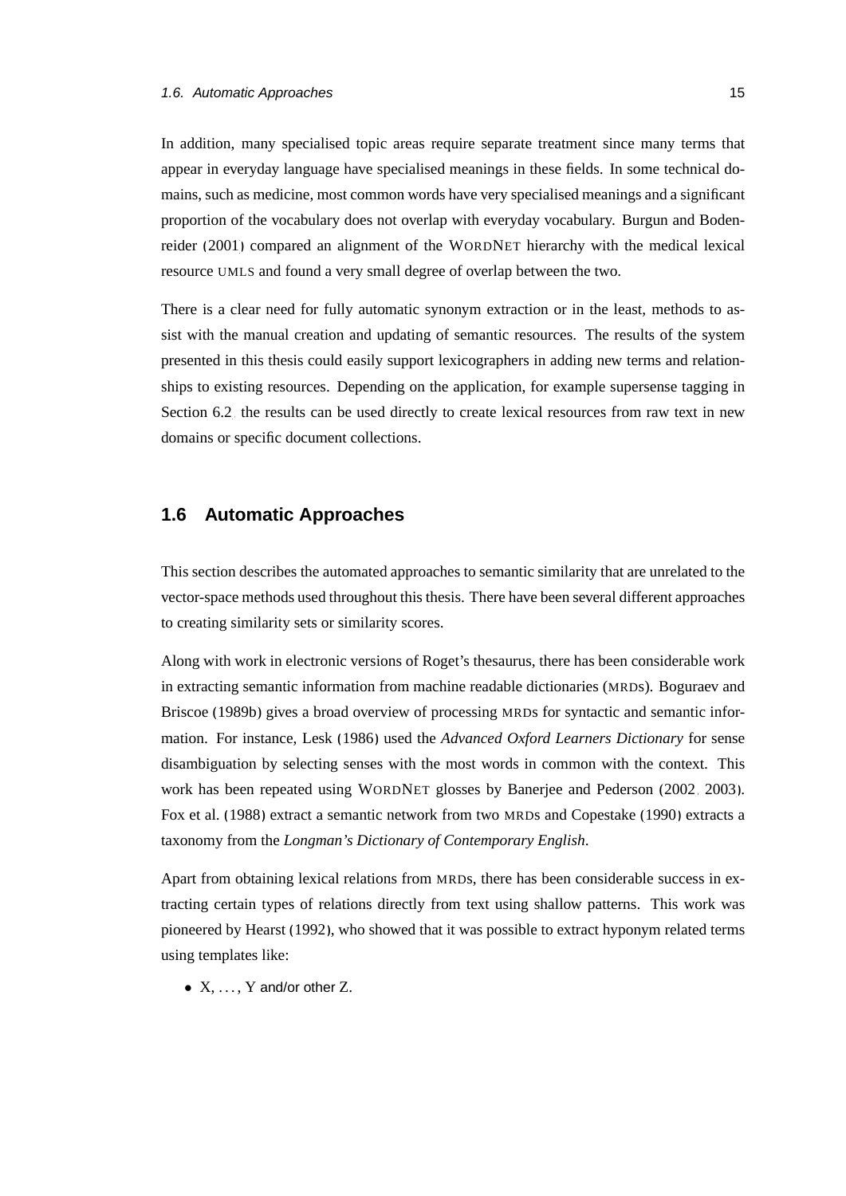In addition, many specialised topic areas require separate treatment since many terms that appear in everyday language have specialised meanings in these fields. In some technical domains, such as medicine, most common words have very specialised meanings and a significant proportion of the vocabulary does not overlap with everyday vocabulary. Burgun and Bodenreider (2001) compared an alignment of the WORDNET hierarchy with the medical lexical resource UMLS and found a very small degree of overlap between the two.

There is a clear need for fully automatic synonym extraction or in the least, methods to assist with the manual creation and updating of semantic resources. The results of the system presented in this thesis could easily support lexicographers in adding new terms and relationships to existing resources. Depending on the application, for example supersense tagging in Section 6.2, the results can be used directly to create lexical resources from raw text in new domains or specific document collections.

## 1.6 Automatic Approaches

This section describes the automated approaches to semantic similarity that are unrelated to the vector-space methods used throughout this thesis. There have been several different approaches to creating similarity sets or similarity scores.

Along with work in electronic versions of Roget's thesaurus, there has been considerable work in extracting semantic information from machine readable dictionaries (MRDs). Boguraev and Briscoe (1989b) gives a broad overview of processing MRDs for syntactic and semantic information. For instance, Lesk (1986) used the *Advanced Oxford Learners Dictionary* for sense disambiguation by selecting senses with the most words in common with the context. This work has been repeated using WORDNET glosses by Banerjee and Pederson (2002, 2003). Fox et al. (1988) extract a semantic network from two MRDs and Copestake (1990) extracts a taxonomy from the *Longman's Dictionary of Contemporary English*.

Apart from obtaining lexical relations from MRDs, there has been considerable success in extracting certain types of relations directly from text using shallow patterns. This work was pioneered by Hearst (1992), who showed that it was possible to extract hyponym related terms using templates like:

- X, ..., Y and/or other Z.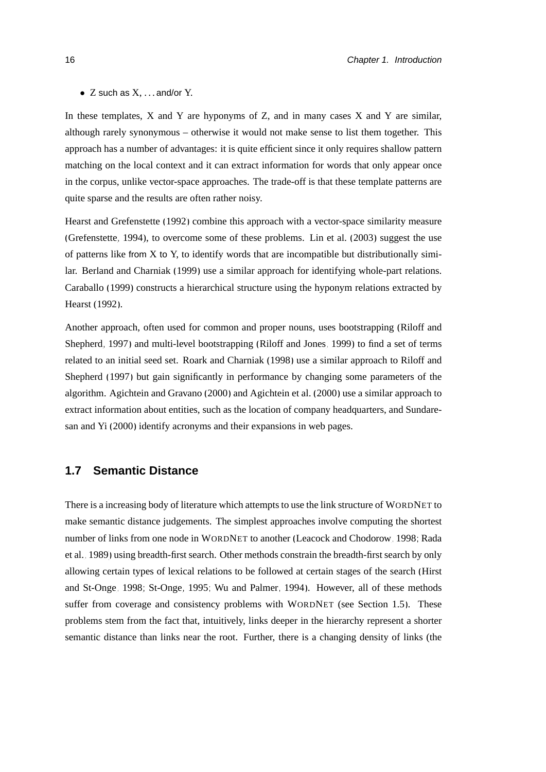- Z such as X, . . . and/or Y.

In these templates, X and Y are hyponyms of Z, and in many cases X and Y are similar, although rarely synonymous – otherwise it would not make sense to list them together. This approach has a number of advantages: it is quite efficient since it only requires shallow pattern matching on the local context and it can extract information for words that only appear once in the corpus, unlike vector-space approaches. The trade-off is that these template patterns are quite sparse and the results are often rather noisy.

Hearst and Grefenstette (1992) combine this approach with a vector-space similarity measure (Grefenstette, 1994), to overcome some of these problems. Lin et al. (2003) suggest the use of patterns like from X to Y, to identify words that are incompatible but distributionally similar. Berland and Charniak (1999) use a similar approach for identifying whole-part relations. Caraballo (1999) constructs a hierarchical structure using the hyponym relations extracted by Hearst (1992).

Another approach, often used for common and proper nouns, uses bootstrapping (Riloff and Shepherd, 1997) and multi-level bootstrapping (Riloff and Jones, 1999) to find a set of terms related to an initial seed set. Roark and Charniak (1998) use a similar approach to Riloff and Shepherd (1997) but gain significantly in performance by changing some parameters of the algorithm. Agichtein and Gravano (2000) and Agichtein et al. (2000) use a similar approach to extract information about entities, such as the location of company headquarters, and Sundaresan and Yi (2000) identify acronyms and their expansions in web pages.

## 1.7 Semantic Distance

There is a increasing body of literature which attempts to use the link structure of WORDNET to make semantic distance judgements. The simplest approaches involve computing the shortest number of links from one node in WORDNET to another (Leacock and Chodorow, 1998; Rada et al., 1989) using breadth-first search. Other methods constrain the breadth-first search by only allowing certain types of lexical relations to be followed at certain stages of the search (Hirst and St-Onge, 1998; St-Onge, 1995; Wu and Palmer, 1994). However, all of these methods suffer from coverage and consistency problems with WORDNET (see Section 1.5). These problems stem from the fact that, intuitively, links deeper in the hierarchy represent a shorter semantic distance than links near the root. Further, there is a changing density of links (the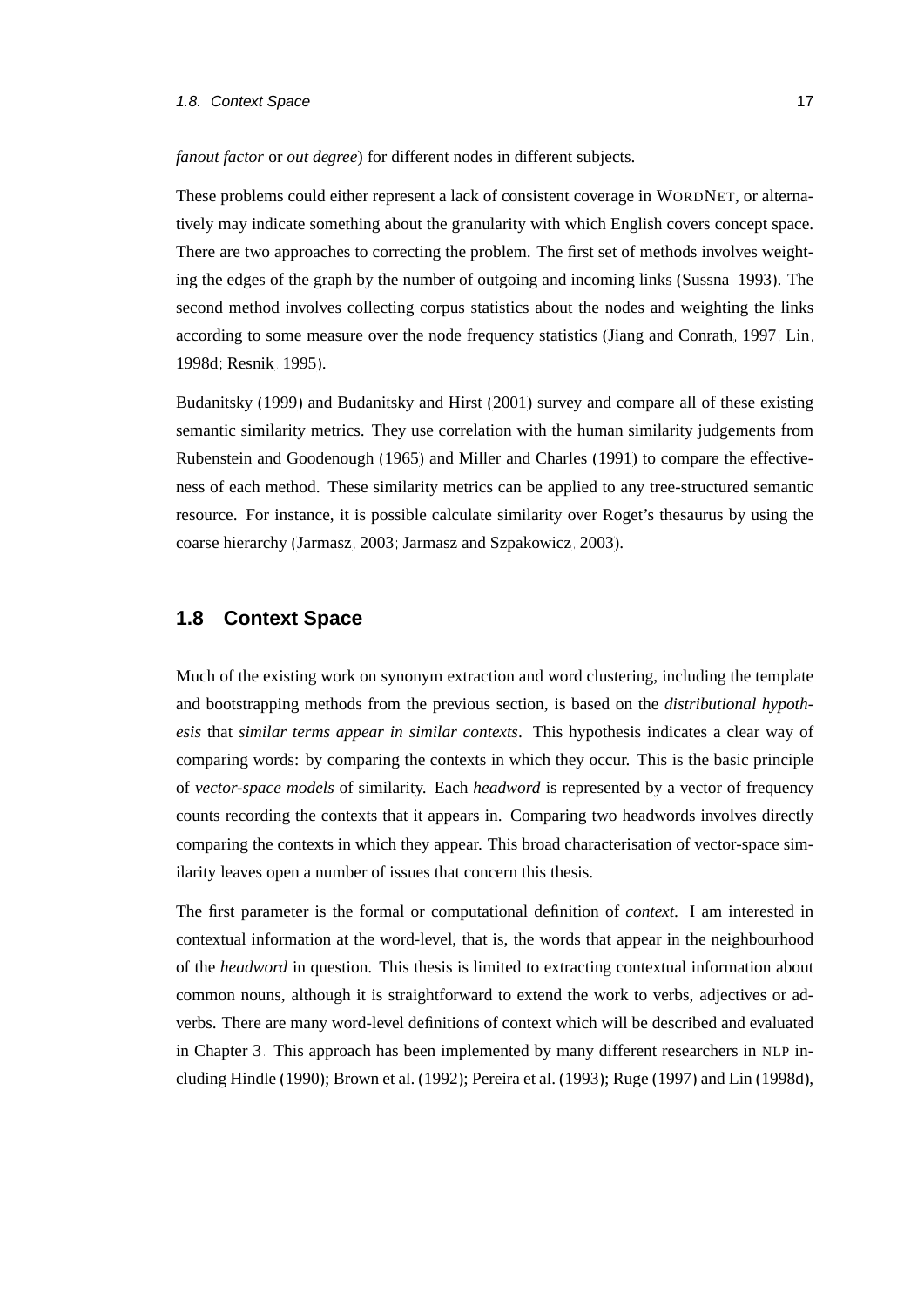*fanout factor* or *out degree*) for different nodes in different subjects.

These problems could either represent a lack of consistent coverage in WORDNET, or alternatively may indicate something about the granularity with which English covers concept space. There are two approaches to correcting the problem. The first set of methods involves weighting the edges of the graph by the number of outgoing and incoming links (Sussna, 1993). The second method involves collecting corpus statistics about the nodes and weighting the links according to some measure over the node frequency statistics (Jiang and Conrath, 1997; Lin, 1998d; Resnik, 1995).

Budanitsky (1999) and Budanitsky and Hirst (2001) survey and compare all of these existing semantic similarity metrics. They use correlation with the human similarity judgements from Rubenstein and Goodenough (1965) and Miller and Charles (1991) to compare the effectiveness of each method. These similarity metrics can be applied to any tree-structured semantic resource. For instance, it is possible calculate similarity over Roget's thesaurus by using the coarse hierarchy (Jarmasz, 2003; Jarmasz and Szpakowicz, 2003).

## 1.8 Context Space

Much of the existing work on synonym extraction and word clustering, including the template and bootstrapping methods from the previous section, is based on the *distributional hypothesis* that *similar terms appear in similar contexts*. This hypothesis indicates a clear way of comparing words: by comparing the contexts in which they occur. This is the basic principle of *vector-space models* of similarity. Each *headword* is represented by a vector of frequency counts recording the contexts that it appears in. Comparing two headwords involves directly comparing the contexts in which they appear. This broad characterisation of vector-space similarity leaves open a number of issues that concern this thesis.

The first parameter is the formal or computational definition of *context*. I am interested in contextual information at the word-level, that is, the words that appear in the neighbourhood of the *headword* in question. This thesis is limited to extracting contextual information about common nouns, although it is straightforward to extend the work to verbs, adjectives or adverbs. There are many word-level definitions of context which will be described and evaluated in Chapter 3. This approach has been implemented by many different researchers in NLP including Hindle (1990); Brown et al. (1992); Pereira et al. (1993); Ruge (1997) and Lin (1998d),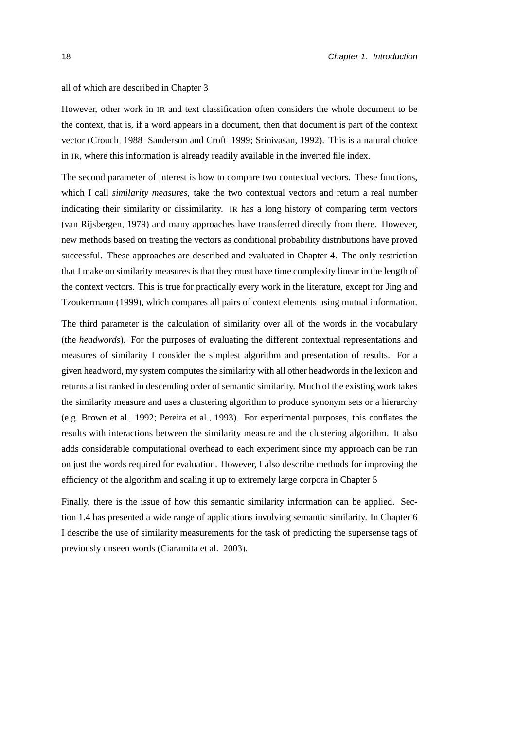all of which are described in Chapter 3.

However, other work in IR and text classification often considers the whole document to be the context, that is, if a word appears in a document, then that document is part of the context vector (Crouch, 1988; Sanderson and Croft, 1999; Srinivasan, 1992). This is a natural choice in IR, where this information is already readily available in the inverted file index.

The second parameter of interest is how to compare two contextual vectors. These functions, which I call *similarity measures*, take the two contextual vectors and return a real number indicating their similarity or dissimilarity. IR has a long history of comparing term vectors (van Rijsbergen, 1979) and many approaches have transferred directly from there. However, new methods based on treating the vectors as conditional probability distributions have proved successful. These approaches are described and evaluated in Chapter 4. The only restriction that I make on similarity measures is that they must have time complexity linear in the length of the context vectors. This is true for practically every work in the literature, except for Jing and Tzoukermann (1999), which compares all pairs of context elements using mutual information.

The third parameter is the calculation of similarity over all of the words in the vocabulary (the *headwords*). For the purposes of evaluating the different contextual representations and measures of similarity I consider the simplest algorithm and presentation of results. For a given headword, my system computes the similarity with all other headwords in the lexicon and returns a list ranked in descending order of semantic similarity. Much of the existing work takes the similarity measure and uses a clustering algorithm to produce synonym sets or a hierarchy (e.g. Brown et al., 1992; Pereira et al., 1993). For experimental purposes, this conflates the results with interactions between the similarity measure and the clustering algorithm. It also adds considerable computational overhead to each experiment since my approach can be run on just the words required for evaluation. However, I also describe methods for improving the efficiency of the algorithm and scaling it up to extremely large corpora in Chapter 5.

Finally, there is the issue of how this semantic similarity information can be applied. Section 1.4 has presented a wide range of applications involving semantic similarity. In Chapter 6 I describe the use of similarity measurements for the task of predicting the supersense tags of previously unseen words (Ciaramita et al., 2003).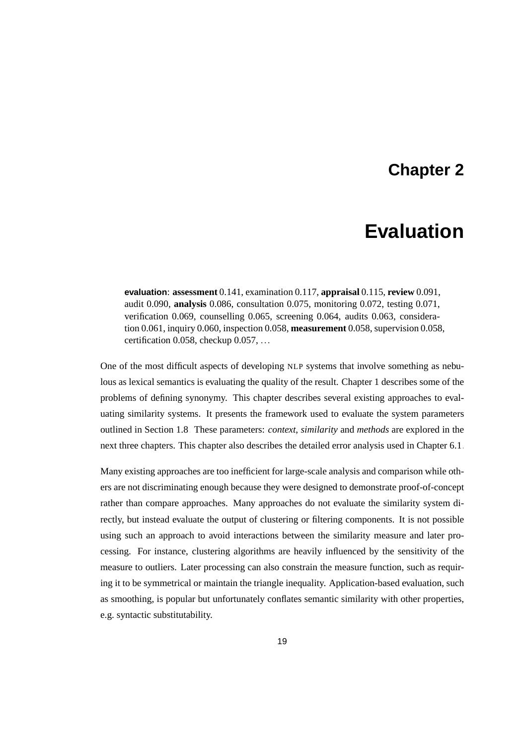# Chapter 2

# Evaluation

> **evaluation**: **assessment** 0.141, examination 0.117, **appraisal** 0.115, **review** 0.091, audit 0.090, **analysis** 0.086, consultation 0.075, monitoring 0.072, testing 0.071, verification 0.069, counselling 0.065, screening 0.064, audits 0.063, consideration 0.061, inquiry 0.060, inspection 0.058, **measurement** 0.058, supervision 0.058, certification 0.058, checkup 0.057, ...

One of the most difficult aspects of developing NLP systems that involve something as nebulous as lexical semantics is evaluating the quality of the result. Chapter 1 describes some of the problems of defining synonymy. This chapter describes several existing approaches to evaluating similarity systems. It presents the framework used to evaluate the system parameters outlined in Section 1.8. These parameters: *context*, *similarity* and *methods* are explored in the next three chapters. This chapter also describes the detailed error analysis used in Chapter 6.1.

Many existing approaches are too inefficient for large-scale analysis and comparison while others are not discriminating enough because they were designed to demonstrate proof-of-concept rather than compare approaches. Many approaches do not evaluate the similarity system directly, but instead evaluate the output of clustering or filtering components. It is not possible using such an approach to avoid interactions between the similarity measure and later processing. For instance, clustering algorithms are heavily influenced by the sensitivity of the measure to outliers. Later processing can also constrain the measure function, such as requiring it to be symmetrical or maintain the triangle inequality. Application-based evaluation, such as smoothing, is popular but unfortunately conflates semantic similarity with other properties, e.g. syntactic substitutability.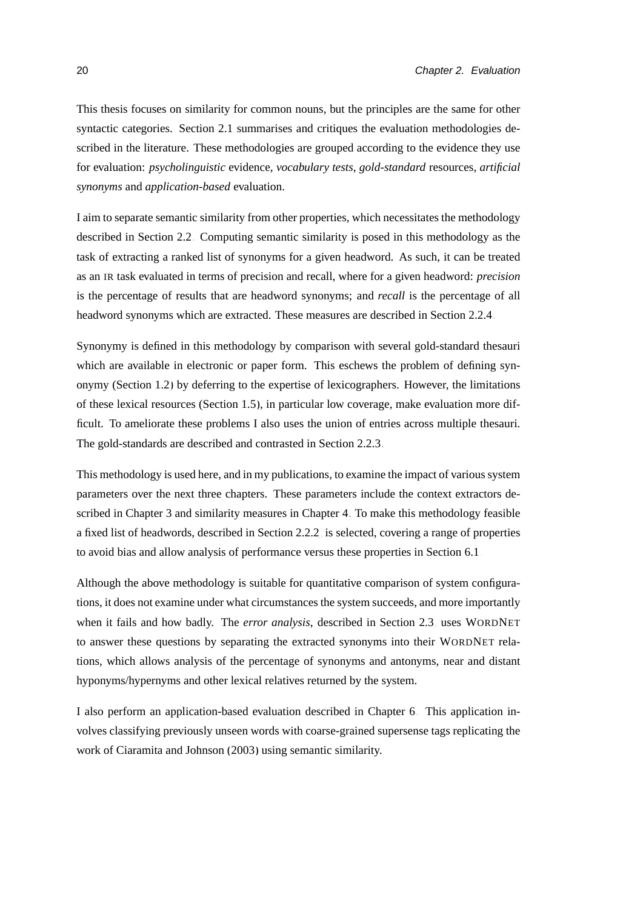This thesis focuses on similarity for common nouns, but the principles are the same for other syntactic categories. Section 2.1 summarises and critiques the evaluation methodologies described in the literature. These methodologies are grouped according to the evidence they use for evaluation: *psycholinguistic* evidence, *vocabulary tests*, *gold-standard* resources, *artificial synonyms* and *application-based* evaluation.

I aim to separate semantic similarity from other properties, which necessitates the methodology described in Section 2.2. Computing semantic similarity is posed in this methodology as the task of extracting a ranked list of synonyms for a given headword. As such, it can be treated as an IR task evaluated in terms of precision and recall, where for a given headword: *precision* is the percentage of results that are headword synonyms; and *recall* is the percentage of all headword synonyms which are extracted. These measures are described in Section 2.2.4.

Synonymy is defined in this methodology by comparison with several gold-standard thesauri which are available in electronic or paper form. This eschews the problem of defining synonymy (Section 1.2) by deferring to the expertise of lexicographers. However, the limitations of these lexical resources (Section 1.5), in particular low coverage, make evaluation more difficult. To ameliorate these problems I also uses the union of entries across multiple thesauri. The gold-standards are described and contrasted in Section 2.2.3.

This methodology is used here, and in my publications, to examine the impact of various system parameters over the next three chapters. These parameters include the context extractors described in Chapter 3 and similarity measures in Chapter 4. To make this methodology feasible a fixed list of headwords, described in Section 2.2.2, is selected, covering a range of properties to avoid bias and allow analysis of performance versus these properties in Section 6.1.

Although the above methodology is suitable for quantitative comparison of system configurations, it does not examine under what circumstances the system succeeds, and more importantly when it fails and how badly. The *error analysis*, described in Section 2.3, uses WORDNET to answer these questions by separating the extracted synonyms into their WORDNET relations, which allows analysis of the percentage of synonyms and antonyms, near and distant hyponyms/hypernyms and other lexical relatives returned by the system.

I also perform an application-based evaluation described in Chapter 6. This application involves classifying previously unseen words with coarse-grained supersense tags replicating the work of Ciaramita and Johnson (2003) using semantic similarity.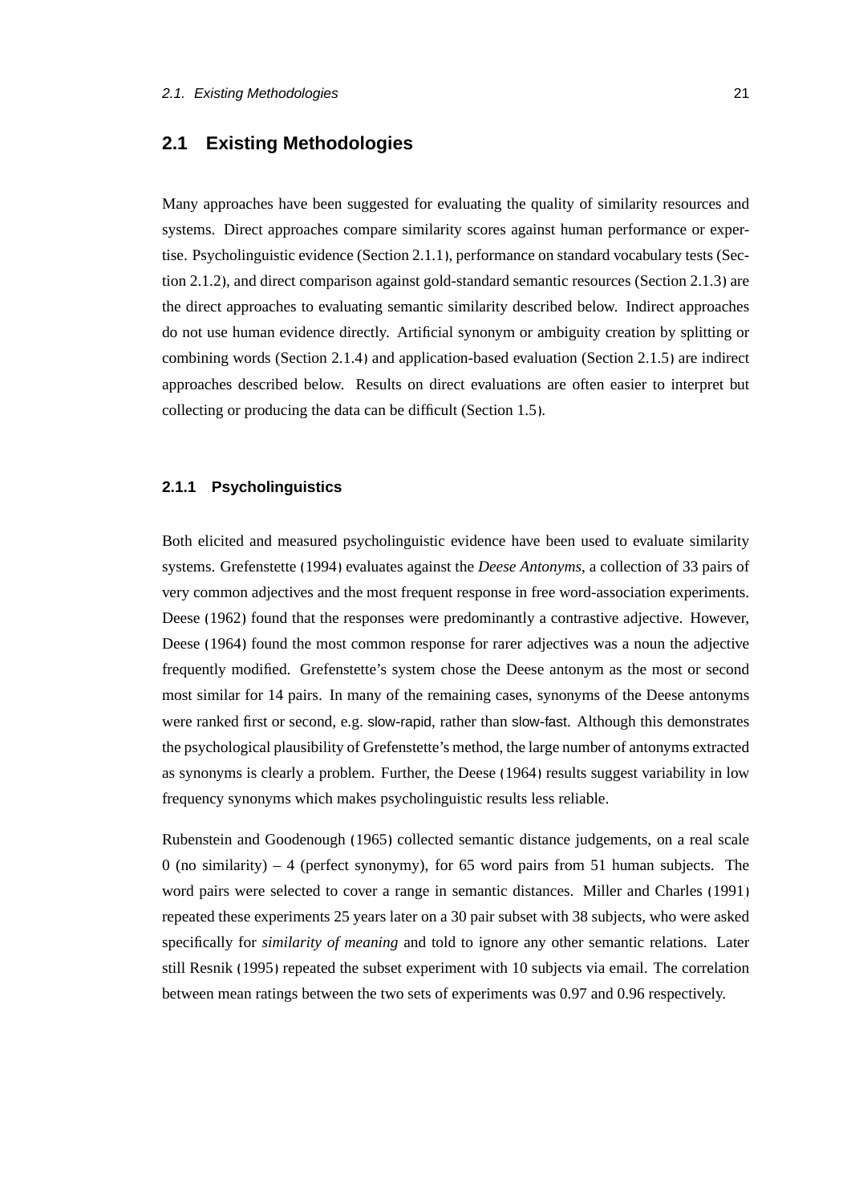## 2.1 Existing Methodologies

Many approaches have been suggested for evaluating the quality of similarity resources and systems. Direct approaches compare similarity scores against human performance or expertise. Psycholinguistic evidence (Section 2.1.1), performance on standard vocabulary tests (Section 2.1.2), and direct comparison against gold-standard semantic resources (Section 2.1.3) are the direct approaches to evaluating semantic similarity described below. Indirect approaches do not use human evidence directly. Artificial synonym or ambiguity creation by splitting or combining words (Section 2.1.4) and application-based evaluation (Section 2.1.5) are indirect approaches described below. Results on direct evaluations are often easier to interpret but collecting or producing the data can be difficult (Section 1.5).

### 2.1.1 Psycholinguistics

Both elicited and measured psycholinguistic evidence have been used to evaluate similarity systems. Grefenstette (1994) evaluates against the *Deese Antonyms*, a collection of 33 pairs of very common adjectives and the most frequent response in free word-association experiments. Deese (1962) found that the responses were predominantly a contrastive adjective. However, Deese (1964) found the most common response for rarer adjectives was a noun the adjective frequently modified. Grefenstette's system chose the Deese antonym as the most or second most similar for 14 pairs. In many of the remaining cases, synonyms of the Deese antonyms were ranked first or second, e.g. slow-rapid, rather than slow-fast. Although this demonstrates the psychological plausibility of Grefenstette's method, the large number of antonyms extracted as synonyms is clearly a problem. Further, the Deese (1964) results suggest variability in low frequency synonyms which makes psycholinguistic results less reliable.

Rubenstein and Goodenough (1965) collected semantic distance judgements, on a real scale 0 (no similarity) – 4 (perfect synonymy), for 65 word pairs from 51 human subjects. The word pairs were selected to cover a range in semantic distances. Miller and Charles (1991) repeated these experiments 25 years later on a 30 pair subset with 38 subjects, who were asked specifically for *similarity of meaning* and told to ignore any other semantic relations. Later still Resnik (1995) repeated the subset experiment with 10 subjects via email. The correlation between mean ratings between the two sets of experiments was 0.97 and 0.96 respectively.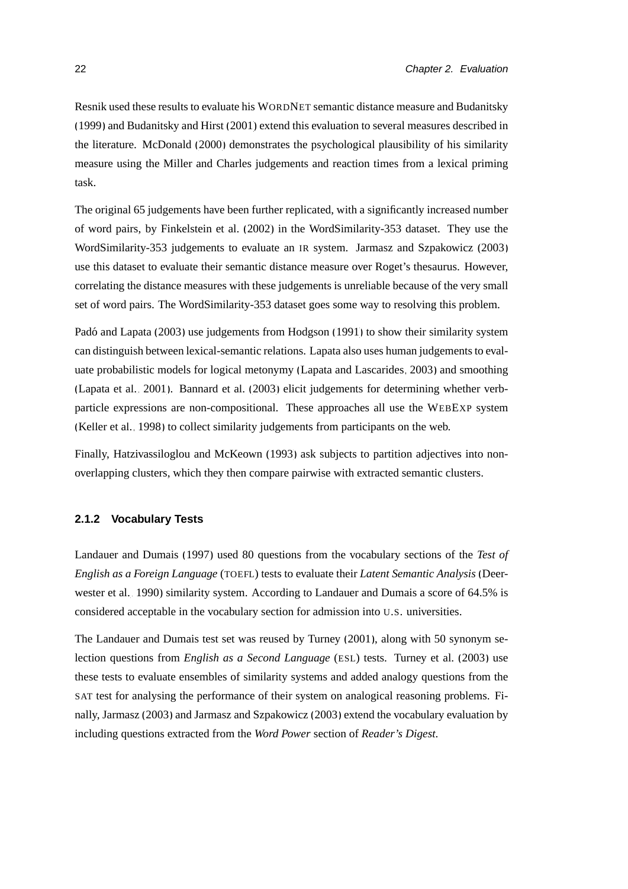Resnik used these results to evaluate his WORDNET semantic distance measure and Budanitsky (1999) and Budanitsky and Hirst (2001) extend this evaluation to several measures described in the literature. McDonald (2000) demonstrates the psychological plausibility of his similarity measure using the Miller and Charles judgements and reaction times from a lexical priming task.

The original 65 judgements have been further replicated, with a significantly increased number of word pairs, by Finkelstein et al. (2002) in the WordSimilarity-353 dataset. They use the WordSimilarity-353 judgements to evaluate an IR system. Jarmasz and Szpakowicz (2003) use this dataset to evaluate their semantic distance measure over Roget's thesaurus. However, correlating the distance measures with these judgements is unreliable because of the very small set of word pairs. The WordSimilarity-353 dataset goes some way to resolving this problem.

Padó and Lapata (2003) use judgements from Hodgson (1991) to show their similarity system can distinguish between lexical-semantic relations. Lapata also uses human judgements to evaluate probabilistic models for logical metonymy (Lapata and Lascarides, 2003) and smoothing (Lapata et al., 2001). Bannard et al. (2003) elicit judgements for determining whether verb-particle expressions are non-compositional. These approaches all use the WEBEXP system (Keller et al., 1998) to collect similarity judgements from participants on the web.

Finally, Hatzivassiloglou and McKeown (1993) ask subjects to partition adjectives into non-overlapping clusters, which they then compare pairwise with extracted semantic clusters.

### 2.1.2 Vocabulary Tests

Landauer and Dumais (1997) used 80 questions from the vocabulary sections of the *Test of English as a Foreign Language* (TOEFL) tests to evaluate their *Latent Semantic Analysis* (Deerwester et al., 1990) similarity system. According to Landauer and Dumais a score of 64.5% is considered acceptable in the vocabulary section for admission into U.S. universities.

The Landauer and Dumais test set was reused by Turney (2001), along with 50 synonym selection questions from *English as a Second Language* (ESL) tests. Turney et al. (2003) use these tests to evaluate ensembles of similarity systems and added analogy questions from the SAT test for analysing the performance of their system on analogical reasoning problems. Finally, Jarmasz (2003) and Jarmasz and Szpakowicz (2003) extend the vocabulary evaluation by including questions extracted from the *Word Power* section of *Reader's Digest*.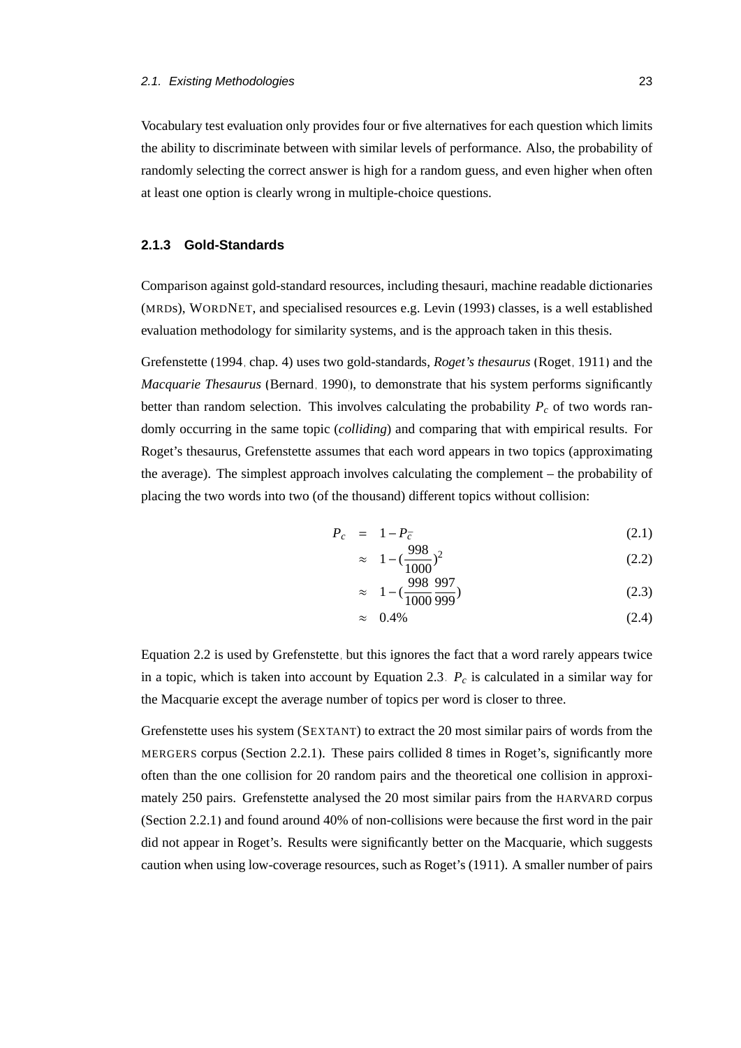Vocabulary test evaluation only provides four or five alternatives for each question which limits the ability to discriminate between with similar levels of performance. Also, the probability of randomly selecting the correct answer is high for a random guess, and even higher when often at least one option is clearly wrong in multiple-choice questions.

### 2.1.3 Gold-Standards

Comparison against gold-standard resources, including thesauri, machine readable dictionaries (MRDs), WORDNET, and specialised resources e.g. Levin (1993) classes, is a well established evaluation methodology for similarity systems, and is the approach taken in this thesis.

Grefenstette (1994, chap. 4) uses two gold-standards, *Roget's thesaurus* (Roget, 1911) and the *Macquarie Thesaurus* (Bernard, 1990), to demonstrate that his system performs significantly better than random selection. This involves calculating the probability $P_c$ of two words randomly occurring in the same topic (*colliding*) and comparing that with empirical results. For Roget's thesaurus, Grefenstette assumes that each word appears in two topics (approximating the average). The simplest approach involves calculating the complement – the probability of placing the two words into two (of the thousand) different topics without collision:

$$
\begin{aligned}
P_c &= 1 - P_{\bar{c}} && (2.1)\\
&\approx 1 - \left(\frac{998}{1000}\right)^2 && (2.2)\\
&\approx 1 - \left(\frac{998}{1000}\frac{997}{999}\right) && (2.3)\\
&\approx 0.4\% && (2.4)
\end{aligned}
$$

Equation 2.2 is used by Grefenstette, but this ignores the fact that a word rarely appears twice in a topic, which is taken into account by Equation 2.3. $P_c$ is calculated in a similar way for the Macquarie except the average number of topics per word is closer to three.

Grefenstette uses his system (SEXTANT) to extract the 20 most similar pairs of words from the MERGERS corpus (Section 2.2.1). These pairs collided 8 times in Roget's, significantly more often than the one collision for 20 random pairs and the theoretical one collision in approximately 250 pairs. Grefenstette analysed the 20 most similar pairs from the HARVARD corpus (Section 2.2.1) and found around 40% of non-collisions were because the first word in the pair did not appear in Roget's. Results were significantly better on the Macquarie, which suggests caution when using low-coverage resources, such as Roget's (1911). A smaller number of pairs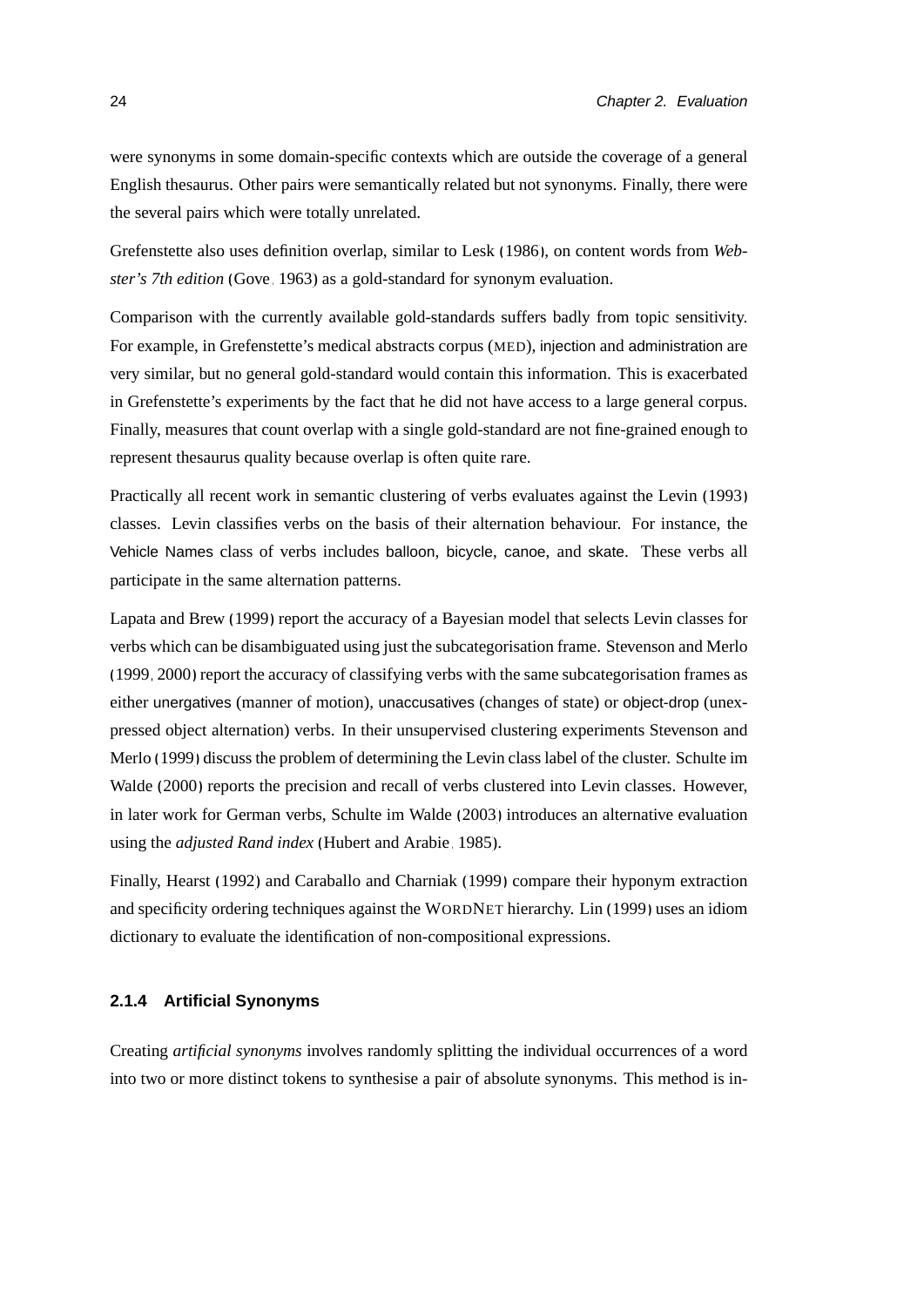were synonyms in some domain-specific contexts which are outside the coverage of a general English thesaurus. Other pairs were semantically related but not synonyms. Finally, there were the several pairs which were totally unrelated.

Grefenstette also uses definition overlap, similar to Lesk (1986), on content words from *Webster's 7th edition* (Gove, 1963) as a gold-standard for synonym evaluation.

Comparison with the currently available gold-standards suffers badly from topic sensitivity. For example, in Grefenstette's medical abstracts corpus (MED), injection and administration are very similar, but no general gold-standard would contain this information. This is exacerbated in Grefenstette's experiments by the fact that he did not have access to a large general corpus. Finally, measures that count overlap with a single gold-standard are not fine-grained enough to represent thesaurus quality because overlap is often quite rare.

Practically all recent work in semantic clustering of verbs evaluates against the Levin (1993) classes. Levin classifies verbs on the basis of their alternation behaviour. For instance, the Vehicle Names class of verbs includes balloon, bicycle, canoe, and skate. These verbs all participate in the same alternation patterns.

Lapata and Brew (1999) report the accuracy of a Bayesian model that selects Levin classes for verbs which can be disambiguated using just the subcategorisation frame. Stevenson and Merlo (1999, 2000) report the accuracy of classifying verbs with the same subcategorisation frames as either unergatives (manner of motion), unaccusatives (changes of state) or object-drop (unexpressed object alternation) verbs. In their unsupervised clustering experiments Stevenson and Merlo (1999) discuss the problem of determining the Levin class label of the cluster. Schulte im Walde (2000) reports the precision and recall of verbs clustered into Levin classes. However, in later work for German verbs, Schulte im Walde (2003) introduces an alternative evaluation using the *adjusted Rand index* (Hubert and Arabie, 1985).

Finally, Hearst (1992) and Caraballo and Charniak (1999) compare their hyponym extraction and specificity ordering techniques against the WORDNET hierarchy. Lin (1999) uses an idiom dictionary to evaluate the identification of non-compositional expressions.

### 2.1.4 Artificial Synonyms

Creating *artificial synonyms* involves randomly splitting the individual occurrences of a word into two or more distinct tokens to synthesise a pair of absolute synonyms. This method is in-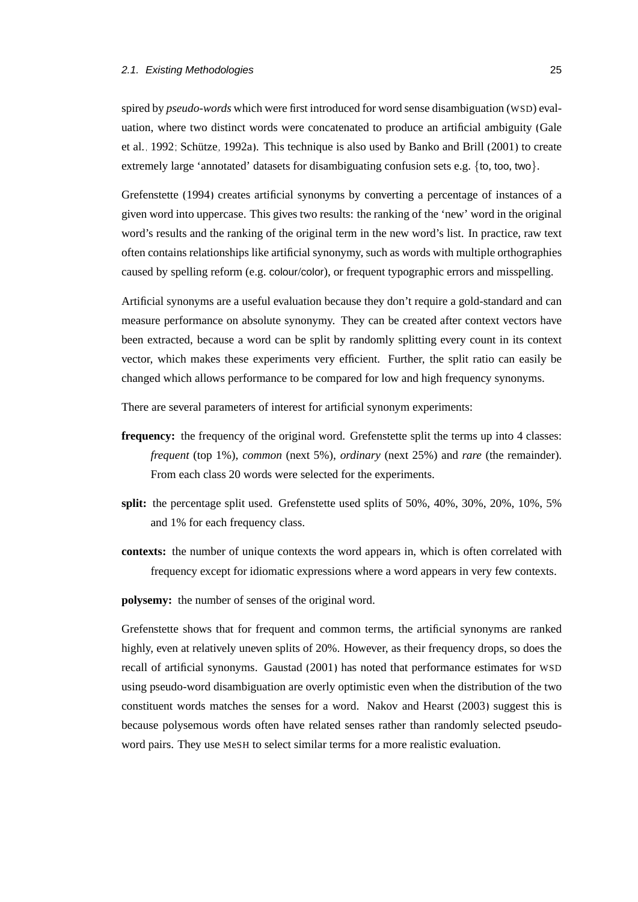spired by *pseudo-words* which were first introduced for word sense disambiguation (WSD) evaluation, where two distinct words were concatenated to produce an artificial ambiguity (Gale et al., 1992; Schütze, 1992a). This technique is also used by Banko and Brill (2001) to create extremely large 'annotated' datasets for disambiguating confusion sets e.g. {to, too, two}.

Grefenstette (1994) creates artificial synonyms by converting a percentage of instances of a given word into uppercase. This gives two results: the ranking of the 'new' word in the original word's results and the ranking of the original term in the new word's list. In practice, raw text often contains relationships like artificial synonymy, such as words with multiple orthographies caused by spelling reform (e.g. colour/color), or frequent typographic errors and misspelling.

Artificial synonyms are a useful evaluation because they don't require a gold-standard and can measure performance on absolute synonymy. They can be created after context vectors have been extracted, because a word can be split by randomly splitting every count in its context vector, which makes these experiments very efficient. Further, the split ratio can easily be changed which allows performance to be compared for low and high frequency synonyms.

There are several parameters of interest for artificial synonym experiments:

**frequency:** the frequency of the original word. Grefenstette split the terms up into 4 classes: *frequent* (top 1%), *common* (next 5%), *ordinary* (next 25%) and *rare* (the remainder). From each class 20 words were selected for the experiments.

**split:** the percentage split used. Grefenstette used splits of 50%, 40%, 30%, 20%, 10%, 5% and 1% for each frequency class.

**contexts:** the number of unique contexts the word appears in, which is often correlated with frequency except for idiomatic expressions where a word appears in very few contexts.

**polysemy:** the number of senses of the original word.

Grefenstette shows that for frequent and common terms, the artificial synonyms are ranked highly, even at relatively uneven splits of 20%. However, as their frequency drops, so does the recall of artificial synonyms. Gaustad (2001) has noted that performance estimates for WSD using pseudo-word disambiguation are overly optimistic even when the distribution of the two constituent words matches the senses for a word. Nakov and Hearst (2003) suggest this is because polysemous words often have related senses rather than randomly selected pseudo-word pairs. They use MeSH to select similar terms for a more realistic evaluation.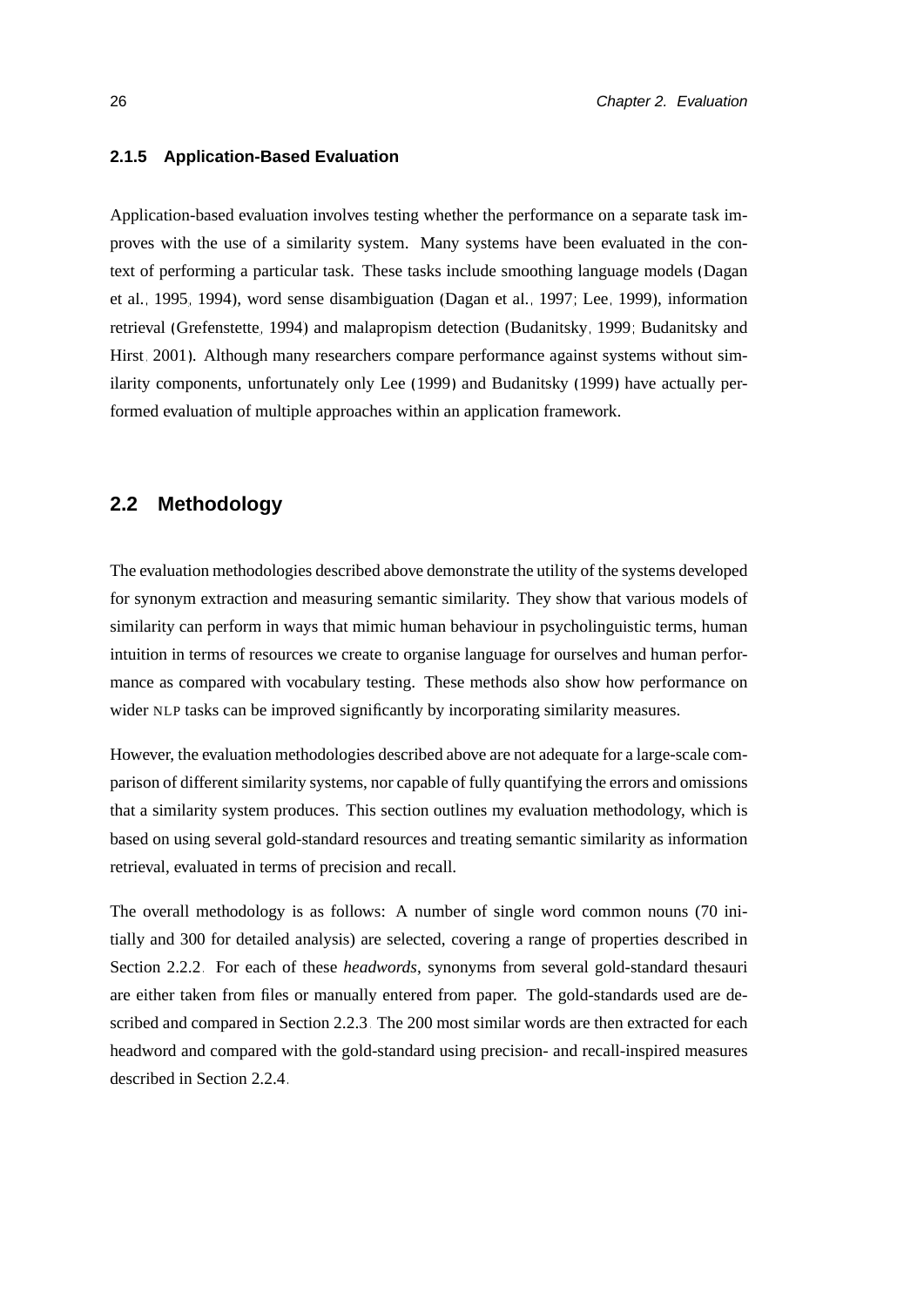### 2.1.5 Application-Based Evaluation

Application-based evaluation involves testing whether the performance on a separate task improves with the use of a similarity system. Many systems have been evaluated in the context of performing a particular task. These tasks include smoothing language models (Dagan et al., 1995, 1994), word sense disambiguation (Dagan et al., 1997; Lee, 1999), information retrieval (Grefenstette, 1994) and malapropism detection (Budanitsky, 1999; Budanitsky and Hirst, 2001). Although many researchers compare performance against systems without similarity components, unfortunately only Lee (1999) and Budanitsky (1999) have actually performed evaluation of multiple approaches within an application framework.

## 2.2 Methodology

The evaluation methodologies described above demonstrate the utility of the systems developed for synonym extraction and measuring semantic similarity. They show that various models of similarity can perform in ways that mimic human behaviour in psycholinguistic terms, human intuition in terms of resources we create to organise language for ourselves and human performance as compared with vocabulary testing. These methods also show how performance on wider NLP tasks can be improved significantly by incorporating similarity measures.

However, the evaluation methodologies described above are not adequate for a large-scale comparison of different similarity systems, nor capable of fully quantifying the errors and omissions that a similarity system produces. This section outlines my evaluation methodology, which is based on using several gold-standard resources and treating semantic similarity as information retrieval, evaluated in terms of precision and recall.

The overall methodology is as follows: A number of single word common nouns (70 initially and 300 for detailed analysis) are selected, covering a range of properties described in Section 2.2.2. For each of these *headwords*, synonyms from several gold-standard thesauri are either taken from files or manually entered from paper. The gold-standards used are described and compared in Section 2.2.3. The 200 most similar words are then extracted for each headword and compared with the gold-standard using precision- and recall-inspired measures described in Section 2.2.4.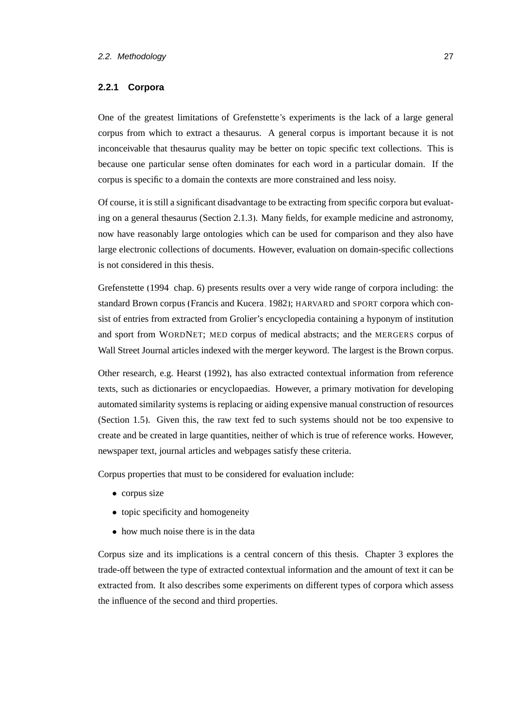### 2.2.1 Corpora

One of the greatest limitations of Grefenstette's experiments is the lack of a large general corpus from which to extract a thesaurus. A general corpus is important because it is not inconceivable that thesaurus quality may be better on topic specific text collections. This is because one particular sense often dominates for each word in a particular domain. If the corpus is specific to a domain the contexts are more constrained and less noisy.

Of course, it is still a significant disadvantage to be extracting from specific corpora but evaluating on a general thesaurus (Section 2.1.3). Many fields, for example medicine and astronomy, now have reasonably large ontologies which can be used for comparison and they also have large electronic collections of documents. However, evaluation on domain-specific collections is not considered in this thesis.

Grefenstette (1994, chap. 6) presents results over a very wide range of corpora including: the standard Brown corpus (Francis and Kucera, 1982); HARVARD and SPORT corpora which consist of entries from extracted from Grolier's encyclopedia containing a hyponym of institution and sport from WORDNET; MED corpus of medical abstracts; and the MERGERS corpus of Wall Street Journal articles indexed with the merger keyword. The largest is the Brown corpus.

Other research, e.g. Hearst (1992), has also extracted contextual information from reference texts, such as dictionaries or encyclopaedias. However, a primary motivation for developing automated similarity systems is replacing or aiding expensive manual construction of resources (Section 1.5). Given this, the raw text fed to such systems should not be too expensive to create and be created in large quantities, neither of which is true of reference works. However, newspaper text, journal articles and webpages satisfy these criteria.

Corpus properties that must to be considered for evaluation include:

- corpus size
- topic specificity and homogeneity
- how much noise there is in the data

Corpus size and its implications is a central concern of this thesis. Chapter 3 explores the trade-off between the type of extracted contextual information and the amount of text it can be extracted from. It also describes some experiments on different types of corpora which assess the influence of the second and third properties.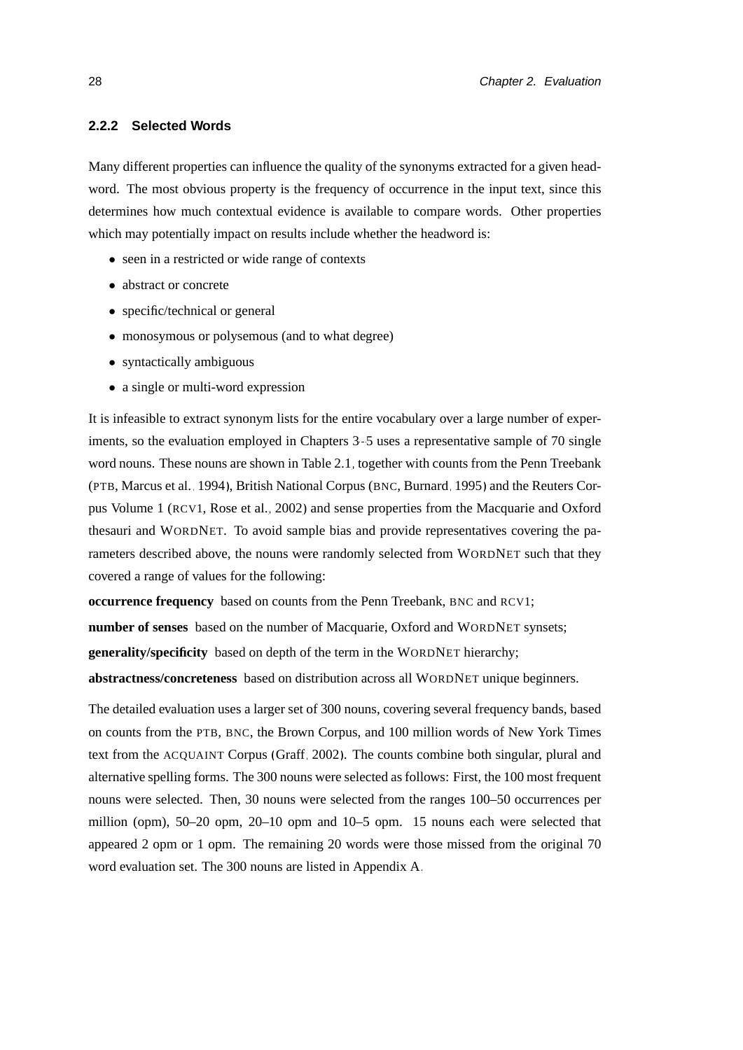### 2.2.2 Selected Words

Many different properties can influence the quality of the synonyms extracted for a given headword. The most obvious property is the frequency of occurrence in the input text, since this determines how much contextual evidence is available to compare words. Other properties which may potentially impact on results include whether the headword is:

- seen in a restricted or wide range of contexts
- abstract or concrete
- specific/technical or general
- monosymous or polysemous (and to what degree)
- syntactically ambiguous
- a single or multi-word expression

It is infeasible to extract synonym lists for the entire vocabulary over a large number of experiments, so the evaluation employed in Chapters 3–5 uses a representative sample of 70 single word nouns. These nouns are shown in Table 2.1, together with counts from the Penn Treebank (PTB, Marcus et al., 1994), British National Corpus (BNC, Burnard, 1995) and the Reuters Corpus Volume 1 (RCV1, Rose et al., 2002) and sense properties from the Macquarie and Oxford thesauri and WORDNET. To avoid sample bias and provide representatives covering the parameters described above, the nouns were randomly selected from WORDNET such that they covered a range of values for the following:

**occurrence frequency** based on counts from the Penn Treebank, BNC and RCV1;

**number of senses** based on the number of Macquarie, Oxford and WORDNET synsets;

**generality/specificity** based on depth of the term in the WORDNET hierarchy;

**abstractness/concreteness** based on distribution across all WORDNET unique beginners.

The detailed evaluation uses a larger set of 300 nouns, covering several frequency bands, based on counts from the PTB, BNC, the Brown Corpus, and 100 million words of New York Times text from the ACQUAINT Corpus (Graff, 2002). The counts combine both singular, plural and alternative spelling forms. The 300 nouns were selected as follows: First, the 100 most frequent nouns were selected. Then, 30 nouns were selected from the ranges 100–50 occurrences per million (opm), 50–20 opm, 20–10 opm and 10–5 opm. 15 nouns each were selected that appeared 2 opm or 1 opm. The remaining 20 words were those missed from the original 70 word evaluation set. The 300 nouns are listed in Appendix A.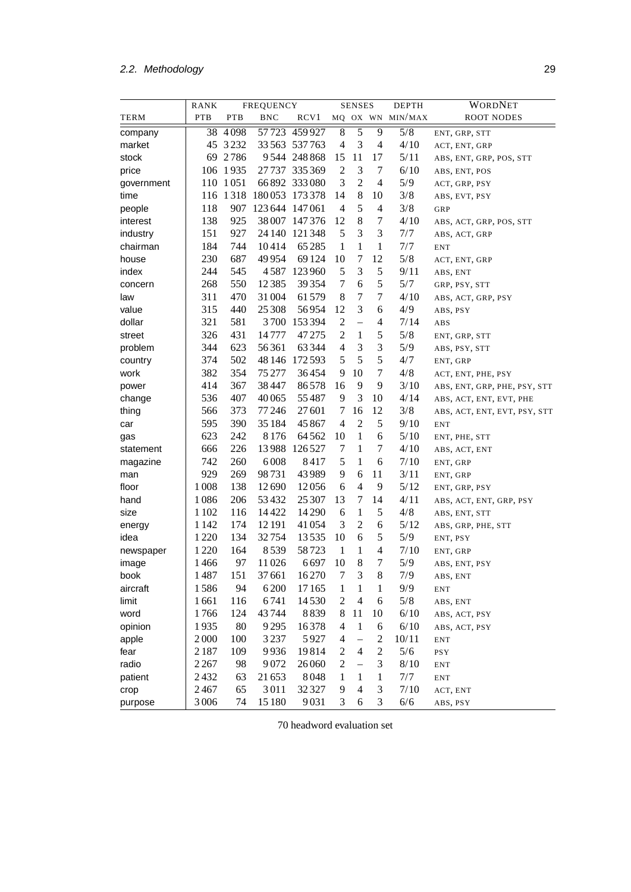| | RANK | FREQUENCY | | | SENSES | | | DEPTH | WORDNET |
|---|---|---|---|---|---|---|---|---|---|
| TERM | PTB | PTB | BNC | RCV1 | MQ | OX | WN | MIN/MAX | ROOT NODES |
| company | 38 | 4 098 | 57 723 | 459 927 | 8 | 5 | 9 | 5/8 | ENT, GRP, STT |
| market | 45 | 3 232 | 33 563 | 537 763 | 4 | 3 | 4 | 4/10 | ACT, ENT, GRP |
| stock | 69 | 2 786 | 9 544 | 248 868 | 15 | 11 | 17 | 5/11 | ABS, ENT, GRP, POS, STT |
| price | 106 | 1 935 | 27 737 | 335 369 | 2 | 3 | 7 | 6/10 | ABS, ENT, POS |
| government | 110 | 1 051 | 66 892 | 333 080 | 3 | 2 | 4 | 5/9 | ACT, GRP, PSY |
| time | 116 | 1 318 | 180 053 | 173 378 | 14 | 8 | 10 | 3/8 | ABS, EVT, PSY |
| people | 118 | 907 | 123 644 | 147 061 | 4 | 5 | 4 | 3/8 | GRP |
| interest | 138 | 925 | 38 007 | 147 376 | 12 | 8 | 7 | 4/10 | ABS, ACT, GRP, POS, STT |
| industry | 151 | 927 | 24 140 | 121 348 | 5 | 3 | 3 | 7/7 | ABS, ACT, GRP |
| chairman | 184 | 744 | 10 414 | 65 285 | 1 | 1 | 1 | 7/7 | ENT |
| house | 230 | 687 | 49 954 | 69 124 | 10 | 7 | 12 | 5/8 | ACT, ENT, GRP |
| index | 244 | 545 | 4 587 | 123 960 | 5 | 3 | 5 | 9/11 | ABS, ENT |
| concern | 268 | 550 | 12 385 | 39 354 | 7 | 6 | 5 | 5/7 | GRP, PSY, STT |
| law | 311 | 470 | 31 004 | 61 579 | 8 | 7 | 7 | 4/10 | ABS, ACT, GRP, PSY |
| value | 315 | 440 | 25 308 | 56 954 | 12 | 3 | 6 | 4/9 | ABS, PSY |
| dollar | 321 | 581 | 3 700 | 153 394 | 2 | – | 4 | 7/14 | ABS |
| street | 326 | 431 | 14 777 | 47 275 | 2 | 1 | 5 | 5/8 | ENT, GRP, STT |
| problem | 344 | 623 | 56 361 | 63 344 | 4 | 3 | 3 | 5/9 | ABS, PSY, STT |
| country | 374 | 502 | 48 146 | 172 593 | 5 | 5 | 5 | 4/7 | ENT, GRP |
| work | 382 | 354 | 75 277 | 36 454 | 9 | 10 | 7 | 4/8 | ACT, ENT, PHE, PSY |
| power | 414 | 367 | 38 447 | 86 578 | 16 | 9 | 9 | 3/10 | ABS, ENT, GRP, PHE, PSY, STT |
| change | 536 | 407 | 40 065 | 55 487 | 9 | 3 | 10 | 4/14 | ABS, ACT, ENT, EVT, PHE |
| thing | 566 | 373 | 77 246 | 27 601 | 7 | 16 | 12 | 3/8 | ABS, ACT, ENT, EVT, PSY, STT |
| car | 595 | 390 | 35 184 | 45 867 | 4 | 2 | 5 | 9/10 | ENT |
| gas | 623 | 242 | 8 176 | 64 562 | 10 | 1 | 6 | 5/10 | ENT, PHE, STT |
| statement | 666 | 226 | 13 988 | 126 527 | 7 | 1 | 7 | 4/10 | ABS, ACT, ENT |
| magazine | 742 | 260 | 6 008 | 8 417 | 5 | 1 | 6 | 7/10 | ENT, GRP |
| man | 929 | 269 | 98 731 | 43 989 | 9 | 6 | 11 | 3/11 | ENT, GRP |
| floor | 1 008 | 138 | 12 690 | 12 056 | 6 | 4 | 9 | 5/12 | ENT, GRP, PSY |
| hand | 1 086 | 206 | 53 432 | 25 307 | 13 | 7 | 14 | 4/11 | ABS, ACT, ENT, GRP, PSY |
| size | 1 102 | 116 | 14 422 | 14 290 | 6 | 1 | 5 | 4/8 | ABS, ENT, STT |
| energy | 1 142 | 174 | 12 191 | 41 054 | 3 | 2 | 6 | 5/12 | ABS, GRP, PHE, STT |
| idea | 1 220 | 134 | 32 754 | 13 535 | 10 | 6 | 5 | 5/9 | ENT, PSY |
| newspaper | 1 220 | 164 | 8 539 | 58 723 | 1 | 1 | 4 | 7/10 | ENT, GRP |
| image | 1 466 | 97 | 11 026 | 6 697 | 10 | 8 | 7 | 5/9 | ABS, ENT, PSY |
| book | 1 487 | 151 | 37 661 | 16 270 | 7 | 3 | 8 | 7/9 | ABS, ENT |
| aircraft | 1 586 | 94 | 6 200 | 17 165 | 1 | 1 | 1 | 9/9 | ENT |
| limit | 1 661 | 116 | 6 741 | 14 530 | 2 | 4 | 6 | 5/8 | ABS, ENT |
| word | 1 766 | 124 | 43 744 | 8 839 | 8 | 11 | 10 | 6/10 | ABS, ACT, PSY |
| opinion | 1 935 | 80 | 9 295 | 16 378 | 4 | 1 | 6 | 6/10 | ABS, ACT, PSY |
| apple | 2 000 | 100 | 3 237 | 5 927 | 4 | – | 2 | 10/11 | ENT |
| fear | 2 187 | 109 | 9 936 | 19 814 | 2 | 4 | 2 | 5/6 | PSY |
| radio | 2 267 | 98 | 9 072 | 26 060 | 2 | – | 3 | 8/10 | ENT |
| patient | 2 432 | 63 | 21 653 | 8 048 | 1 | 1 | 1 | 7/7 | ENT |
| crop | 2 467 | 65 | 3 011 | 32 327 | 9 | 4 | 3 | 7/10 | ACT, ENT |
| purpose | 3 006 | 74 | 15 180 | 9 031 | 3 | 6 | 3 | 6/6 | ABS, PSY |

70 headword evaluation set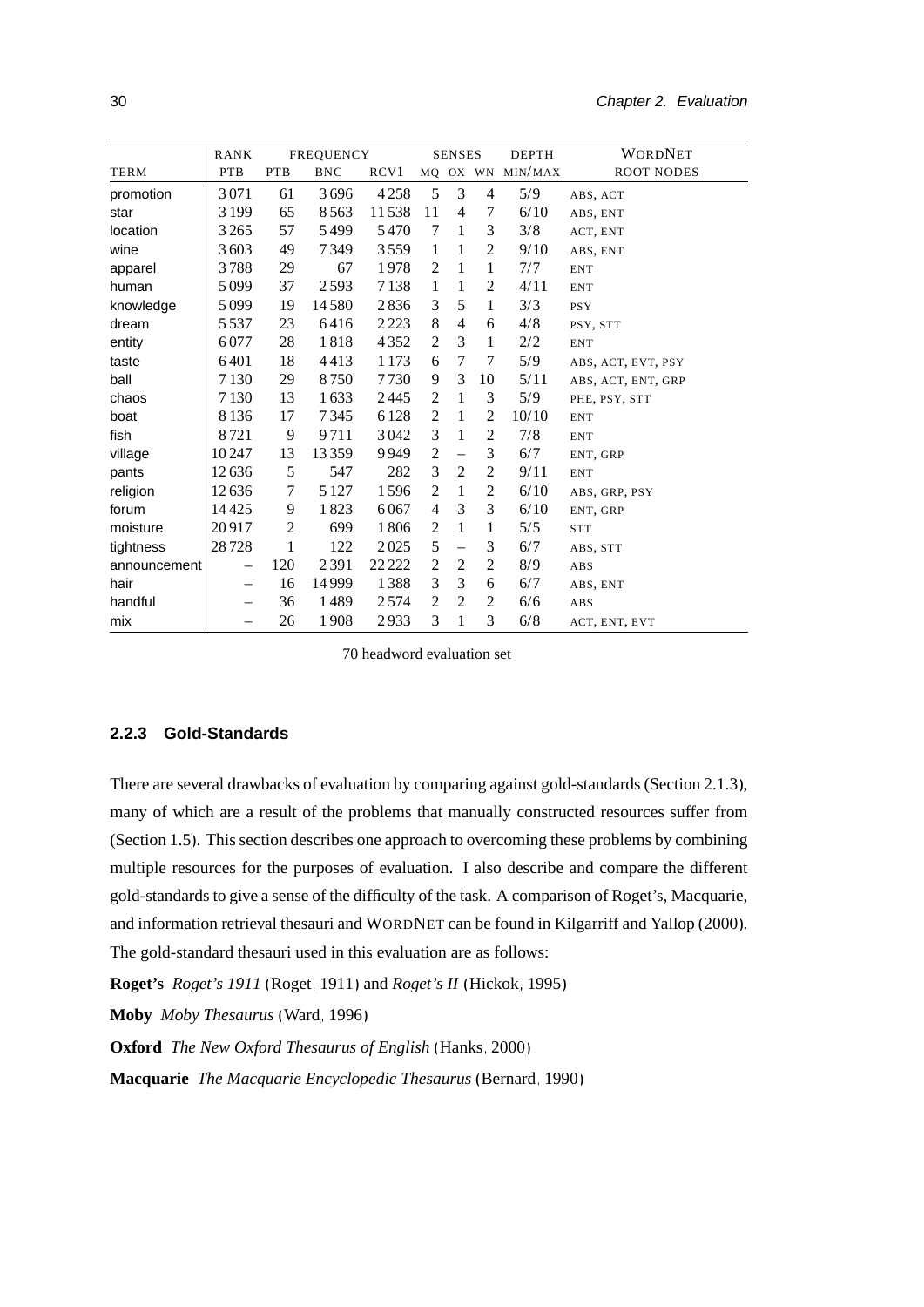| | RANK | FREQUENCY | | | SENSES | | | DEPTH | WORDNET |
|---|---|---|---|---|---|---|---|---|---|
| TERM | PTB | PTB | BNC | RCV1 | MQ | OX | WN | MIN/MAX | ROOT NODES |
| promotion | 3 071 | 61 | 3 696 | 4 258 | 5 | 3 | 4 | 5/9 | ABS, ACT |
| star | 3 199 | 65 | 8 563 | 11 538 | 11 | 4 | 7 | 6/10 | ABS, ENT |
| location | 3 265 | 57 | 5 499 | 5 470 | 7 | 1 | 3 | 3/8 | ACT, ENT |
| wine | 3 603 | 49 | 7 349 | 3 559 | 1 | 1 | 2 | 9/10 | ABS, ENT |
| apparel | 3 788 | 29 | 67 | 1 978 | 2 | 1 | 1 | 7/7 | ENT |
| human | 5 099 | 37 | 2 593 | 7 138 | 1 | 1 | 2 | 4/11 | ENT |
| knowledge | 5 099 | 19 | 14 580 | 2 836 | 3 | 5 | 1 | 3/3 | PSY |
| dream | 5 537 | 23 | 6 416 | 2 223 | 8 | 4 | 6 | 4/8 | PSY, STT |
| entity | 6 077 | 28 | 1 818 | 4 352 | 2 | 3 | 1 | 2/2 | ENT |
| taste | 6 401 | 18 | 4 413 | 1 173 | 6 | 7 | 7 | 5/9 | ABS, ACT, EVT, PSY |
| ball | 7 130 | 29 | 8 750 | 7 730 | 9 | 3 | 10 | 5/11 | ABS, ACT, ENT, GRP |
| chaos | 7 130 | 13 | 1 633 | 2 445 | 2 | 1 | 3 | 5/9 | PHE, PSY, STT |
| boat | 8 136 | 17 | 7 345 | 6 128 | 2 | 1 | 2 | 10/10 | ENT |
| fish | 8 721 | 9 | 9 711 | 3 042 | 3 | 1 | 2 | 7/8 | ENT |
| village | 10 247 | 13 | 13 359 | 9 949 | 2 | – | 3 | 6/7 | ENT, GRP |
| pants | 12 636 | 5 | 547 | 282 | 3 | 2 | 2 | 9/11 | ENT |
| religion | 12 636 | 7 | 5 127 | 1 596 | 2 | 1 | 2 | 6/10 | ABS, GRP, PSY |
| forum | 14 425 | 9 | 1 823 | 6 067 | 4 | 3 | 3 | 6/10 | ENT, GRP |
| moisture | 20 917 | 2 | 699 | 1 806 | 2 | 1 | 1 | 5/5 | STT |
| tightness | 28 728 | 1 | 122 | 2 025 | 5 | – | 3 | 6/7 | ABS, STT |
| announcement | – | 120 | 2 391 | 22 222 | 2 | 2 | 2 | 8/9 | ABS |
| hair | – | 16 | 14 999 | 1 388 | 3 | 3 | 6 | 6/7 | ABS, ENT |
| handful | – | 36 | 1 489 | 2 574 | 2 | 2 | 2 | 6/6 | ABS |
| mix | – | 26 | 1 908 | 2 933 | 3 | 1 | 3 | 6/8 | ACT, ENT, EVT |

70 headword evaluation set

### 2.2.3 Gold-Standards

There are several drawbacks of evaluation by comparing against gold-standards (Section 2.1.3), many of which are a result of the problems that manually constructed resources suffer from (Section 1.5). This section describes one approach to overcoming these problems by combining multiple resources for the purposes of evaluation. I also describe and compare the different gold-standards to give a sense of the difficulty of the task. A comparison of Roget's, Macquarie, and information retrieval thesauri and WORDNET can be found in Kilgarriff and Yallop (2000). The gold-standard thesauri used in this evaluation are as follows:

**Roget's** *Roget's 1911* (Roget, 1911) and *Roget's II* (Hickok, 1995)

**Moby** *Moby Thesaurus* (Ward, 1996)

**Oxford** *The New Oxford Thesaurus of English* (Hanks, 2000)

**Macquarie** *The Macquarie Encyclopedic Thesaurus* (Bernard, 1990)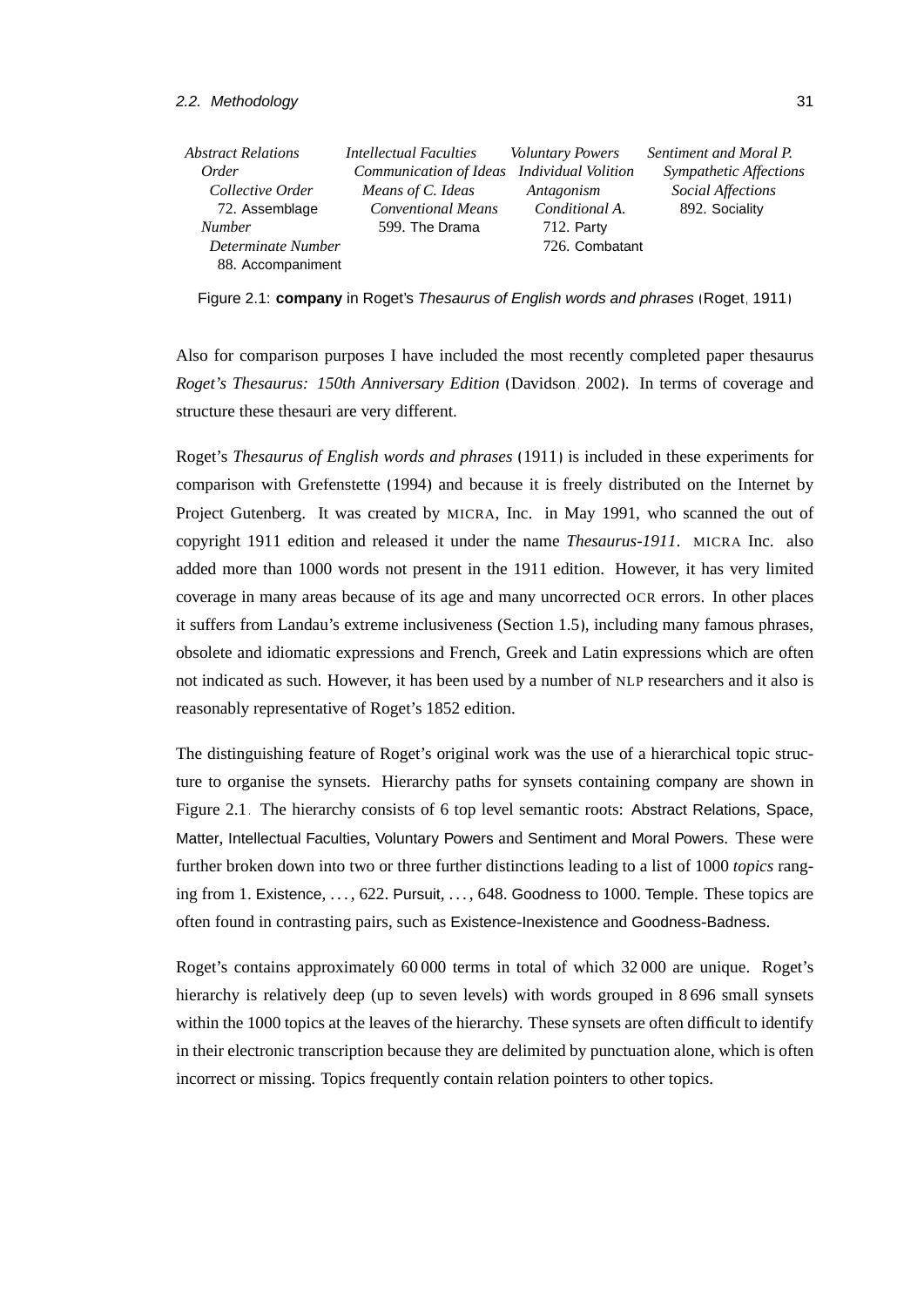| Abstract Relations | Intellectual Faculties | Voluntary Powers | Sentiment and Moral P. |
|---|---|---|---|
| *Order* | *Communication of Ideas* | *Individual Volition* | *Sympathetic Affections* |
| *Collective Order* | *Means of C. Ideas* | *Antagonism* | *Social Affections* |
| 72. Assemblage | *Conventional Means* | *Conditional A.* | 892. Sociality |
| *Number* | 599. The Drama | 712. Party | |
| *Determinate Number* | | 726. Combatant | |
| 88. Accompaniment | | | |

Figure 2.1: **company** in Roget's *Thesaurus of English words and phrases* (Roget, 1911)

Also for comparison purposes I have included the most recently completed paper thesaurus *Roget's Thesaurus: 150th Anniversary Edition* (Davidson, 2002). In terms of coverage and structure these thesauri are very different.

Roget's *Thesaurus of English words and phrases* (1911) is included in these experiments for comparison with Grefenstette (1994) and because it is freely distributed on the Internet by Project Gutenberg. It was created by MICRA, Inc. in May 1991, who scanned the out of copyright 1911 edition and released it under the name *Thesaurus-1911*. MICRA Inc. also added more than 1000 words not present in the 1911 edition. However, it has very limited coverage in many areas because of its age and many uncorrected OCR errors. In other places it suffers from Landau's extreme inclusiveness (Section 1.5), including many famous phrases, obsolete and idiomatic expressions and French, Greek and Latin expressions which are often not indicated as such. However, it has been used by a number of NLP researchers and it also is reasonably representative of Roget's 1852 edition.

The distinguishing feature of Roget's original work was the use of a hierarchical topic structure to organise the synsets. Hierarchy paths for synsets containing company are shown in Figure 2.1. The hierarchy consists of 6 top level semantic roots: Abstract Relations, Space, Matter, Intellectual Faculties, Voluntary Powers and Sentiment and Moral Powers. These were further broken down into two or three further distinctions leading to a list of 1000 *topics* ranging from 1. Existence, ..., 622. Pursuit, ..., 648. Goodness to 1000. Temple. These topics are often found in contrasting pairs, such as Existence-Inexistence and Goodness-Badness.

Roget's contains approximately 60 000 terms in total of which 32 000 are unique. Roget's hierarchy is relatively deep (up to seven levels) with words grouped in 8 696 small synsets within the 1000 topics at the leaves of the hierarchy. These synsets are often difficult to identify in their electronic transcription because they are delimited by punctuation alone, which is often incorrect or missing. Topics frequently contain relation pointers to other topics.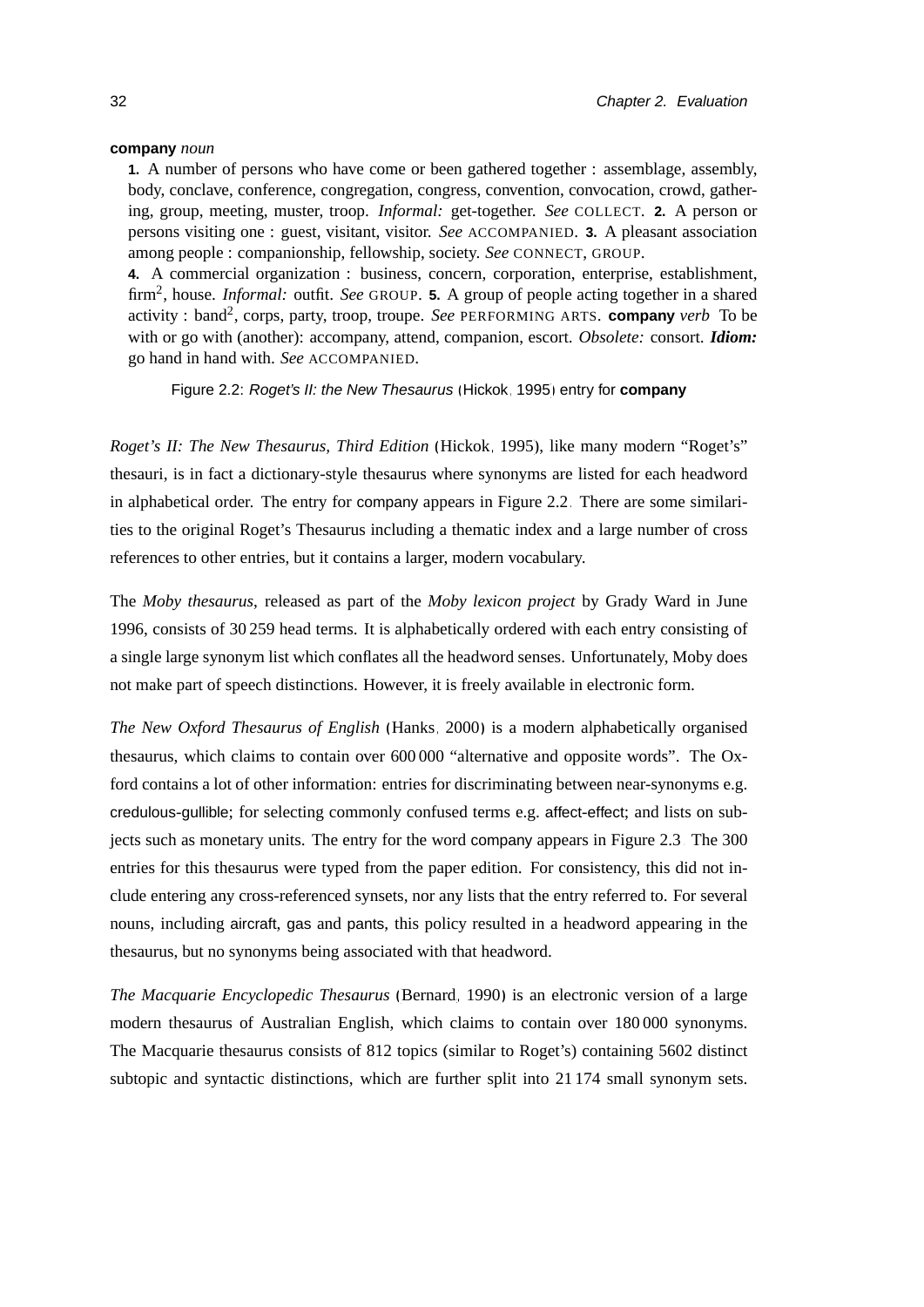**company** *noun*

**1.** A number of persons who have come or been gathered together : assemblage, assembly, body, conclave, conference, congregation, congress, convention, convocation, crowd, gathering, group, meeting, muster, troop. *Informal:* get-together. *See* COLLECT. **2.** A person or persons visiting one : guest, visitant, visitor. *See* ACCOMPANIED. **3.** A pleasant association among people : companionship, fellowship, society. *See* CONNECT, GROUP.
**4.** A commercial organization : business, concern, corporation, enterprise, establishment, firm[2], house. *Informal:* outfit. *See* GROUP. **5.** A group of people acting together in a shared activity : band[2], corps, party, troop, troupe. *See* PERFORMING ARTS. **company** *verb* To be with or go with (another): accompany, attend, companion, escort. *Obsolete:* consort. ***Idiom:*** go hand in hand with. *See* ACCOMPANIED.

Figure 2.2: *Roget's II: the New Thesaurus* (Hickok, 1995) entry for **company**

*Roget's II: The New Thesaurus, Third Edition* (Hickok, 1995), like many modern "Roget's" thesauri, is in fact a dictionary-style thesaurus where synonyms are listed for each headword in alphabetical order. The entry for company appears in Figure 2.2. There are some similarities to the original Roget's Thesaurus including a thematic index and a large number of cross references to other entries, but it contains a larger, modern vocabulary.

The *Moby thesaurus*, released as part of the *Moby lexicon project* by Grady Ward in June 1996, consists of 30 259 head terms. It is alphabetically ordered with each entry consisting of a single large synonym list which conflates all the headword senses. Unfortunately, Moby does not make part of speech distinctions. However, it is freely available in electronic form.

*The New Oxford Thesaurus of English* (Hanks, 2000) is a modern alphabetically organised thesaurus, which claims to contain over 600 000 "alternative and opposite words". The Oxford contains a lot of other information: entries for discriminating between near-synonyms e.g. credulous-gullible; for selecting commonly confused terms e.g. affect-effect; and lists on subjects such as monetary units. The entry for the word company appears in Figure 2.3. The 300 entries for this thesaurus were typed from the paper edition. For consistency, this did not include entering any cross-referenced synsets, nor any lists that the entry referred to. For several nouns, including aircraft, gas and pants, this policy resulted in a headword appearing in the thesaurus, but no synonyms being associated with that headword.

*The Macquarie Encyclopedic Thesaurus* (Bernard, 1990) is an electronic version of a large modern thesaurus of Australian English, which claims to contain over 180 000 synonyms. The Macquarie thesaurus consists of 812 topics (similar to Roget's) containing 5602 distinct subtopic and syntactic distinctions, which are further split into 21 174 small synonym sets.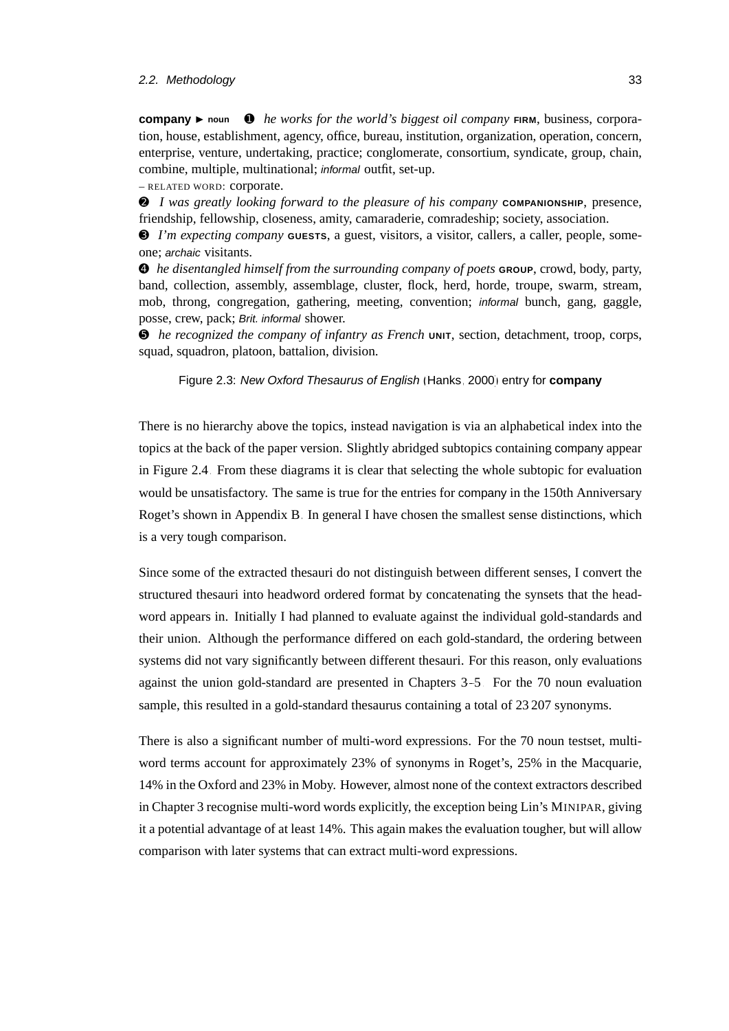**company** ► **noun** ❶ *he works for the world's biggest oil company* **FIRM**, business, corporation, house, establishment, agency, office, bureau, institution, organization, operation, concern, enterprise, venture, undertaking, practice; conglomerate, consortium, syndicate, group, chain, combine, multiple, multinational; *informal* outfit, set-up.

– RELATED WORD: corporate.

❷ *I was greatly looking forward to the pleasure of his company* **COMPANIONSHIP**, presence, friendship, fellowship, closeness, amity, camaraderie, comradeship; society, association.

❸ *I'm expecting company* **GUESTS**, a guest, visitors, a visitor, callers, a caller, people, someone; *archaic* visitants.

❹ *he disentangled himself from the surrounding company of poets* **GROUP**, crowd, body, party, band, collection, assembly, assemblage, cluster, flock, herd, horde, troupe, swarm, stream, mob, throng, congregation, gathering, meeting, convention; *informal* bunch, gang, gaggle, posse, crew, pack; *Brit. informal* shower.

❺ *he recognized the company of infantry as French* **UNIT**, section, detachment, troop, corps, squad, squadron, platoon, battalion, division.

Figure 2.3: *New Oxford Thesaurus of English* (Hanks, 2000) entry for **company**

There is no hierarchy above the topics, instead navigation is via an alphabetical index into the topics at the back of the paper version. Slightly abridged subtopics containing company appear in Figure 2.4. From these diagrams it is clear that selecting the whole subtopic for evaluation would be unsatisfactory. The same is true for the entries for company in the 150th Anniversary Roget's shown in Appendix B. In general I have chosen the smallest sense distinctions, which is a very tough comparison.

Since some of the extracted thesauri do not distinguish between different senses, I convert the structured thesauri into headword ordered format by concatenating the synsets that the headword appears in. Initially I had planned to evaluate against the individual gold-standards and their union. Although the performance differed on each gold-standard, the ordering between systems did not vary significantly between different thesauri. For this reason, only evaluations against the union gold-standard are presented in Chapters 3–5. For the 70 noun evaluation sample, this resulted in a gold-standard thesaurus containing a total of 23 207 synonyms.

There is also a significant number of multi-word expressions. For the 70 noun testset, multi-word terms account for approximately 23% of synonyms in Roget's, 25% in the Macquarie, 14% in the Oxford and 23% in Moby. However, almost none of the context extractors described in Chapter 3 recognise multi-word words explicitly, the exception being Lin's MINIPAR, giving it a potential advantage of at least 14%. This again makes the evaluation tougher, but will allow comparison with later systems that can extract multi-word expressions.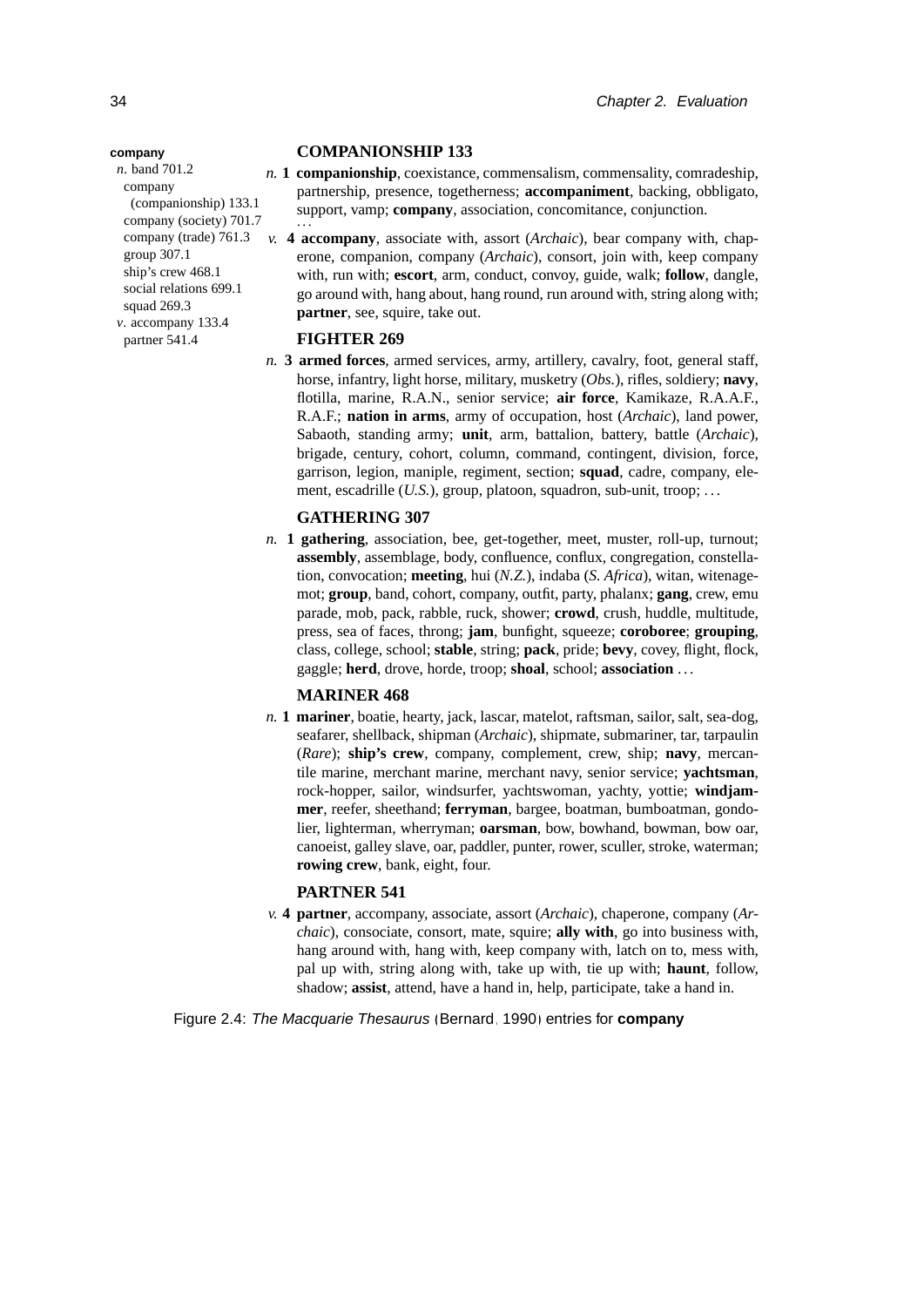**company**

*n.* band 701.2
company (companionship) 133.1
company (society) 701.7
company (trade) 761.3
group 307.1
ship's crew 468.1
social relations 699.1
squad 269.3

*v.* accompany 133.4
partner 541.4

**COMPANIONSHIP 133**

*n.* **1** **companionship**, coexistance, commensalism, commensality, comradeship, partnership, presence, togetherness; **accompaniment**, backing, obbligato, support, vamp; **company**, association, concomitance, conjunction.

...

*v.* **4** **accompany**, associate with, assort (*Archaic*), bear company with, chaperone, companion, company (*Archaic*), consort, join with, keep company with, run with; **escort**, arm, conduct, convoy, guide, walk; **follow**, dangle, go around with, hang about, hang round, run around with, string along with; **partner**, see, squire, take out.

**FIGHTER 269**

*n.* **3** **armed forces**, armed services, army, artillery, cavalry, foot, general staff, horse, infantry, light horse, military, musketry (*Obs.*), rifles, soldiery; **navy**, flotilla, marine, R.A.N., senior service; **air force**, Kamikaze, R.A.A.F., R.A.F.; **nation in arms**, army of occupation, host (*Archaic*), land power, Sabaoth, standing army; **unit**, arm, battalion, battery, battle (*Archaic*), brigade, century, cohort, column, command, contingent, division, force, garrison, legion, maniple, regiment, section; **squad**, cadre, company, element, escadrille (*U.S.*), group, platoon, squadron, sub-unit, troop; ...

**GATHERING 307**

*n.* **1** **gathering**, association, bee, get-together, meet, muster, roll-up, turnout; **assembly**, assemblage, body, confluence, conflux, congregation, constellation, convocation; **meeting**, hui (*N.Z.*), indaba (*S. Africa*), witan, witenagemot; **group**, band, cohort, company, outfit, party, phalanx; **gang**, crew, emu parade, mob, pack, rabble, ruck, shower; **crowd**, crush, huddle, multitude, press, sea of faces, throng; **jam**, bunfight, squeeze; **coroboree**; **grouping**, class, college, school; **stable**, string; **pack**, pride; **bevy**, covey, flight, flock, gaggle; **herd**, drove, horde, troop; **shoal**, school; **association** ...

**MARINER 468**

*n.* **1** **mariner**, boatie, hearty, jack, lascar, matelot, raftsman, sailor, salt, sea-dog, seafarer, shellback, shipman (*Archaic*), shipmate, submariner, tar, tarpaulin (*Rare*); **ship's crew**, company, complement, crew, ship; **navy**, mercantile marine, merchant marine, merchant navy, senior service; **yachtsman**, rock-hopper, sailor, windsurfer, yachtswoman, yachty, yottie; **windjammer**, reefer, sheethand; **ferryman**, bargee, boatman, bumboatman, gondolier, lighterman, wherryman; **oarsman**, bow, bowhand, bowman, bow oar, canoeist, galley slave, oar, paddler, punter, rower, sculler, stroke, waterman; **rowing crew**, bank, eight, four.

**PARTNER 541**

*v.* **4** **partner**, accompany, associate, assort (*Archaic*), chaperone, company (*Archaic*), consociate, consort, mate, squire; **ally with**, go into business with, hang around with, hang with, keep company with, latch on to, mess with, pal up with, string along with, take up with, tie up with; **haunt**, follow, shadow; **assist**, attend, have a hand in, help, participate, take a hand in.

Figure 2.4: *The Macquarie Thesaurus* (Bernard, 1990) entries for **company**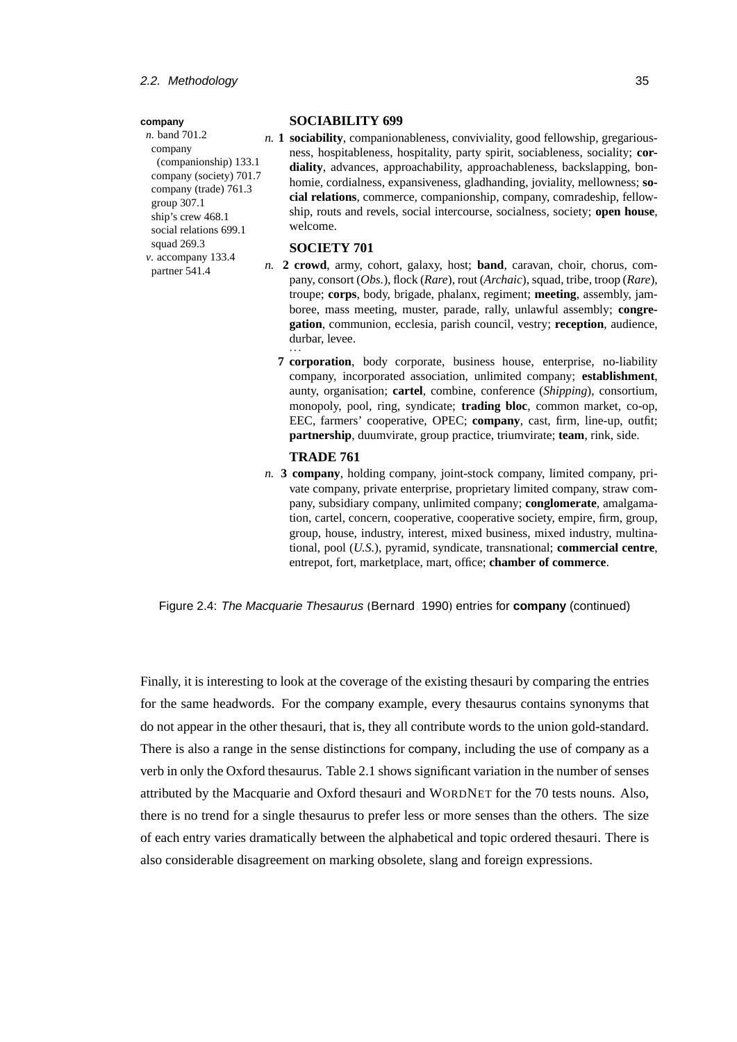**company**

*n.* band 701.2
company (companionship) 133.1
company (society) 701.7
company (trade) 761.3
group 307.1
ship's crew 468.1
social relations 699.1
squad 269.3
*v.* accompany 133.4
partner 541.4

**SOCIABILITY 699**

*n.* **1** **sociability**, companionableness, conviviality, good fellowship, gregariousness, hospitableness, hospitality, party spirit, sociableness, sociality; **cordiality**, advances, approachability, approachableness, backslapping, bonhomie, cordialness, expansiveness, gladhanding, joviality, mellowness; **social relations**, commerce, companionship, company, comradeship, fellowship, routs and revels, social intercourse, socialness, society; **open house**, welcome.

**SOCIETY 701**

*n.* **2** **crowd**, army, cohort, galaxy, host; **band**, caravan, choir, chorus, company, consort (*Obs.*), flock (*Rare*), rout (*Archaic*), squad, tribe, troop (*Rare*), troupe; **corps**, body, brigade, phalanx, regiment; **meeting**, assembly, jamboree, mass meeting, muster, parade, rally, unlawful assembly; **congregation**, communion, ecclesia, parish council, vestry; **reception**, audience, durbar, levee.

…

**7** **corporation**, body corporate, business house, enterprise, no-liability company, incorporated association, unlimited company; **establishment**, aunty, organisation; **cartel**, combine, conference (*Shipping*), consortium, monopoly, pool, ring, syndicate; **trading bloc**, common market, co-op, EEC, farmers' cooperative, OPEC; **company**, cast, firm, line-up, outfit; **partnership**, duumvirate, group practice, triumvirate; **team**, rink, side.

**TRADE 761**

*n.* **3** **company**, holding company, joint-stock company, limited company, private company, private enterprise, proprietary limited company, straw company, subsidiary company, unlimited company; **conglomerate**, amalgamation, cartel, concern, cooperative, cooperative society, empire, firm, group, group, house, industry, interest, mixed business, mixed industry, multinational, pool (*U.S.*), pyramid, syndicate, transnational; **commercial centre**, entrepot, fort, marketplace, mart, office; **chamber of commerce**.

Figure 2.4: *The Macquarie Thesaurus* (Bernard, 1990) entries for **company** (continued)

Finally, it is interesting to look at the coverage of the existing thesauri by comparing the entries for the same headwords. For the company example, every thesaurus contains synonyms that do not appear in the other thesauri, that is, they all contribute words to the union gold-standard. There is also a range in the sense distinctions for company, including the use of company as a verb in only the Oxford thesaurus. Table 2.1 shows significant variation in the number of senses attributed by the Macquarie and Oxford thesauri and WordNet for the 70 tests nouns. Also, there is no trend for a single thesaurus to prefer less or more senses than the others. The size of each entry varies dramatically between the alphabetical and topic ordered thesauri. There is also considerable disagreement on marking obsolete, slang and foreign expressions.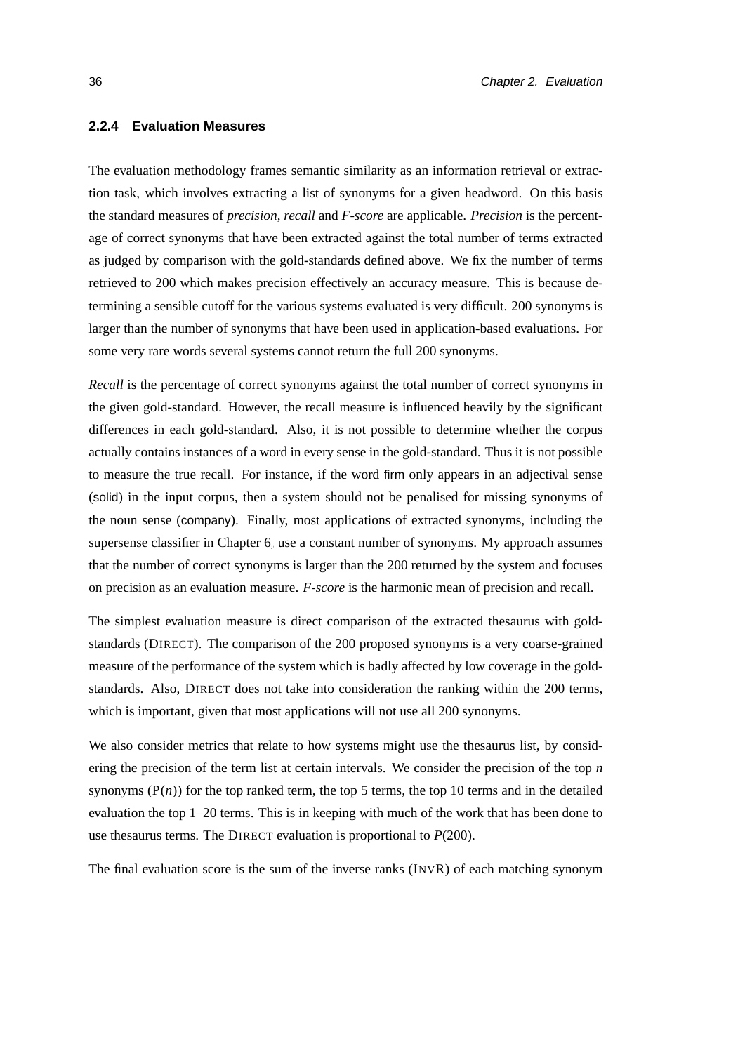### 2.2.4 Evaluation Measures

The evaluation methodology frames semantic similarity as an information retrieval or extraction task, which involves extracting a list of synonyms for a given headword. On this basis the standard measures of *precision*, *recall* and *F-score* are applicable. *Precision* is the percentage of correct synonyms that have been extracted against the total number of terms extracted as judged by comparison with the gold-standards defined above. We fix the number of terms retrieved to 200 which makes precision effectively an accuracy measure. This is because determining a sensible cutoff for the various systems evaluated is very difficult. 200 synonyms is larger than the number of synonyms that have been used in application-based evaluations. For some very rare words several systems cannot return the full 200 synonyms.

*Recall* is the percentage of correct synonyms against the total number of correct synonyms in the given gold-standard. However, the recall measure is influenced heavily by the significant differences in each gold-standard. Also, it is not possible to determine whether the corpus actually contains instances of a word in every sense in the gold-standard. Thus it is not possible to measure the true recall. For instance, if the word firm only appears in an adjectival sense (solid) in the input corpus, then a system should not be penalised for missing synonyms of the noun sense (company). Finally, most applications of extracted synonyms, including the supersense classifier in Chapter 6, use a constant number of synonyms. My approach assumes that the number of correct synonyms is larger than the 200 returned by the system and focuses on precision as an evaluation measure. *F-score* is the harmonic mean of precision and recall.

The simplest evaluation measure is direct comparison of the extracted thesaurus with gold-standards (DIRECT). The comparison of the 200 proposed synonyms is a very coarse-grained measure of the performance of the system which is badly affected by low coverage in the gold-standards. Also, DIRECT does not take into consideration the ranking within the 200 terms, which is important, given that most applications will not use all 200 synonyms.

We also consider metrics that relate to how systems might use the thesaurus list, by considering the precision of the term list at certain intervals. We consider the precision of the top $n$ synonyms (P($n$)) for the top ranked term, the top 5 terms, the top 10 terms and in the detailed evaluation the top 1–20 terms. This is in keeping with much of the work that has been done to use thesaurus terms. The DIRECT evaluation is proportional to $P(200)$.

The final evaluation score is the sum of the inverse ranks (INVR) of each matching synonym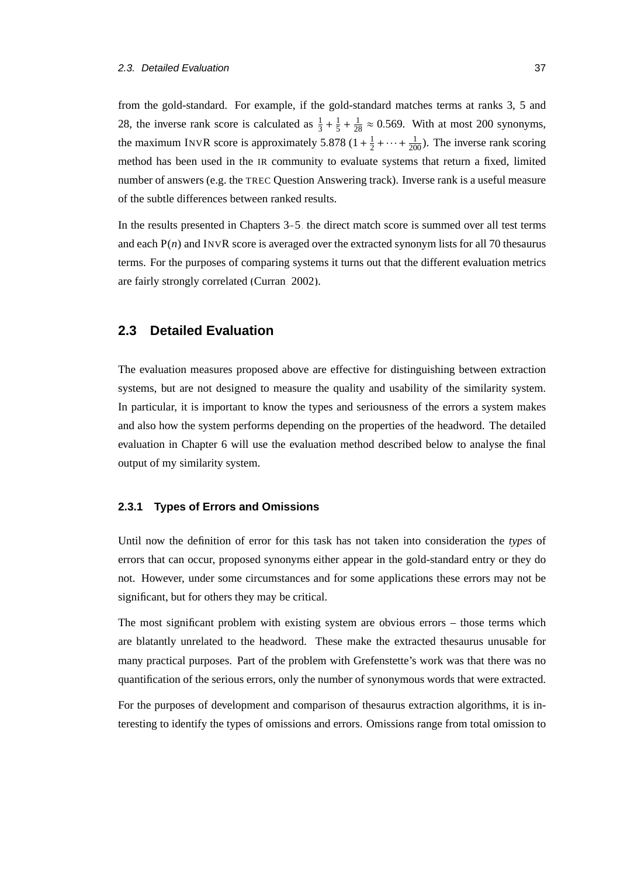from the gold-standard. For example, if the gold-standard matches terms at ranks 3, 5 and 28, the inverse rank score is calculated as $\frac{1}{3} + \frac{1}{5} + \frac{1}{28} \approx 0.569$. With at most 200 synonyms, the maximum INVR score is approximately 5.878 ($1 + \frac{1}{2} + \cdots + \frac{1}{200}$). The inverse rank scoring method has been used in the IR community to evaluate systems that return a fixed, limited number of answers (e.g. the TREC Question Answering track). Inverse rank is a useful measure of the subtle differences between ranked results.

In the results presented in Chapters 3–5, the direct match score is summed over all test terms and each P($n$) and INVR score is averaged over the extracted synonym lists for all 70 thesaurus terms. For the purposes of comparing systems it turns out that the different evaluation metrics are fairly strongly correlated (Curran, 2002).

## 2.3 Detailed Evaluation

The evaluation measures proposed above are effective for distinguishing between extraction systems, but are not designed to measure the quality and usability of the similarity system. In particular, it is important to know the types and seriousness of the errors a system makes and also how the system performs depending on the properties of the headword. The detailed evaluation in Chapter 6 will use the evaluation method described below to analyse the final output of my similarity system.

### 2.3.1 Types of Errors and Omissions

Until now the definition of error for this task has not taken into consideration the *types* of errors that can occur, proposed synonyms either appear in the gold-standard entry or they do not. However, under some circumstances and for some applications these errors may not be significant, but for others they may be critical.

The most significant problem with existing system are obvious errors – those terms which are blatantly unrelated to the headword. These make the extracted thesaurus unusable for many practical purposes. Part of the problem with Grefenstette's work was that there was no quantification of the serious errors, only the number of synonymous words that were extracted.

For the purposes of development and comparison of thesaurus extraction algorithms, it is interesting to identify the types of omissions and errors. Omissions range from total omission to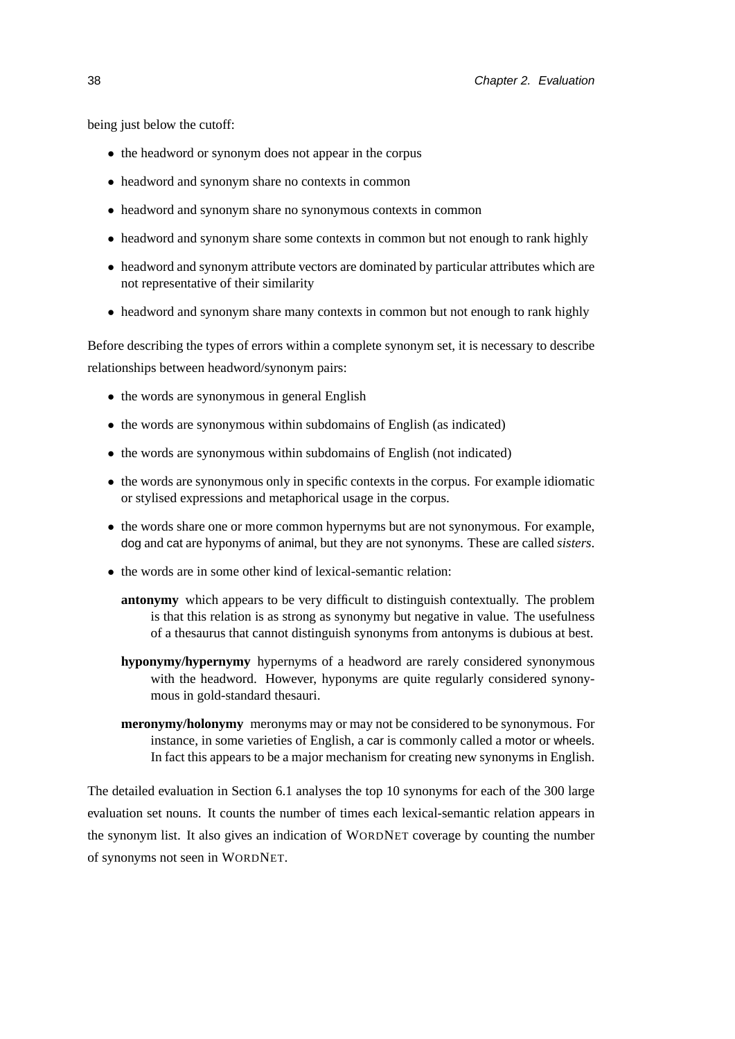being just below the cutoff:

- the headword or synonym does not appear in the corpus
- headword and synonym share no contexts in common
- headword and synonym share no synonymous contexts in common
- headword and synonym share some contexts in common but not enough to rank highly
- headword and synonym attribute vectors are dominated by particular attributes which are not representative of their similarity
- headword and synonym share many contexts in common but not enough to rank highly

Before describing the types of errors within a complete synonym set, it is necessary to describe relationships between headword/synonym pairs:

- the words are synonymous in general English
- the words are synonymous within subdomains of English (as indicated)
- the words are synonymous within subdomains of English (not indicated)
- the words are synonymous only in specific contexts in the corpus. For example idiomatic or stylised expressions and metaphorical usage in the corpus.
- the words share one or more common hypernyms but are not synonymous. For example, dog and cat are hyponyms of animal, but they are not synonyms. These are called *sisters*.
- the words are in some other kind of lexical-semantic relation:

  **antonymy** which appears to be very difficult to distinguish contextually. The problem is that this relation is as strong as synonymy but negative in value. The usefulness of a thesaurus that cannot distinguish synonyms from antonyms is dubious at best.

  **hyponymy/hypernymy** hypernyms of a headword are rarely considered synonymous with the headword. However, hyponyms are quite regularly considered synonymous in gold-standard thesauri.

  **meronymy/holonymy** meronyms may or may not be considered to be synonymous. For instance, in some varieties of English, a car is commonly called a motor or wheels. In fact this appears to be a major mechanism for creating new synonyms in English.

The detailed evaluation in Section 6.1 analyses the top 10 synonyms for each of the 300 large evaluation set nouns. It counts the number of times each lexical-semantic relation appears in the synonym list. It also gives an indication of WORDNET coverage by counting the number of synonyms not seen in WORDNET.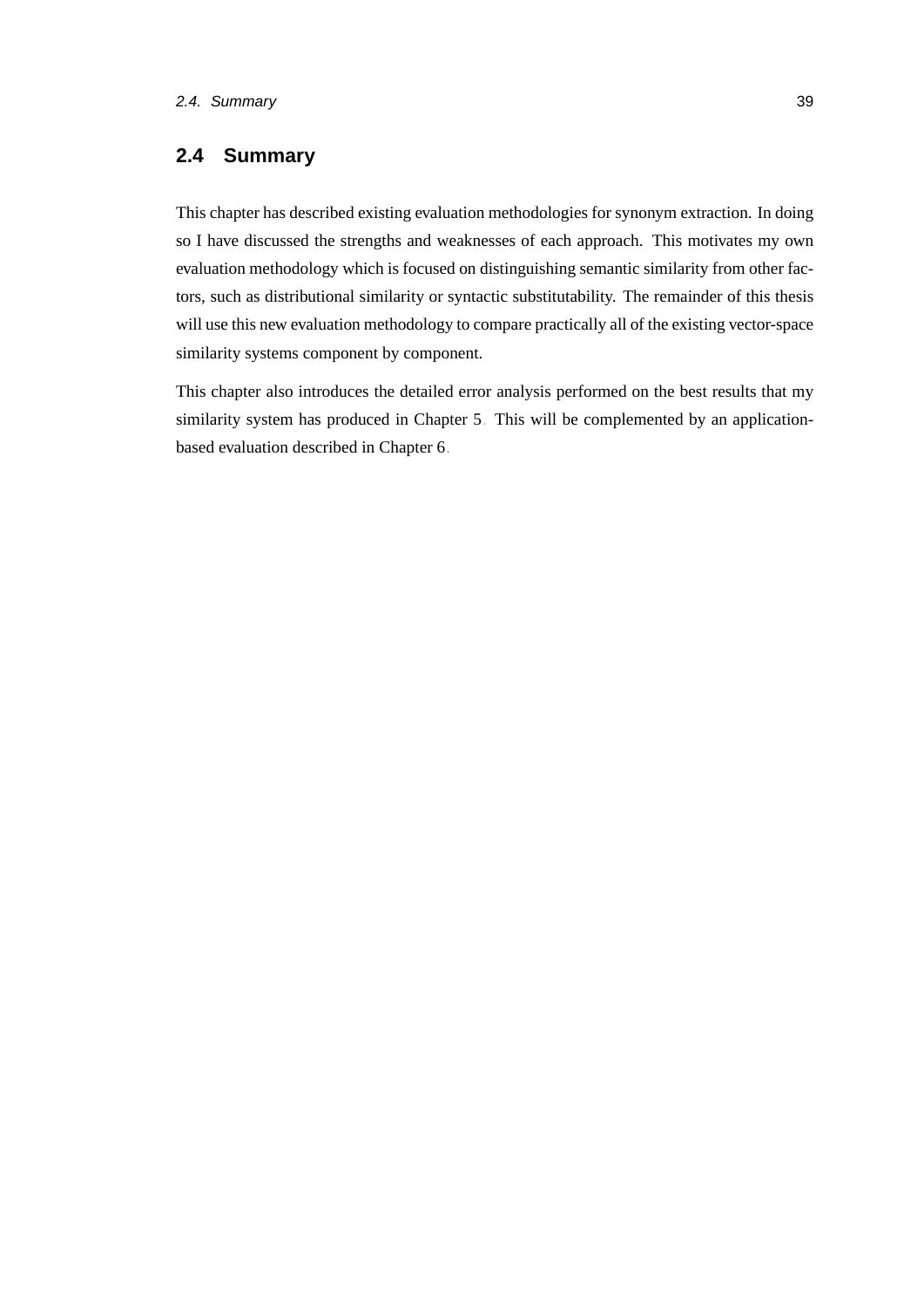## 2.4 Summary

This chapter has described existing evaluation methodologies for synonym extraction. In doing so I have discussed the strengths and weaknesses of each approach. This motivates my own evaluation methodology which is focused on distinguishing semantic similarity from other factors, such as distributional similarity or syntactic substitutability. The remainder of this thesis will use this new evaluation methodology to compare practically all of the existing vector-space similarity systems component by component.

This chapter also introduces the detailed error analysis performed on the best results that my similarity system has produced in Chapter 5. This will be complemented by an application-based evaluation described in Chapter 6.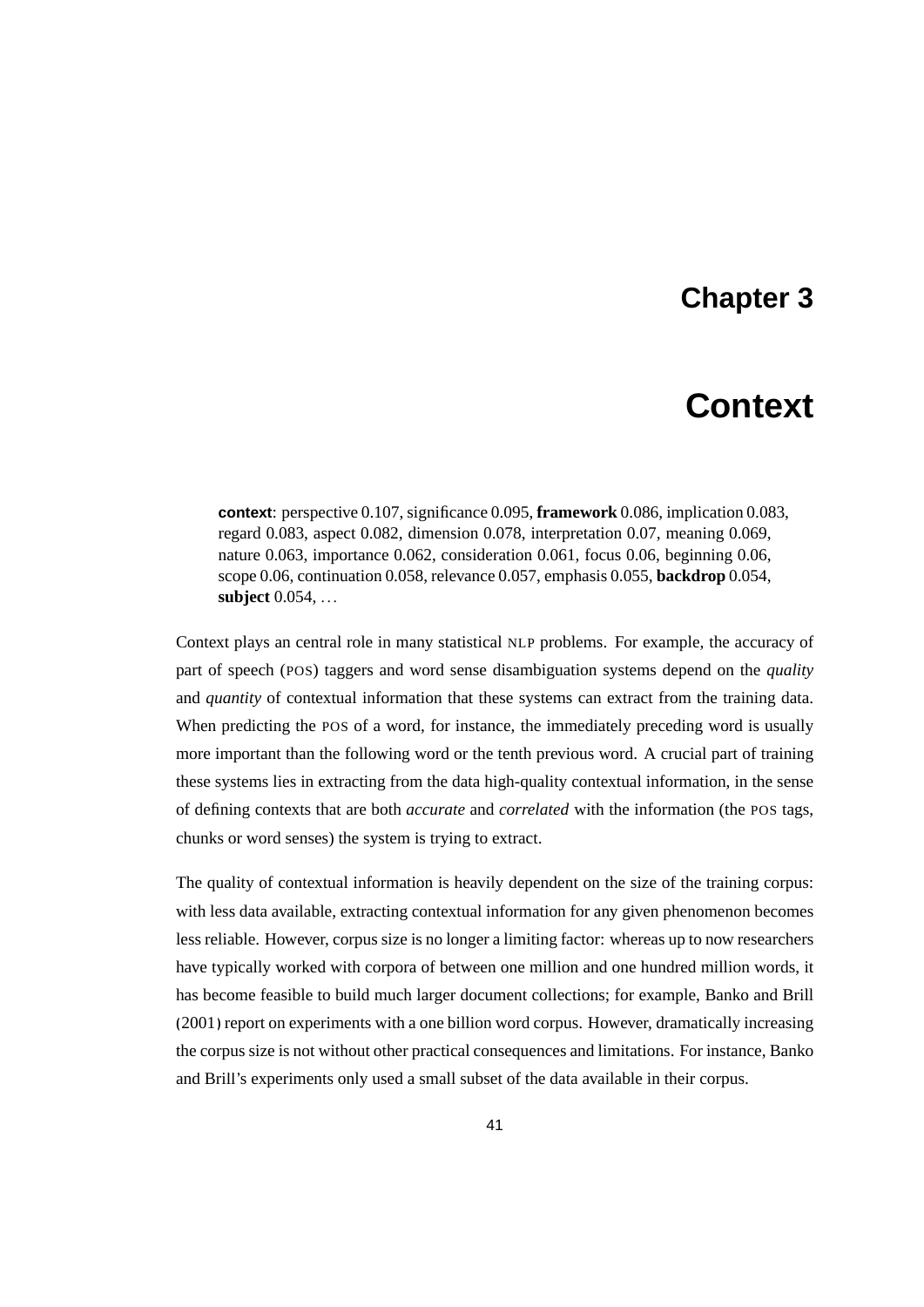# Chapter 3

# Context

> **context**: perspective 0.107, significance 0.095, **framework** 0.086, implication 0.083, regard 0.083, aspect 0.082, dimension 0.078, interpretation 0.07, meaning 0.069, nature 0.063, importance 0.062, consideration 0.061, focus 0.06, beginning 0.06, scope 0.06, continuation 0.058, relevance 0.057, emphasis 0.055, **backdrop** 0.054, **subject** 0.054, …

Context plays an central role in many statistical NLP problems. For example, the accuracy of part of speech (POS) taggers and word sense disambiguation systems depend on the *quality* and *quantity* of contextual information that these systems can extract from the training data. When predicting the POS of a word, for instance, the immediately preceding word is usually more important than the following word or the tenth previous word. A crucial part of training these systems lies in extracting from the data high-quality contextual information, in the sense of defining contexts that are both *accurate* and *correlated* with the information (the POS tags, chunks or word senses) the system is trying to extract.

The quality of contextual information is heavily dependent on the size of the training corpus: with less data available, extracting contextual information for any given phenomenon becomes less reliable. However, corpus size is no longer a limiting factor: whereas up to now researchers have typically worked with corpora of between one million and one hundred million words, it has become feasible to build much larger document collections; for example, Banko and Brill (2001) report on experiments with a one billion word corpus. However, dramatically increasing the corpus size is not without other practical consequences and limitations. For instance, Banko and Brill's experiments only used a small subset of the data available in their corpus.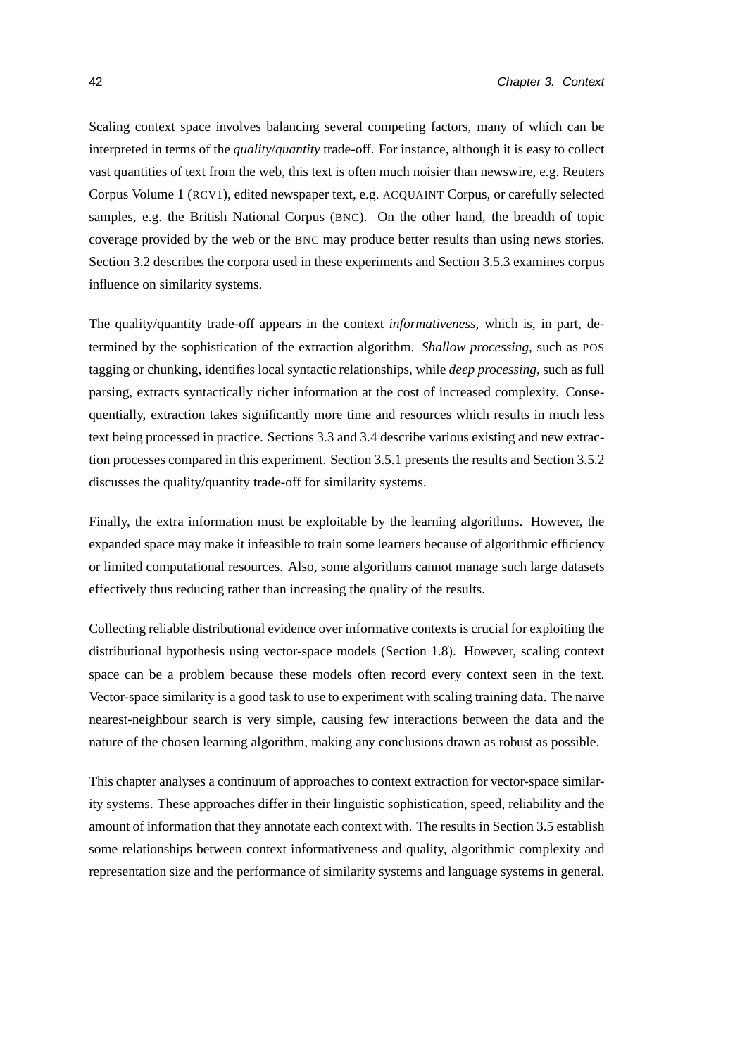Scaling context space involves balancing several competing factors, many of which can be interpreted in terms of the *quality/quantity* trade-off. For instance, although it is easy to collect vast quantities of text from the web, this text is often much noisier than newswire, e.g. Reuters Corpus Volume 1 (RCV1), edited newspaper text, e.g. ACQUAINT Corpus, or carefully selected samples, e.g. the British National Corpus (BNC). On the other hand, the breadth of topic coverage provided by the web or the BNC may produce better results than using news stories. Section 3.2 describes the corpora used in these experiments and Section 3.5.3 examines corpus influence on similarity systems.

The quality/quantity trade-off appears in the context *informativeness*, which is, in part, determined by the sophistication of the extraction algorithm. *Shallow processing*, such as POS tagging or chunking, identifies local syntactic relationships, while *deep processing*, such as full parsing, extracts syntactically richer information at the cost of increased complexity. Consequentially, extraction takes significantly more time and resources which results in much less text being processed in practice. Sections 3.3 and 3.4 describe various existing and new extraction processes compared in this experiment. Section 3.5.1 presents the results and Section 3.5.2 discusses the quality/quantity trade-off for similarity systems.

Finally, the extra information must be exploitable by the learning algorithms. However, the expanded space may make it infeasible to train some learners because of algorithmic efficiency or limited computational resources. Also, some algorithms cannot manage such large datasets effectively thus reducing rather than increasing the quality of the results.

Collecting reliable distributional evidence over informative contexts is crucial for exploiting the distributional hypothesis using vector-space models (Section 1.8). However, scaling context space can be a problem because these models often record every context seen in the text. Vector-space similarity is a good task to use to experiment with scaling training data. The naïve nearest-neighbour search is very simple, causing few interactions between the data and the nature of the chosen learning algorithm, making any conclusions drawn as robust as possible.

This chapter analyses a continuum of approaches to context extraction for vector-space similarity systems. These approaches differ in their linguistic sophistication, speed, reliability and the amount of information that they annotate each context with. The results in Section 3.5 establish some relationships between context informativeness and quality, algorithmic complexity and representation size and the performance of similarity systems and language systems in general.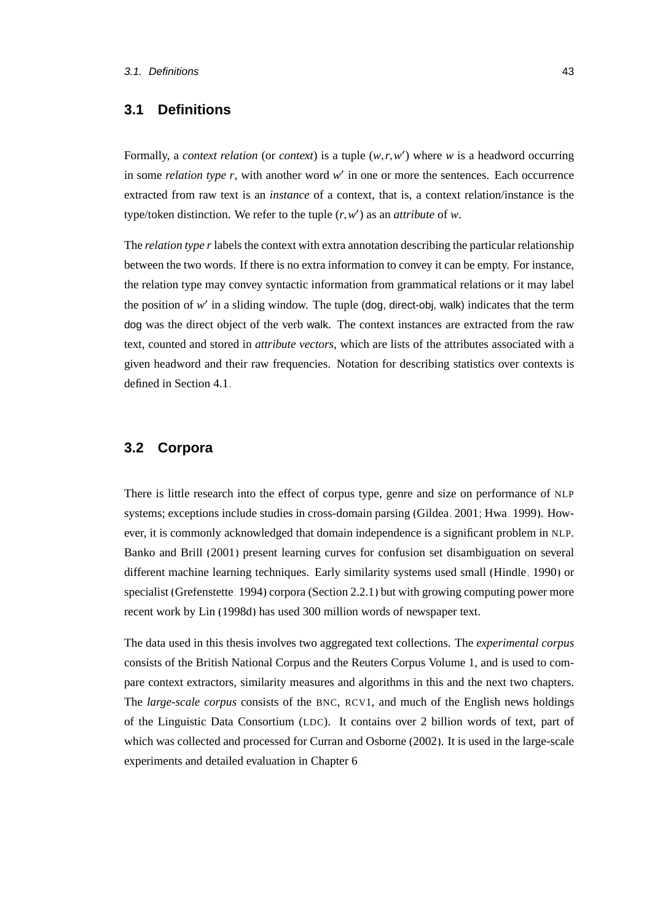## 3.1 Definitions

Formally, a *context relation* (or *context*) is a tuple $(w, r, w')$ where $w$ is a headword occurring in some *relation type* $r$, with another word $w'$ in one or more the sentences. Each occurrence extracted from raw text is an *instance* of a context, that is, a context relation/instance is the type/token distinction. We refer to the tuple $(r, w')$ as an *attribute* of $w$.

The *relation type* $r$ labels the context with extra annotation describing the particular relationship between the two words. If there is no extra information to convey it can be empty. For instance, the relation type may convey syntactic information from grammatical relations or it may label the position of $w'$ in a sliding window. The tuple (dog, direct-obj, walk) indicates that the term dog was the direct object of the verb walk. The context instances are extracted from the raw text, counted and stored in *attribute vectors*, which are lists of the attributes associated with a given headword and their raw frequencies. Notation for describing statistics over contexts is defined in Section 4.1.

## 3.2 Corpora

There is little research into the effect of corpus type, genre and size on performance of NLP systems; exceptions include studies in cross-domain parsing (Gildea, 2001; Hwa, 1999). However, it is commonly acknowledged that domain independence is a significant problem in NLP. Banko and Brill (2001) present learning curves for confusion set disambiguation on several different machine learning techniques. Early similarity systems used small (Hindle, 1990) or specialist (Grefenstette, 1994) corpora (Section 2.2.1) but with growing computing power more recent work by Lin (1998d) has used 300 million words of newspaper text.

The data used in this thesis involves two aggregated text collections. The *experimental corpus* consists of the British National Corpus and the Reuters Corpus Volume 1, and is used to compare context extractors, similarity measures and algorithms in this and the next two chapters. The *large-scale corpus* consists of the BNC, RCV1, and much of the English news holdings of the Linguistic Data Consortium (LDC). It contains over 2 billion words of text, part of which was collected and processed for Curran and Osborne (2002). It is used in the large-scale experiments and detailed evaluation in Chapter 6.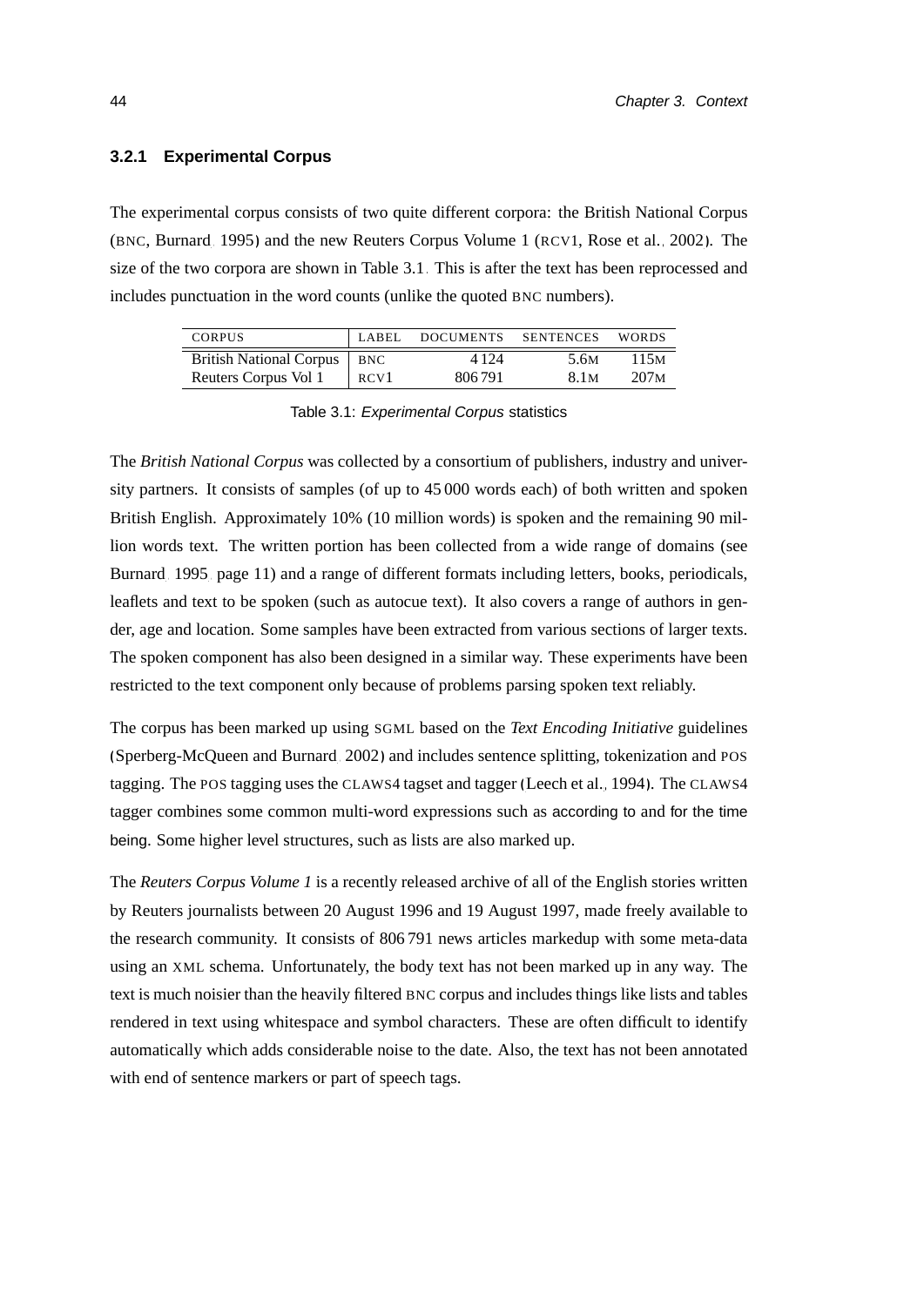### 3.2.1 Experimental Corpus

The experimental corpus consists of two quite different corpora: the British National Corpus (BNC, Burnard, 1995) and the new Reuters Corpus Volume 1 (RCV1, Rose et al., 2002). The size of the two corpora are shown in Table 3.1. This is after the text has been reprocessed and includes punctuation in the word counts (unlike the quoted BNC numbers).

| CORPUS | LABEL | DOCUMENTS | SENTENCES | WORDS |
|---|---|---|---|---|
| British National Corpus | BNC | 4 124 | 5.6M | 115M |
| Reuters Corpus Vol 1 | RCV1 | 806 791 | 8.1M | 207M |

Table 3.1: *Experimental Corpus* statistics

The *British National Corpus* was collected by a consortium of publishers, industry and university partners. It consists of samples (of up to 45 000 words each) of both written and spoken British English. Approximately 10% (10 million words) is spoken and the remaining 90 million words text. The written portion has been collected from a wide range of domains (see Burnard, 1995, page 11) and a range of different formats including letters, books, periodicals, leaflets and text to be spoken (such as autocue text). It also covers a range of authors in gender, age and location. Some samples have been extracted from various sections of larger texts. The spoken component has also been designed in a similar way. These experiments have been restricted to the text component only because of problems parsing spoken text reliably.

The corpus has been marked up using SGML based on the *Text Encoding Initiative* guidelines (Sperberg-McQueen and Burnard, 2002) and includes sentence splitting, tokenization and POS tagging. The POS tagging uses the CLAWS4 tagset and tagger (Leech et al., 1994). The CLAWS4 tagger combines some common multi-word expressions such as according to and for the time being. Some higher level structures, such as lists are also marked up.

The *Reuters Corpus Volume 1* is a recently released archive of all of the English stories written by Reuters journalists between 20 August 1996 and 19 August 1997, made freely available to the research community. It consists of 806 791 news articles markedup with some meta-data using an XML schema. Unfortunately, the body text has not been marked up in any way. The text is much noisier than the heavily filtered BNC corpus and includes things like lists and tables rendered in text using whitespace and symbol characters. These are often difficult to identify automatically which adds considerable noise to the date. Also, the text has not been annotated with end of sentence markers or part of speech tags.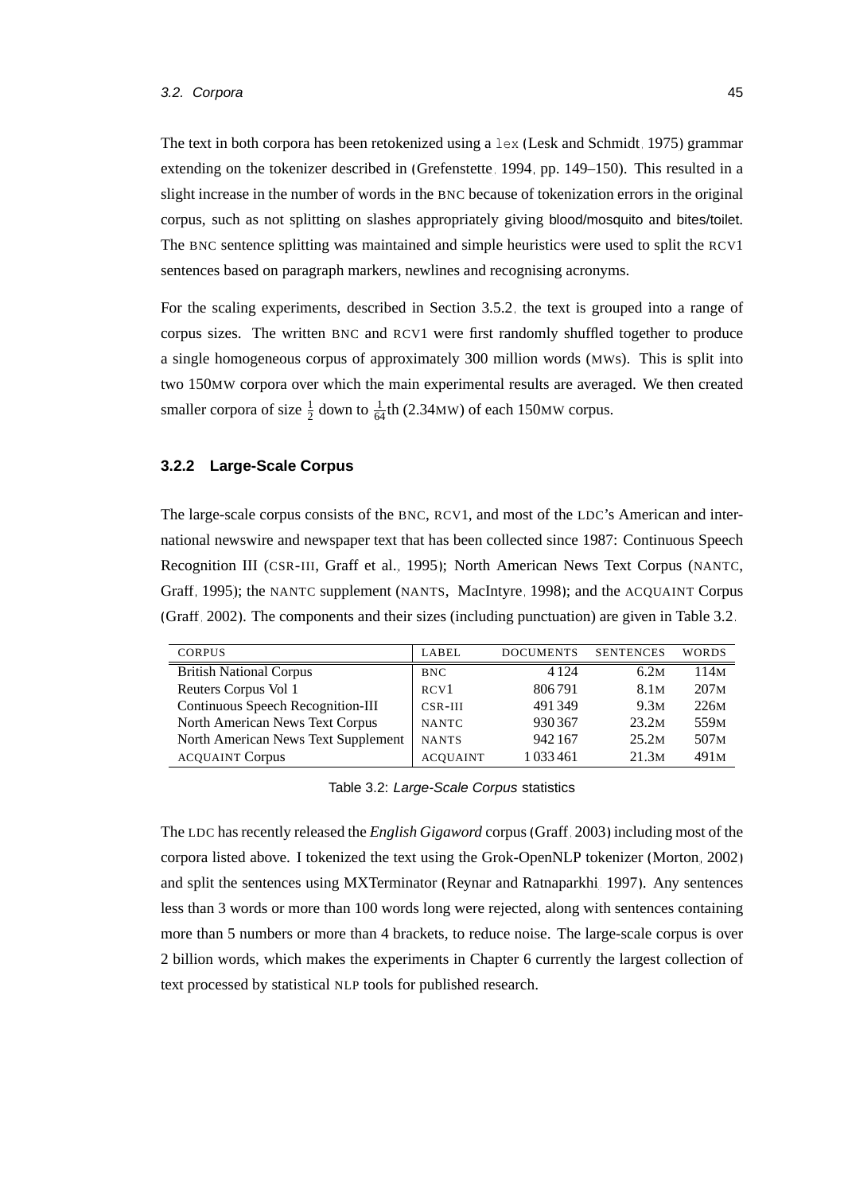The text in both corpora has been retokenized using a `lex` (Lesk and Schmidt, 1975) grammar extending on the tokenizer described in (Grefenstette, 1994, pp. 149–150). This resulted in a slight increase in the number of words in the BNC because of tokenization errors in the original corpus, such as not splitting on slashes appropriately giving blood/mosquito and bites/toilet. The BNC sentence splitting was maintained and simple heuristics were used to split the RCV1 sentences based on paragraph markers, newlines and recognising acronyms.

For the scaling experiments, described in Section 3.5.2, the text is grouped into a range of corpus sizes. The written BNC and RCV1 were first randomly shuffled together to produce a single homogeneous corpus of approximately 300 million words (MWs). This is split into two 150MW corpora over which the main experimental results are averaged. We then created smaller corpora of size $\frac{1}{2}$ down to $\frac{1}{64}$th (2.34MW) of each 150MW corpus.

### 3.2.2 Large-Scale Corpus

The large-scale corpus consists of the BNC, RCV1, and most of the LDC's American and international newswire and newspaper text that has been collected since 1987: Continuous Speech Recognition III (CSR-III, Graff et al., 1995); North American News Text Corpus (NANTC, Graff, 1995); the NANTC supplement (NANTS, MacIntyre, 1998); and the ACQUAINT Corpus (Graff, 2002). The components and their sizes (including punctuation) are given in Table 3.2.

| CORPUS | LABEL | DOCUMENTS | SENTENCES | WORDS |
|---|---|---|---|---|
| British National Corpus | BNC | 4 124 | 6.2M | 114M |
| Reuters Corpus Vol 1 | RCV1 | 806 791 | 8.1M | 207M |
| Continuous Speech Recognition-III | CSR-III | 491 349 | 9.3M | 226M |
| North American News Text Corpus | NANTC | 930 367 | 23.2M | 559M |
| North American News Text Supplement | NANTS | 942 167 | 25.2M | 507M |
| ACQUAINT Corpus | ACQUAINT | 1 033 461 | 21.3M | 491M |

Table 3.2: *Large-Scale Corpus* statistics

The LDC has recently released the *English Gigaword* corpus (Graff, 2003) including most of the corpora listed above. I tokenized the text using the Grok-OpenNLP tokenizer (Morton, 2002) and split the sentences using MXTerminator (Reynar and Ratnaparkhi, 1997). Any sentences less than 3 words or more than 100 words long were rejected, along with sentences containing more than 5 numbers or more than 4 brackets, to reduce noise. The large-scale corpus is over 2 billion words, which makes the experiments in Chapter 6 currently the largest collection of text processed by statistical NLP tools for published research.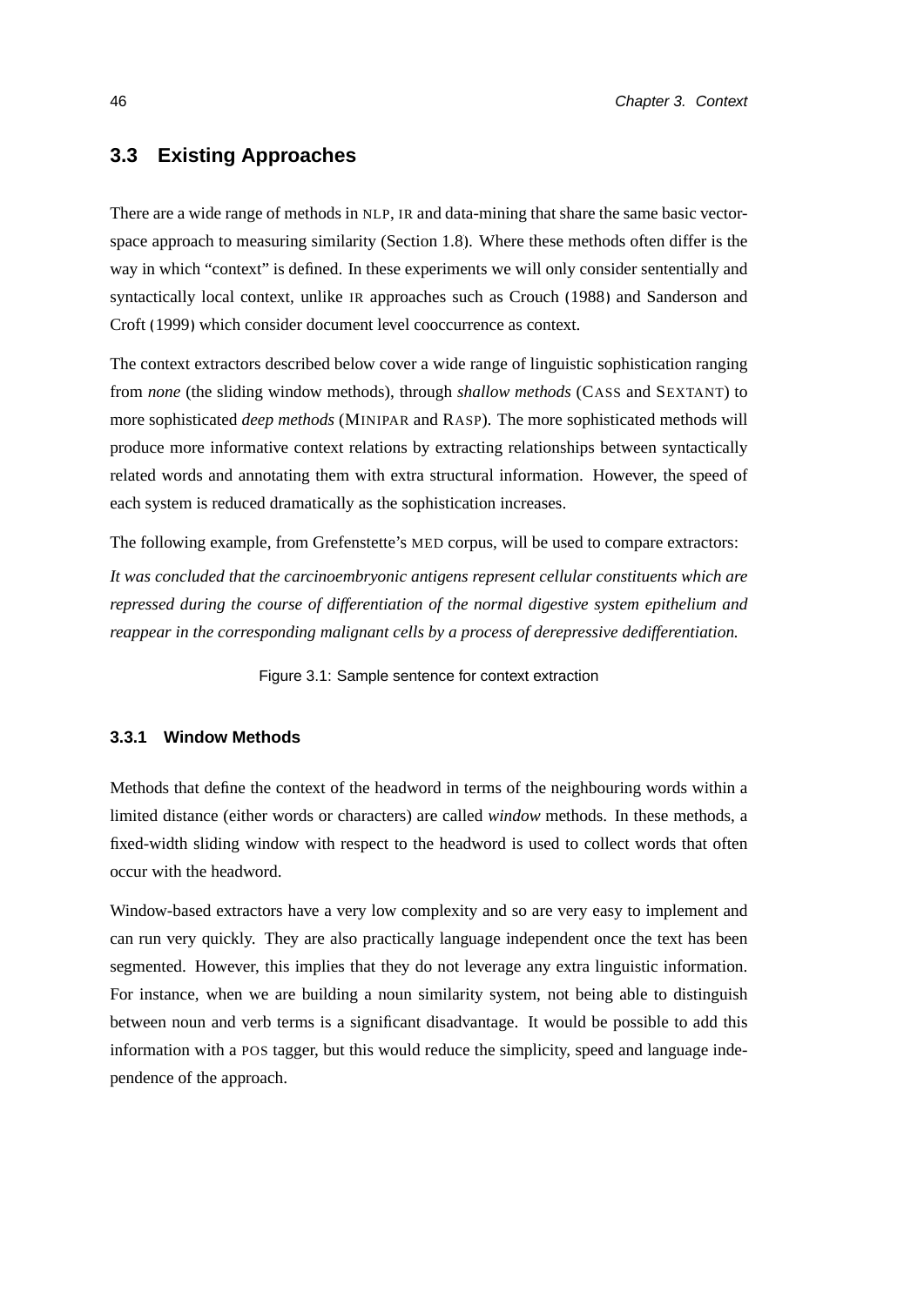## 3.3 Existing Approaches

There are a wide range of methods in NLP, IR and data-mining that share the same basic vector-space approach to measuring similarity (Section 1.8). Where these methods often differ is the way in which "context" is defined. In these experiments we will only consider sententially and syntactically local context, unlike IR approaches such as Crouch (1988) and Sanderson and Croft (1999) which consider document level cooccurrence as context.

The context extractors described below cover a wide range of linguistic sophistication ranging from *none* (the sliding window methods), through *shallow methods* (CASS and SEXTANT) to more sophisticated *deep methods* (MINIPAR and RASP). The more sophisticated methods will produce more informative context relations by extracting relationships between syntactically related words and annotating them with extra structural information. However, the speed of each system is reduced dramatically as the sophistication increases.

The following example, from Grefenstette's MED corpus, will be used to compare extractors:

*It was concluded that the carcinoembryonic antigens represent cellular constituents which are repressed during the course of differentiation of the normal digestive system epithelium and reappear in the corresponding malignant cells by a process of derepressive dedifferentiation.*

Figure 3.1: Sample sentence for context extraction

### 3.3.1 Window Methods

Methods that define the context of the headword in terms of the neighbouring words within a limited distance (either words or characters) are called *window* methods. In these methods, a fixed-width sliding window with respect to the headword is used to collect words that often occur with the headword.

Window-based extractors have a very low complexity and so are very easy to implement and can run very quickly. They are also practically language independent once the text has been segmented. However, this implies that they do not leverage any extra linguistic information. For instance, when we are building a noun similarity system, not being able to distinguish between noun and verb terms is a significant disadvantage. It would be possible to add this information with a POS tagger, but this would reduce the simplicity, speed and language independence of the approach.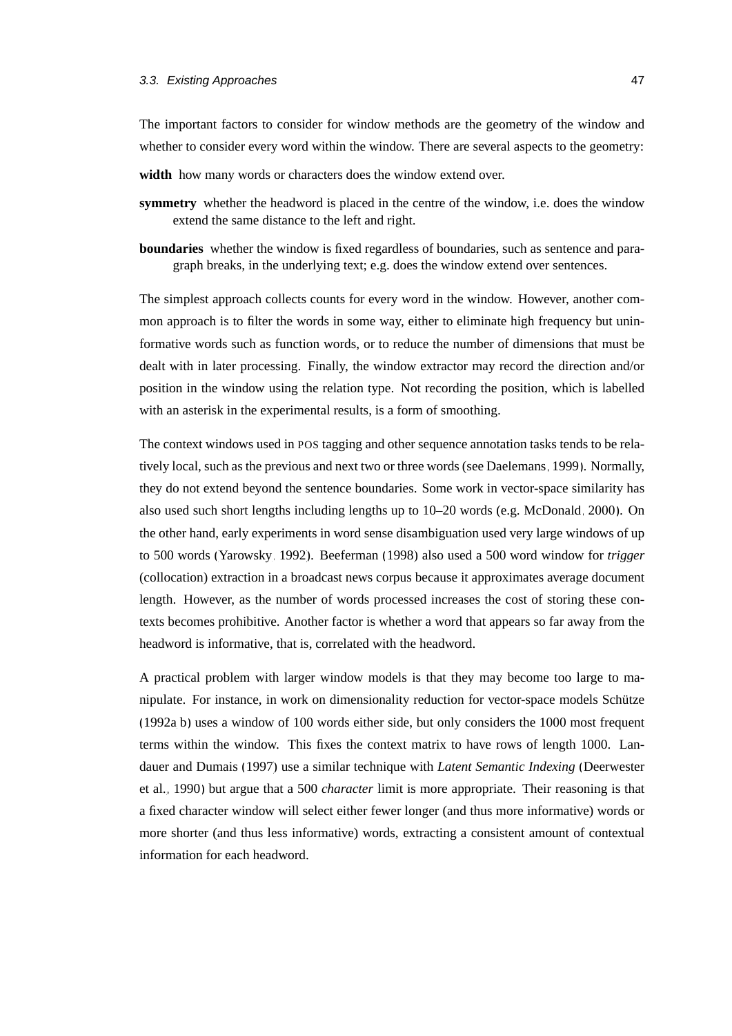The important factors to consider for window methods are the geometry of the window and whether to consider every word within the window. There are several aspects to the geometry:

**width** how many words or characters does the window extend over.

**symmetry** whether the headword is placed in the centre of the window, i.e. does the window extend the same distance to the left and right.

**boundaries** whether the window is fixed regardless of boundaries, such as sentence and paragraph breaks, in the underlying text; e.g. does the window extend over sentences.

The simplest approach collects counts for every word in the window. However, another common approach is to filter the words in some way, either to eliminate high frequency but uninformative words such as function words, or to reduce the number of dimensions that must be dealt with in later processing. Finally, the window extractor may record the direction and/or position in the window using the relation type. Not recording the position, which is labelled with an asterisk in the experimental results, is a form of smoothing.

The context windows used in POS tagging and other sequence annotation tasks tends to be relatively local, such as the previous and next two or three words (see Daelemans, 1999). Normally, they do not extend beyond the sentence boundaries. Some work in vector-space similarity has also used such short lengths including lengths up to 10–20 words (e.g. McDonald, 2000). On the other hand, early experiments in word sense disambiguation used very large windows of up to 500 words (Yarowsky, 1992). Beeferman (1998) also used a 500 word window for *trigger* (collocation) extraction in a broadcast news corpus because it approximates average document length. However, as the number of words processed increases the cost of storing these contexts becomes prohibitive. Another factor is whether a word that appears so far away from the headword is informative, that is, correlated with the headword.

A practical problem with larger window models is that they may become too large to manipulate. For instance, in work on dimensionality reduction for vector-space models Schütze (1992a b) uses a window of 100 words either side, but only considers the 1000 most frequent terms within the window. This fixes the context matrix to have rows of length 1000. Landauer and Dumais (1997) use a similar technique with *Latent Semantic Indexing* (Deerwester et al., 1990) but argue that a 500 *character* limit is more appropriate. Their reasoning is that a fixed character window will select either fewer longer (and thus more informative) words or more shorter (and thus less informative) words, extracting a consistent amount of contextual information for each headword.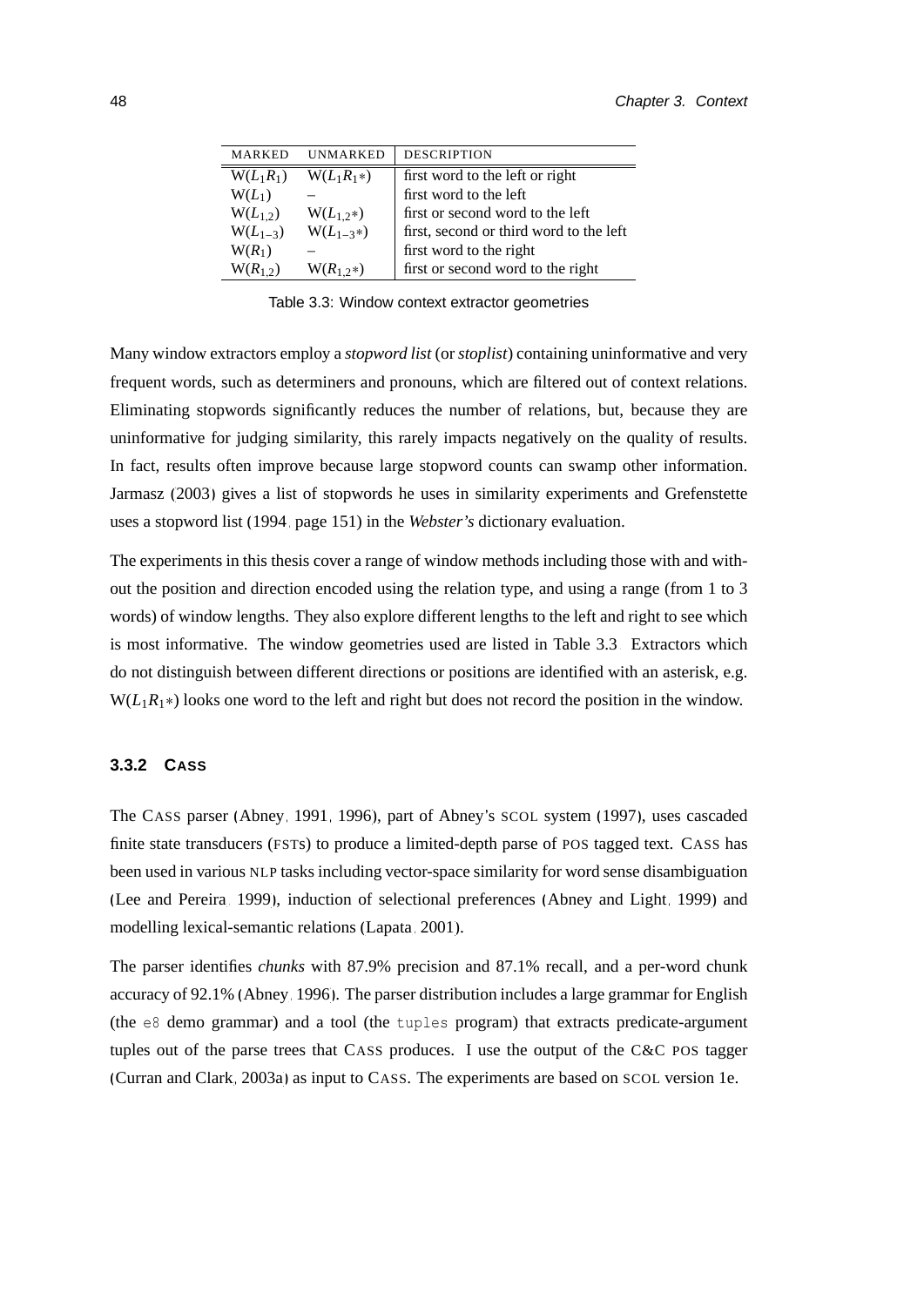| MARKED | UNMARKED | DESCRIPTION |
|---|---|---|
| W($L_1R_1$) | W($L_1R_1*$) | first word to the left or right |
| W($L_1$) | – | first word to the left |
| W($L_{1,2}$) | W($L_{1,2}*$) | first or second word to the left |
| W($L_{1-3}$) | W($L_{1-3}*$) | first, second or third word to the left |
| W($R_1$) | – | first word to the right |
| W($R_{1,2}$) | W($R_{1,2}*$) | first or second word to the right |

Table 3.3: Window context extractor geometries

Many window extractors employ a *stopword list* (or *stoplist*) containing uninformative and very frequent words, such as determiners and pronouns, which are filtered out of context relations. Eliminating stopwords significantly reduces the number of relations, but, because they are uninformative for judging similarity, this rarely impacts negatively on the quality of results. In fact, results often improve because large stopword counts can swamp other information. Jarmasz (2003) gives a list of stopwords he uses in similarity experiments and Grefenstette uses a stopword list (1994, page 151) in the *Webster's* dictionary evaluation.

The experiments in this thesis cover a range of window methods including those with and without the position and direction encoded using the relation type, and using a range (from 1 to 3 words) of window lengths. They also explore different lengths to the left and right to see which is most informative. The window geometries used are listed in Table 3.3. Extractors which do not distinguish between different directions or positions are identified with an asterisk, e.g. W($L_1R_1*$) looks one word to the left and right but does not record the position in the window.

### 3.3.2 CASS

The CASS parser (Abney, 1991, 1996), part of Abney's SCOL system (1997), uses cascaded finite state transducers (FSTs) to produce a limited-depth parse of POS tagged text. CASS has been used in various NLP tasks including vector-space similarity for word sense disambiguation (Lee and Pereira, 1999), induction of selectional preferences (Abney and Light, 1999) and modelling lexical-semantic relations (Lapata, 2001).

The parser identifies *chunks* with 87.9% precision and 87.1% recall, and a per-word chunk accuracy of 92.1% (Abney, 1996). The parser distribution includes a large grammar for English (the `e8` demo grammar) and a tool (the `tuples` program) that extracts predicate-argument tuples out of the parse trees that CASS produces. I use the output of the C&C POS tagger (Curran and Clark, 2003a) as input to CASS. The experiments are based on SCOL version 1e.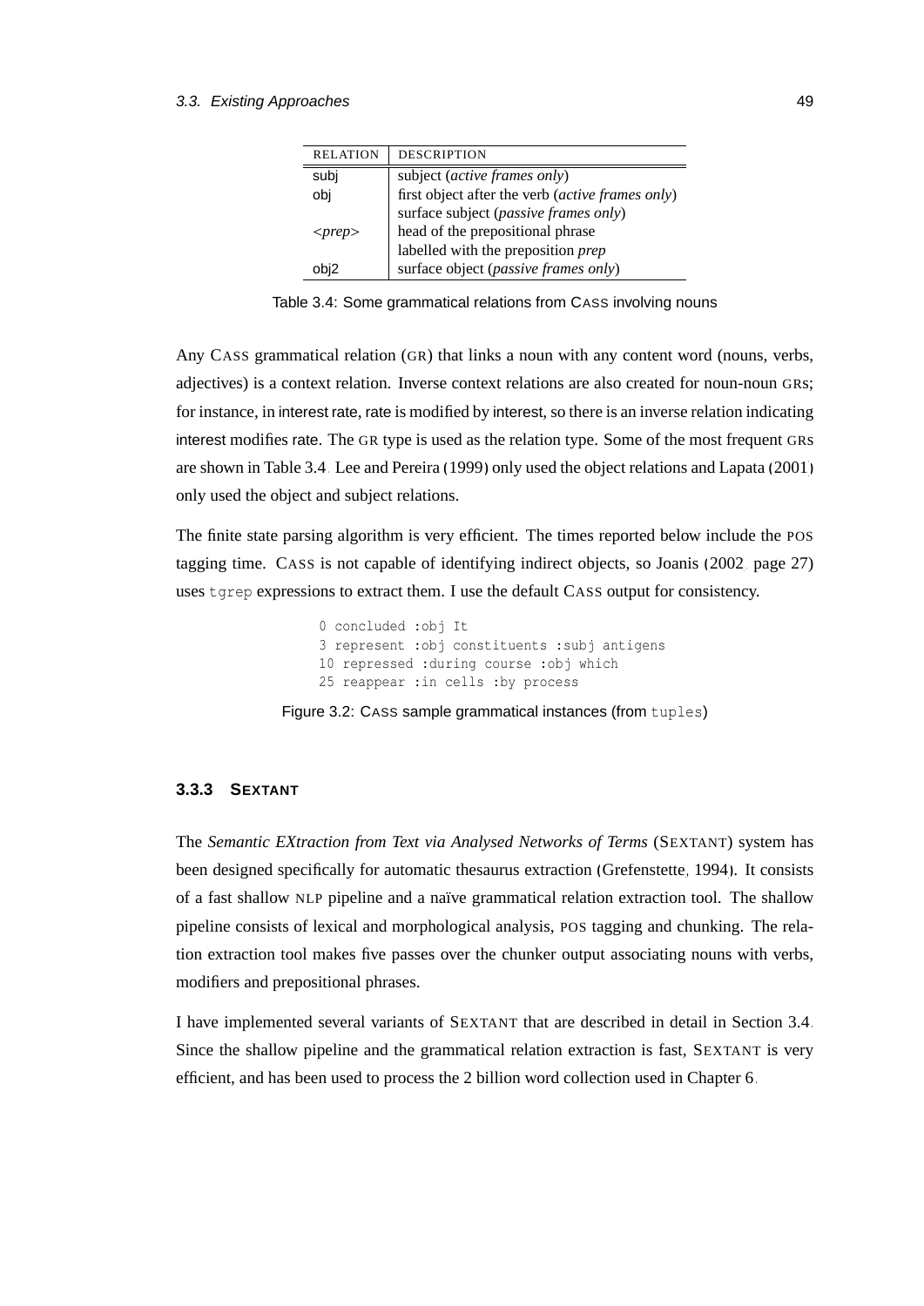| RELATION | DESCRIPTION |
|---|---|
| subj | subject (*active frames only*) |
| obj | first object after the verb (*active frames only*) |
| | surface subject (*passive frames only*) |
| <*prep*> | head of the prepositional phrase |
| | labelled with the preposition *prep* |
| obj2 | surface object (*passive frames only*) |

Table 3.4: Some grammatical relations from CASS involving nouns

Any CASS grammatical relation (GR) that links a noun with any content word (nouns, verbs, adjectives) is a context relation. Inverse context relations are also created for noun-noun GRs; for instance, in interest rate, rate is modified by interest, so there is an inverse relation indicating interest modifies rate. The GR type is used as the relation type. Some of the most frequent GRs are shown in Table 3.4. Lee and Pereira (1999) only used the object relations and Lapata (2001) only used the object and subject relations.

The finite state parsing algorithm is very efficient. The times reported below include the POS tagging time. CASS is not capable of identifying indirect objects, so Joanis (2002, page 27) uses `tgrep` expressions to extract them. I use the default CASS output for consistency.

```
0 concluded :obj It
3 represent :obj constituents :subj antigens
10 repressed :during course :obj which
25 reappear :in cells :by process
```

Figure 3.2: CASS sample grammatical instances (from `tuples`)

### 3.3.3 SEXTANT

The *Semantic EXtraction from Text via Analysed Networks of Terms* (SEXTANT) system has been designed specifically for automatic thesaurus extraction (Grefenstette, 1994). It consists of a fast shallow NLP pipeline and a naïve grammatical relation extraction tool. The shallow pipeline consists of lexical and morphological analysis, POS tagging and chunking. The relation extraction tool makes five passes over the chunker output associating nouns with verbs, modifiers and prepositional phrases.

I have implemented several variants of SEXTANT that are described in detail in Section 3.4. Since the shallow pipeline and the grammatical relation extraction is fast, SEXTANT is very efficient, and has been used to process the 2 billion word collection used in Chapter 6.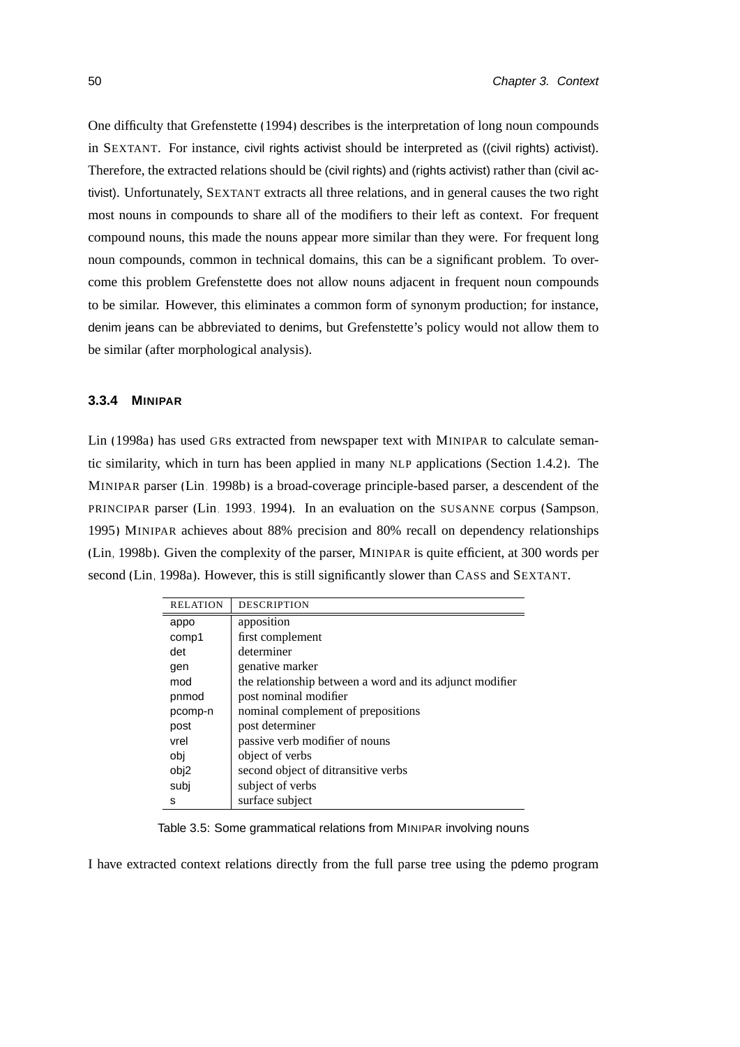One difficulty that Grefenstette (1994) describes is the interpretation of long noun compounds in SEXTANT. For instance, civil rights activist should be interpreted as ((civil rights) activist). Therefore, the extracted relations should be (civil rights) and (rights activist) rather than (civil activist). Unfortunately, SEXTANT extracts all three relations, and in general causes the two right most nouns in compounds to share all of the modifiers to their left as context. For frequent compound nouns, this made the nouns appear more similar than they were. For frequent long noun compounds, common in technical domains, this can be a significant problem. To overcome this problem Grefenstette does not allow nouns adjacent in frequent noun compounds to be similar. However, this eliminates a common form of synonym production; for instance, denim jeans can be abbreviated to denims, but Grefenstette's policy would not allow them to be similar (after morphological analysis).

### 3.3.4 MINIPAR

Lin (1998a) has used GRs extracted from newspaper text with MINIPAR to calculate semantic similarity, which in turn has been applied in many NLP applications (Section 1.4.2). The MINIPAR parser (Lin, 1998b) is a broad-coverage principle-based parser, a descendent of the PRINCIPAR parser (Lin, 1993, 1994). In an evaluation on the SUSANNE corpus (Sampson, 1995) MINIPAR achieves about 88% precision and 80% recall on dependency relationships (Lin, 1998b). Given the complexity of the parser, MINIPAR is quite efficient, at 300 words per second (Lin, 1998a). However, this is still significantly slower than CASS and SEXTANT.

| RELATION | DESCRIPTION |
|---|---|
| appo | apposition |
| comp1 | first complement |
| det | determiner |
| gen | genative marker |
| mod | the relationship between a word and its adjunct modifier |
| pnmod | post nominal modifier |
| pcomp-n | nominal complement of prepositions |
| post | post determiner |
| vrel | passive verb modifier of nouns |
| obj | object of verbs |
| obj2 | second object of ditransitive verbs |
| subj | subject of verbs |
| s | surface subject |

Table 3.5: Some grammatical relations from MINIPAR involving nouns

I have extracted context relations directly from the full parse tree using the pdemo program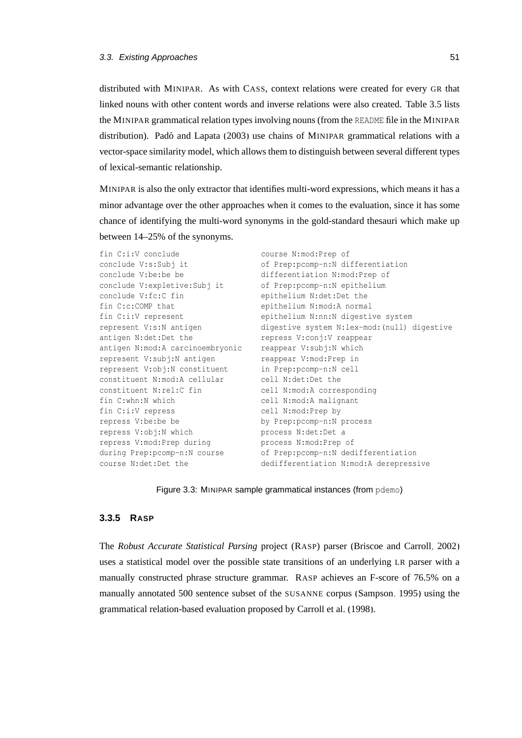distributed with MINIPAR. As with CASS, context relations were created for every GR that linked nouns with other content words and inverse relations were also created. Table 3.5 lists the MINIPAR grammatical relation types involving nouns (from the `README` file in the MINIPAR distribution). Padó and Lapata (2003) use chains of MINIPAR grammatical relations with a vector-space similarity model, which allows them to distinguish between several different types of lexical-semantic relationship.

MINIPAR is also the only extractor that identifies multi-word expressions, which means it has a minor advantage over the other approaches when it comes to the evaluation, since it has some chance of identifying the multi-word synonyms in the gold-standard thesauri which make up between 14–25% of the synonyms.

```
fin C:i:V conclude
conclude V:s:Subj it
conclude V:be:be be
conclude V:expletive:Subj it
conclude V:fc:C fin
fin C:c:COMP that
fin C:i:V represent
represent V:s:N antigen
antigen N:det:Det the
antigen N:mod:A carcinoembryonic
represent V:subj:N antigen
represent V:obj:N constituent
constituent N:mod:A cellular
constituent N:rel:C fin
fin C:whn:N which
fin C:i:V repress
repress V:be:be be
repress V:obj:N which
repress V:mod:Prep during
during Prep:pcomp-n:N course
course N:det:Det the
course N:mod:Prep of
of Prep:pcomp-n:N differentiation
differentiation N:mod:Prep of
of Prep:pcomp-n:N epithelium
epithelium N:det:Det the
epithelium N:mod:A normal
epithelium N:nn:N digestive system
digestive system N:lex-mod:(null) digestive
repress V:conj:V reappear
reappear V:subj:N which
reappear V:mod:Prep in
in Prep:pcomp-n:N cell
cell N:det:Det the
cell N:mod:A corresponding
cell N:mod:A malignant
cell N:mod:Prep by
by Prep:pcomp-n:N process
process N:det:Det a
process N:mod:Prep of
of Prep:pcomp-n:N dedifferentiation
dedifferentiation N:mod:A derepressive
```

Figure 3.3: MINIPAR sample grammatical instances (from `pdemo`)

### 3.3.5 RASP

The *Robust Accurate Statistical Parsing* project (RASP) parser (Briscoe and Carroll, 2002) uses a statistical model over the possible state transitions of an underlying LR parser with a manually constructed phrase structure grammar. RASP achieves an F-score of 76.5% on a manually annotated 500 sentence subset of the SUSANNE corpus (Sampson, 1995) using the grammatical relation-based evaluation proposed by Carroll et al. (1998).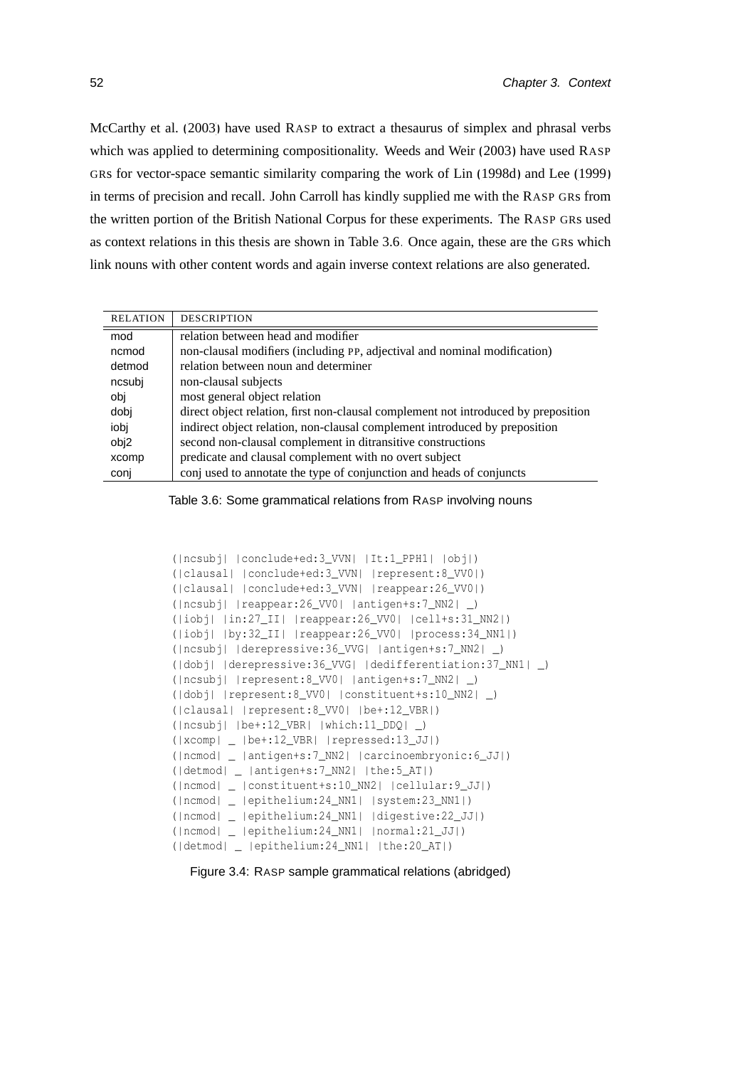McCarthy et al. (2003) have used RASP to extract a thesaurus of simplex and phrasal verbs which was applied to determining compositionality. Weeds and Weir (2003) have used RASP GRs for vector-space semantic similarity comparing the work of Lin (1998d) and Lee (1999) in terms of precision and recall. John Carroll has kindly supplied me with the RASP GRs from the written portion of the British National Corpus for these experiments. The RASP GRs used as context relations in this thesis are shown in Table 3.6. Once again, these are the GRs which link nouns with other content words and again inverse context relations are also generated.

| RELATION | DESCRIPTION |
|---|---|
| mod | relation between head and modifier |
| ncmod | non-clausal modifiers (including PP, adjectival and nominal modification) |
| detmod | relation between noun and determiner |
| ncsubj | non-clausal subjects |
| obj | most general object relation |
| dobj | direct object relation, first non-clausal complement not introduced by preposition |
| iobj | indirect object relation, non-clausal complement introduced by preposition |
| obj2 | second non-clausal complement in ditransitive constructions |
| xcomp | predicate and clausal complement with no overt subject |
| conj | conj used to annotate the type of conjunction and heads of conjuncts |

Table 3.6: Some grammatical relations from RASP involving nouns

```
(|ncsubj| |conclude+ed:3_VVN| |It:1_PPH1| |obj|)
(|clausal| |conclude+ed:3_VVN| |represent:8_VV0|)
(|clausal| |conclude+ed:3_VVN| |reappear:26_VV0|)
(|ncsubj| |reappear:26_VV0| |antigen+s:7_NN2| _)
(|iobj| |in:27_II| |reappear:26_VV0| |cell+s:31_NN2|)
(|iobj| |by:32_II| |reappear:26_VV0| |process:34_NN1|)
(|ncsubj| |derepressive:36_VVG| |antigen+s:7_NN2| _)
(|dobj| |derepressive:36_VVG| |dedifferentiation:37_NN1| _)
(|ncsubj| |represent:8_VV0| |antigen+s:7_NN2| _)
(|dobj| |represent:8_VV0| |constituent+s:10_NN2| _)
(|clausal| |represent:8_VV0| |be+:12_VBR|)
(|ncsubj| |be+:12_VBR| |which:11_DDQ| _)
(|xcomp| _ |be+:12_VBR| |repressed:13_JJ|)
(|ncmod| _ |antigen+s:7_NN2| |carcinoembryonic:6_JJ|)
(|detmod| _ |antigen+s:7_NN2| |the:5_AT|)
(|ncmod| _ |constituent+s:10_NN2| |cellular:9_JJ|)
(|ncmod| _ |epithelium:24_NN1| |system:23_NN1|)
(|ncmod| _ |epithelium:24_NN1| |digestive:22_JJ|)
(|ncmod| _ |epithelium:24_NN1| |normal:21_JJ|)
(|detmod| _ |epithelium:24_NN1| |the:20_AT|)
```

Figure 3.4: RASP sample grammatical relations (abridged)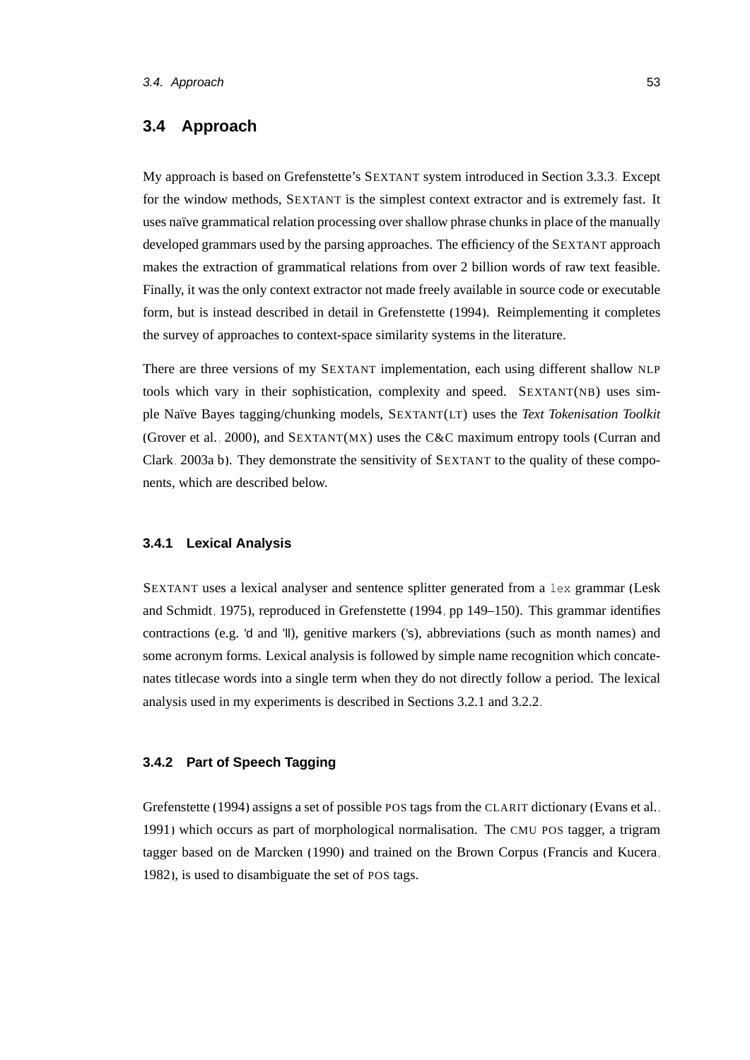## 3.4 Approach

My approach is based on Grefenstette's SEXTANT system introduced in Section 3.3.3. Except for the window methods, SEXTANT is the simplest context extractor and is extremely fast. It uses naïve grammatical relation processing over shallow phrase chunks in place of the manually developed grammars used by the parsing approaches. The efficiency of the SEXTANT approach makes the extraction of grammatical relations from over 2 billion words of raw text feasible. Finally, it was the only context extractor not made freely available in source code or executable form, but is instead described in detail in Grefenstette (1994). Reimplementing it completes the survey of approaches to context-space similarity systems in the literature.

There are three versions of my SEXTANT implementation, each using different shallow NLP tools which vary in their sophistication, complexity and speed. SEXTANT(NB) uses simple Naïve Bayes tagging/chunking models, SEXTANT(LT) uses the *Text Tokenisation Toolkit* (Grover et al., 2000), and SEXTANT(MX) uses the C&C maximum entropy tools (Curran and Clark, 2003a,b). They demonstrate the sensitivity of SEXTANT to the quality of these components, which are described below.

### 3.4.1 Lexical Analysis

SEXTANT uses a lexical analyser and sentence splitter generated from a `lex` grammar (Lesk and Schmidt, 1975), reproduced in Grefenstette (1994, pp 149–150). This grammar identifies contractions (e.g. 'd and 'll), genitive markers ('s), abbreviations (such as month names) and some acronym forms. Lexical analysis is followed by simple name recognition which concatenates titlecase words into a single term when they do not directly follow a period. The lexical analysis used in my experiments is described in Sections 3.2.1 and 3.2.2.

### 3.4.2 Part of Speech Tagging

Grefenstette (1994) assigns a set of possible POS tags from the CLARIT dictionary (Evans et al., 1991) which occurs as part of morphological normalisation. The CMU POS tagger, a trigram tagger based on de Marcken (1990) and trained on the Brown Corpus (Francis and Kucera, 1982), is used to disambiguate the set of POS tags.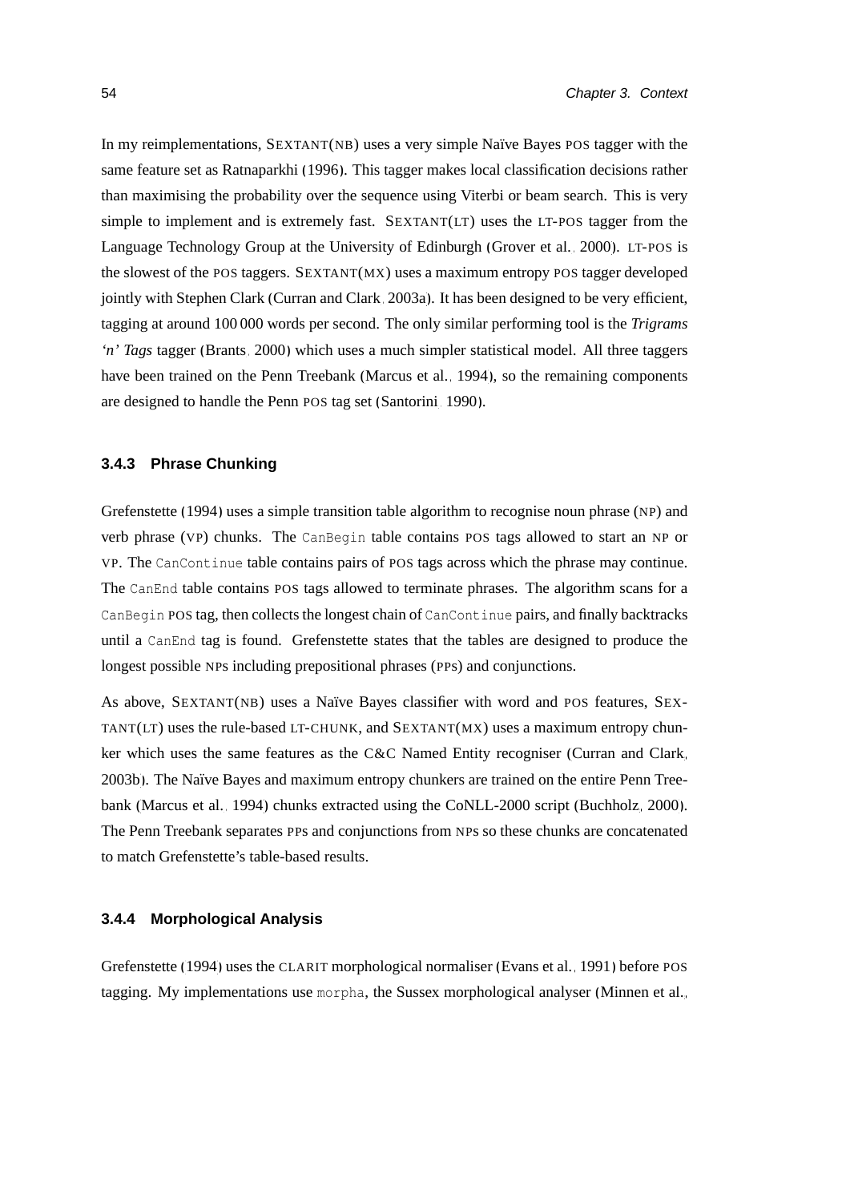In my reimplementations, SEXTANT(NB) uses a very simple Naïve Bayes POS tagger with the same feature set as Ratnaparkhi (1996). This tagger makes local classification decisions rather than maximising the probability over the sequence using Viterbi or beam search. This is very simple to implement and is extremely fast. SEXTANT(LT) uses the LT-POS tagger from the Language Technology Group at the University of Edinburgh (Grover et al., 2000). LT-POS is the slowest of the POS taggers. SEXTANT(MX) uses a maximum entropy POS tagger developed jointly with Stephen Clark (Curran and Clark, 2003a). It has been designed to be very efficient, tagging at around 100 000 words per second. The only similar performing tool is the *Trigrams 'n' Tags* tagger (Brants, 2000) which uses a much simpler statistical model. All three taggers have been trained on the Penn Treebank (Marcus et al., 1994), so the remaining components are designed to handle the Penn POS tag set (Santorini, 1990).

### 3.4.3 Phrase Chunking

Grefenstette (1994) uses a simple transition table algorithm to recognise noun phrase (NP) and verb phrase (VP) chunks. The `CanBegin` table contains POS tags allowed to start an NP or VP. The `CanContinue` table contains pairs of POS tags across which the phrase may continue. The `CanEnd` table contains POS tags allowed to terminate phrases. The algorithm scans for a `CanBegin` POS tag, then collects the longest chain of `CanContinue` pairs, and finally backtracks until a `CanEnd` tag is found. Grefenstette states that the tables are designed to produce the longest possible NPs including prepositional phrases (PPs) and conjunctions.

As above, SEXTANT(NB) uses a Naïve Bayes classifier with word and POS features, SEXTANT(LT) uses the rule-based LT-CHUNK, and SEXTANT(MX) uses a maximum entropy chunker which uses the same features as the C&C Named Entity recogniser (Curran and Clark, 2003b). The Naïve Bayes and maximum entropy chunkers are trained on the entire Penn Treebank (Marcus et al., 1994) chunks extracted using the CoNLL-2000 script (Buchholz, 2000). The Penn Treebank separates PPs and conjunctions from NPs so these chunks are concatenated to match Grefenstette's table-based results.

### 3.4.4 Morphological Analysis

Grefenstette (1994) uses the CLARIT morphological normaliser (Evans et al., 1991) before POS tagging. My implementations use `morpha`, the Sussex morphological analyser (Minnen et al.,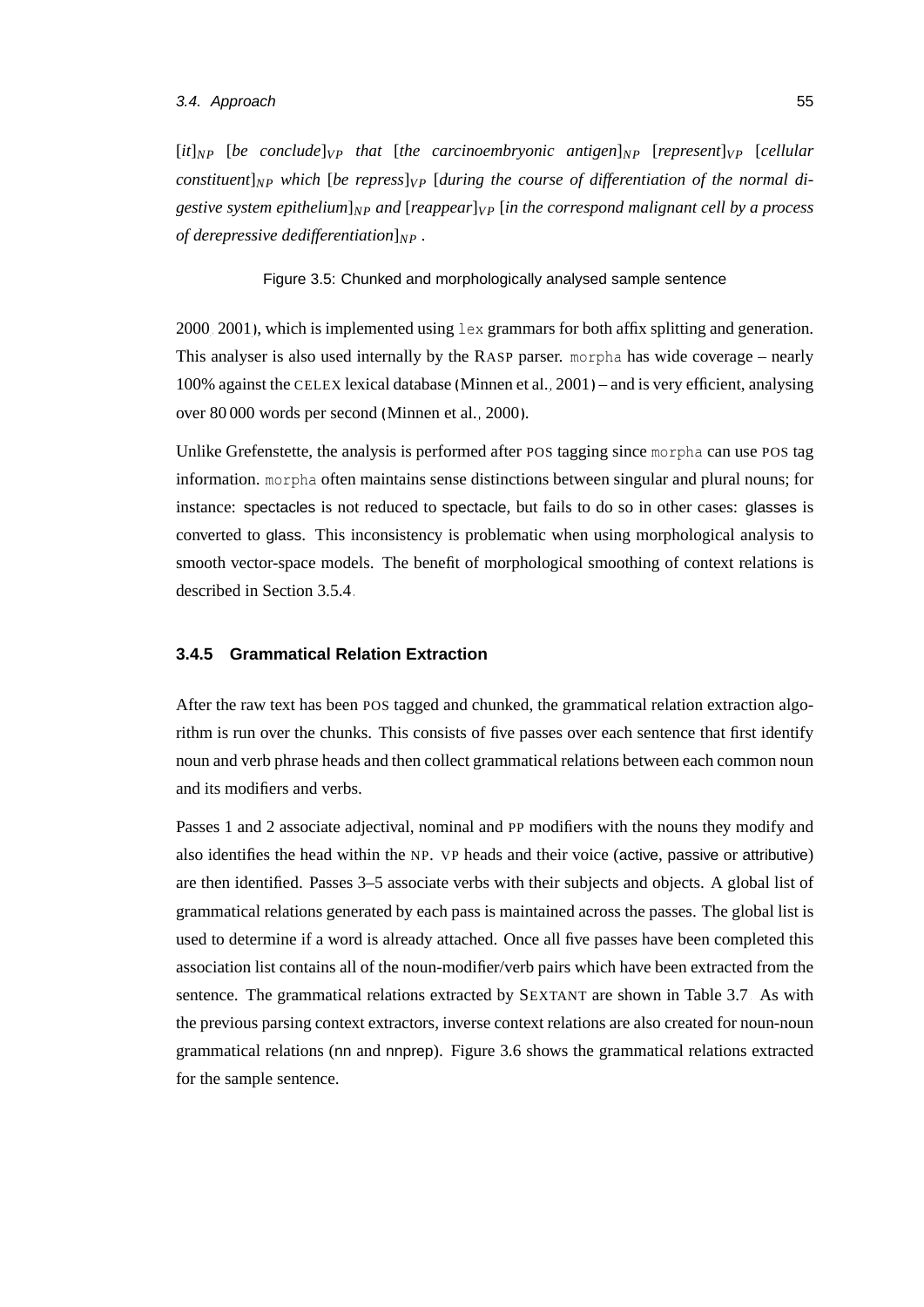*[it]$_{NP}$ [be conclude]$_{VP}$ that [the carcinoembryonic antigen]$_{NP}$ [represent]$_{VP}$ [cellular constituent]$_{NP}$ which [be repress]$_{VP}$ [during the course of differentiation of the normal digestive system epithelium]$_{NP}$ and [reappear]$_{VP}$ [in the correspond malignant cell by a process of derepressive dedifferentiation]$_{NP}$ .*

Figure 3.5: Chunked and morphologically analysed sample sentence

2000, 2001), which is implemented using `lex` grammars for both affix splitting and generation. This analyser is also used internally by the RASP parser. `morpha` has wide coverage – nearly 100% against the CELEX lexical database (Minnen et al., 2001) – and is very efficient, analysing over 80 000 words per second (Minnen et al., 2000).

Unlike Grefenstette, the analysis is performed after POS tagging since `morpha` can use POS tag information. `morpha` often maintains sense distinctions between singular and plural nouns; for instance: spectacles is not reduced to spectacle, but fails to do so in other cases: glasses is converted to glass. This inconsistency is problematic when using morphological analysis to smooth vector-space models. The benefit of morphological smoothing of context relations is described in Section 3.5.4.

### 3.4.5 Grammatical Relation Extraction

After the raw text has been POS tagged and chunked, the grammatical relation extraction algorithm is run over the chunks. This consists of five passes over each sentence that first identify noun and verb phrase heads and then collect grammatical relations between each common noun and its modifiers and verbs.

Passes 1 and 2 associate adjectival, nominal and PP modifiers with the nouns they modify and also identifies the head within the NP. VP heads and their voice (active, passive or attributive) are then identified. Passes 3–5 associate verbs with their subjects and objects. A global list of grammatical relations generated by each pass is maintained across the passes. The global list is used to determine if a word is already attached. Once all five passes have been completed this association list contains all of the noun-modifier/verb pairs which have been extracted from the sentence. The grammatical relations extracted by SEXTANT are shown in Table 3.7. As with the previous parsing context extractors, inverse context relations are also created for noun-noun grammatical relations (nn and nnprep). Figure 3.6 shows the grammatical relations extracted for the sample sentence.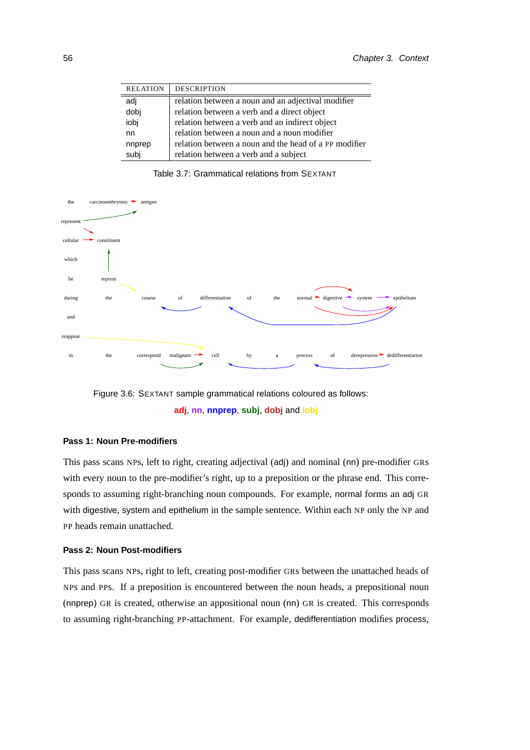| RELATION | DESCRIPTION |
|---|---|
| adj | relation between a noun and an adjectival modifier |
| dobj | relation between a verb and a direct object |
| iobj | relation between a verb and an indirect object |
| nn | relation between a noun and a noun modifier |
| nnprep | relation between a noun and the head of a PP modifier |
| subj | relation between a verb and a subject |

Table 3.7: Grammatical relations from SEXTANT

the carcinoembryonic antigen represent cellular constituent which be repress during the course of differentiation of the normal digestive system epithelium and reappear in the correspond malignant cell by a process of derepressive dedifferentiation

Figure 3.6: SEXTANT sample grammatical relations coloured as follows: **adj**, **nn**, **nnprep**, **subj**, **dobj** and **iobj**

### Pass 1: Noun Pre-modifiers

This pass scans NPs, left to right, creating adjectival (adj) and nominal (nn) pre-modifier GRs with every noun to the pre-modifier's right, up to a preposition or the phrase end. This corresponds to assuming right-branching noun compounds. For example, normal forms an adj GR with digestive, system and epithelium in the sample sentence. Within each NP only the NP and PP heads remain unattached.

### Pass 2: Noun Post-modifiers

This pass scans NPs, right to left, creating post-modifier GRs between the unattached heads of NPs and PPs. If a preposition is encountered between the noun heads, a prepositional noun (nnprep) GR is created, otherwise an appositional noun (nn) GR is created. This corresponds to assuming right-branching PP-attachment. For example, dedifferentiation modifies process,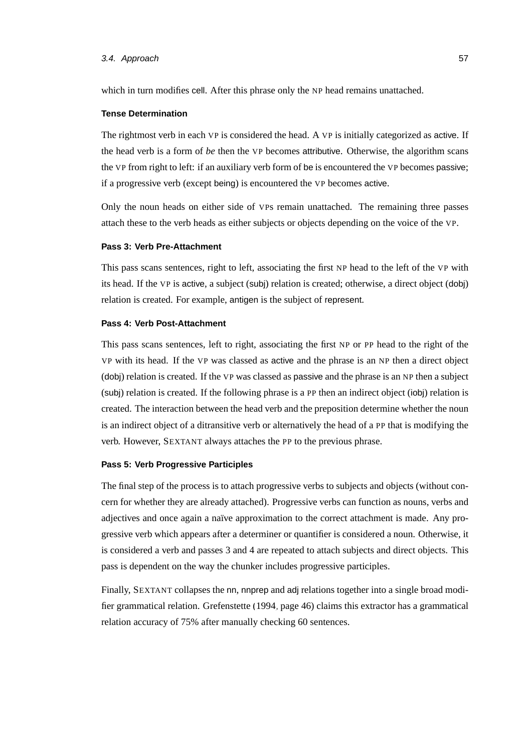which in turn modifies cell. After this phrase only the NP head remains unattached.

#### Tense Determination

The rightmost verb in each VP is considered the head. A VP is initially categorized as active. If the head verb is a form of *be* then the VP becomes attributive. Otherwise, the algorithm scans the VP from right to left: if an auxiliary verb form of be is encountered the VP becomes passive; if a progressive verb (except being) is encountered the VP becomes active.

Only the noun heads on either side of VPs remain unattached. The remaining three passes attach these to the verb heads as either subjects or objects depending on the voice of the VP.

#### Pass 3: Verb Pre-Attachment

This pass scans sentences, right to left, associating the first NP head to the left of the VP with its head. If the VP is active, a subject (subj) relation is created; otherwise, a direct object (dobj) relation is created. For example, antigen is the subject of represent.

#### Pass 4: Verb Post-Attachment

This pass scans sentences, left to right, associating the first NP or PP head to the right of the VP with its head. If the VP was classed as active and the phrase is an NP then a direct object (dobj) relation is created. If the VP was classed as passive and the phrase is an NP then a subject (subj) relation is created. If the following phrase is a PP then an indirect object (iobj) relation is created. The interaction between the head verb and the preposition determine whether the noun is an indirect object of a ditransitive verb or alternatively the head of a PP that is modifying the verb. However, SEXTANT always attaches the PP to the previous phrase.

#### Pass 5: Verb Progressive Participles

The final step of the process is to attach progressive verbs to subjects and objects (without concern for whether they are already attached). Progressive verbs can function as nouns, verbs and adjectives and once again a naïve approximation to the correct attachment is made. Any progressive verb which appears after a determiner or quantifier is considered a noun. Otherwise, it is considered a verb and passes 3 and 4 are repeated to attach subjects and direct objects. This pass is dependent on the way the chunker includes progressive participles.

Finally, SEXTANT collapses the nn, nnprep and adj relations together into a single broad modifier grammatical relation. Grefenstette (1994, page 46) claims this extractor has a grammatical relation accuracy of 75% after manually checking 60 sentences.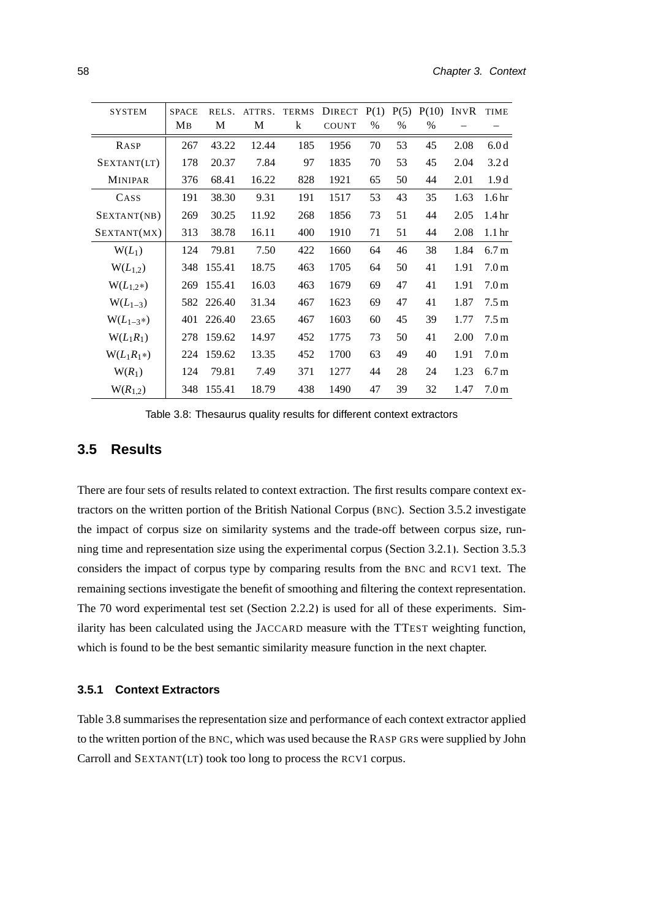| SYSTEM | SPACE MB | RELS. M | ATTRS. M | TERMS k | DIRECT COUNT | P(1) % | P(5) % | P(10) % | INVR – | TIME – |
|---|---|---|---|---|---|---|---|---|---|---|
| RASP | 267 | 43.22 | 12.44 | 185 | 1956 | 70 | 53 | 45 | 2.08 | 6.0 d |
| SEXTANT(LT) | 178 | 20.37 | 7.84 | 97 | 1835 | 70 | 53 | 45 | 2.04 | 3.2 d |
| MINIPAR | 376 | 68.41 | 16.22 | 828 | 1921 | 65 | 50 | 44 | 2.01 | 1.9 d |
| CASS | 191 | 38.30 | 9.31 | 191 | 1517 | 53 | 43 | 35 | 1.63 | 1.6 hr |
| SEXTANT(NB) | 269 | 30.25 | 11.92 | 268 | 1856 | 73 | 51 | 44 | 2.05 | 1.4 hr |
| SEXTANT(MX) | 313 | 38.78 | 16.11 | 400 | 1910 | 71 | 51 | 44 | 2.08 | 1.1 hr |
| $W(L_1)$ | 124 | 79.81 | 7.50 | 422 | 1660 | 64 | 46 | 38 | 1.84 | 6.7 m |
| $W(L_{1,2})$ | 348 | 155.41 | 18.75 | 463 | 1705 | 64 | 50 | 41 | 1.91 | 7.0 m |
| $W(L_{1,2}*)$ | 269 | 155.41 | 16.03 | 463 | 1679 | 69 | 47 | 41 | 1.91 | 7.0 m |
| $W(L_{1-3})$ | 582 | 226.40 | 31.34 | 467 | 1623 | 69 | 47 | 41 | 1.87 | 7.5 m |
| $W(L_{1-3}*)$ | 401 | 226.40 | 23.65 | 467 | 1603 | 60 | 45 | 39 | 1.77 | 7.5 m |
| $W(L_1R_1)$ | 278 | 159.62 | 14.97 | 452 | 1775 | 73 | 50 | 41 | 2.00 | 7.0 m |
| $W(L_1R_1*)$ | 224 | 159.62 | 13.35 | 452 | 1700 | 63 | 49 | 40 | 1.91 | 7.0 m |
| $W(R_1)$ | 124 | 79.81 | 7.49 | 371 | 1277 | 44 | 28 | 24 | 1.23 | 6.7 m |
| $W(R_{1,2})$ | 348 | 155.41 | 18.79 | 438 | 1490 | 47 | 39 | 32 | 1.47 | 7.0 m |

Table 3.8: Thesaurus quality results for different context extractors

## 3.5 Results

There are four sets of results related to context extraction. The first results compare context extractors on the written portion of the British National Corpus (BNC). Section 3.5.2 investigate the impact of corpus size on similarity systems and the trade-off between corpus size, running time and representation size using the experimental corpus (Section 3.2.1). Section 3.5.3 considers the impact of corpus type by comparing results from the BNC and RCV1 text. The remaining sections investigate the benefit of smoothing and filtering the context representation. The 70 word experimental test set (Section 2.2.2) is used for all of these experiments. Similarity has been calculated using the JACCARD measure with the TTEST weighting function, which is found to be the best semantic similarity measure function in the next chapter.

### 3.5.1 Context Extractors

Table 3.8 summarises the representation size and performance of each context extractor applied to the written portion of the BNC, which was used because the RASP GRs were supplied by John Carroll and SEXTANT(LT) took too long to process the RCV1 corpus.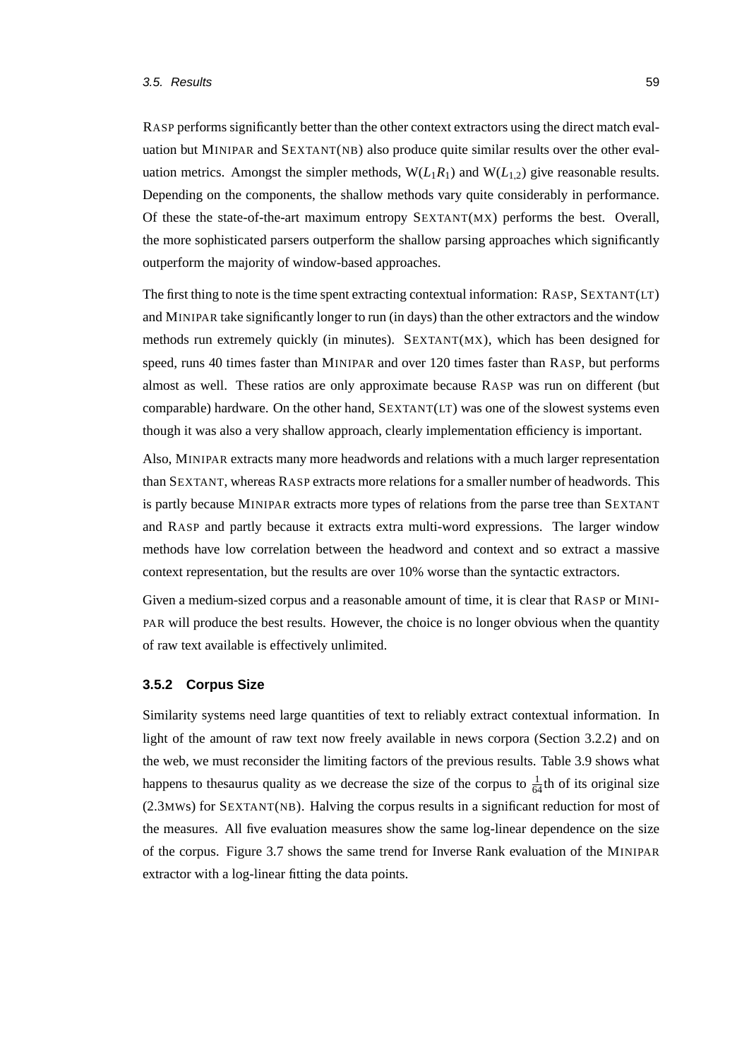RASP performs significantly better than the other context extractors using the direct match evaluation but MINIPAR and SEXTANT(NB) also produce quite similar results over the other evaluation metrics. Amongst the simpler methods, W($L_1R_1$) and W($L_{1,2}$) give reasonable results. Depending on the components, the shallow methods vary quite considerably in performance. Of these the state-of-the-art maximum entropy SEXTANT(MX) performs the best. Overall, the more sophisticated parsers outperform the shallow parsing approaches which significantly outperform the majority of window-based approaches.

The first thing to note is the time spent extracting contextual information: RASP, SEXTANT(LT) and MINIPAR take significantly longer to run (in days) than the other extractors and the window methods run extremely quickly (in minutes). SEXTANT(MX), which has been designed for speed, runs 40 times faster than MINIPAR and over 120 times faster than RASP, but performs almost as well. These ratios are only approximate because RASP was run on different (but comparable) hardware. On the other hand, SEXTANT(LT) was one of the slowest systems even though it was also a very shallow approach, clearly implementation efficiency is important.

Also, MINIPAR extracts many more headwords and relations with a much larger representation than SEXTANT, whereas RASP extracts more relations for a smaller number of headwords. This is partly because MINIPAR extracts more types of relations from the parse tree than SEXTANT and RASP and partly because it extracts extra multi-word expressions. The larger window methods have low correlation between the headword and context and so extract a massive context representation, but the results are over 10% worse than the syntactic extractors.

Given a medium-sized corpus and a reasonable amount of time, it is clear that RASP or MINIPAR will produce the best results. However, the choice is no longer obvious when the quantity of raw text available is effectively unlimited.

### 3.5.2 Corpus Size

Similarity systems need large quantities of text to reliably extract contextual information. In light of the amount of raw text now freely available in news corpora (Section 3.2.2) and on the web, we must reconsider the limiting factors of the previous results. Table 3.9 shows what happens to thesaurus quality as we decrease the size of the corpus to $\frac{1}{64}$th of its original size (2.3MWS) for SEXTANT(NB). Halving the corpus results in a significant reduction for most of the measures. All five evaluation measures show the same log-linear dependence on the size of the corpus. Figure 3.7 shows the same trend for Inverse Rank evaluation of the MINIPAR extractor with a log-linear fitting the data points.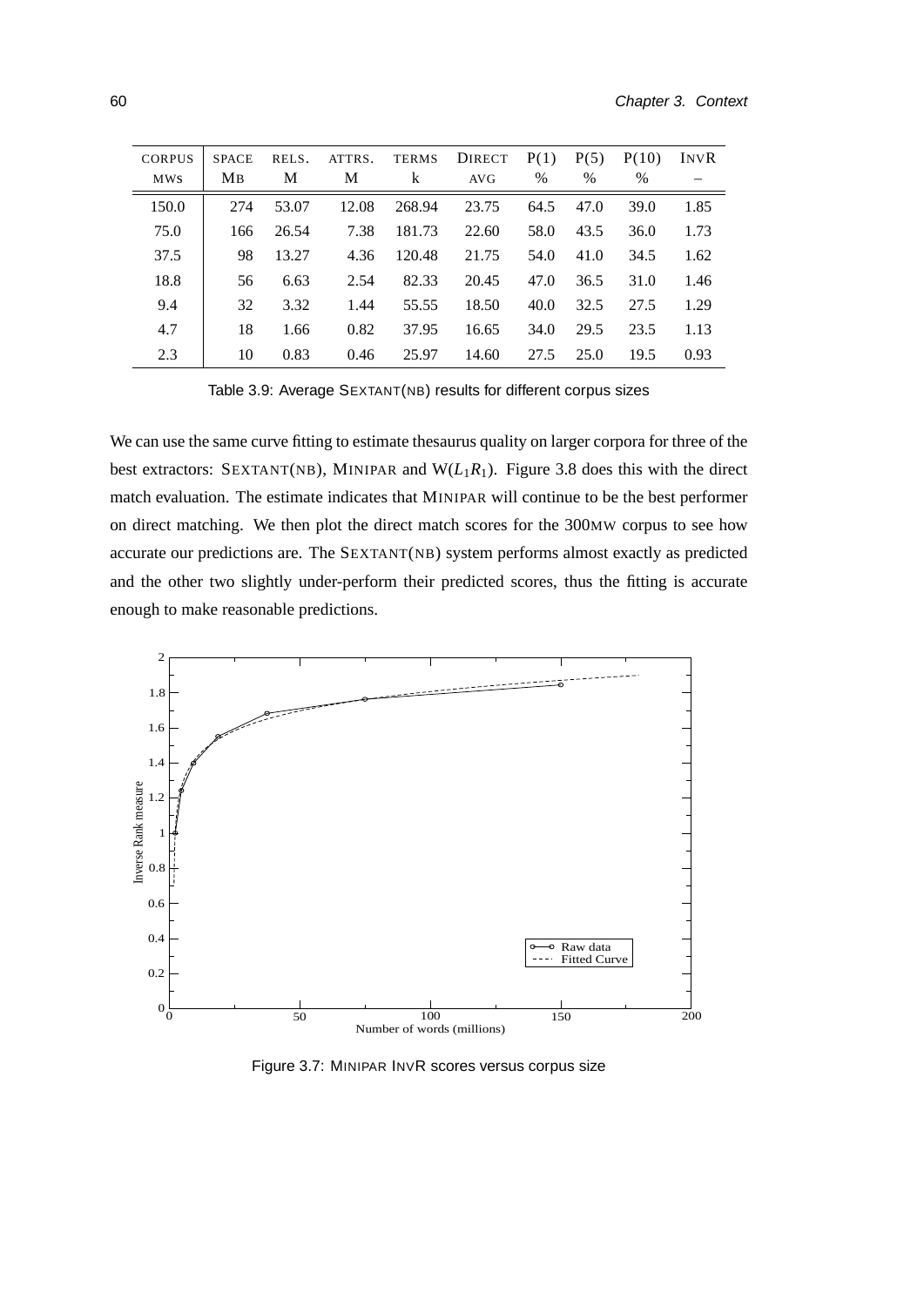| CORPUS MWS | SPACE MB | RELS. M | ATTRS. M | TERMS k | DIRECT AVG | P(1) % | P(5) % | P(10) % | INVR – |
|---|---|---|---|---|---|---|---|---|---|
| 150.0 | 274 | 53.07 | 12.08 | 268.94 | 23.75 | 64.5 | 47.0 | 39.0 | 1.85 |
| 75.0 | 166 | 26.54 | 7.38 | 181.73 | 22.60 | 58.0 | 43.5 | 36.0 | 1.73 |
| 37.5 | 98 | 13.27 | 4.36 | 120.48 | 21.75 | 54.0 | 41.0 | 34.5 | 1.62 |
| 18.8 | 56 | 6.63 | 2.54 | 82.33 | 20.45 | 47.0 | 36.5 | 31.0 | 1.46 |
| 9.4 | 32 | 3.32 | 1.44 | 55.55 | 18.50 | 40.0 | 32.5 | 27.5 | 1.29 |
| 4.7 | 18 | 1.66 | 0.82 | 37.95 | 16.65 | 34.0 | 29.5 | 23.5 | 1.13 |
| 2.3 | 10 | 0.83 | 0.46 | 25.97 | 14.60 | 27.5 | 25.0 | 19.5 | 0.93 |

Table 3.9: Average SEXTANT(NB) results for different corpus sizes

We can use the same curve fitting to estimate thesaurus quality on larger corpora for three of the best extractors: SEXTANT(NB), MINIPAR and W($L_1R_1$). Figure 3.8 does this with the direct match evaluation. The estimate indicates that MINIPAR will continue to be the best performer on direct matching. We then plot the direct match scores for the 300MW corpus to see how accurate our predictions are. The SEXTANT(NB) system performs almost exactly as predicted and the other two slightly under-perform their predicted scores, thus the fitting is accurate enough to make reasonable predictions.

Figure 3.7: MINIPAR INVR scores versus corpus size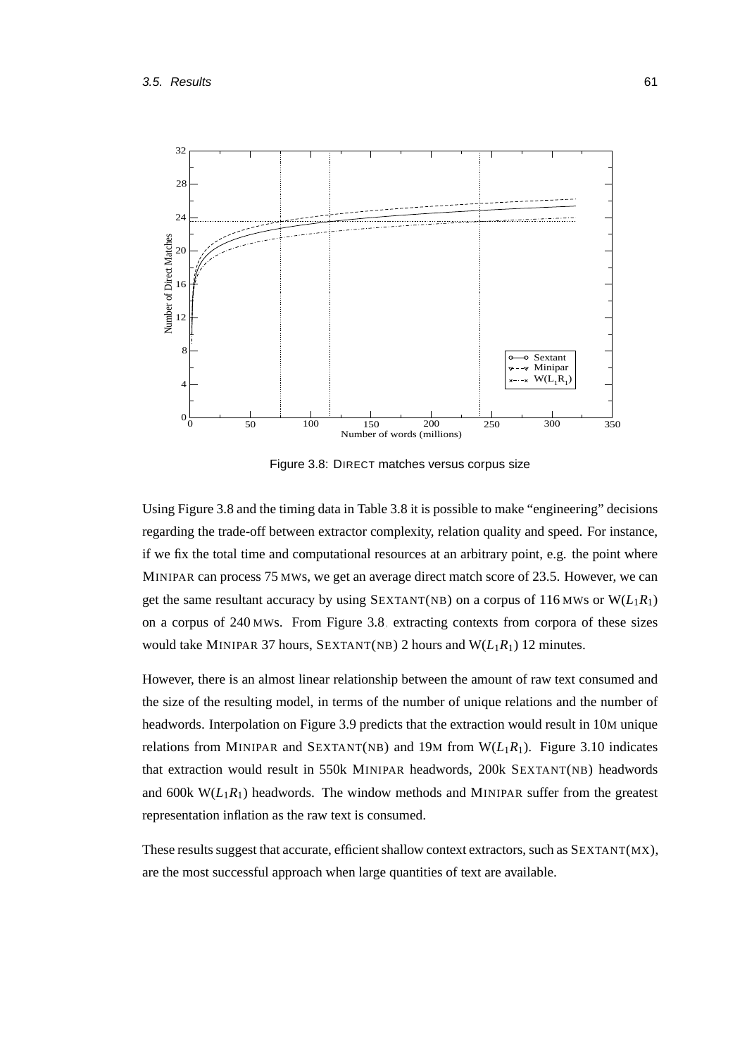Figure 3.8: DIRECT matches versus corpus size

Using Figure 3.8 and the timing data in Table 3.8 it is possible to make "engineering" decisions regarding the trade-off between extractor complexity, relation quality and speed. For instance, if we fix the total time and computational resources at an arbitrary point, e.g. the point where MINIPAR can process 75 MWs, we get an average direct match score of 23.5. However, we can get the same resultant accuracy by using SEXTANT(NB) on a corpus of 116 MWs or $W(L_1R_1)$ on a corpus of 240 MWs. From Figure 3.8, extracting contexts from corpora of these sizes would take MINIPAR 37 hours, SEXTANT(NB) 2 hours and $W(L_1R_1)$ 12 minutes.

However, there is an almost linear relationship between the amount of raw text consumed and the size of the resulting model, in terms of the number of unique relations and the number of headwords. Interpolation on Figure 3.9 predicts that the extraction would result in 10M unique relations from MINIPAR and SEXTANT(NB) and 19M from $W(L_1R_1)$. Figure 3.10 indicates that extraction would result in 550k MINIPAR headwords, 200k SEXTANT(NB) headwords and 600k $W(L_1R_1)$ headwords. The window methods and MINIPAR suffer from the greatest representation inflation as the raw text is consumed.

These results suggest that accurate, efficient shallow context extractors, such as SEXTANT(MX), are the most successful approach when large quantities of text are available.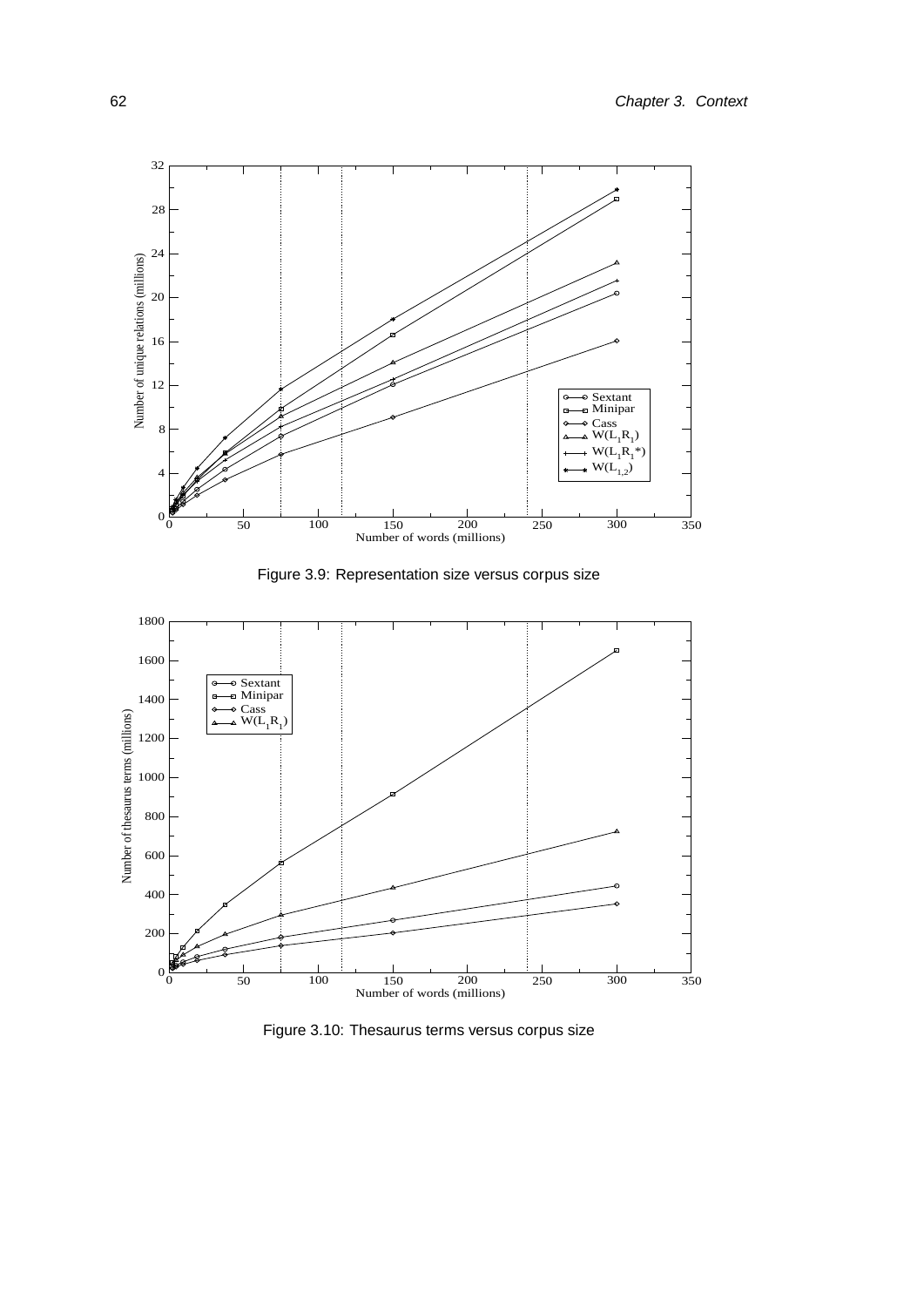Figure 3.9: Representation size versus corpus size

Figure 3.10: Thesaurus terms versus corpus size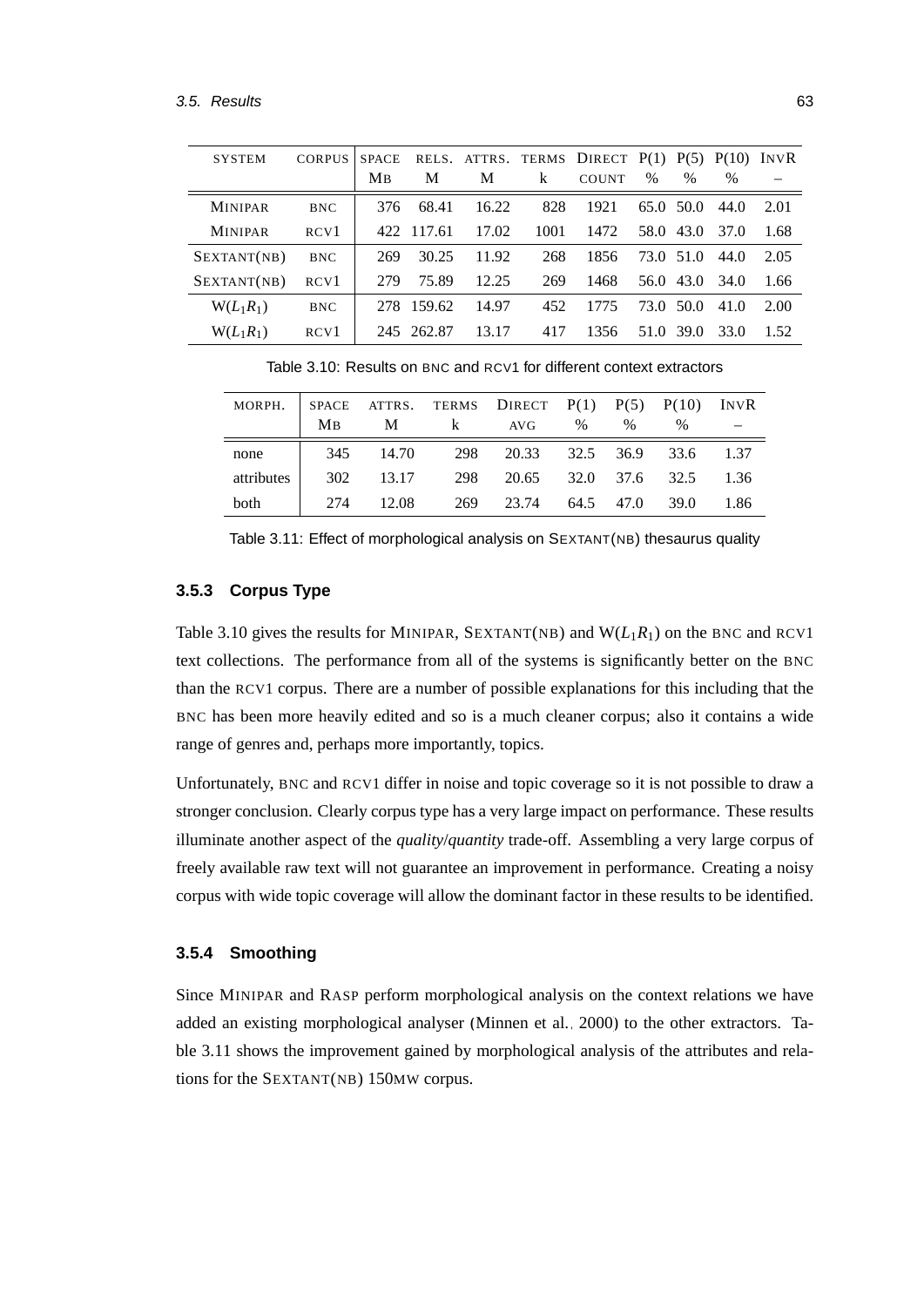| SYSTEM | CORPUS | SPACE MB | RELS. M | ATTRS. M | TERMS k | DIRECT COUNT | P(1) % | P(5) % | P(10) % | INVR – |
|---|---|---|---|---|---|---|---|---|---|---|
| MINIPAR | BNC | 376 | 68.41 | 16.22 | 828 | 1921 | 65.0 | 50.0 | 44.0 | 2.01 |
| MINIPAR | RCV1 | 422 | 117.61 | 17.02 | 1001 | 1472 | 58.0 | 43.0 | 37.0 | 1.68 |
| SEXTANT(NB) | BNC | 269 | 30.25 | 11.92 | 268 | 1856 | 73.0 | 51.0 | 44.0 | 2.05 |
| SEXTANT(NB) | RCV1 | 279 | 75.89 | 12.25 | 269 | 1468 | 56.0 | 43.0 | 34.0 | 1.66 |
| $W(L_1R_1)$ | BNC | 278 | 159.62 | 14.97 | 452 | 1775 | 73.0 | 50.0 | 41.0 | 2.00 |
| $W(L_1R_1)$ | RCV1 | 245 | 262.87 | 13.17 | 417 | 1356 | 51.0 | 39.0 | 33.0 | 1.52 |

Table 3.10: Results on BNC and RCV1 for different context extractors

| MORPH. | SPACE MB | ATTRS. M | TERMS k | DIRECT AVG | P(1) % | P(5) % | P(10) % | INVR – |
|---|---|---|---|---|---|---|---|---|
| none | 345 | 14.70 | 298 | 20.33 | 32.5 | 36.9 | 33.6 | 1.37 |
| attributes | 302 | 13.17 | 298 | 20.65 | 32.0 | 37.6 | 32.5 | 1.36 |
| both | 274 | 12.08 | 269 | 23.74 | 64.5 | 47.0 | 39.0 | 1.86 |

Table 3.11: Effect of morphological analysis on SEXTANT(NB) thesaurus quality

### 3.5.3 Corpus Type

Table 3.10 gives the results for MINIPAR, SEXTANT(NB) and $W(L_1R_1)$ on the BNC and RCV1 text collections. The performance from all of the systems is significantly better on the BNC than the RCV1 corpus. There are a number of possible explanations for this including that the BNC has been more heavily edited and so is a much cleaner corpus; also it contains a wide range of genres and, perhaps more importantly, topics.

Unfortunately, BNC and RCV1 differ in noise and topic coverage so it is not possible to draw a stronger conclusion. Clearly corpus type has a very large impact on performance. These results illuminate another aspect of the *quality*/*quantity* trade-off. Assembling a very large corpus of freely available raw text will not guarantee an improvement in performance. Creating a noisy corpus with wide topic coverage will allow the dominant factor in these results to be identified.

### 3.5.4 Smoothing

Since MINIPAR and RASP perform morphological analysis on the context relations we have added an existing morphological analyser (Minnen et al., 2000) to the other extractors. Table 3.11 shows the improvement gained by morphological analysis of the attributes and relations for the SEXTANT(NB) 150MW corpus.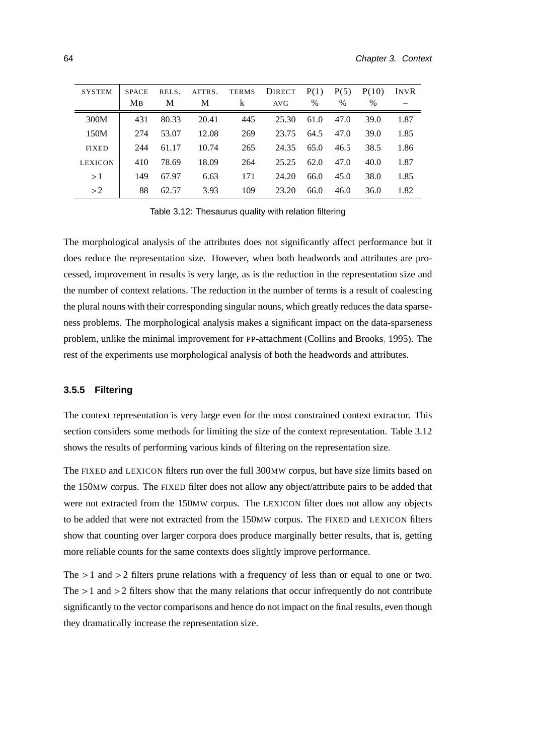| SYSTEM | SPACE MB | RELS. M | ATTRS. M | TERMS k | DIRECT AVG | P(1) % | P(5) % | P(10) % | INVR – |
|---|---|---|---|---|---|---|---|---|---|
| 300M | 431 | 80.33 | 20.41 | 445 | 25.30 | 61.0 | 47.0 | 39.0 | 1.87 |
| 150M | 274 | 53.07 | 12.08 | 269 | 23.75 | 64.5 | 47.0 | 39.0 | 1.85 |
| FIXED | 244 | 61.17 | 10.74 | 265 | 24.35 | 65.0 | 46.5 | 38.5 | 1.86 |
| LEXICON | 410 | 78.69 | 18.09 | 264 | 25.25 | 62.0 | 47.0 | 40.0 | 1.87 |
| $>1$ | 149 | 67.97 | 6.63 | 171 | 24.20 | 66.0 | 45.0 | 38.0 | 1.85 |
| $>2$ | 88 | 62.57 | 3.93 | 109 | 23.20 | 66.0 | 46.0 | 36.0 | 1.82 |

Table 3.12: Thesaurus quality with relation filtering

The morphological analysis of the attributes does not significantly affect performance but it does reduce the representation size. However, when both headwords and attributes are processed, improvement in results is very large, as is the reduction in the representation size and the number of context relations. The reduction in the number of terms is a result of coalescing the plural nouns with their corresponding singular nouns, which greatly reduces the data sparseness problems. The morphological analysis makes a significant impact on the data-sparseness problem, unlike the minimal improvement for PP-attachment (Collins and Brooks, 1995). The rest of the experiments use morphological analysis of both the headwords and attributes.

### 3.5.5 Filtering

The context representation is very large even for the most constrained context extractor. This section considers some methods for limiting the size of the context representation. Table 3.12 shows the results of performing various kinds of filtering on the representation size.

The FIXED and LEXICON filters run over the full 300MW corpus, but have size limits based on the 150MW corpus. The FIXED filter does not allow any object/attribute pairs to be added that were not extracted from the 150MW corpus. The LEXICON filter does not allow any objects to be added that were not extracted from the 150MW corpus. The FIXED and LEXICON filters show that counting over larger corpora does produce marginally better results, that is, getting more reliable counts for the same contexts does slightly improve performance.

The $>1$ and $>2$ filters prune relations with a frequency of less than or equal to one or two. The $>1$ and $>2$ filters show that the many relations that occur infrequently do not contribute significantly to the vector comparisons and hence do not impact on the final results, even though they dramatically increase the representation size.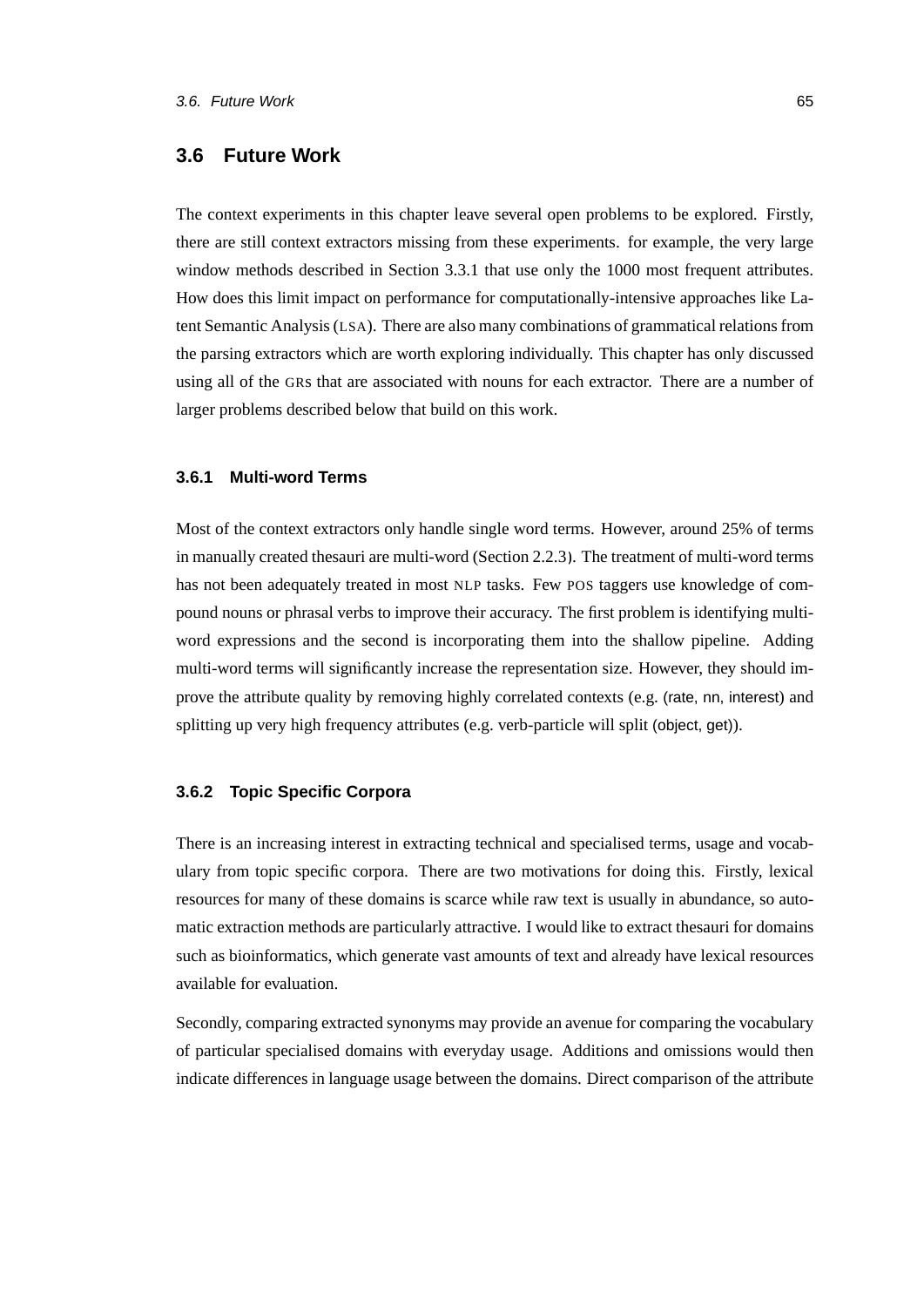## 3.6 Future Work

The context experiments in this chapter leave several open problems to be explored. Firstly, there are still context extractors missing from these experiments. for example, the very large window methods described in Section 3.3.1 that use only the 1000 most frequent attributes. How does this limit impact on performance for computationally-intensive approaches like Latent Semantic Analysis (LSA). There are also many combinations of grammatical relations from the parsing extractors which are worth exploring individually. This chapter has only discussed using all of the GRs that are associated with nouns for each extractor. There are a number of larger problems described below that build on this work.

### 3.6.1 Multi-word Terms

Most of the context extractors only handle single word terms. However, around 25% of terms in manually created thesauri are multi-word (Section 2.2.3). The treatment of multi-word terms has not been adequately treated in most NLP tasks. Few POS taggers use knowledge of compound nouns or phrasal verbs to improve their accuracy. The first problem is identifying multi-word expressions and the second is incorporating them into the shallow pipeline. Adding multi-word terms will significantly increase the representation size. However, they should improve the attribute quality by removing highly correlated contexts (e.g. (rate, nn, interest) and splitting up very high frequency attributes (e.g. verb-particle will split (object, get)).

### 3.6.2 Topic Specific Corpora

There is an increasing interest in extracting technical and specialised terms, usage and vocabulary from topic specific corpora. There are two motivations for doing this. Firstly, lexical resources for many of these domains is scarce while raw text is usually in abundance, so automatic extraction methods are particularly attractive. I would like to extract thesauri for domains such as bioinformatics, which generate vast amounts of text and already have lexical resources available for evaluation.

Secondly, comparing extracted synonyms may provide an avenue for comparing the vocabulary of particular specialised domains with everyday usage. Additions and omissions would then indicate differences in language usage between the domains. Direct comparison of the attribute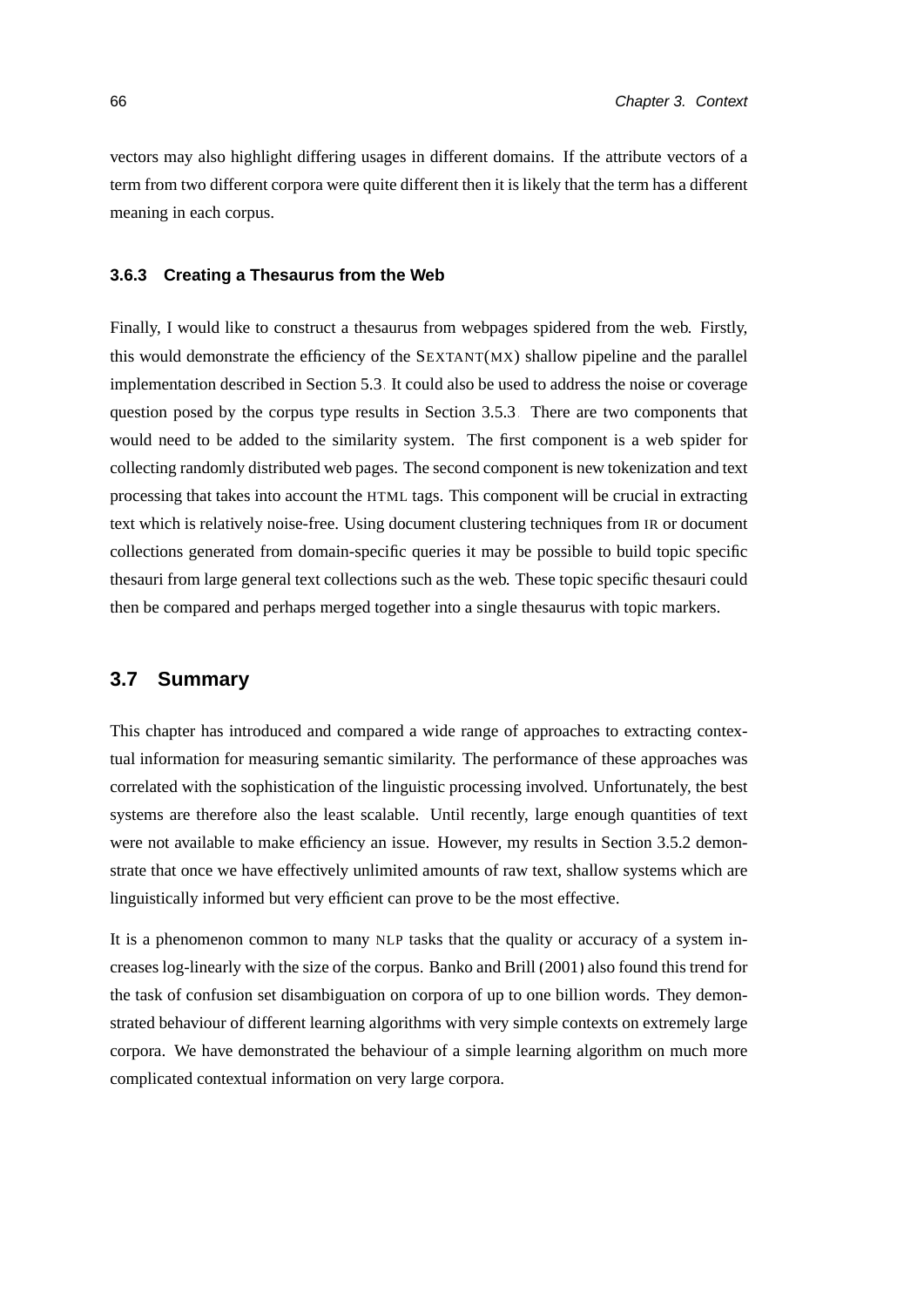vectors may also highlight differing usages in different domains. If the attribute vectors of a term from two different corpora were quite different then it is likely that the term has a different meaning in each corpus.

### 3.6.3 Creating a Thesaurus from the Web

Finally, I would like to construct a thesaurus from webpages spidered from the web. Firstly, this would demonstrate the efficiency of the SEXTANT(MX) shallow pipeline and the parallel implementation described in Section 5.3. It could also be used to address the noise or coverage question posed by the corpus type results in Section 3.5.3. There are two components that would need to be added to the similarity system. The first component is a web spider for collecting randomly distributed web pages. The second component is new tokenization and text processing that takes into account the HTML tags. This component will be crucial in extracting text which is relatively noise-free. Using document clustering techniques from IR or document collections generated from domain-specific queries it may be possible to build topic specific thesauri from large general text collections such as the web. These topic specific thesauri could then be compared and perhaps merged together into a single thesaurus with topic markers.

## 3.7 Summary

This chapter has introduced and compared a wide range of approaches to extracting contextual information for measuring semantic similarity. The performance of these approaches was correlated with the sophistication of the linguistic processing involved. Unfortunately, the best systems are therefore also the least scalable. Until recently, large enough quantities of text were not available to make efficiency an issue. However, my results in Section 3.5.2 demonstrate that once we have effectively unlimited amounts of raw text, shallow systems which are linguistically informed but very efficient can prove to be the most effective.

It is a phenomenon common to many NLP tasks that the quality or accuracy of a system increases log-linearly with the size of the corpus. Banko and Brill (2001) also found this trend for the task of confusion set disambiguation on corpora of up to one billion words. They demonstrated behaviour of different learning algorithms with very simple contexts on extremely large corpora. We have demonstrated the behaviour of a simple learning algorithm on much more complicated contextual information on very large corpora.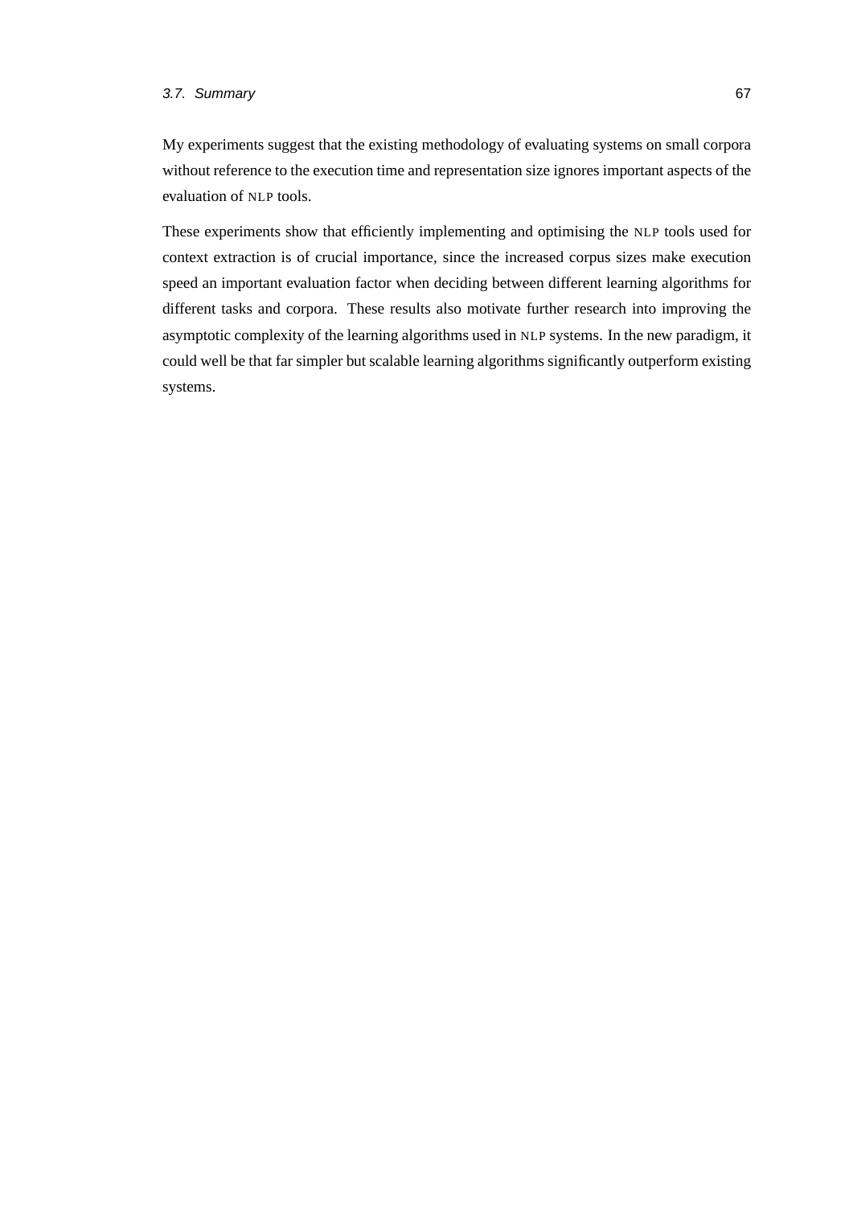My experiments suggest that the existing methodology of evaluating systems on small corpora without reference to the execution time and representation size ignores important aspects of the evaluation of NLP tools.

These experiments show that efficiently implementing and optimising the NLP tools used for context extraction is of crucial importance, since the increased corpus sizes make execution speed an important evaluation factor when deciding between different learning algorithms for different tasks and corpora. These results also motivate further research into improving the asymptotic complexity of the learning algorithms used in NLP systems. In the new paradigm, it could well be that far simpler but scalable learning algorithms significantly outperform existing systems.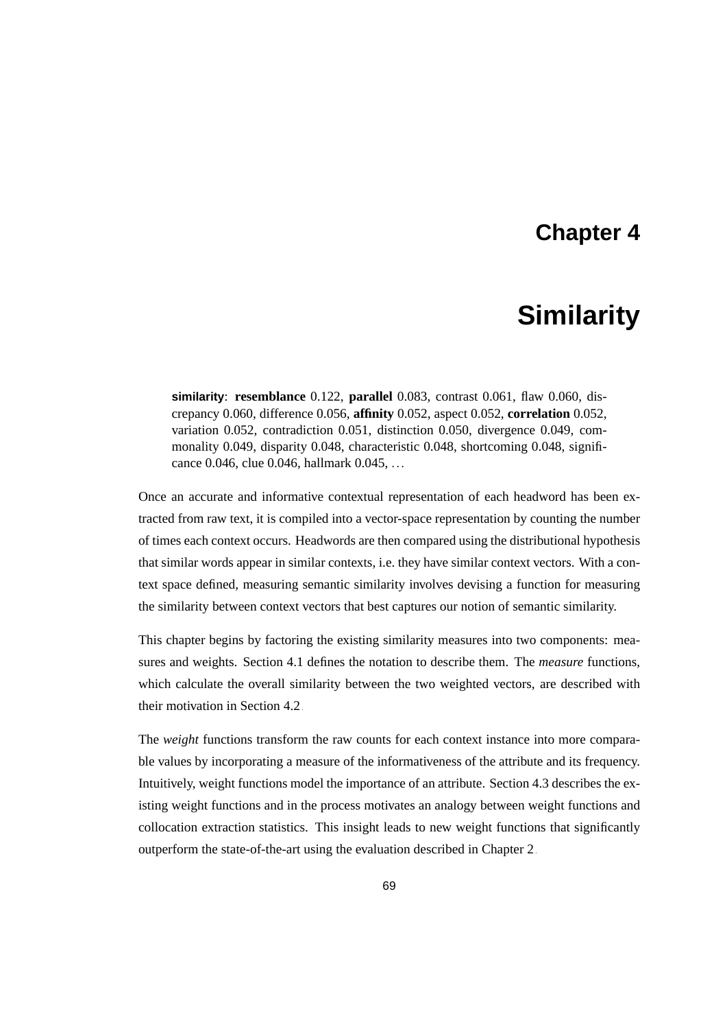# Chapter 4

# Similarity

> **similarity**: **resemblance** 0.122, **parallel** 0.083, contrast 0.061, flaw 0.060, discrepancy 0.060, difference 0.056, **affinity** 0.052, aspect 0.052, **correlation** 0.052, variation 0.052, contradiction 0.051, distinction 0.050, divergence 0.049, commonality 0.049, disparity 0.048, characteristic 0.048, shortcoming 0.048, significance 0.046, clue 0.046, hallmark 0.045, …

Once an accurate and informative contextual representation of each headword has been extracted from raw text, it is compiled into a vector-space representation by counting the number of times each context occurs. Headwords are then compared using the distributional hypothesis that similar words appear in similar contexts, i.e. they have similar context vectors. With a context space defined, measuring semantic similarity involves devising a function for measuring the similarity between context vectors that best captures our notion of semantic similarity.

This chapter begins by factoring the existing similarity measures into two components: measures and weights. Section 4.1 defines the notation to describe them. The *measure* functions, which calculate the overall similarity between the two weighted vectors, are described with their motivation in Section 4.2.

The *weight* functions transform the raw counts for each context instance into more comparable values by incorporating a measure of the informativeness of the attribute and its frequency. Intuitively, weight functions model the importance of an attribute. Section 4.3 describes the existing weight functions and in the process motivates an analogy between weight functions and collocation extraction statistics. This insight leads to new weight functions that significantly outperform the state-of-the-art using the evaluation described in Chapter 2.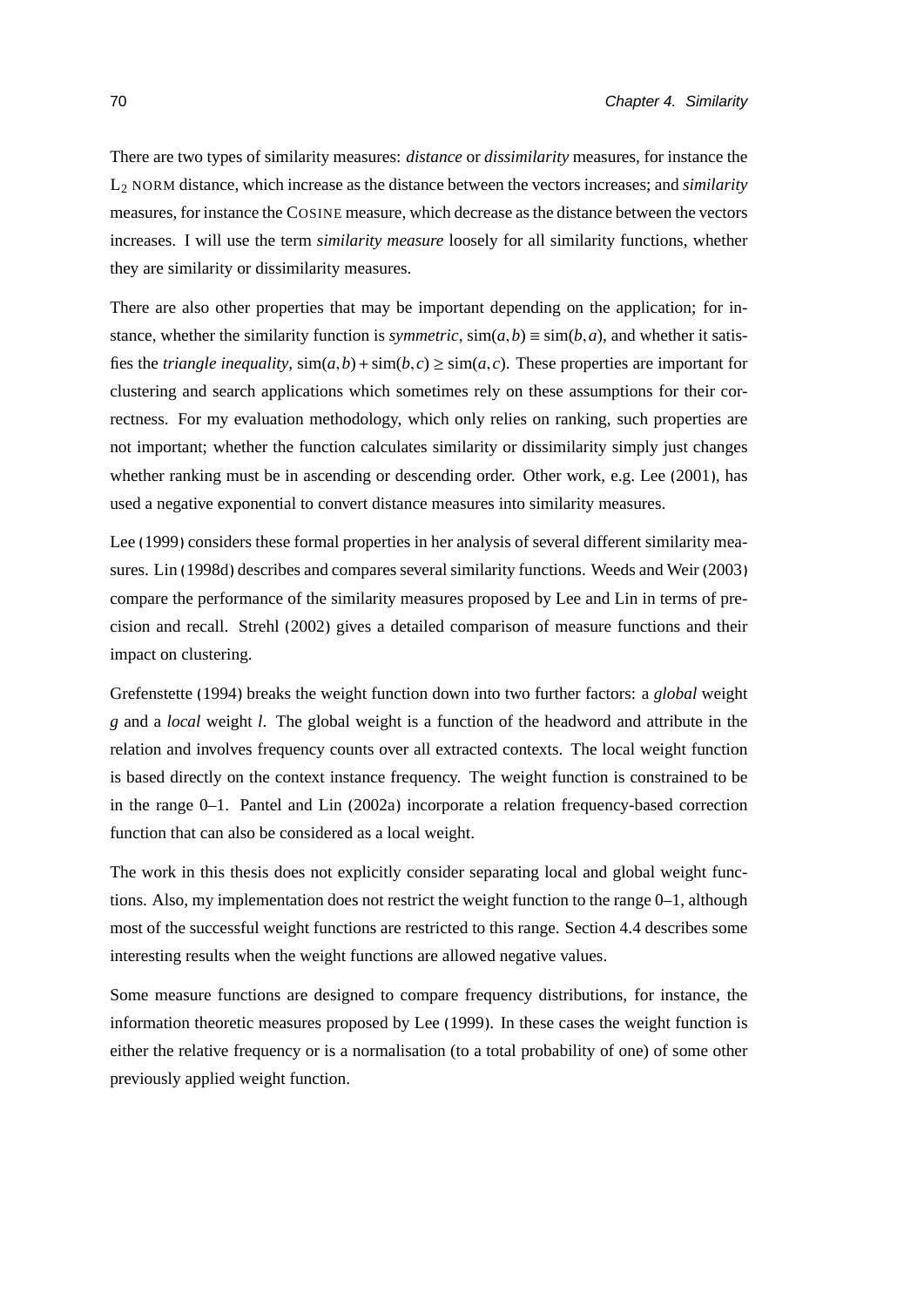There are two types of similarity measures: *distance* or *dissimilarity* measures, for instance the $L_2$ NORM distance, which increase as the distance between the vectors increases; and *similarity* measures, for instance the COSINE measure, which decrease as the distance between the vectors increases. I will use the term *similarity measure* loosely for all similarity functions, whether they are similarity or dissimilarity measures.

There are also other properties that may be important depending on the application; for instance, whether the similarity function is *symmetric*, $\text{sim}(a, b) \equiv \text{sim}(b, a)$, and whether it satisfies the *triangle inequality*, $\text{sim}(a, b) + \text{sim}(b, c) \geq \text{sim}(a, c)$. These properties are important for clustering and search applications which sometimes rely on these assumptions for their correctness. For my evaluation methodology, which only relies on ranking, such properties are not important; whether the function calculates similarity or dissimilarity simply just changes whether ranking must be in ascending or descending order. Other work, e.g. Lee (2001), has used a negative exponential to convert distance measures into similarity measures.

Lee (1999) considers these formal properties in her analysis of several different similarity measures. Lin (1998d) describes and compares several similarity functions. Weeds and Weir (2003) compare the performance of the similarity measures proposed by Lee and Lin in terms of precision and recall. Strehl (2002) gives a detailed comparison of measure functions and their impact on clustering.

Grefenstette (1994) breaks the weight function down into two further factors: a *global* weight $g$ and a *local* weight $l$. The global weight is a function of the headword and attribute in the relation and involves frequency counts over all extracted contexts. The local weight function is based directly on the context instance frequency. The weight function is constrained to be in the range 0–1. Pantel and Lin (2002a) incorporate a relation frequency-based correction function that can also be considered as a local weight.

The work in this thesis does not explicitly consider separating local and global weight functions. Also, my implementation does not restrict the weight function to the range 0–1, although most of the successful weight functions are restricted to this range. Section 4.4 describes some interesting results when the weight functions are allowed negative values.

Some measure functions are designed to compare frequency distributions, for instance, the information theoretic measures proposed by Lee (1999). In these cases the weight function is either the relative frequency or is a normalisation (to a total probability of one) of some other previously applied weight function.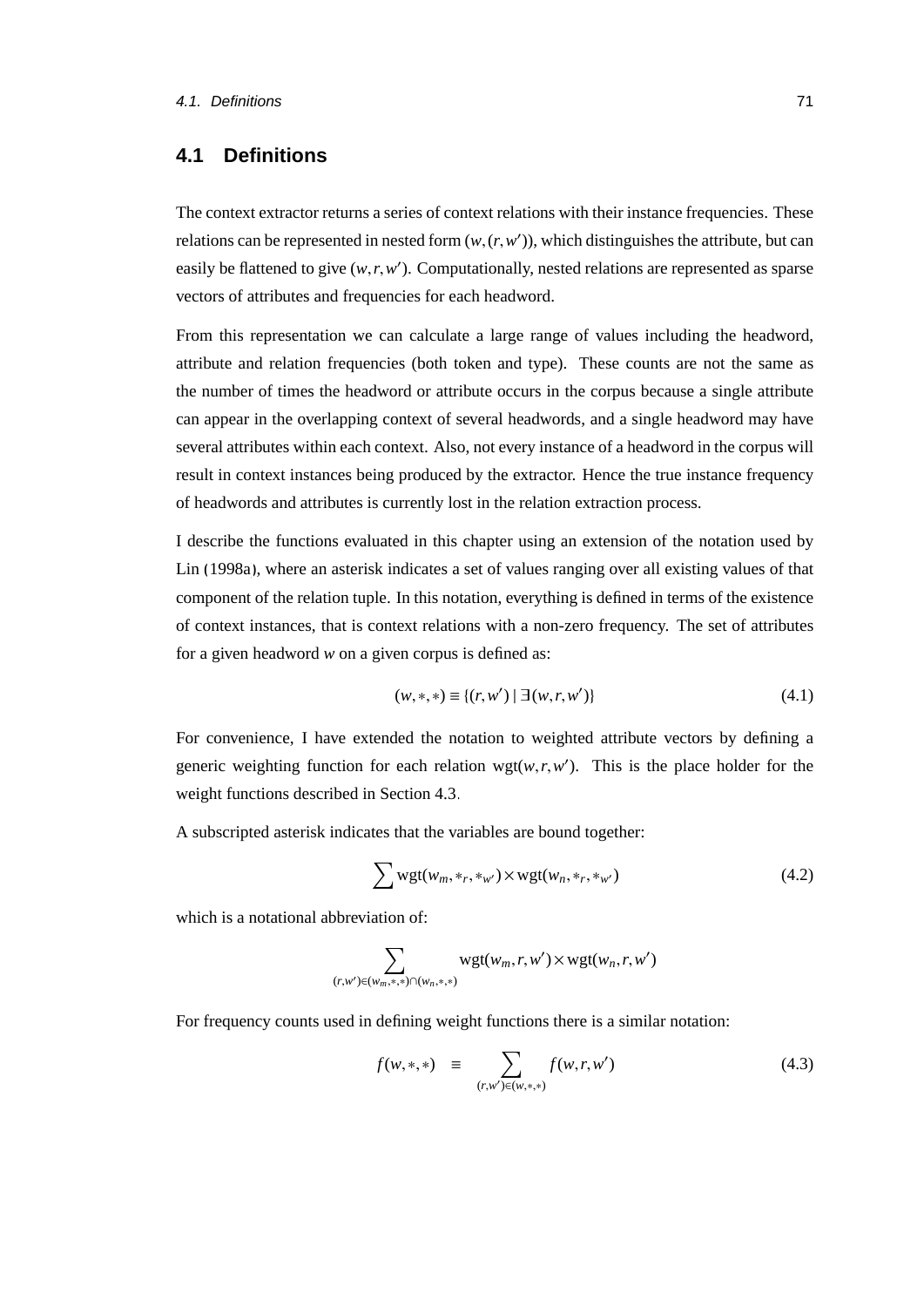## 4.1 Definitions

The context extractor returns a series of context relations with their instance frequencies. These relations can be represented in nested form $(w,(r,w'))$, which distinguishes the attribute, but can easily be flattened to give $(w,r,w')$. Computationally, nested relations are represented as sparse vectors of attributes and frequencies for each headword.

From this representation we can calculate a large range of values including the headword, attribute and relation frequencies (both token and type). These counts are not the same as the number of times the headword or attribute occurs in the corpus because a single attribute can appear in the overlapping context of several headwords, and a single headword may have several attributes within each context. Also, not every instance of a headword in the corpus will result in context instances being produced by the extractor. Hence the true instance frequency of headwords and attributes is currently lost in the relation extraction process.

I describe the functions evaluated in this chapter using an extension of the notation used by Lin (1998a), where an asterisk indicates a set of values ranging over all existing values of that component of the relation tuple. In this notation, everything is defined in terms of the existence of context instances, that is context relations with a non-zero frequency. The set of attributes for a given headword $w$ on a given corpus is defined as:

$$(w,*,*) \equiv \{(r,w') \mid \exists(w,r,w')\} \tag{4.1}$$

For convenience, I have extended the notation to weighted attribute vectors by defining a generic weighting function for each relation $\mathrm{wgt}(w,r,w')$. This is the place holder for the weight functions described in Section 4.3.

A subscripted asterisk indicates that the variables are bound together:

$$\sum \mathrm{wgt}(w_m,*_r,*_{w'}) \times \mathrm{wgt}(w_n,*_r,*_{w'}) \tag{4.2}$$

which is a notational abbreviation of:

$$\sum_{(r,w') \in (w_m,*,*) \cap (w_n,*,*)} \mathrm{wgt}(w_m,r,w') \times \mathrm{wgt}(w_n,r,w')$$

For frequency counts used in defining weight functions there is a similar notation:

$$f(w,*,*) \quad \equiv \quad \sum_{(r,w') \in (w,*,*)} f(w,r,w') \tag{4.3}$$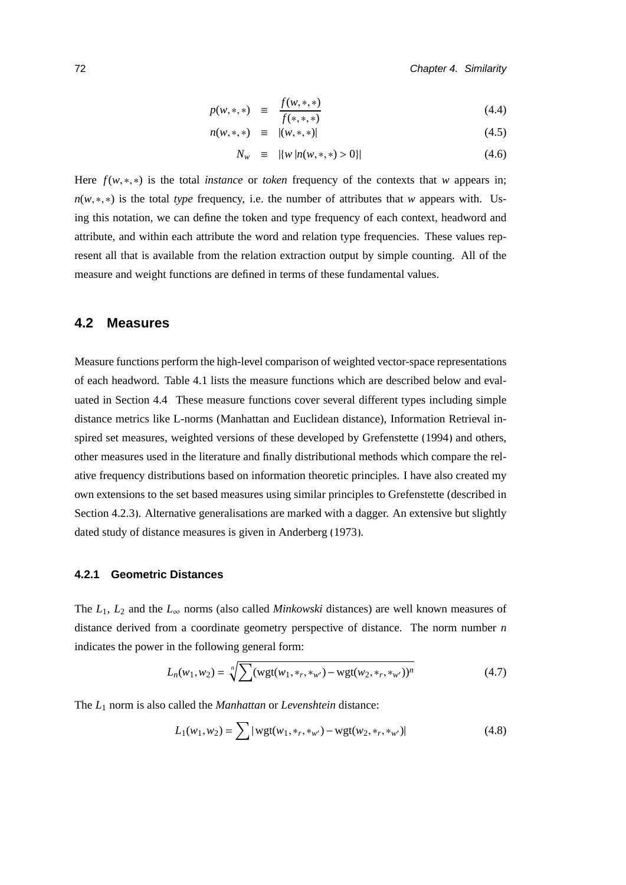$$p(w,*,*) \equiv \frac{f(w,*,*)}{f(*,*,*)} \tag{4.4}$$

$$n(w,*,*) \equiv |(w,*,*)| \tag{4.5}$$

$$N_w \equiv |\{w \,|n(w,*,*) > 0\}| \tag{4.6}$$

Here $f(w,*,*)$ is the total *instance* or *token* frequency of the contexts that $w$ appears in; $n(w,*,*)$ is the total *type* frequency, i.e. the number of attributes that $w$ appears with. Using this notation, we can define the token and type frequency of each context, headword and attribute, and within each attribute the word and relation type frequencies. These values represent all that is available from the relation extraction output by simple counting. All of the measure and weight functions are defined in terms of these fundamental values.

## 4.2 Measures

Measure functions perform the high-level comparison of weighted vector-space representations of each headword. Table 4.1 lists the measure functions which are described below and evaluated in Section 4.4 These measure functions cover several different types including simple distance metrics like L-norms (Manhattan and Euclidean distance), Information Retrieval inspired set measures, weighted versions of these developed by Grefenstette (1994) and others, other measures used in the literature and finally distributional methods which compare the relative frequency distributions based on information theoretic principles. I have also created my own extensions to the set based measures using similar principles to Grefenstette (described in Section 4.2.3). Alternative generalisations are marked with a dagger. An extensive but slightly dated study of distance measures is given in Anderberg (1973).

### 4.2.1 Geometric Distances

The $L_1$, $L_2$ and the $L_\infty$ norms (also called *Minkowski* distances) are well known measures of distance derived from a coordinate geometry perspective of distance. The norm number $n$ indicates the power in the following general form:

$$L_n(w_1, w_2) = \sqrt[n]{\sum (\text{wgt}(w_1, *_r, *_{w'}) - \text{wgt}(w_2, *_r, *_{w'}))^n} \tag{4.7}$$

The $L_1$ norm is also called the *Manhattan* or *Levenshtein* distance:

$$L_1(w_1, w_2) = \sum |\text{wgt}(w_1, *_r, *_{w'}) - \text{wgt}(w_2, *_r, *_{w'})| \tag{4.8}$$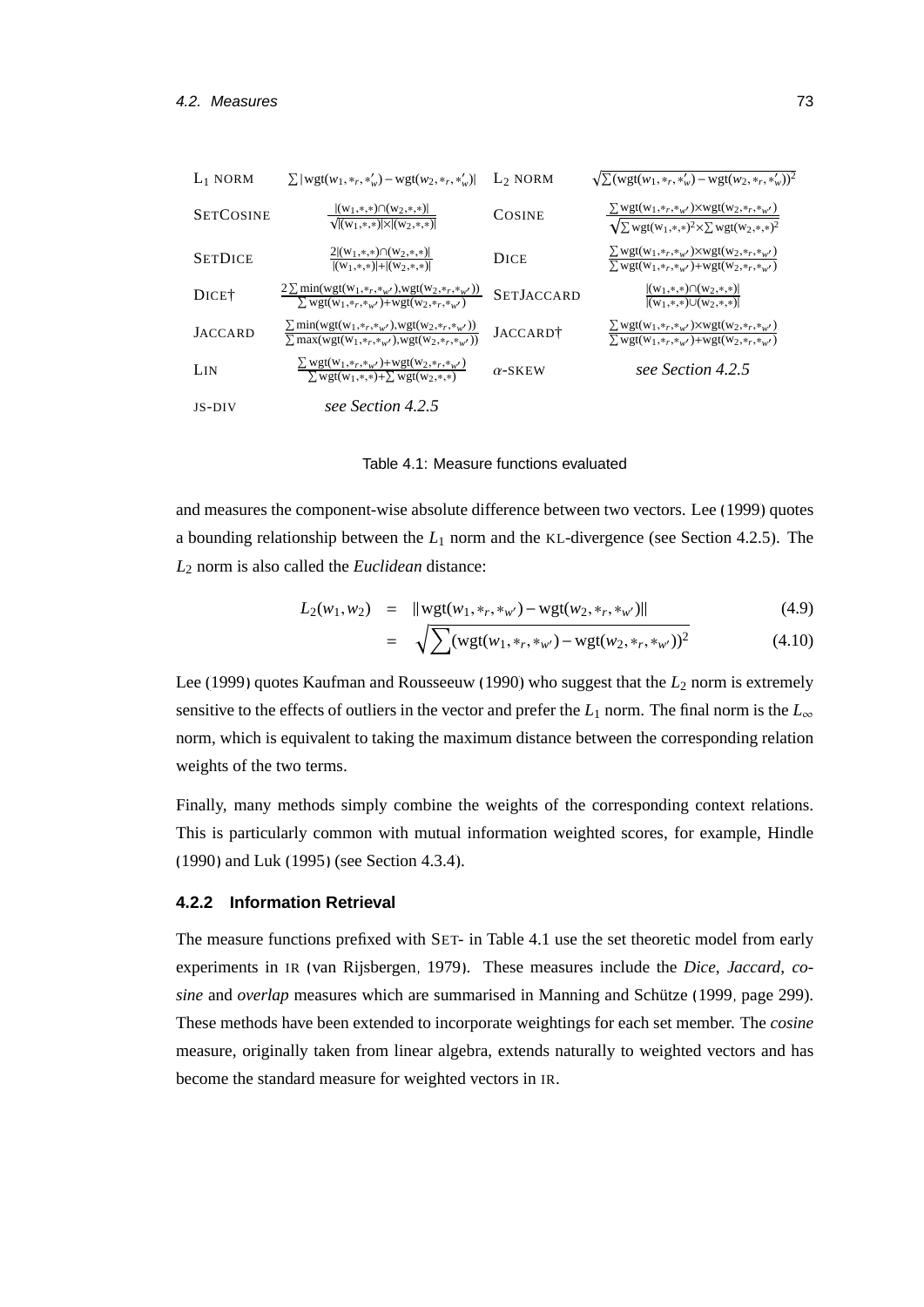| | | | |
|---|---|---|---|
| L<sub>1</sub> NORM | $\sum \lvert \text{wgt}(w_1,*_r,*'_w) - \text{wgt}(w_2,*_r,*'_w) \rvert$ | L<sub>2</sub> NORM | $\sqrt{\sum (\text{wgt}(w_1,*_r,*'_w) - \text{wgt}(w_2,*_r,*'_w))^2}$ |
| SETCOSINE | $\frac{\lvert(w_1,*,*)\cap(w_2,*,*)\rvert}{\sqrt{\lvert(w_1,*,*)\rvert\times\lvert(w_2,*,*)\rvert}}$ | COSINE | $\frac{\sum \text{wgt}(w_1,*_r,*_{w'})\times\text{wgt}(w_2,*_r,*_{w'})}{\sqrt{\sum \text{wgt}(w_1,*,*)^2\times\sum \text{wgt}(w_2,*,*)^2}}$ |
| SETDICE | $\frac{2\lvert(w_1,*,*)\cap(w_2,*,*)\rvert}{\lvert(w_1,*,*)\rvert+\lvert(w_2,*,*)\rvert}$ | DICE | $\frac{\sum \text{wgt}(w_1,*_r,*_{w'})\times\text{wgt}(w_2,*_r,*_{w'})}{\sum \text{wgt}(w_1,*_r,*_{w'})+\text{wgt}(w_2,*_r,*_{w'})}$ |
| DICE† | $\frac{2\sum \min(\text{wgt}(w_1,*_r,*_{w'}),\text{wgt}(w_2,*_r,*_{w'}))}{\sum \text{wgt}(w_1,*_r,*_{w'})+\text{wgt}(w_2,*_r,*_{w'})}$ | SETJACCARD | $\frac{\lvert(w_1,*,*)\cap(w_2,*,*)\rvert}{\lvert(w_1,*,*)\cup(w_2,*,*)\rvert}$ |
| JACCARD | $\frac{\sum \min(\text{wgt}(w_1,*_r,*_{w'}),\text{wgt}(w_2,*_r,*_{w'}))}{\sum \max(\text{wgt}(w_1,*_r,*_{w'}),\text{wgt}(w_2,*_r,*_{w'}))}$ | JACCARD† | $\frac{\sum \text{wgt}(w_1,*_r,*_{w'})\times\text{wgt}(w_2,*_r,*_{w'})}{\sum \text{wgt}(w_1,*_r,*_{w'})+\text{wgt}(w_2,*_r,*_{w'})}$ |
| LIN | $\frac{\sum \text{wgt}(w_1,*_r,*_{w'})+\text{wgt}(w_2,*_r,*_{w'})}{\sum \text{wgt}(w_1,*,*)+\sum \text{wgt}(w_2,*,*)}$ | $\alpha$-SKEW | *see Section 4.2.5* |
| JS-DIV | *see Section 4.2.5* | | |

Table 4.1: Measure functions evaluated

and measures the component-wise absolute difference between two vectors. Lee (1999) quotes a bounding relationship between the $L_1$ norm and the KL-divergence (see Section 4.2.5). The $L_2$ norm is also called the *Euclidean* distance:

$$
\begin{aligned}
L_2(w_1, w_2) &= \lVert \text{wgt}(w_1, *_r, *_{w'}) - \text{wgt}(w_2, *_r, *_{w'}) \rVert && (4.9) \\
&= \sqrt{\sum (\text{wgt}(w_1, *_r, *_{w'}) - \text{wgt}(w_2, *_r, *_{w'}))^2} && (4.10)
\end{aligned}
$$

Lee (1999) quotes Kaufman and Rousseeuw (1990) who suggest that the $L_2$ norm is extremely sensitive to the effects of outliers in the vector and prefer the $L_1$ norm. The final norm is the $L_\infty$ norm, which is equivalent to taking the maximum distance between the corresponding relation weights of the two terms.

Finally, many methods simply combine the weights of the corresponding context relations. This is particularly common with mutual information weighted scores, for example, Hindle (1990) and Luk (1995) (see Section 4.3.4).

### 4.2.2 Information Retrieval

The measure functions prefixed with SET- in Table 4.1 use the set theoretic model from early experiments in IR (van Rijsbergen, 1979). These measures include the *Dice*, *Jaccard*, *cosine* and *overlap* measures which are summarised in Manning and Schütze (1999, page 299). These methods have been extended to incorporate weightings for each set member. The *cosine* measure, originally taken from linear algebra, extends naturally to weighted vectors and has become the standard measure for weighted vectors in IR.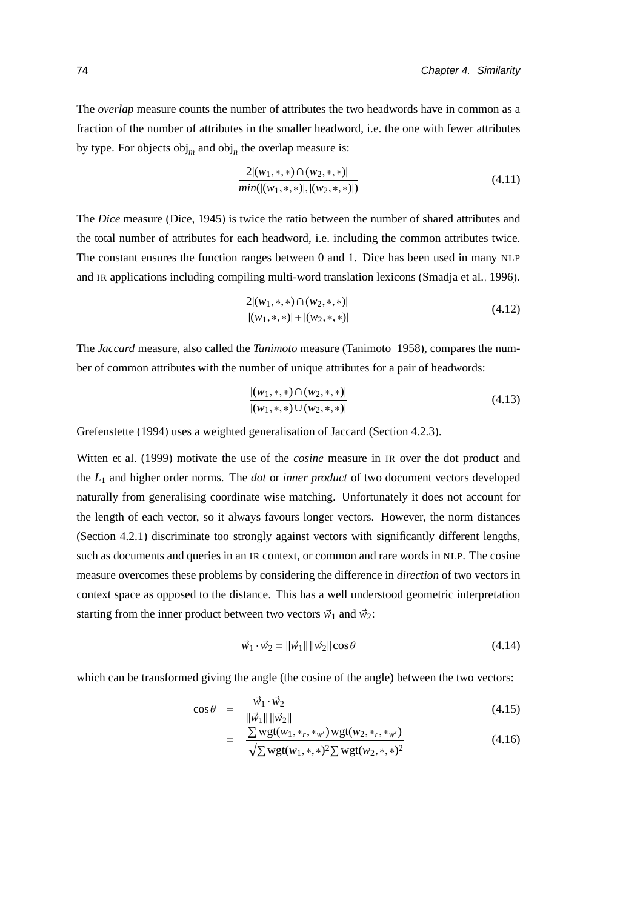The *overlap* measure counts the number of attributes the two headwords have in common as a fraction of the number of attributes in the smaller headword, i.e. the one with fewer attributes by type. For objects $\text{obj}_m$ and $\text{obj}_n$ the overlap measure is:

$$\frac{2|(w_1,*,*) \cap (w_2,*,*)|}{min(|(w_1,*,*)|, |(w_2,*,*)|)} \tag{4.11}$$

The *Dice* measure (Dice, 1945) is twice the ratio between the number of shared attributes and the total number of attributes for each headword, i.e. including the common attributes twice. The constant ensures the function ranges between 0 and 1. Dice has been used in many NLP and IR applications including compiling multi-word translation lexicons (Smadja et al., 1996).

$$\frac{2|(w_1,*,*) \cap (w_2,*,*)|}{|(w_1,*,*)| + |(w_2,*,*)|} \tag{4.12}$$

The *Jaccard* measure, also called the *Tanimoto* measure (Tanimoto, 1958), compares the number of common attributes with the number of unique attributes for a pair of headwords:

$$\frac{|(w_1,*,*) \cap (w_2,*,*)|}{|(w_1,*,*) \cup (w_2,*,*)|} \tag{4.13}$$

Grefenstette (1994) uses a weighted generalisation of Jaccard (Section 4.2.3).

Witten et al. (1999) motivate the use of the *cosine* measure in IR over the dot product and the $L_1$ and higher order norms. The *dot* or *inner product* of two document vectors developed naturally from generalising coordinate wise matching. Unfortunately it does not account for the length of each vector, so it always favours longer vectors. However, the norm distances (Section 4.2.1) discriminate too strongly against vectors with significantly different lengths, such as documents and queries in an IR context, or common and rare words in NLP. The cosine measure overcomes these problems by considering the difference in *direction* of two vectors in context space as opposed to the distance. This has a well understood geometric interpretation starting from the inner product between two vectors $\vec{w}_1$ and $\vec{w}_2$:

$$\vec{w}_1 \cdot \vec{w}_2 = \|\vec{w}_1\| \, \|\vec{w}_2\| \cos\theta \tag{4.14}$$

which can be transformed giving the angle (the cosine of the angle) between the two vectors:

$$\cos\theta = \frac{\vec{w}_1 \cdot \vec{w}_2}{\|\vec{w}_1\| \, \|\vec{w}_2\|} \tag{4.15}$$

$$= \frac{\sum \text{wgt}(w_1,*_r,*_{w'})\,\text{wgt}(w_2,*_r,*_{w'})}{\sqrt{\sum \text{wgt}(w_1,*,*)^2 \sum \text{wgt}(w_2,*,*)^2}} \tag{4.16}$$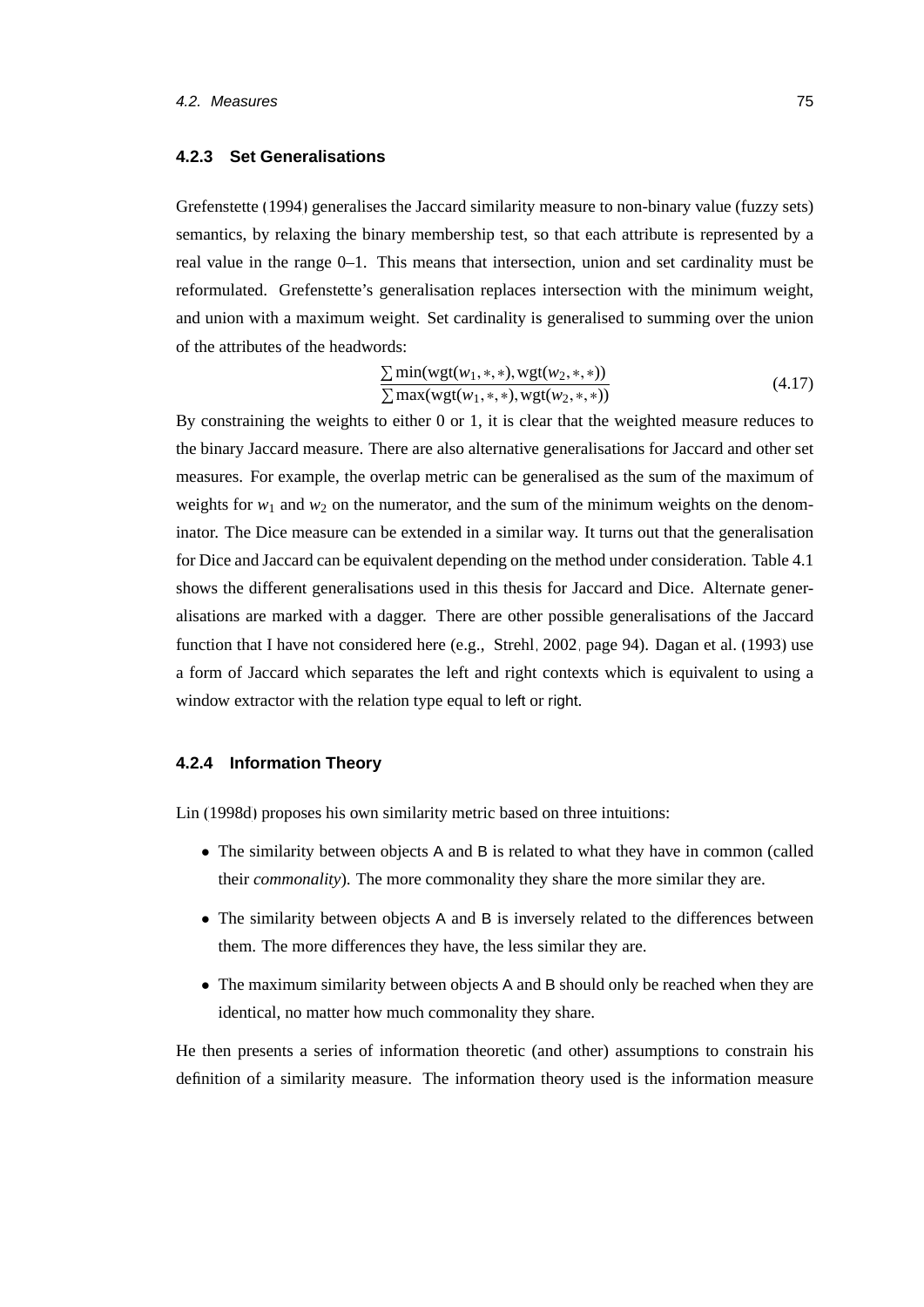### 4.2.3 Set Generalisations

Grefenstette (1994) generalises the Jaccard similarity measure to non-binary value (fuzzy sets) semantics, by relaxing the binary membership test, so that each attribute is represented by a real value in the range 0–1. This means that intersection, union and set cardinality must be reformulated. Grefenstette's generalisation replaces intersection with the minimum weight, and union with a maximum weight. Set cardinality is generalised to summing over the union of the attributes of the headwords:

$$\frac{\sum \min(\text{wgt}(w_1,*,*), \text{wgt}(w_2,*,*))}{\sum \max(\text{wgt}(w_1,*,*), \text{wgt}(w_2,*,*))} \tag{4.17}$$

By constraining the weights to either 0 or 1, it is clear that the weighted measure reduces to the binary Jaccard measure. There are also alternative generalisations for Jaccard and other set measures. For example, the overlap metric can be generalised as the sum of the maximum of weights for $w_1$ and $w_2$ on the numerator, and the sum of the minimum weights on the denominator. The Dice measure can be extended in a similar way. It turns out that the generalisation for Dice and Jaccard can be equivalent depending on the method under consideration. Table 4.1 shows the different generalisations used in this thesis for Jaccard and Dice. Alternate generalisations are marked with a dagger. There are other possible generalisations of the Jaccard function that I have not considered here (e.g., Strehl, 2002, page 94). Dagan et al. (1993) use a form of Jaccard which separates the left and right contexts which is equivalent to using a window extractor with the relation type equal to left or right.

### 4.2.4 Information Theory

Lin (1998d) proposes his own similarity metric based on three intuitions:

- The similarity between objects A and B is related to what they have in common (called their *commonality*). The more commonality they share the more similar they are.
- The similarity between objects A and B is inversely related to the differences between them. The more differences they have, the less similar they are.
- The maximum similarity between objects A and B should only be reached when they are identical, no matter how much commonality they share.

He then presents a series of information theoretic (and other) assumptions to constrain his definition of a similarity measure. The information theory used is the information measure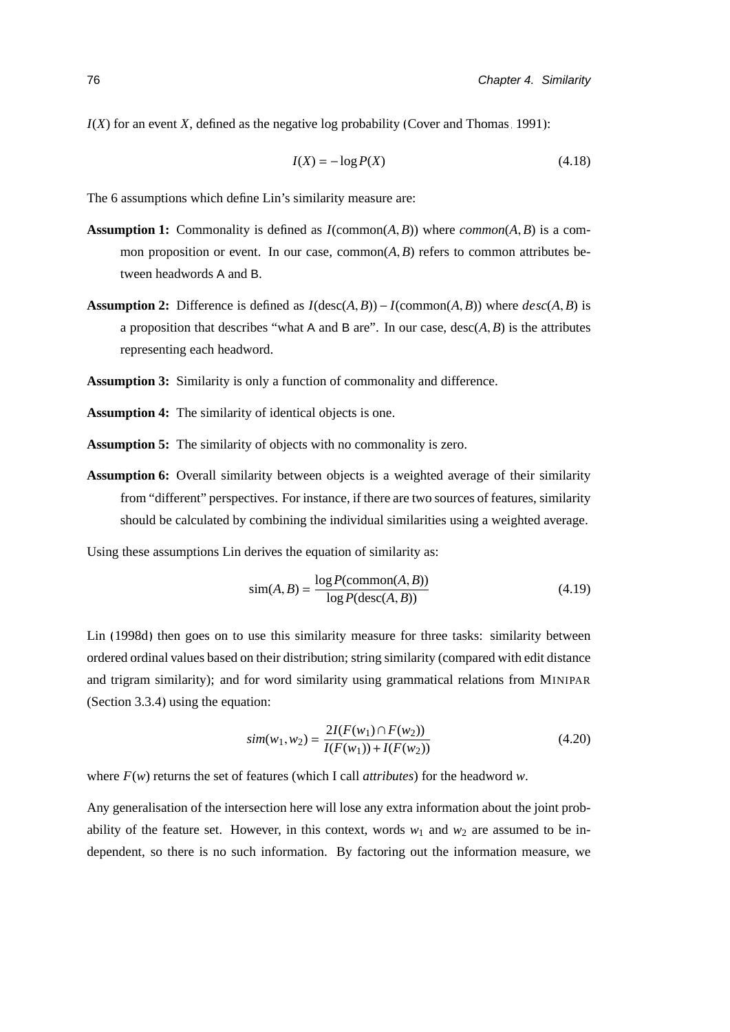$I(X)$ for an event $X$, defined as the negative log probability (Cover and Thomas, 1991):

$$I(X) = -\log P(X) \tag{4.18}$$

The 6 assumptions which define Lin's similarity measure are:

**Assumption 1:** Commonality is defined as $I(\text{common}(A,B))$ where $\textit{common}(A,B)$ is a common proposition or event. In our case, $\text{common}(A,B)$ refers to common attributes between headwords A and B.

**Assumption 2:** Difference is defined as $I(\text{desc}(A,B)) - I(\text{common}(A,B))$ where $\textit{desc}(A,B)$ is a proposition that describes "what A and B are". In our case, $\text{desc}(A,B)$ is the attributes representing each headword.

**Assumption 3:** Similarity is only a function of commonality and difference.

**Assumption 4:** The similarity of identical objects is one.

**Assumption 5:** The similarity of objects with no commonality is zero.

**Assumption 6:** Overall similarity between objects is a weighted average of their similarity from "different" perspectives. For instance, if there are two sources of features, similarity should be calculated by combining the individual similarities using a weighted average.

Using these assumptions Lin derives the equation of similarity as:

$$\text{sim}(A,B) = \frac{\log P(\text{common}(A,B))}{\log P(\text{desc}(A,B))} \tag{4.19}$$

Lin (1998d) then goes on to use this similarity measure for three tasks: similarity between ordered ordinal values based on their distribution; string similarity (compared with edit distance and trigram similarity); and for word similarity using grammatical relations from MINIPAR (Section 3.3.4) using the equation:

$$sim(w_1,w_2) = \frac{2I(F(w_1) \cap F(w_2))}{I(F(w_1)) + I(F(w_2))} \tag{4.20}$$

where $F(w)$ returns the set of features (which I call *attributes*) for the headword $w$.

Any generalisation of the intersection here will lose any extra information about the joint probability of the feature set. However, in this context, words $w_1$ and $w_2$ are assumed to be independent, so there is no such information. By factoring out the information measure, we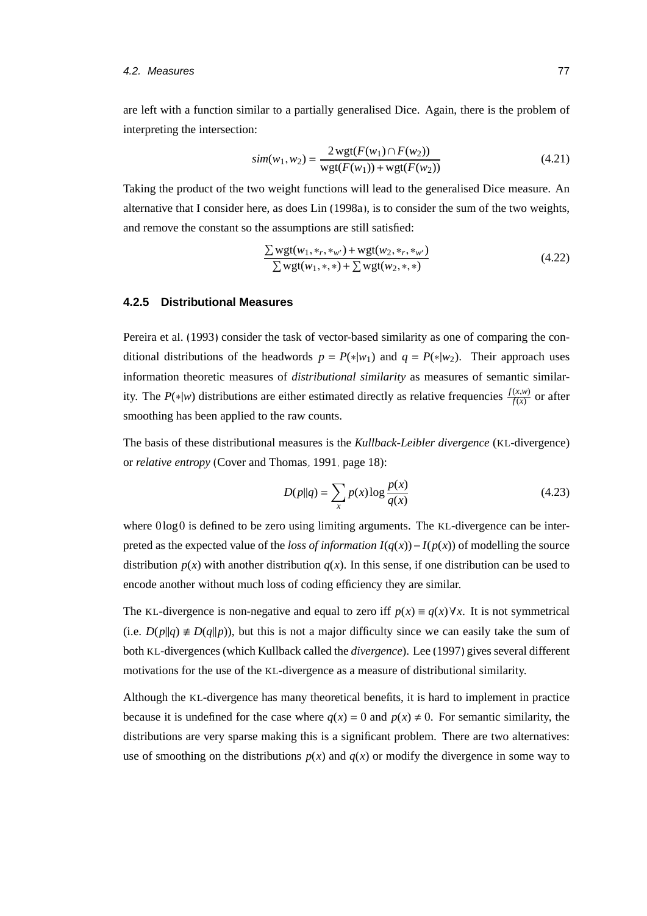are left with a function similar to a partially generalised Dice. Again, there is the problem of interpreting the intersection:

$$sim(w_1, w_2) = \frac{2\,\text{wgt}(F(w_1) \cap F(w_2))}{\text{wgt}(F(w_1)) + \text{wgt}(F(w_2))} \tag{4.21}$$

Taking the product of the two weight functions will lead to the generalised Dice measure. An alternative that I consider here, as does Lin (1998a), is to consider the sum of the two weights, and remove the constant so the assumptions are still satisfied:

$$\frac{\sum \text{wgt}(w_1, *_r, *_{w'}) + \text{wgt}(w_2, *_r, *_{w'})}{\sum \text{wgt}(w_1, *, *) + \sum \text{wgt}(w_2, *, *)} \tag{4.22}$$

### 4.2.5 Distributional Measures

Pereira et al. (1993) consider the task of vector-based similarity as one of comparing the conditional distributions of the headwords $p = P(*|w_1)$ and $q = P(*|w_2)$. Their approach uses information theoretic measures of *distributional similarity* as measures of semantic similarity. The $P(*|w)$ distributions are either estimated directly as relative frequencies $\frac{f(x,w)}{f(x)}$ or after smoothing has been applied to the raw counts.

The basis of these distributional measures is the *Kullback-Leibler divergence* (KL-divergence) or *relative entropy* (Cover and Thomas, 1991, page 18):

$$D(p\|q) = \sum_x p(x) \log \frac{p(x)}{q(x)} \tag{4.23}$$

where $0 \log 0$ is defined to be zero using limiting arguments. The KL-divergence can be interpreted as the expected value of the *loss of information* $I(q(x)) - I(p(x))$ of modelling the source distribution $p(x)$ with another distribution $q(x)$. In this sense, if one distribution can be used to encode another without much loss of coding efficiency they are similar.

The KL-divergence is non-negative and equal to zero iff $p(x) \equiv q(x) \forall x$. It is not symmetrical (i.e. $D(p\|q) \not\equiv D(q\|p)$), but this is not a major difficulty since we can easily take the sum of both KL-divergences (which Kullback called the *divergence*). Lee (1997) gives several different motivations for the use of the KL-divergence as a measure of distributional similarity.

Although the KL-divergence has many theoretical benefits, it is hard to implement in practice because it is undefined for the case where $q(x) = 0$ and $p(x) \neq 0$. For semantic similarity, the distributions are very sparse making this is a significant problem. There are two alternatives: use of smoothing on the distributions $p(x)$ and $q(x)$ or modify the divergence in some way to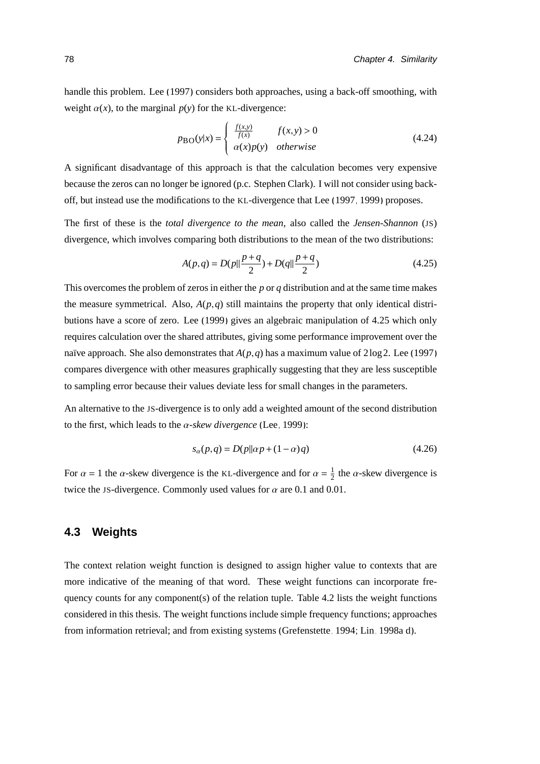handle this problem. Lee (1997) considers both approaches, using a back-off smoothing, with weight $\alpha(x)$, to the marginal $p(y)$ for the KL-divergence:

$$p_{\text{BO}}(y|x) = \begin{cases} \frac{f(x,y)}{f(x)} & f(x,y) > 0 \\ \alpha(x)p(y) & \textit{otherwise} \end{cases} \tag{4.24}$$

A significant disadvantage of this approach is that the calculation becomes very expensive because the zeros can no longer be ignored (p.c. Stephen Clark). I will not consider using back-off, but instead use the modifications to the KL-divergence that Lee (1997, 1999) proposes.

The first of these is the *total divergence to the mean*, also called the *Jensen-Shannon* (JS) divergence, which involves comparing both distributions to the mean of the two distributions:

$$A(p,q) = D(p||\frac{p+q}{2}) + D(q||\frac{p+q}{2}) \tag{4.25}$$

This overcomes the problem of zeros in either the $p$ or $q$ distribution and at the same time makes the measure symmetrical. Also, $A(p,q)$ still maintains the property that only identical distributions have a score of zero. Lee (1999) gives an algebraic manipulation of 4.25 which only requires calculation over the shared attributes, giving some performance improvement over the naïve approach. She also demonstrates that $A(p,q)$ has a maximum value of $2\log 2$. Lee (1997) compares divergence with other measures graphically suggesting that they are less susceptible to sampling error because their values deviate less for small changes in the parameters.

An alternative to the JS-divergence is to only add a weighted amount of the second distribution to the first, which leads to the $\alpha$*-skew divergence* (Lee, 1999):

$$s_\alpha(p,q) = D(p||\alpha p + (1-\alpha)q) \tag{4.26}$$

For $\alpha = 1$ the $\alpha$-skew divergence is the KL-divergence and for $\alpha = \frac{1}{2}$ the $\alpha$-skew divergence is twice the JS-divergence. Commonly used values for $\alpha$ are 0.1 and 0.01.

## 4.3 Weights

The context relation weight function is designed to assign higher value to contexts that are more indicative of the meaning of that word. These weight functions can incorporate frequency counts for any component(s) of the relation tuple. Table 4.2 lists the weight functions considered in this thesis. The weight functions include simple frequency functions; approaches from information retrieval; and from existing systems (Grefenstette, 1994; Lin, 1998a d).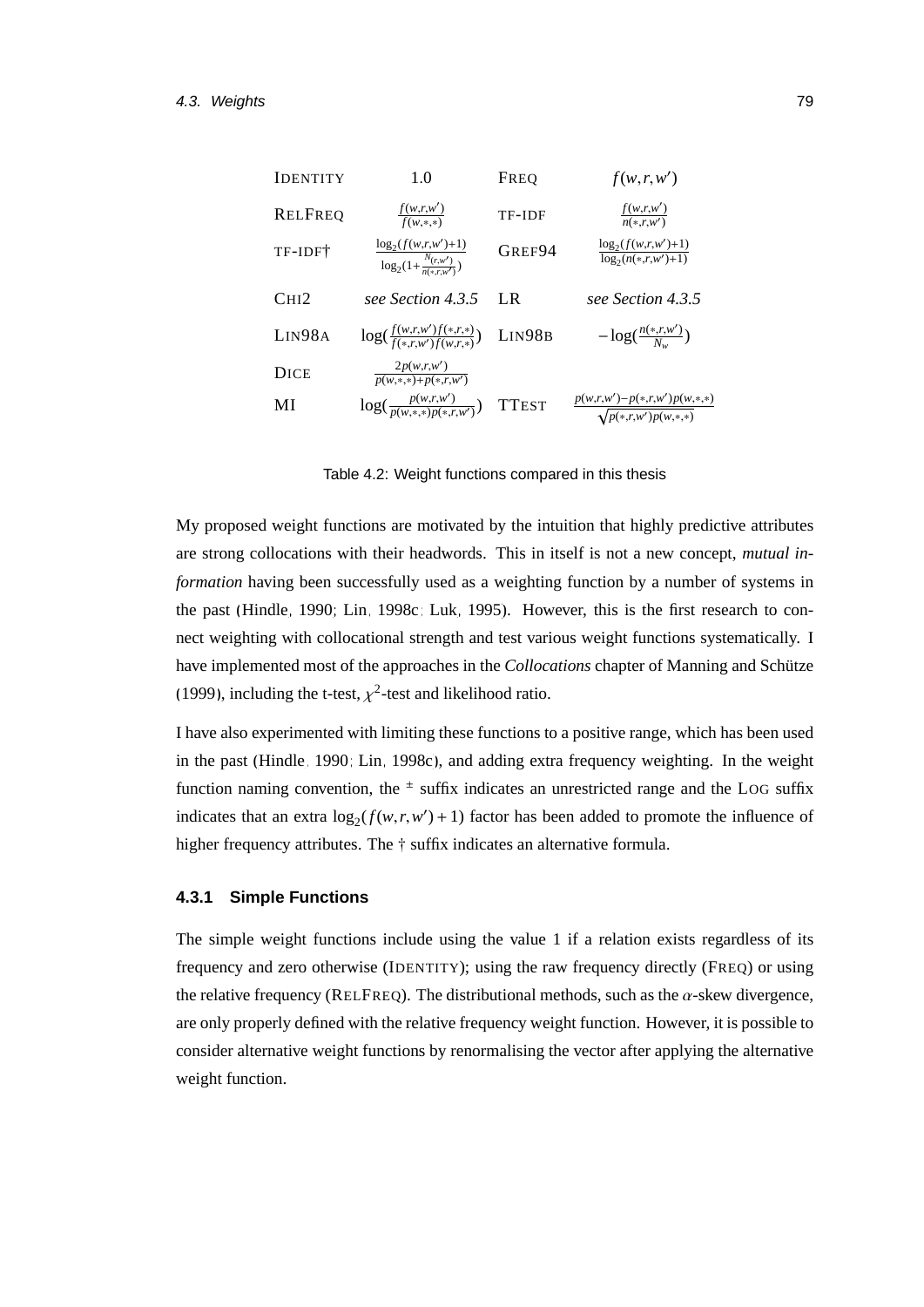| | | | |
|---|---|---|---|
| IDENTITY | 1.0 | FREQ | $f(w,r,w')$ |
| RELFREQ | $\frac{f(w,r,w')}{f(w,*,*)}$ | TF-IDF | $\frac{f(w,r,w')}{n(*,r,w')}$ |
| TF-IDF† | $\frac{\log_2(f(w,r,w')+1)}{\log_2(1+\frac{N_{(r,w')}}{n(*,r,w')})}$ | GREF94 | $\frac{\log_2(f(w,r,w')+1)}{\log_2(n(*,r,w')+1)}$ |
| CHI2 | *see Section 4.3.5* | LR | *see Section 4.3.5* |
| LIN98A | $\log(\frac{f(w,r,w')f(*,r,*)}{f(*,r,w')f(w,r,*)})$ | LIN98B | $-\log(\frac{n(*,r,w')}{N_w})$ |
| DICE | $\frac{2p(w,r,w')}{p(w,*,*)+p(*,r,w')}$ | | |
| MI | $\log(\frac{p(w,r,w')}{p(w,*,*)p(*,r,w')})$ | TTEST | $\frac{p(w,r,w')-p(*,r,w')p(w,*,*)}{\sqrt{p(*,r,w')p(w,*,*)}}$ |

Table 4.2: Weight functions compared in this thesis

My proposed weight functions are motivated by the intuition that highly predictive attributes are strong collocations with their headwords. This in itself is not a new concept, *mutual information* having been successfully used as a weighting function by a number of systems in the past (Hindle, 1990; Lin, 1998c; Luk, 1995). However, this is the first research to connect weighting with collocational strength and test various weight functions systematically. I have implemented most of the approaches in the *Collocations* chapter of Manning and Schütze (1999), including the t-test, $\chi^2$-test and likelihood ratio.

I have also experimented with limiting these functions to a positive range, which has been used in the past (Hindle, 1990; Lin, 1998c), and adding extra frequency weighting. In the weight function naming convention, the $^{\pm}$ suffix indicates an unrestricted range and the LOG suffix indicates that an extra $\log_2(f(w,r,w')+1)$ factor has been added to promote the influence of higher frequency attributes. The † suffix indicates an alternative formula.

### 4.3.1 Simple Functions

The simple weight functions include using the value 1 if a relation exists regardless of its frequency and zero otherwise (IDENTITY); using the raw frequency directly (FREQ) or using the relative frequency (RELFREQ). The distributional methods, such as the $\alpha$-skew divergence, are only properly defined with the relative frequency weight function. However, it is possible to consider alternative weight functions by renormalising the vector after applying the alternative weight function.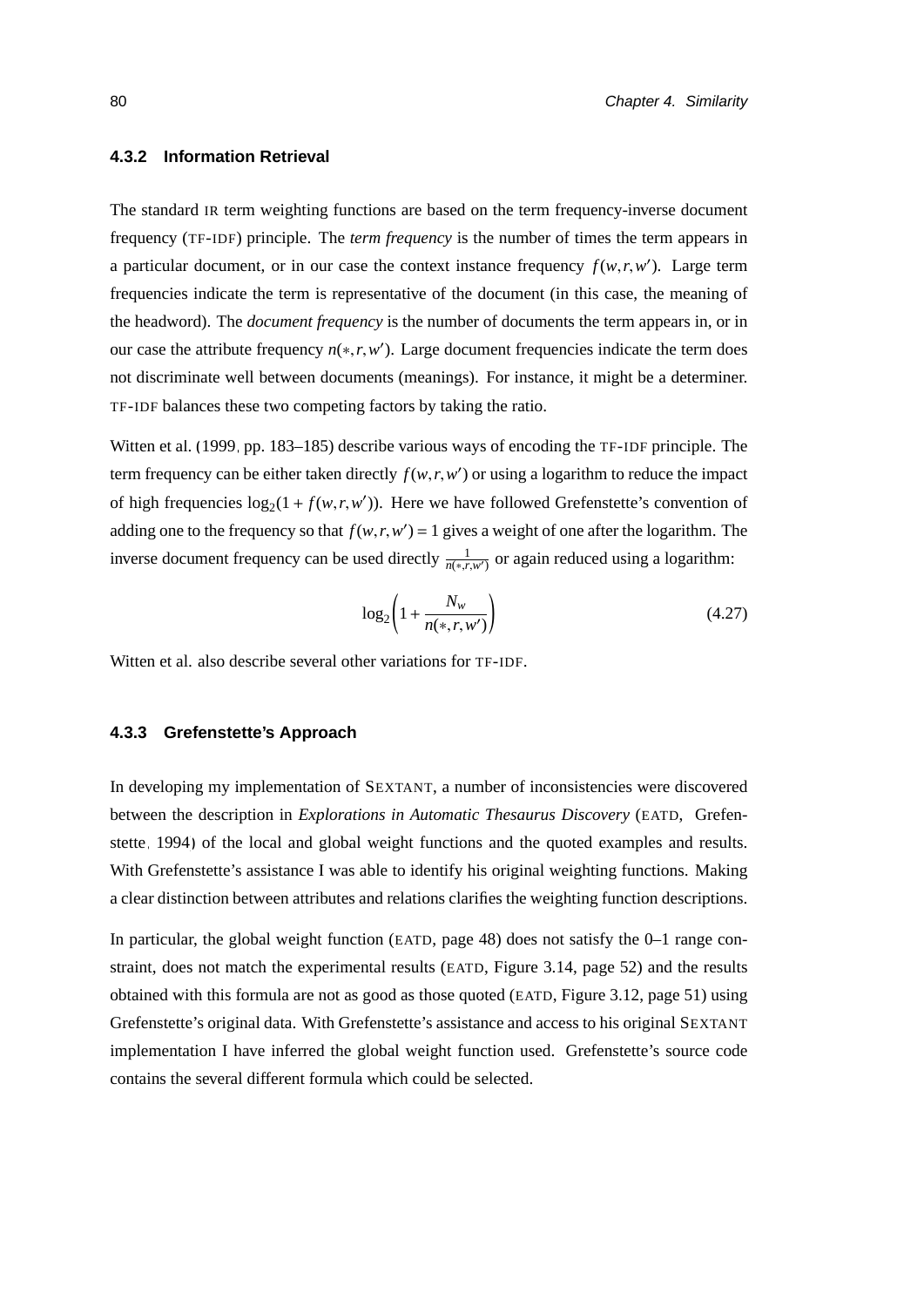### 4.3.2 Information Retrieval

The standard IR term weighting functions are based on the term frequency-inverse document frequency (TF-IDF) principle. The *term frequency* is the number of times the term appears in a particular document, or in our case the context instance frequency $f(w,r,w')$. Large term frequencies indicate the term is representative of the document (in this case, the meaning of the headword). The *document frequency* is the number of documents the term appears in, or in our case the attribute frequency $n(*,r,w')$. Large document frequencies indicate the term does not discriminate well between documents (meanings). For instance, it might be a determiner. TF-IDF balances these two competing factors by taking the ratio.

Witten et al. (1999, pp. 183–185) describe various ways of encoding the TF-IDF principle. The term frequency can be either taken directly $f(w,r,w')$ or using a logarithm to reduce the impact of high frequencies $\log_2(1+f(w,r,w'))$. Here we have followed Grefenstette's convention of adding one to the frequency so that $f(w,r,w')=1$ gives a weight of one after the logarithm. The inverse document frequency can be used directly $\frac{1}{n(*,r,w')}$ or again reduced using a logarithm:

$$\log_2\left(1+\frac{N_w}{n(*,r,w')}\right) \tag{4.27}$$

Witten et al. also describe several other variations for TF-IDF.

### 4.3.3 Grefenstette's Approach

In developing my implementation of SEXTANT, a number of inconsistencies were discovered between the description in *Explorations in Automatic Thesaurus Discovery* (EATD, Grefenstette, 1994) of the local and global weight functions and the quoted examples and results. With Grefenstette's assistance I was able to identify his original weighting functions. Making a clear distinction between attributes and relations clarifies the weighting function descriptions.

In particular, the global weight function (EATD, page 48) does not satisfy the 0–1 range constraint, does not match the experimental results (EATD, Figure 3.14, page 52) and the results obtained with this formula are not as good as those quoted (EATD, Figure 3.12, page 51) using Grefenstette's original data. With Grefenstette's assistance and access to his original SEXTANT implementation I have inferred the global weight function used. Grefenstette's source code contains the several different formula which could be selected.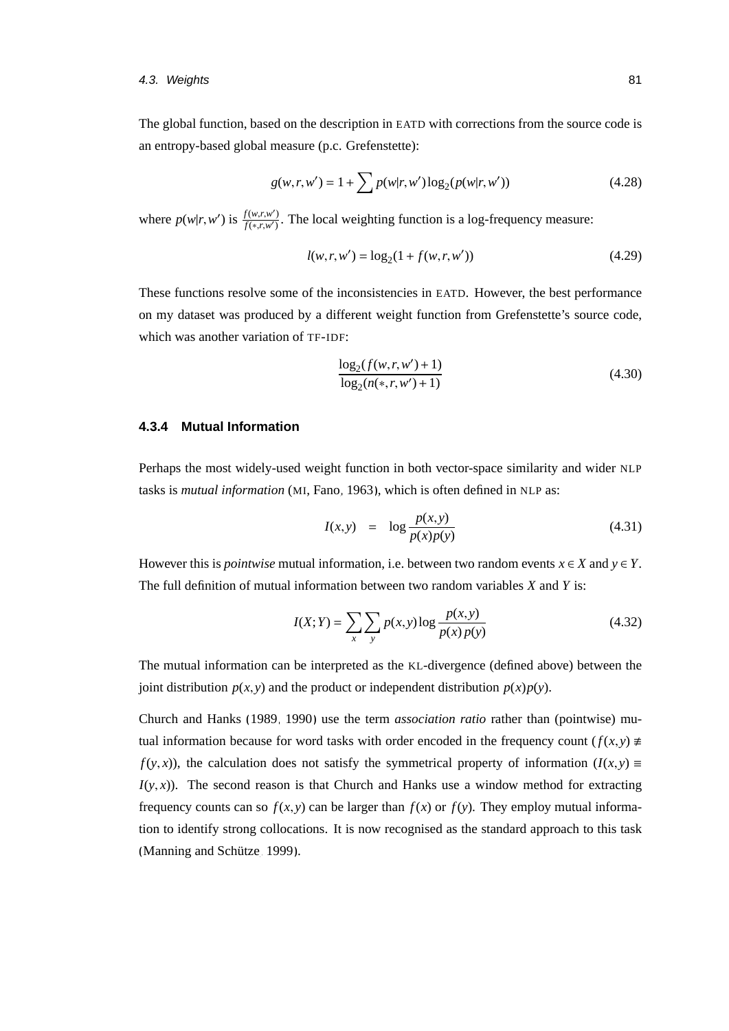The global function, based on the description in EATD with corrections from the source code is an entropy-based global measure (p.c. Grefenstette):

$$g(w,r,w') = 1 + \sum p(w|r,w') \log_2(p(w|r,w')) \tag{4.28}$$

where $p(w|r,w')$ is $\frac{f(w,r,w')}{f(*,r,w')}$. The local weighting function is a log-frequency measure:

$$l(w,r,w') = \log_2(1 + f(w,r,w')) \tag{4.29}$$

These functions resolve some of the inconsistencies in EATD. However, the best performance on my dataset was produced by a different weight function from Grefenstette's source code, which was another variation of TF-IDF:

$$\frac{\log_2(f(w,r,w')+1)}{\log_2(n(*,r,w')+1)} \tag{4.30}$$

### 4.3.4 Mutual Information

Perhaps the most widely-used weight function in both vector-space similarity and wider NLP tasks is *mutual information* (MI, Fano, 1963), which is often defined in NLP as:

$$I(x,y) \quad = \quad \log \frac{p(x,y)}{p(x)p(y)} \tag{4.31}$$

However this is *pointwise* mutual information, i.e. between two random events $x \in X$ and $y \in Y$. The full definition of mutual information between two random variables $X$ and $Y$ is:

$$I(X;Y) = \sum_x \sum_y p(x,y) \log \frac{p(x,y)}{p(x)\,p(y)} \tag{4.32}$$

The mutual information can be interpreted as the KL-divergence (defined above) between the joint distribution $p(x,y)$ and the product or independent distribution $p(x)p(y)$.

Church and Hanks (1989, 1990) use the term *association ratio* rather than (pointwise) mutual information because for word tasks with order encoded in the frequency count ($f(x,y) \not\equiv f(y,x)$), the calculation does not satisfy the symmetrical property of information ($I(x,y) \equiv I(y,x)$). The second reason is that Church and Hanks use a window method for extracting frequency counts can so $f(x,y)$ can be larger than $f(x)$ or $f(y)$. They employ mutual information to identify strong collocations. It is now recognised as the standard approach to this task (Manning and Schütze, 1999).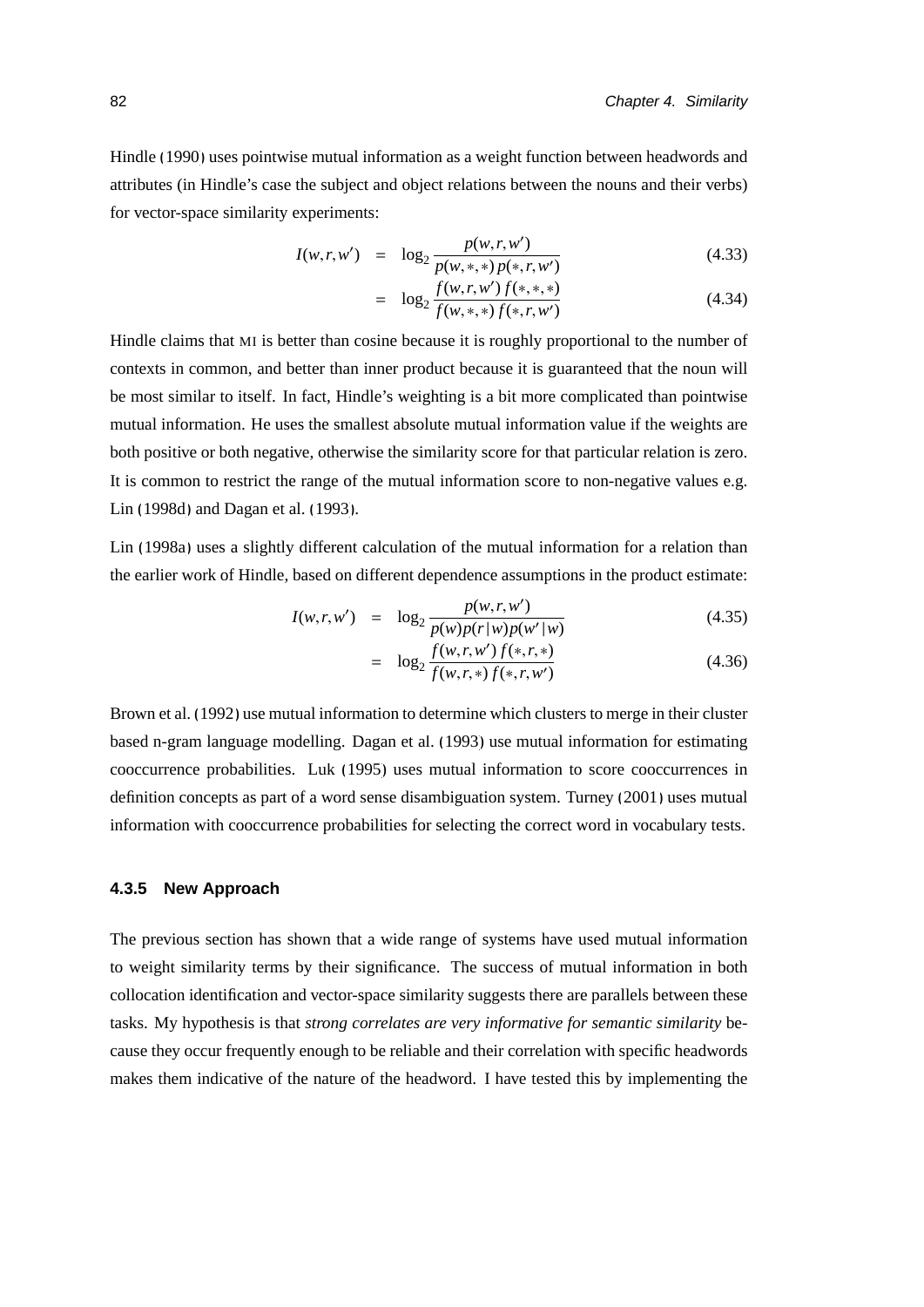Hindle (1990) uses pointwise mutual information as a weight function between headwords and attributes (in Hindle's case the subject and object relations between the nouns and their verbs) for vector-space similarity experiments:

$$I(w,r,w') = \log_2 \frac{p(w,r,w')}{p(w,*,*)\,p(*,r,w')} \tag{4.33}$$

$$= \log_2 \frac{f(w,r,w')\,f(*,*,*)}{f(w,*,*)\,f(*,r,w')} \tag{4.34}$$

Hindle claims that MI is better than cosine because it is roughly proportional to the number of contexts in common, and better than inner product because it is guaranteed that the noun will be most similar to itself. In fact, Hindle's weighting is a bit more complicated than pointwise mutual information. He uses the smallest absolute mutual information value if the weights are both positive or both negative, otherwise the similarity score for that particular relation is zero. It is common to restrict the range of the mutual information score to non-negative values e.g. Lin (1998d) and Dagan et al. (1993).

Lin (1998a) uses a slightly different calculation of the mutual information for a relation than the earlier work of Hindle, based on different dependence assumptions in the product estimate:

$$I(w,r,w') = \log_2 \frac{p(w,r,w')}{p(w)p(r|w)p(w'|w)} \tag{4.35}$$

$$= \log_2 \frac{f(w,r,w')\,f(*,r,*)}{f(w,r,*)\,f(*,r,w')} \tag{4.36}$$

Brown et al. (1992) use mutual information to determine which clusters to merge in their cluster based n-gram language modelling. Dagan et al. (1993) use mutual information for estimating cooccurrence probabilities. Luk (1995) uses mutual information to score cooccurrences in definition concepts as part of a word sense disambiguation system. Turney (2001) uses mutual information with cooccurrence probabilities for selecting the correct word in vocabulary tests.

### 4.3.5 New Approach

The previous section has shown that a wide range of systems have used mutual information to weight similarity terms by their significance. The success of mutual information in both collocation identification and vector-space similarity suggests there are parallels between these tasks. My hypothesis is that *strong correlates are very informative for semantic similarity* because they occur frequently enough to be reliable and their correlation with specific headwords makes them indicative of the nature of the headword. I have tested this by implementing the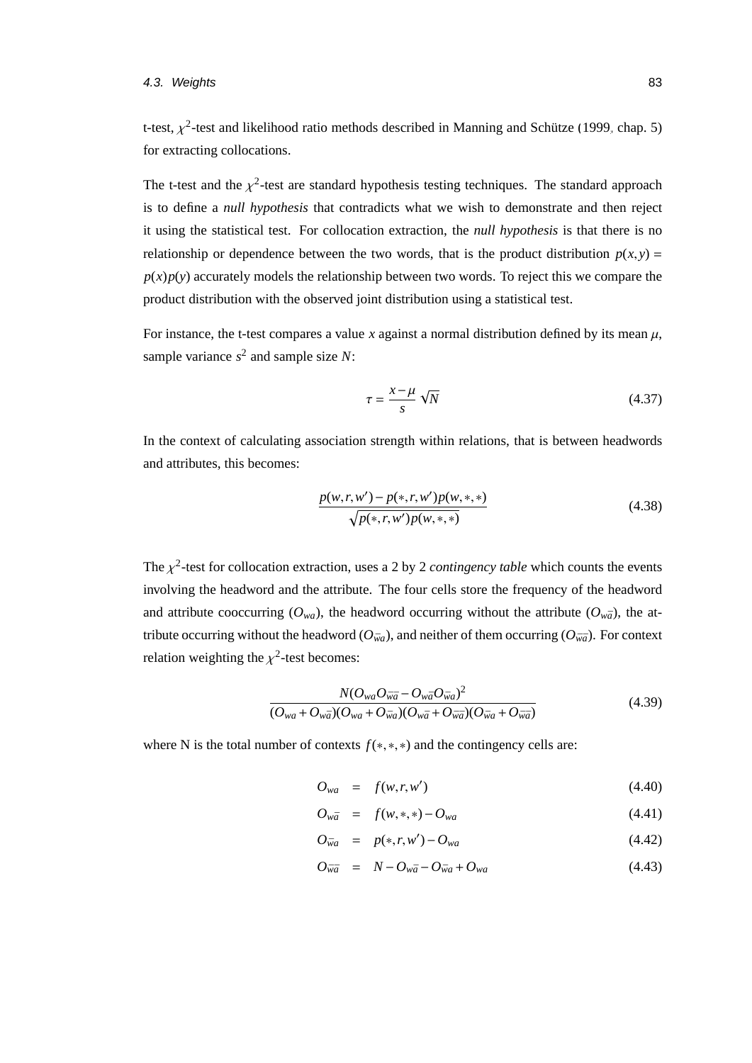t-test, $\chi^2$-test and likelihood ratio methods described in Manning and Schütze (1999, chap. 5) for extracting collocations.

The t-test and the $\chi^2$-test are standard hypothesis testing techniques. The standard approach is to define a *null hypothesis* that contradicts what we wish to demonstrate and then reject it using the statistical test. For collocation extraction, the *null hypothesis* is that there is no relationship or dependence between the two words, that is the product distribution $p(x, y) = p(x)p(y)$ accurately models the relationship between two words. To reject this we compare the product distribution with the observed joint distribution using a statistical test.

For instance, the t-test compares a value $x$ against a normal distribution defined by its mean $\mu$, sample variance $s^2$ and sample size $N$:

$$\tau = \frac{x - \mu}{s} \sqrt{N} \tag{4.37}$$

In the context of calculating association strength within relations, that is between headwords and attributes, this becomes:

$$\frac{p(w, r, w') - p(*, r, w')p(w, *, *)}{\sqrt{p(*, r, w')p(w, *, *)}} \tag{4.38}$$

The $\chi^2$-test for collocation extraction, uses a 2 by 2 *contingency table* which counts the events involving the headword and the attribute. The four cells store the frequency of the headword and attribute cooccurring ($O_{wa}$), the headword occurring without the attribute ($O_{w\bar{a}}$), the attribute occurring without the headword ($O_{\bar{w}a}$), and neither of them occurring ($O_{\overline{wa}}$). For context relation weighting the $\chi^2$-test becomes:

$$\frac{N(O_{wa}O_{\overline{wa}} - O_{w\bar{a}}O_{\bar{w}a})^2}{(O_{wa} + O_{w\bar{a}})(O_{wa} + O_{\bar{w}a})(O_{w\bar{a}} + O_{\overline{wa}})(O_{\bar{w}a} + O_{\overline{wa}})} \tag{4.39}$$

where N is the total number of contexts $f(*, *, *)$ and the contingency cells are:

$$O_{wa} = f(w, r, w') \tag{4.40}$$

$$O_{w\bar{a}} = f(w, *, *) - O_{wa} \tag{4.41}$$

$$O_{\bar{w}a} = p(*, r, w') - O_{wa} \tag{4.42}$$

$$O_{\overline{wa}} = N - O_{w\bar{a}} - O_{\bar{w}a} + O_{wa} \tag{4.43}$$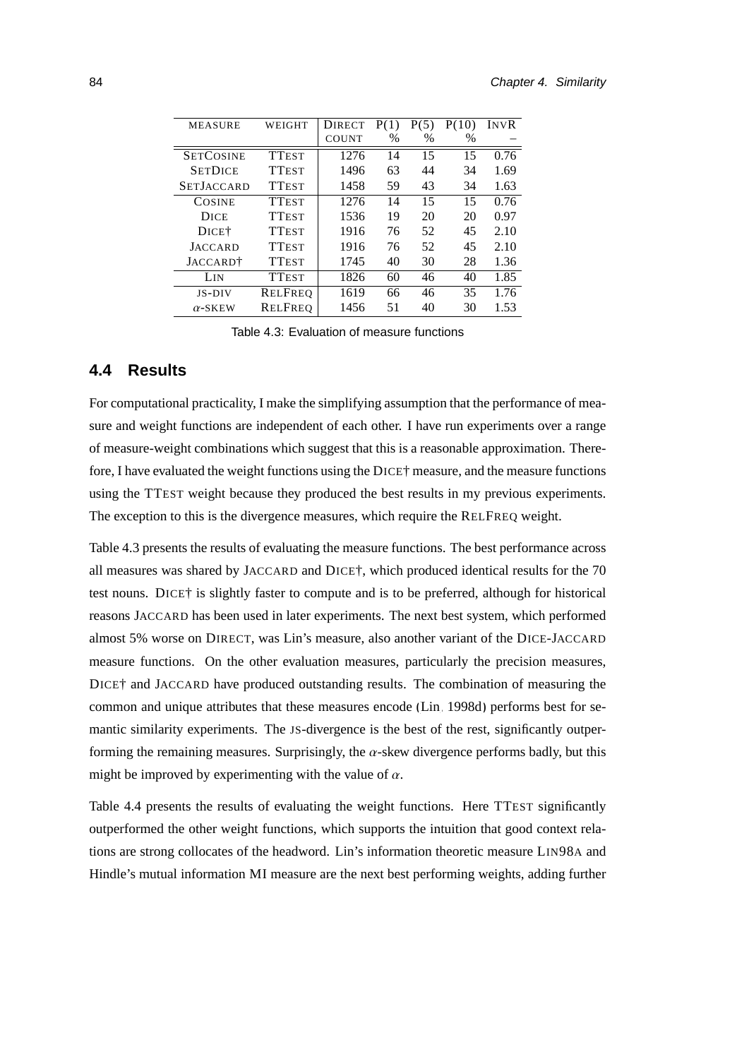| MEASURE | WEIGHT | DIRECT COUNT | P(1) % | P(5) % | P(10) % | INVR – |
|---|---|---|---|---|---|---|
| SETCOSINE | TTEST | 1276 | 14 | 15 | 15 | 0.76 |
| SETDICE | TTEST | 1496 | 63 | 44 | 34 | 1.69 |
| SETJACCARD | TTEST | 1458 | 59 | 43 | 34 | 1.63 |
| COSINE | TTEST | 1276 | 14 | 15 | 15 | 0.76 |
| DICE | TTEST | 1536 | 19 | 20 | 20 | 0.97 |
| DICE† | TTEST | 1916 | 76 | 52 | 45 | 2.10 |
| JACCARD | TTEST | 1916 | 76 | 52 | 45 | 2.10 |
| JACCARD† | TTEST | 1745 | 40 | 30 | 28 | 1.36 |
| LIN | TTEST | 1826 | 60 | 46 | 40 | 1.85 |
| JS-DIV | RELFREQ | 1619 | 66 | 46 | 35 | 1.76 |
| $\alpha$-SKEW | RELFREQ | 1456 | 51 | 40 | 30 | 1.53 |

Table 4.3: Evaluation of measure functions

## 4.4 Results

For computational practicality, I make the simplifying assumption that the performance of measure and weight functions are independent of each other. I have run experiments over a range of measure-weight combinations which suggest that this is a reasonable approximation. Therefore, I have evaluated the weight functions using the DICE† measure, and the measure functions using the TTEST weight because they produced the best results in my previous experiments. The exception to this is the divergence measures, which require the RELFREQ weight.

Table 4.3 presents the results of evaluating the measure functions. The best performance across all measures was shared by JACCARD and DICE†, which produced identical results for the 70 test nouns. DICE† is slightly faster to compute and is to be preferred, although for historical reasons JACCARD has been used in later experiments. The next best system, which performed almost 5% worse on DIRECT, was Lin's measure, also another variant of the DICE-JACCARD measure functions. On the other evaluation measures, particularly the precision measures, DICE† and JACCARD have produced outstanding results. The combination of measuring the common and unique attributes that these measures encode (Lin, 1998d) performs best for semantic similarity experiments. The JS-divergence is the best of the rest, significantly outperforming the remaining measures. Surprisingly, the $\alpha$-skew divergence performs badly, but this might be improved by experimenting with the value of $\alpha$.

Table 4.4 presents the results of evaluating the weight functions. Here TTEST significantly outperformed the other weight functions, which supports the intuition that good context relations are strong collocates of the headword. Lin's information theoretic measure LIN98A and Hindle's mutual information MI measure are the next best performing weights, adding further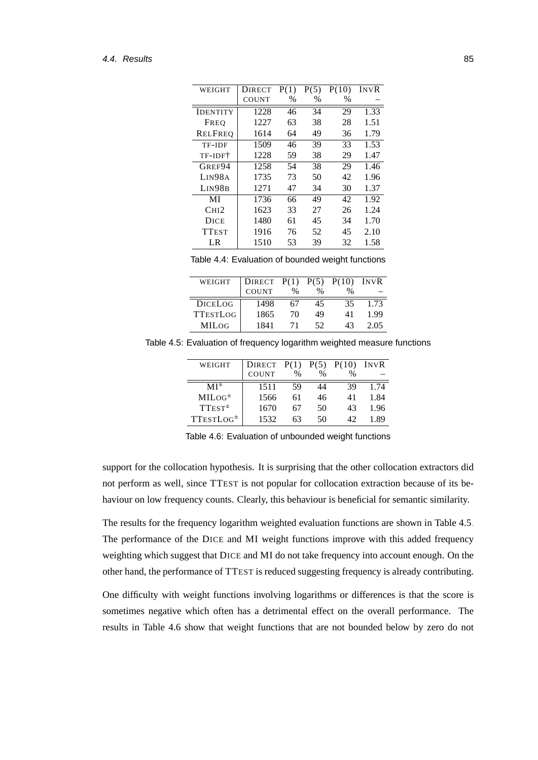| WEIGHT | DIRECT COUNT | P(1) % | P(5) % | P(10) % | INVR – |
|---|---|---|---|---|---|
| IDENTITY | 1228 | 46 | 34 | 29 | 1.33 |
| FREQ | 1227 | 63 | 38 | 28 | 1.51 |
| RELFREQ | 1614 | 64 | 49 | 36 | 1.79 |
| TF-IDF | 1509 | 46 | 39 | 33 | 1.53 |
| TF-IDF† | 1228 | 59 | 38 | 29 | 1.47 |
| GREF94 | 1258 | 54 | 38 | 29 | 1.46 |
| LIN98A | 1735 | 73 | 50 | 42 | 1.96 |
| LIN98B | 1271 | 47 | 34 | 30 | 1.37 |
| MI | 1736 | 66 | 49 | 42 | 1.92 |
| CHI2 | 1623 | 33 | 27 | 26 | 1.24 |
| DICE | 1480 | 61 | 45 | 34 | 1.70 |
| TTEST | 1916 | 76 | 52 | 45 | 2.10 |
| LR | 1510 | 53 | 39 | 32 | 1.58 |

Table 4.4: Evaluation of bounded weight functions

| WEIGHT | DIRECT COUNT | P(1) % | P(5) % | P(10) % | INVR – |
|---|---|---|---|---|---|
| DICELOG | 1498 | 67 | 45 | 35 | 1.73 |
| TTESTLOG | 1865 | 70 | 49 | 41 | 1.99 |
| MILOG | 1841 | 71 | 52 | 43 | 2.05 |

Table 4.5: Evaluation of frequency logarithm weighted measure functions

| WEIGHT | DIRECT COUNT | P(1) % | P(5) % | P(10) % | INVR – |
|---|---|---|---|---|---|
| $\text{MI}^{\pm}$ | 1511 | 59 | 44 | 39 | 1.74 |
| $\text{MILOG}^{\pm}$ | 1566 | 61 | 46 | 41 | 1.84 |
| $\text{TTEST}^{\pm}$ | 1670 | 67 | 50 | 43 | 1.96 |
| $\text{TTESTLOG}^{\pm}$ | 1532 | 63 | 50 | 42 | 1.89 |

Table 4.6: Evaluation of unbounded weight functions

support for the collocation hypothesis. It is surprising that the other collocation extractors did not perform as well, since TTEST is not popular for collocation extraction because of its behaviour on low frequency counts. Clearly, this behaviour is beneficial for semantic similarity.

The results for the frequency logarithm weighted evaluation functions are shown in Table 4.5. The performance of the DICE and MI weight functions improve with this added frequency weighting which suggest that DICE and MI do not take frequency into account enough. On the other hand, the performance of TTEST is reduced suggesting frequency is already contributing.

One difficulty with weight functions involving logarithms or differences is that the score is sometimes negative which often has a detrimental effect on the overall performance. The results in Table 4.6 show that weight functions that are not bounded below by zero do not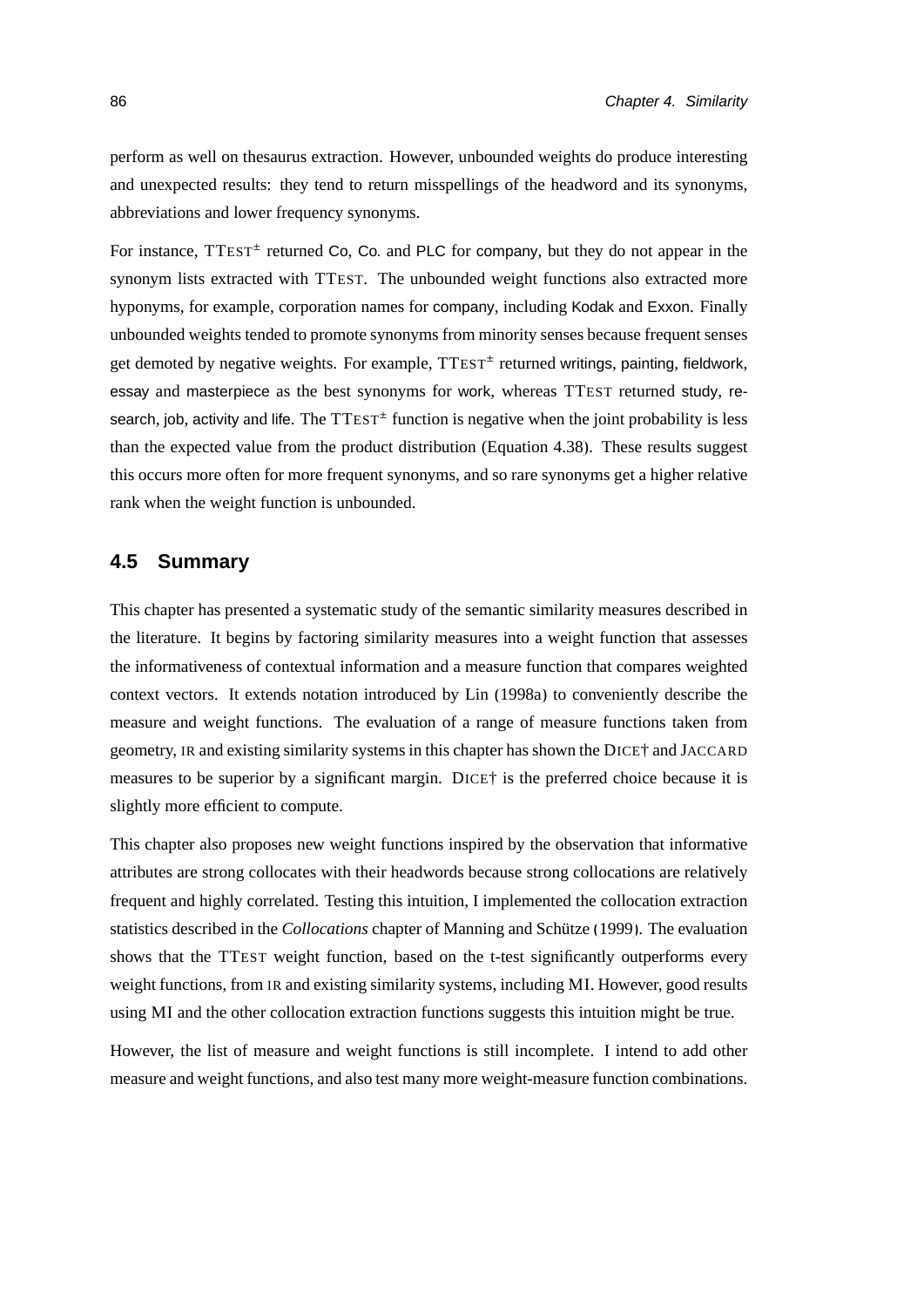perform as well on thesaurus extraction. However, unbounded weights do produce interesting and unexpected results: they tend to return misspellings of the headword and its synonyms, abbreviations and lower frequency synonyms.

For instance, TTEST$^{\pm}$ returned Co, Co. and PLC for company, but they do not appear in the synonym lists extracted with TTEST. The unbounded weight functions also extracted more hyponyms, for example, corporation names for company, including Kodak and Exxon. Finally unbounded weights tended to promote synonyms from minority senses because frequent senses get demoted by negative weights. For example, TTEST$^{\pm}$ returned writings, painting, fieldwork, essay and masterpiece as the best synonyms for work, whereas TTEST returned study, research, job, activity and life. The TTEST$^{\pm}$ function is negative when the joint probability is less than the expected value from the product distribution (Equation 4.38). These results suggest this occurs more often for more frequent synonyms, and so rare synonyms get a higher relative rank when the weight function is unbounded.

## 4.5 Summary

This chapter has presented a systematic study of the semantic similarity measures described in the literature. It begins by factoring similarity measures into a weight function that assesses the informativeness of contextual information and a measure function that compares weighted context vectors. It extends notation introduced by Lin (1998a) to conveniently describe the measure and weight functions. The evaluation of a range of measure functions taken from geometry, IR and existing similarity systems in this chapter has shown the DICE† and JACCARD measures to be superior by a significant margin. DICE† is the preferred choice because it is slightly more efficient to compute.

This chapter also proposes new weight functions inspired by the observation that informative attributes are strong collocates with their headwords because strong collocations are relatively frequent and highly correlated. Testing this intuition, I implemented the collocation extraction statistics described in the *Collocations* chapter of Manning and Schütze (1999). The evaluation shows that the TTEST weight function, based on the t-test significantly outperforms every weight functions, from IR and existing similarity systems, including MI. However, good results using MI and the other collocation extraction functions suggests this intuition might be true.

However, the list of measure and weight functions is still incomplete. I intend to add other measure and weight functions, and also test many more weight-measure function combinations.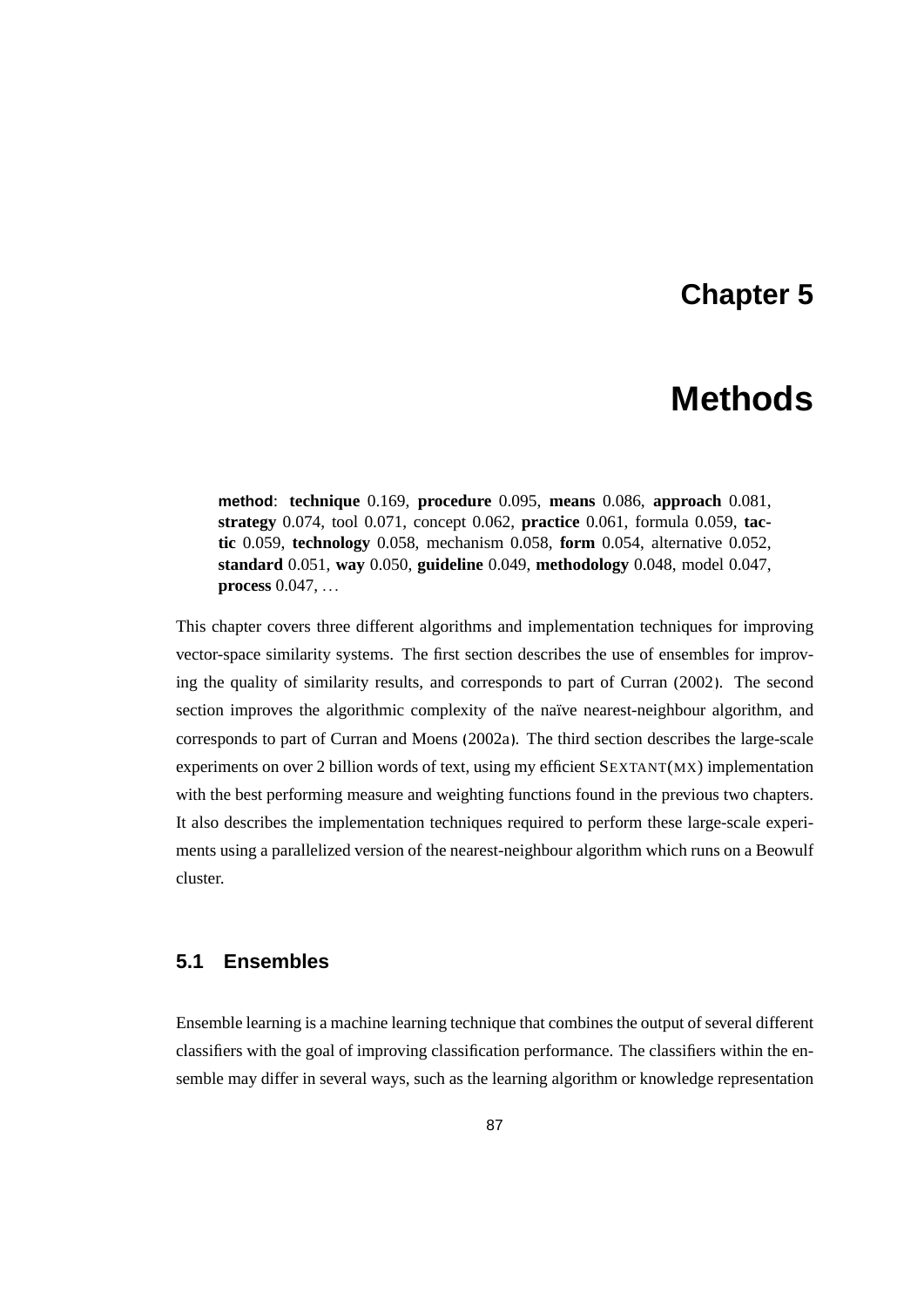# Chapter 5

# Methods

> **method**: **technique** 0.169, **procedure** 0.095, **means** 0.086, **approach** 0.081, **strategy** 0.074, tool 0.071, concept 0.062, **practice** 0.061, formula 0.059, **tactic** 0.059, **technology** 0.058, mechanism 0.058, **form** 0.054, alternative 0.052, **standard** 0.051, **way** 0.050, **guideline** 0.049, **methodology** 0.048, model 0.047, **process** 0.047, ...

This chapter covers three different algorithms and implementation techniques for improving vector-space similarity systems. The first section describes the use of ensembles for improving the quality of similarity results, and corresponds to part of Curran (2002). The second section improves the algorithmic complexity of the naïve nearest-neighbour algorithm, and corresponds to part of Curran and Moens (2002a). The third section describes the large-scale experiments on over 2 billion words of text, using my efficient SEXTANT(MX) implementation with the best performing measure and weighting functions found in the previous two chapters. It also describes the implementation techniques required to perform these large-scale experiments using a parallelized version of the nearest-neighbour algorithm which runs on a Beowulf cluster.

## 5.1 Ensembles

Ensemble learning is a machine learning technique that combines the output of several different classifiers with the goal of improving classification performance. The classifiers within the ensemble may differ in several ways, such as the learning algorithm or knowledge representation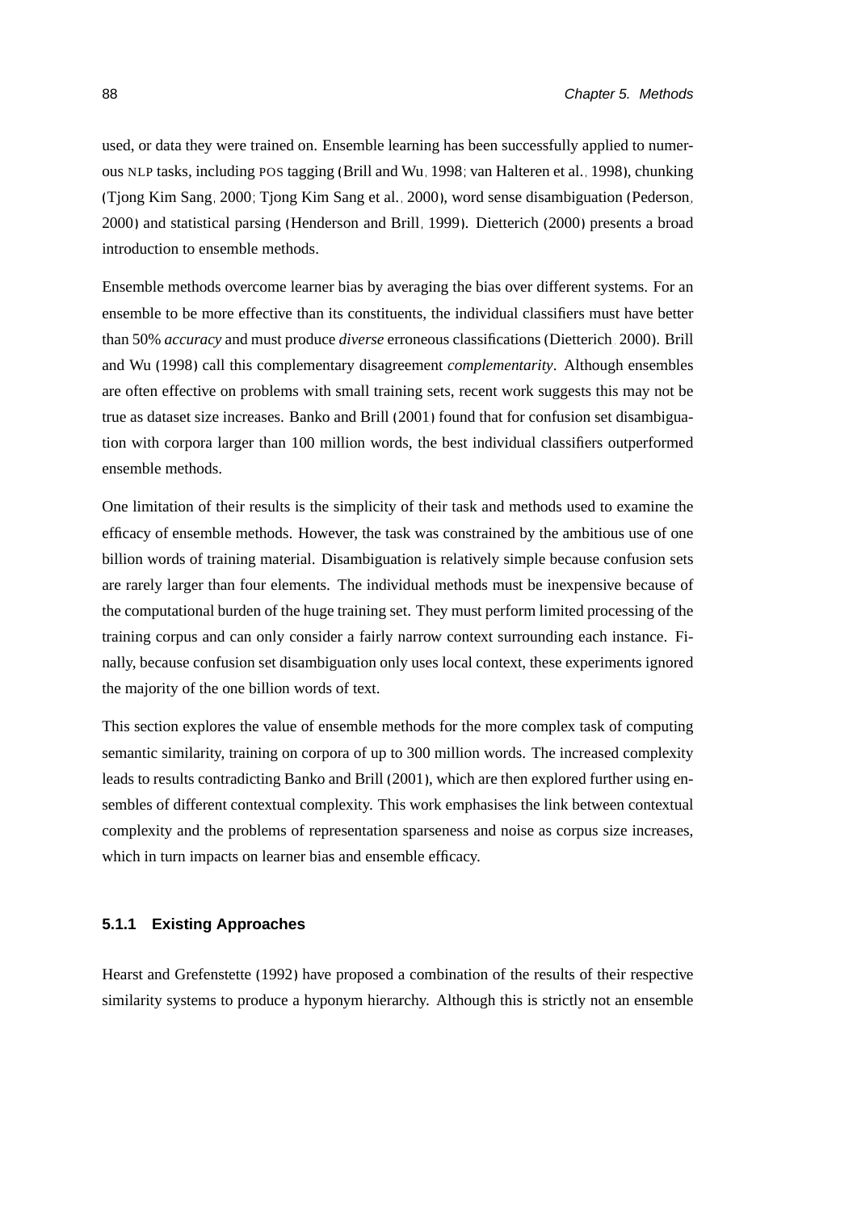used, or data they were trained on. Ensemble learning has been successfully applied to numerous NLP tasks, including POS tagging (Brill and Wu, 1998; van Halteren et al., 1998), chunking (Tjong Kim Sang, 2000; Tjong Kim Sang et al., 2000), word sense disambiguation (Pederson, 2000) and statistical parsing (Henderson and Brill, 1999). Dietterich (2000) presents a broad introduction to ensemble methods.

Ensemble methods overcome learner bias by averaging the bias over different systems. For an ensemble to be more effective than its constituents, the individual classifiers must have better than 50% *accuracy* and must produce *diverse* erroneous classifications (Dietterich, 2000). Brill and Wu (1998) call this complementary disagreement *complementarity*. Although ensembles are often effective on problems with small training sets, recent work suggests this may not be true as dataset size increases. Banko and Brill (2001) found that for confusion set disambiguation with corpora larger than 100 million words, the best individual classifiers outperformed ensemble methods.

One limitation of their results is the simplicity of their task and methods used to examine the efficacy of ensemble methods. However, the task was constrained by the ambitious use of one billion words of training material. Disambiguation is relatively simple because confusion sets are rarely larger than four elements. The individual methods must be inexpensive because of the computational burden of the huge training set. They must perform limited processing of the training corpus and can only consider a fairly narrow context surrounding each instance. Finally, because confusion set disambiguation only uses local context, these experiments ignored the majority of the one billion words of text.

This section explores the value of ensemble methods for the more complex task of computing semantic similarity, training on corpora of up to 300 million words. The increased complexity leads to results contradicting Banko and Brill (2001), which are then explored further using ensembles of different contextual complexity. This work emphasises the link between contextual complexity and the problems of representation sparseness and noise as corpus size increases, which in turn impacts on learner bias and ensemble efficacy.

### 5.1.1 Existing Approaches

Hearst and Grefenstette (1992) have proposed a combination of the results of their respective similarity systems to produce a hyponym hierarchy. Although this is strictly not an ensemble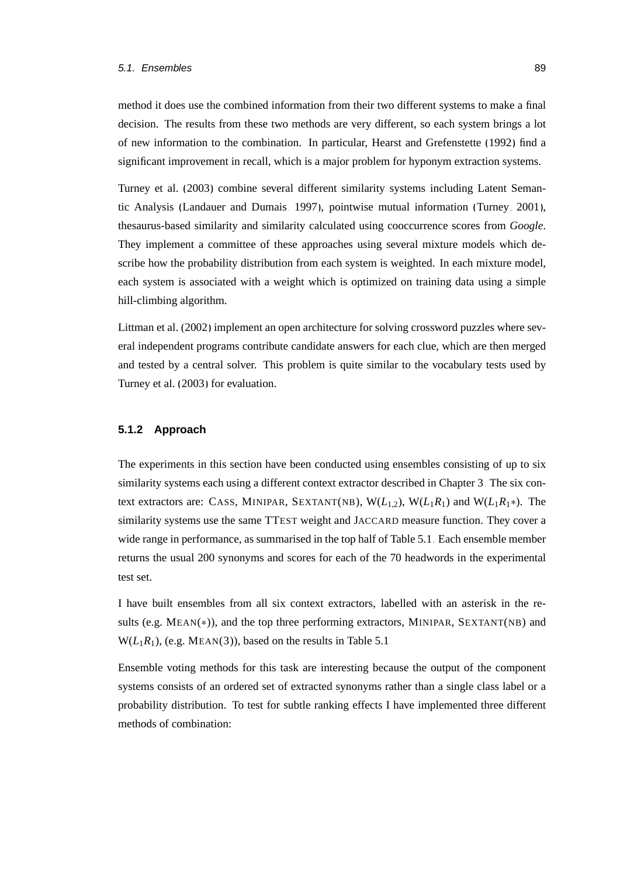method it does use the combined information from their two different systems to make a final decision. The results from these two methods are very different, so each system brings a lot of new information to the combination. In particular, Hearst and Grefenstette (1992) find a significant improvement in recall, which is a major problem for hyponym extraction systems.

Turney et al. (2003) combine several different similarity systems including Latent Semantic Analysis (Landauer and Dumais, 1997), pointwise mutual information (Turney, 2001), thesaurus-based similarity and similarity calculated using cooccurrence scores from *Google*. They implement a committee of these approaches using several mixture models which describe how the probability distribution from each system is weighted. In each mixture model, each system is associated with a weight which is optimized on training data using a simple hill-climbing algorithm.

Littman et al. (2002) implement an open architecture for solving crossword puzzles where several independent programs contribute candidate answers for each clue, which are then merged and tested by a central solver. This problem is quite similar to the vocabulary tests used by Turney et al. (2003) for evaluation.

### 5.1.2 Approach

The experiments in this section have been conducted using ensembles consisting of up to six similarity systems each using a different context extractor described in Chapter 3. The six context extractors are: CASS, MINIPAR, SEXTANT(NB), $W(L_{1,2})$, $W(L_1R_1)$ and $W(L_1R_1*)$. The similarity systems use the same TTEST weight and JACCARD measure function. They cover a wide range in performance, as summarised in the top half of Table 5.1. Each ensemble member returns the usual 200 synonyms and scores for each of the 70 headwords in the experimental test set.

I have built ensembles from all six context extractors, labelled with an asterisk in the results (e.g. MEAN($*$)), and the top three performing extractors, MINIPAR, SEXTANT(NB) and $W(L_1R_1)$, (e.g. MEAN(3)), based on the results in Table 5.1.

Ensemble voting methods for this task are interesting because the output of the component systems consists of an ordered set of extracted synonyms rather than a single class label or a probability distribution. To test for subtle ranking effects I have implemented three different methods of combination: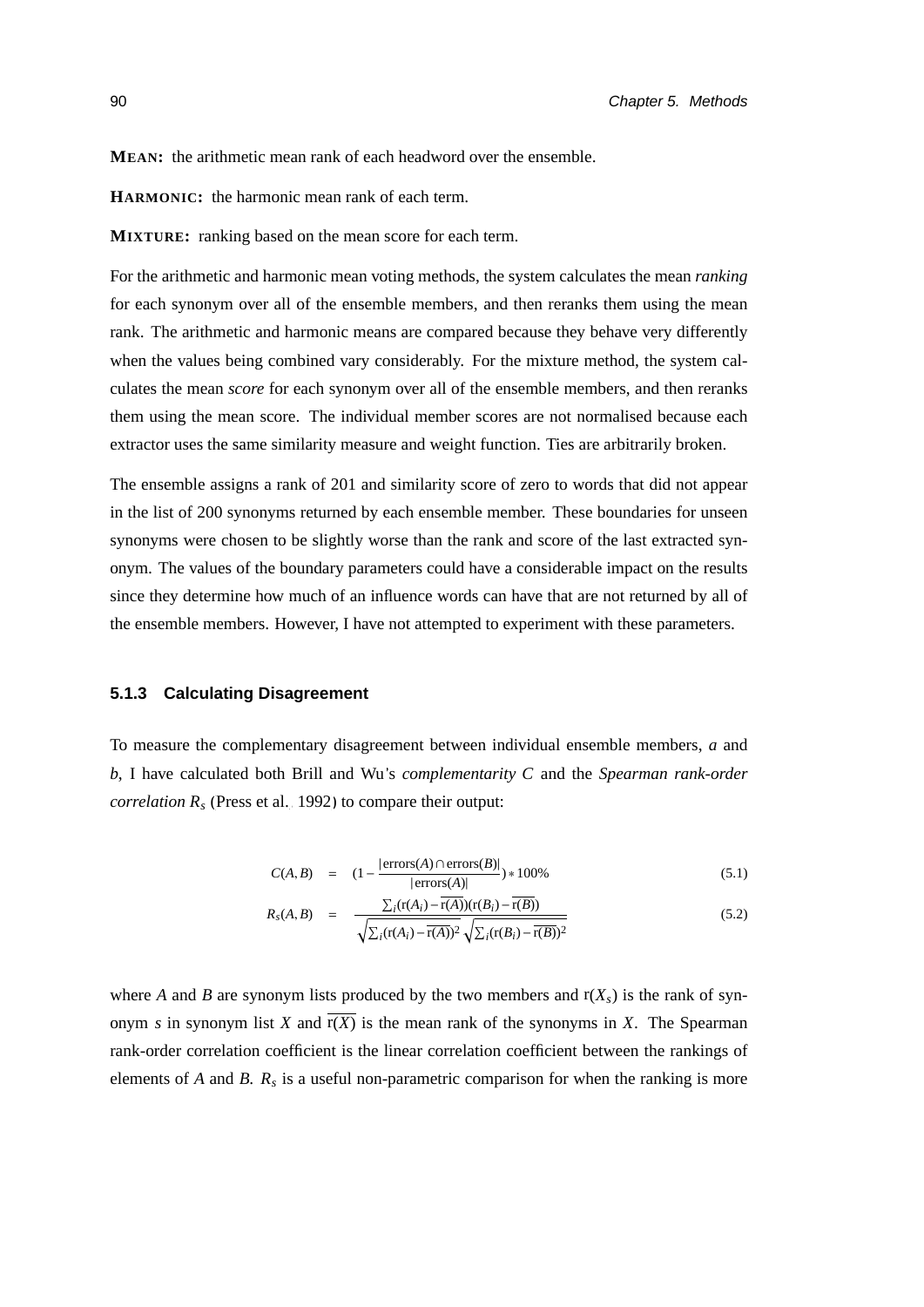**MEAN:** the arithmetic mean rank of each headword over the ensemble.

**HARMONIC:** the harmonic mean rank of each term.

**MIXTURE:** ranking based on the mean score for each term.

For the arithmetic and harmonic mean voting methods, the system calculates the mean *ranking* for each synonym over all of the ensemble members, and then reranks them using the mean rank. The arithmetic and harmonic means are compared because they behave very differently when the values being combined vary considerably. For the mixture method, the system calculates the mean *score* for each synonym over all of the ensemble members, and then reranks them using the mean score. The individual member scores are not normalised because each extractor uses the same similarity measure and weight function. Ties are arbitrarily broken.

The ensemble assigns a rank of 201 and similarity score of zero to words that did not appear in the list of 200 synonyms returned by each ensemble member. These boundaries for unseen synonyms were chosen to be slightly worse than the rank and score of the last extracted synonym. The values of the boundary parameters could have a considerable impact on the results since they determine how much of an influence words can have that are not returned by all of the ensemble members. However, I have not attempted to experiment with these parameters.

### 5.1.3 Calculating Disagreement

To measure the complementary disagreement between individual ensemble members, *a* and *b*, I have calculated both Brill and Wu's *complementarity C* and the *Spearman rank-order correlation $R_s$* (Press et al., 1992) to compare their output:

$$C(A,B) = \left(1 - \frac{|\text{errors}(A) \cap \text{errors}(B)|}{|\text{errors}(A)|}\right) * 100\% \tag{5.1}$$

$$R_s(A,B) = \frac{\sum_i (\text{r}(A_i) - \overline{\text{r}(A)})(\text{r}(B_i) - \overline{\text{r}(B)})}{\sqrt{\sum_i (\text{r}(A_i) - \overline{\text{r}(A)})^2}\sqrt{\sum_i (\text{r}(B_i) - \overline{\text{r}(B)})^2}} \tag{5.2}$$

where $A$ and $B$ are synonym lists produced by the two members and $\text{r}(X_s)$ is the rank of synonym $s$ in synonym list $X$ and $\overline{\text{r}(X)}$ is the mean rank of the synonyms in $X$. The Spearman rank-order correlation coefficient is the linear correlation coefficient between the rankings of elements of $A$ and $B$. $R_s$ is a useful non-parametric comparison for when the ranking is more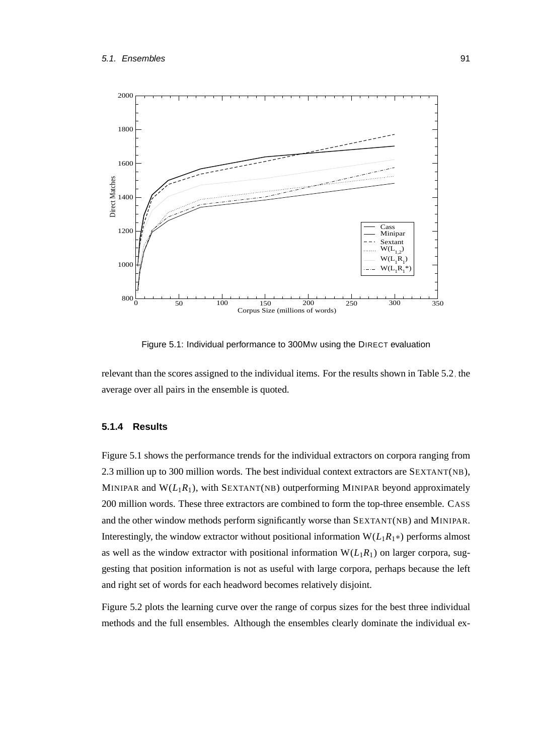Figure 5.1: Individual performance to 300MW using the DIRECT evaluation

relevant than the scores assigned to the individual items. For the results shown in Table 5.2, the average over all pairs in the ensemble is quoted.

### 5.1.4 Results

Figure 5.1 shows the performance trends for the individual extractors on corpora ranging from 2.3 million up to 300 million words. The best individual context extractors are SEXTANT(NB), MINIPAR and W($L_1R_1$), with SEXTANT(NB) outperforming MINIPAR beyond approximately 200 million words. These three extractors are combined to form the top-three ensemble. CASS and the other window methods perform significantly worse than SEXTANT(NB) and MINIPAR. Interestingly, the window extractor without positional information W($L_1R_1*$) performs almost as well as the window extractor with positional information W($L_1R_1$) on larger corpora, suggesting that position information is not as useful with large corpora, perhaps because the left and right set of words for each headword becomes relatively disjoint.

Figure 5.2 plots the learning curve over the range of corpus sizes for the best three individual methods and the full ensembles. Although the ensembles clearly dominate the individual ex-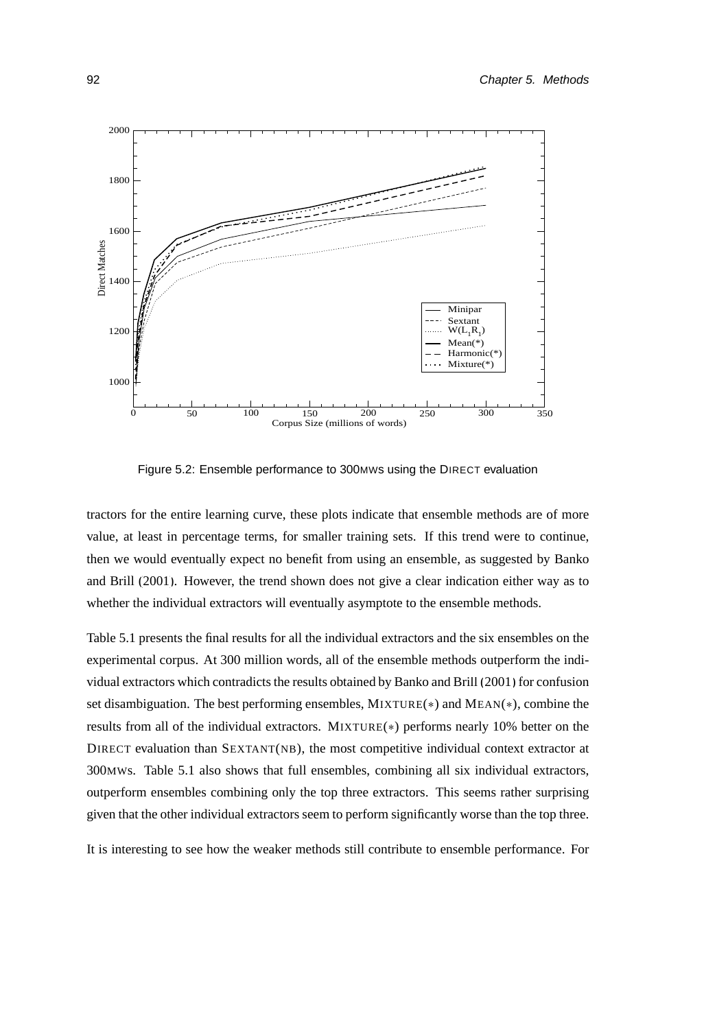Figure 5.2: Ensemble performance to 300MWS using the DIRECT evaluation

tractors for the entire learning curve, these plots indicate that ensemble methods are of more value, at least in percentage terms, for smaller training sets. If this trend were to continue, then we would eventually expect no benefit from using an ensemble, as suggested by Banko and Brill (2001). However, the trend shown does not give a clear indication either way as to whether the individual extractors will eventually asymptote to the ensemble methods.

Table 5.1 presents the final results for all the individual extractors and the six ensembles on the experimental corpus. At 300 million words, all of the ensemble methods outperform the individual extractors which contradicts the results obtained by Banko and Brill (2001) for confusion set disambiguation. The best performing ensembles, MIXTURE(∗) and MEAN(∗), combine the results from all of the individual extractors. MIXTURE(∗) performs nearly 10% better on the DIRECT evaluation than SEXTANT(NB), the most competitive individual context extractor at 300MWS. Table 5.1 also shows that full ensembles, combining all six individual extractors, outperform ensembles combining only the top three extractors. This seems rather surprising given that the other individual extractors seem to perform significantly worse than the top three.

It is interesting to see how the weaker methods still contribute to ensemble performance. For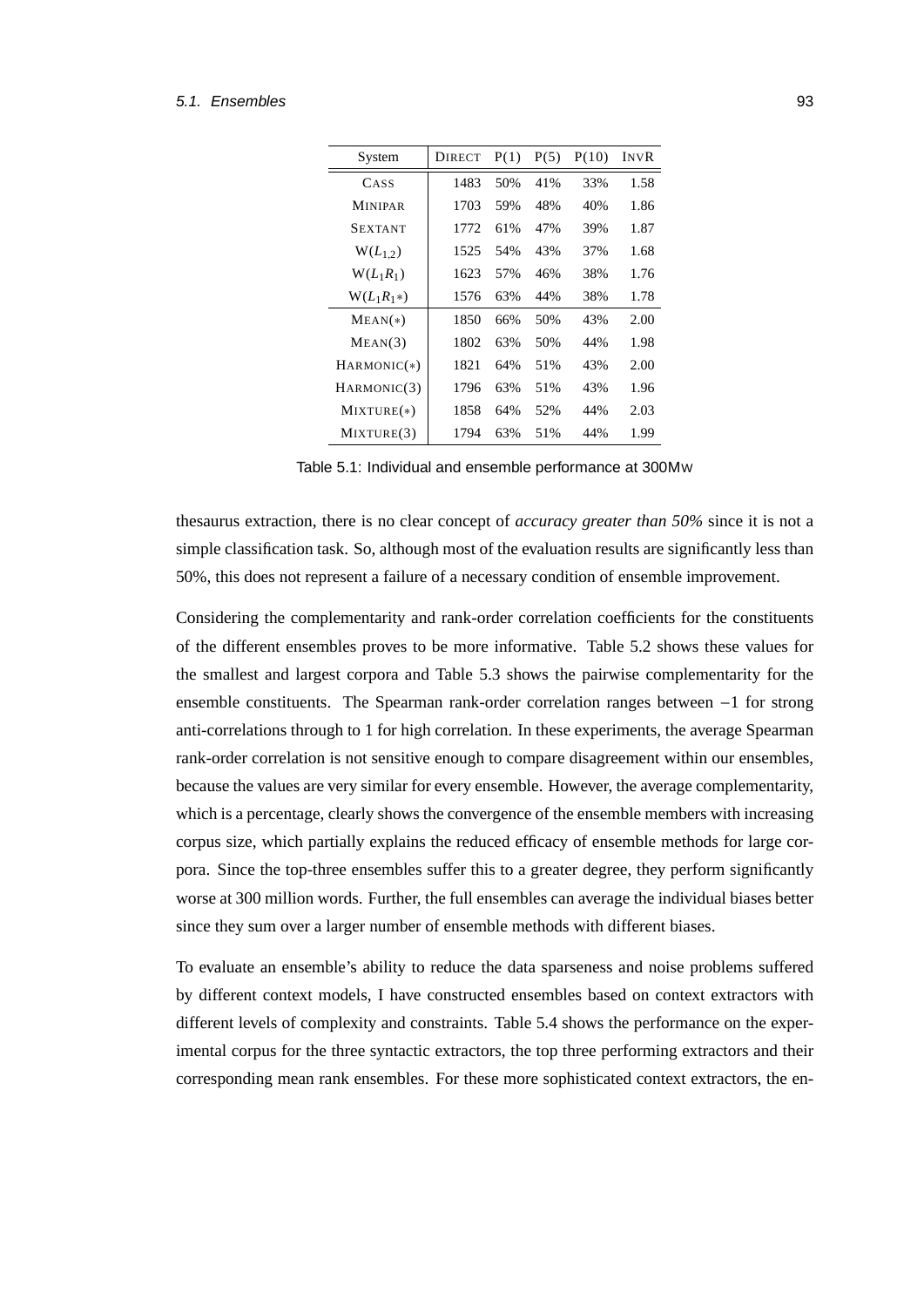| System | Direct | P(1) | P(5) | P(10) | InvR |
|---|---|---|---|---|---|
| Cass | 1483 | 50% | 41% | 33% | 1.58 |
| Minipar | 1703 | 59% | 48% | 40% | 1.86 |
| Sextant | 1772 | 61% | 47% | 39% | 1.87 |
| W($L_{1,2}$) | 1525 | 54% | 43% | 37% | 1.68 |
| W($L_1R_1$) | 1623 | 57% | 46% | 38% | 1.76 |
| W($L_1R_1*$) | 1576 | 63% | 44% | 38% | 1.78 |
| Mean(*) | 1850 | 66% | 50% | 43% | 2.00 |
| Mean(3) | 1802 | 63% | 50% | 44% | 1.98 |
| Harmonic(*) | 1821 | 64% | 51% | 43% | 2.00 |
| Harmonic(3) | 1796 | 63% | 51% | 43% | 1.96 |
| Mixture(*) | 1858 | 64% | 52% | 44% | 2.03 |
| Mixture(3) | 1794 | 63% | 51% | 44% | 1.99 |

Table 5.1: Individual and ensemble performance at 300Mw

thesaurus extraction, there is no clear concept of *accuracy greater than 50%* since it is not a simple classification task. So, although most of the evaluation results are significantly less than 50%, this does not represent a failure of a necessary condition of ensemble improvement.

Considering the complementarity and rank-order correlation coefficients for the constituents of the different ensembles proves to be more informative. Table 5.2 shows these values for the smallest and largest corpora and Table 5.3 shows the pairwise complementarity for the ensemble constituents. The Spearman rank-order correlation ranges between $-1$ for strong anti-correlations through to 1 for high correlation. In these experiments, the average Spearman rank-order correlation is not sensitive enough to compare disagreement within our ensembles, because the values are very similar for every ensemble. However, the average complementarity, which is a percentage, clearly shows the convergence of the ensemble members with increasing corpus size, which partially explains the reduced efficacy of ensemble methods for large corpora. Since the top-three ensembles suffer this to a greater degree, they perform significantly worse at 300 million words. Further, the full ensembles can average the individual biases better since they sum over a larger number of ensemble methods with different biases.

To evaluate an ensemble's ability to reduce the data sparseness and noise problems suffered by different context models, I have constructed ensembles based on context extractors with different levels of complexity and constraints. Table 5.4 shows the performance on the experimental corpus for the three syntactic extractors, the top three performing extractors and their corresponding mean rank ensembles. For these more sophisticated context extractors, the en-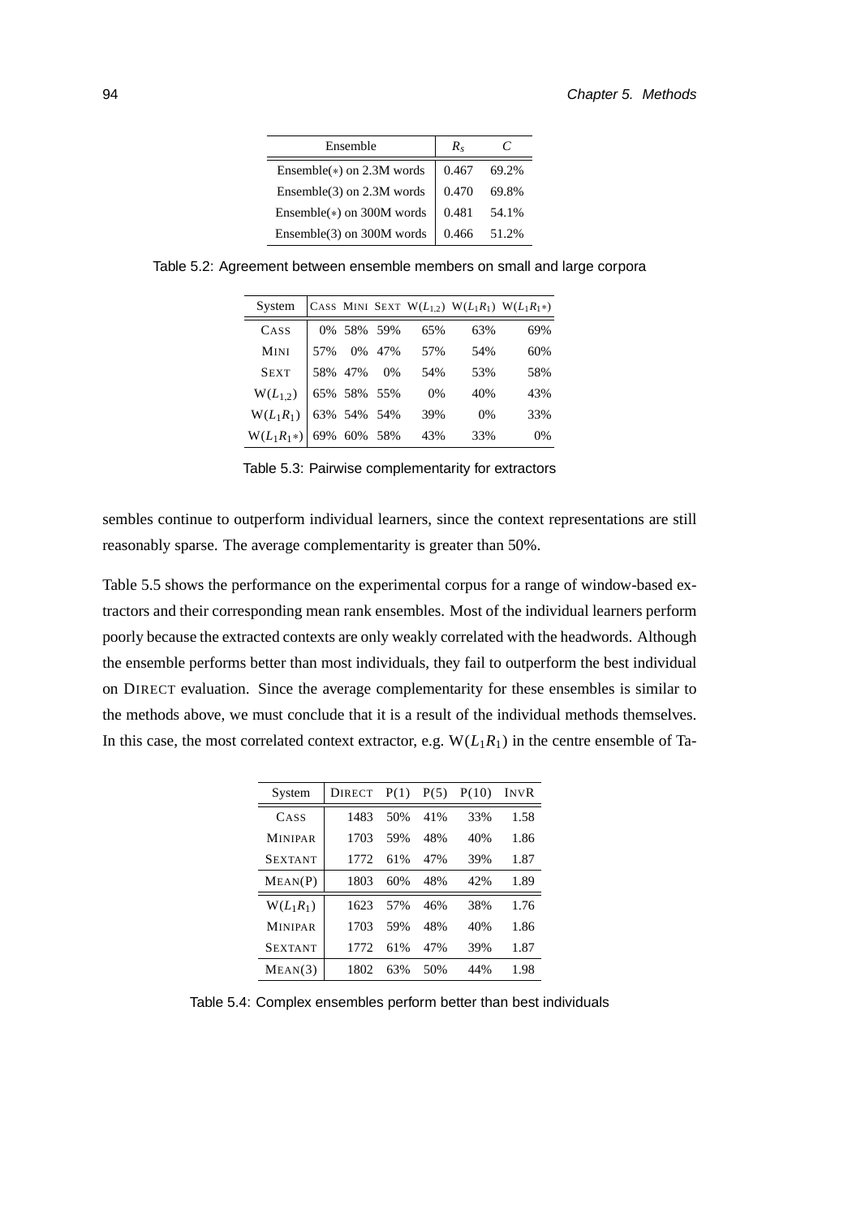| Ensemble | $R_s$ | $C$ |
|---|---|---|
| Ensemble(∗) on 2.3M words | 0.467 | 69.2% |
| Ensemble(3) on 2.3M words | 0.470 | 69.8% |
| Ensemble(∗) on 300M words | 0.481 | 54.1% |
| Ensemble(3) on 300M words | 0.466 | 51.2% |

Table 5.2: Agreement between ensemble members on small and large corpora

| System | CASS | MINI | SEXT | $W(L_{1,2})$ | $W(L_1R_1)$ | $W(L_1R_1*)$ |
|---|---|---|---|---|---|---|
| CASS | 0% | 58% | 59% | 65% | 63% | 69% |
| MINI | 57% | 0% | 47% | 57% | 54% | 60% |
| SEXT | 58% | 47% | 0% | 54% | 53% | 58% |
| $W(L_{1,2})$ | 65% | 58% | 55% | 0% | 40% | 43% |
| $W(L_1R_1)$ | 63% | 54% | 54% | 39% | 0% | 33% |
| $W(L_1R_1*)$ | 69% | 60% | 58% | 43% | 33% | 0% |

Table 5.3: Pairwise complementarity for extractors

sembles continue to outperform individual learners, since the context representations are still reasonably sparse. The average complementarity is greater than 50%.

Table 5.5 shows the performance on the experimental corpus for a range of window-based extractors and their corresponding mean rank ensembles. Most of the individual learners perform poorly because the extracted contexts are only weakly correlated with the headwords. Although the ensemble performs better than most individuals, they fail to outperform the best individual on DIRECT evaluation. Since the average complementarity for these ensembles is similar to the methods above, we must conclude that it is a result of the individual methods themselves. In this case, the most correlated context extractor, e.g. $W(L_1R_1)$ in the centre ensemble of Ta-

| System | DIRECT | P(1) | P(5) | P(10) | INVR |
|---|---|---|---|---|---|
| CASS | 1483 | 50% | 41% | 33% | 1.58 |
| MINIPAR | 1703 | 59% | 48% | 40% | 1.86 |
| SEXTANT | 1772 | 61% | 47% | 39% | 1.87 |
| MEAN(P) | 1803 | 60% | 48% | 42% | 1.89 |
| $W(L_1R_1)$ | 1623 | 57% | 46% | 38% | 1.76 |
| MINIPAR | 1703 | 59% | 48% | 40% | 1.86 |
| SEXTANT | 1772 | 61% | 47% | 39% | 1.87 |
| MEAN(3) | 1802 | 63% | 50% | 44% | 1.98 |

Table 5.4: Complex ensembles perform better than best individuals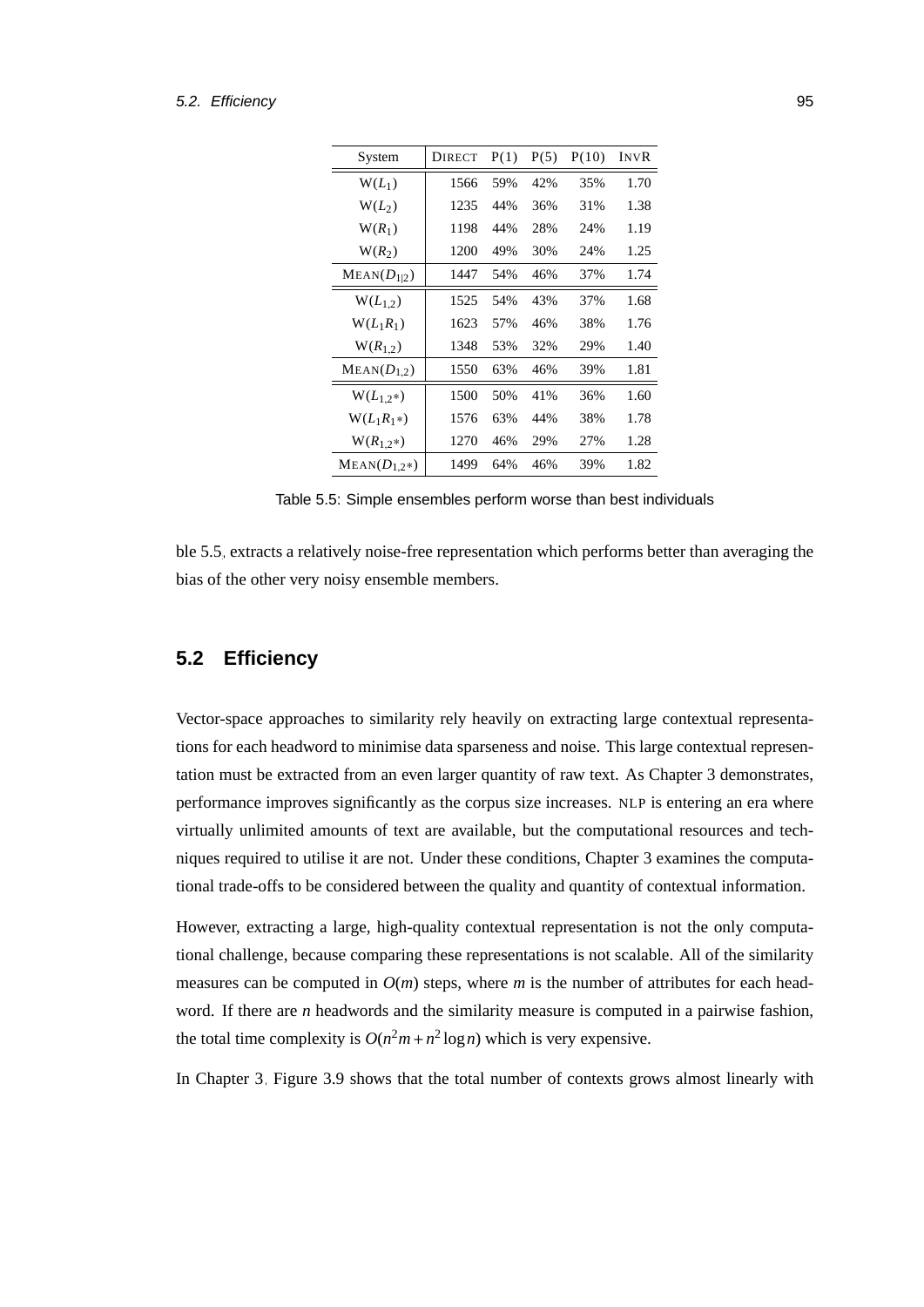| System | DIRECT | P(1) | P(5) | P(10) | INVR |
|---|---|---|---|---|---|
| W($L_1$) | 1566 | 59% | 42% | 35% | 1.70 |
| W($L_2$) | 1235 | 44% | 36% | 31% | 1.38 |
| W($R_1$) | 1198 | 44% | 28% | 24% | 1.19 |
| W($R_2$) | 1200 | 49% | 30% | 24% | 1.25 |
| MEAN($D_{1\|2}$) | 1447 | 54% | 46% | 37% | 1.74 |
| W($L_{1,2}$) | 1525 | 54% | 43% | 37% | 1.68 |
| W($L_1R_1$) | 1623 | 57% | 46% | 38% | 1.76 |
| W($R_{1,2}$) | 1348 | 53% | 32% | 29% | 1.40 |
| MEAN($D_{1,2}$) | 1550 | 63% | 46% | 39% | 1.81 |
| W($L_{1,2}*$) | 1500 | 50% | 41% | 36% | 1.60 |
| W($L_1R_1*$) | 1576 | 63% | 44% | 38% | 1.78 |
| W($R_{1,2}*$) | 1270 | 46% | 29% | 27% | 1.28 |
| MEAN($D_{1,2}*$) | 1499 | 64% | 46% | 39% | 1.82 |

Table 5.5: Simple ensembles perform worse than best individuals

ble 5.5, extracts a relatively noise-free representation which performs better than averaging the bias of the other very noisy ensemble members.

## 5.2 Efficiency

Vector-space approaches to similarity rely heavily on extracting large contextual representations for each headword to minimise data sparseness and noise. This large contextual representation must be extracted from an even larger quantity of raw text. As Chapter 3 demonstrates, performance improves significantly as the corpus size increases. NLP is entering an era where virtually unlimited amounts of text are available, but the computational resources and techniques required to utilise it are not. Under these conditions, Chapter 3 examines the computational trade-offs to be considered between the quality and quantity of contextual information.

However, extracting a large, high-quality contextual representation is not the only computational challenge, because comparing these representations is not scalable. All of the similarity measures can be computed in $O(m)$ steps, where $m$ is the number of attributes for each headword. If there are $n$ headwords and the similarity measure is computed in a pairwise fashion, the total time complexity is $O(n^2m + n^2 \log n)$ which is very expensive.

In Chapter 3, Figure 3.9 shows that the total number of contexts grows almost linearly with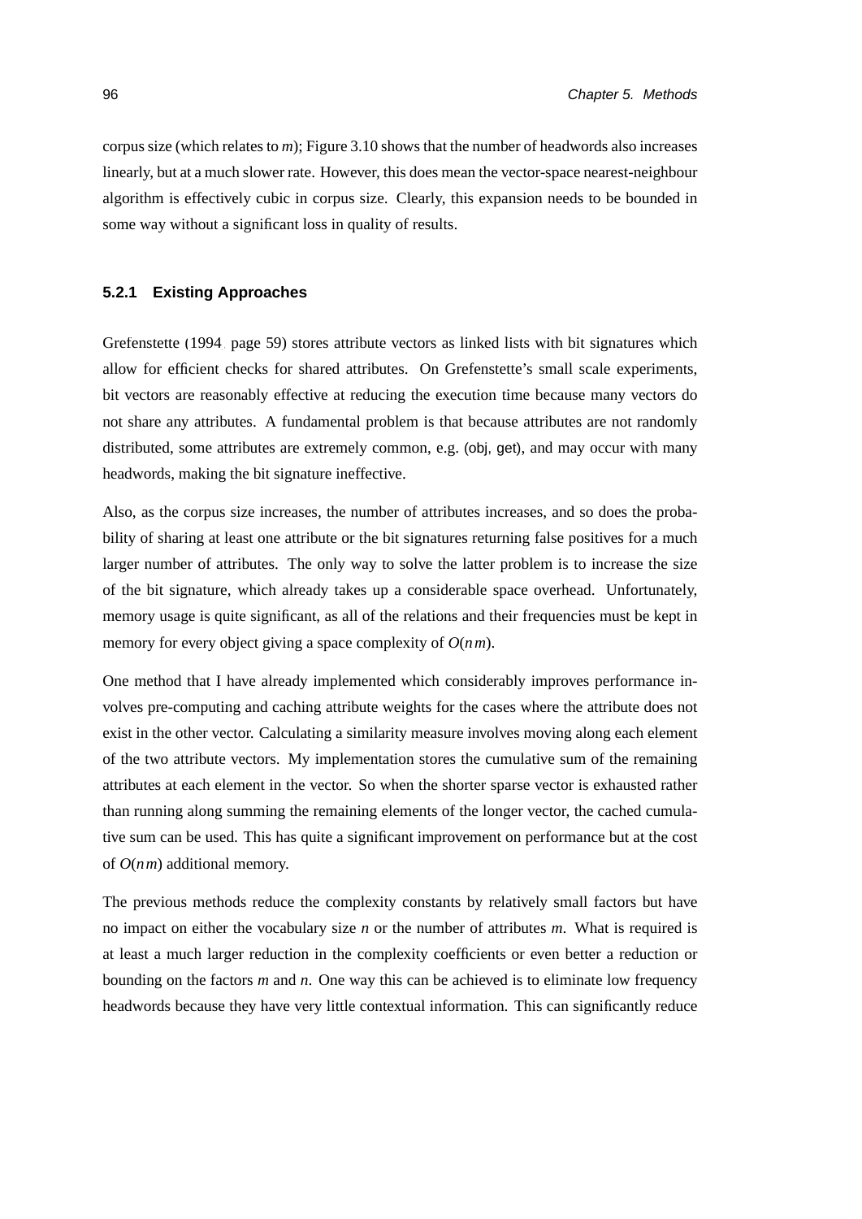corpus size (which relates to $m$); Figure 3.10 shows that the number of headwords also increases linearly, but at a much slower rate. However, this does mean the vector-space nearest-neighbour algorithm is effectively cubic in corpus size. Clearly, this expansion needs to be bounded in some way without a significant loss in quality of results.

### 5.2.1 Existing Approaches

Grefenstette (1994, page 59) stores attribute vectors as linked lists with bit signatures which allow for efficient checks for shared attributes. On Grefenstette's small scale experiments, bit vectors are reasonably effective at reducing the execution time because many vectors do not share any attributes. A fundamental problem is that because attributes are not randomly distributed, some attributes are extremely common, e.g. (obj, get), and may occur with many headwords, making the bit signature ineffective.

Also, as the corpus size increases, the number of attributes increases, and so does the probability of sharing at least one attribute or the bit signatures returning false positives for a much larger number of attributes. The only way to solve the latter problem is to increase the size of the bit signature, which already takes up a considerable space overhead. Unfortunately, memory usage is quite significant, as all of the relations and their frequencies must be kept in memory for every object giving a space complexity of $O(nm)$.

One method that I have already implemented which considerably improves performance involves pre-computing and caching attribute weights for the cases where the attribute does not exist in the other vector. Calculating a similarity measure involves moving along each element of the two attribute vectors. My implementation stores the cumulative sum of the remaining attributes at each element in the vector. So when the shorter sparse vector is exhausted rather than running along summing the remaining elements of the longer vector, the cached cumulative sum can be used. This has quite a significant improvement on performance but at the cost of $O(nm)$ additional memory.

The previous methods reduce the complexity constants by relatively small factors but have no impact on either the vocabulary size $n$ or the number of attributes $m$. What is required is at least a much larger reduction in the complexity coefficients or even better a reduction or bounding on the factors $m$ and $n$. One way this can be achieved is to eliminate low frequency headwords because they have very little contextual information. This can significantly reduce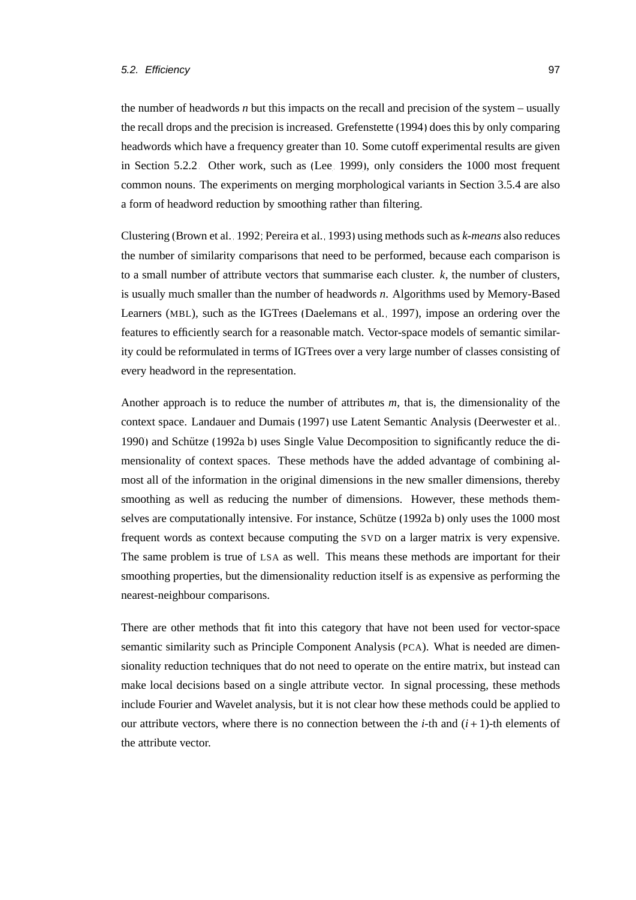the number of headwords $n$ but this impacts on the recall and precision of the system – usually the recall drops and the precision is increased. Grefenstette (1994) does this by only comparing headwords which have a frequency greater than 10. Some cutoff experimental results are given in Section 5.2.2. Other work, such as (Lee, 1999), only considers the 1000 most frequent common nouns. The experiments on merging morphological variants in Section 3.5.4 are also a form of headword reduction by smoothing rather than filtering.

Clustering (Brown et al., 1992; Pereira et al., 1993) using methods such as *k-means* also reduces the number of similarity comparisons that need to be performed, because each comparison is to a small number of attribute vectors that summarise each cluster. $k$, the number of clusters, is usually much smaller than the number of headwords $n$. Algorithms used by Memory-Based Learners (MBL), such as the IGTrees (Daelemans et al., 1997), impose an ordering over the features to efficiently search for a reasonable match. Vector-space models of semantic similarity could be reformulated in terms of IGTrees over a very large number of classes consisting of every headword in the representation.

Another approach is to reduce the number of attributes $m$, that is, the dimensionality of the context space. Landauer and Dumais (1997) use Latent Semantic Analysis (Deerwester et al., 1990) and Schütze (1992a,b) uses Single Value Decomposition to significantly reduce the dimensionality of context spaces. These methods have the added advantage of combining almost all of the information in the original dimensions in the new smaller dimensions, thereby smoothing as well as reducing the number of dimensions. However, these methods themselves are computationally intensive. For instance, Schütze (1992a,b) only uses the 1000 most frequent words as context because computing the SVD on a larger matrix is very expensive. The same problem is true of LSA as well. This means these methods are important for their smoothing properties, but the dimensionality reduction itself is as expensive as performing the nearest-neighbour comparisons.

There are other methods that fit into this category that have not been used for vector-space semantic similarity such as Principle Component Analysis (PCA). What is needed are dimensionality reduction techniques that do not need to operate on the entire matrix, but instead can make local decisions based on a single attribute vector. In signal processing, these methods include Fourier and Wavelet analysis, but it is not clear how these methods could be applied to our attribute vectors, where there is no connection between the $i$-th and $(i+1)$-th elements of the attribute vector.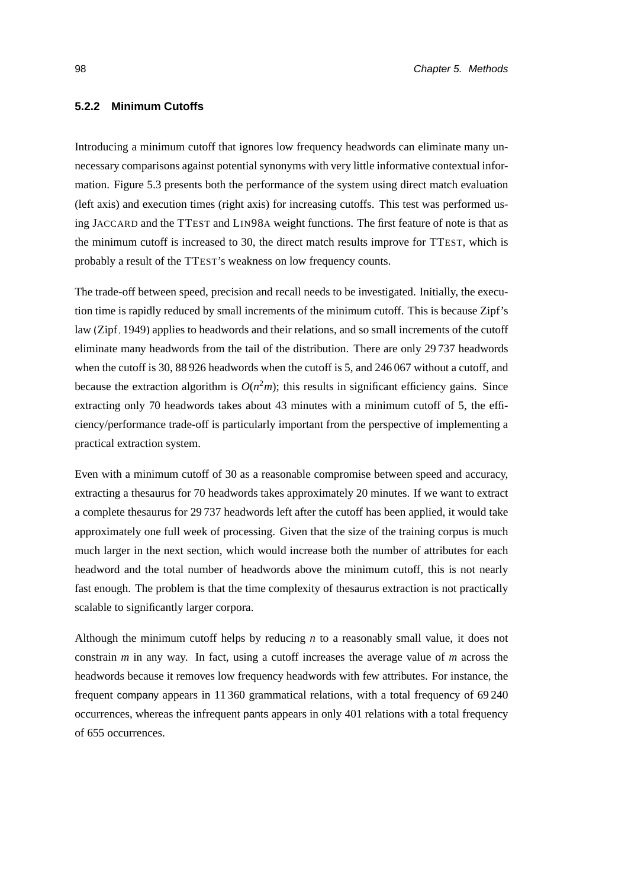### 5.2.2 Minimum Cutoffs

Introducing a minimum cutoff that ignores low frequency headwords can eliminate many unnecessary comparisons against potential synonyms with very little informative contextual information. Figure 5.3 presents both the performance of the system using direct match evaluation (left axis) and execution times (right axis) for increasing cutoffs. This test was performed using JACCARD and the TTEST and LIN98A weight functions. The first feature of note is that as the minimum cutoff is increased to 30, the direct match results improve for TTEST, which is probably a result of the TTEST's weakness on low frequency counts.

The trade-off between speed, precision and recall needs to be investigated. Initially, the execution time is rapidly reduced by small increments of the minimum cutoff. This is because Zipf's law (Zipf, 1949) applies to headwords and their relations, and so small increments of the cutoff eliminate many headwords from the tail of the distribution. There are only 29 737 headwords when the cutoff is 30, 88 926 headwords when the cutoff is 5, and 246 067 without a cutoff, and because the extraction algorithm is $O(n^2m)$; this results in significant efficiency gains. Since extracting only 70 headwords takes about 43 minutes with a minimum cutoff of 5, the efficiency/performance trade-off is particularly important from the perspective of implementing a practical extraction system.

Even with a minimum cutoff of 30 as a reasonable compromise between speed and accuracy, extracting a thesaurus for 70 headwords takes approximately 20 minutes. If we want to extract a complete thesaurus for 29 737 headwords left after the cutoff has been applied, it would take approximately one full week of processing. Given that the size of the training corpus is much much larger in the next section, which would increase both the number of attributes for each headword and the total number of headwords above the minimum cutoff, this is not nearly fast enough. The problem is that the time complexity of thesaurus extraction is not practically scalable to significantly larger corpora.

Although the minimum cutoff helps by reducing $n$ to a reasonably small value, it does not constrain $m$ in any way. In fact, using a cutoff increases the average value of $m$ across the headwords because it removes low frequency headwords with few attributes. For instance, the frequent company appears in 11 360 grammatical relations, with a total frequency of 69 240 occurrences, whereas the infrequent pants appears in only 401 relations with a total frequency of 655 occurrences.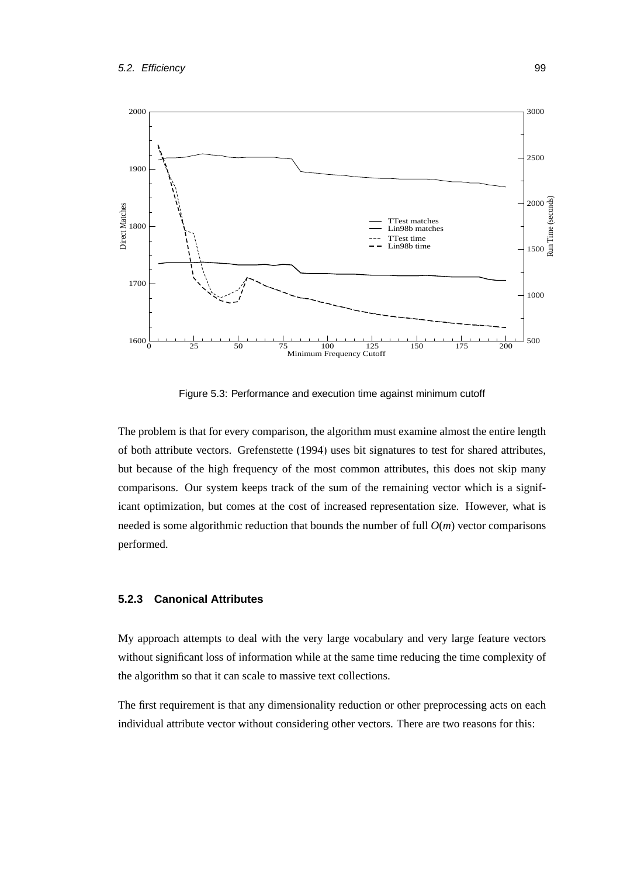Figure 5.3: Performance and execution time against minimum cutoff

The problem is that for every comparison, the algorithm must examine almost the entire length of both attribute vectors. Grefenstette (1994) uses bit signatures to test for shared attributes, but because of the high frequency of the most common attributes, this does not skip many comparisons. Our system keeps track of the sum of the remaining vector which is a significant optimization, but comes at the cost of increased representation size. However, what is needed is some algorithmic reduction that bounds the number of full $O(m)$ vector comparisons performed.

### 5.2.3 Canonical Attributes

My approach attempts to deal with the very large vocabulary and very large feature vectors without significant loss of information while at the same time reducing the time complexity of the algorithm so that it can scale to massive text collections.

The first requirement is that any dimensionality reduction or other preprocessing acts on each individual attribute vector without considering other vectors. There are two reasons for this: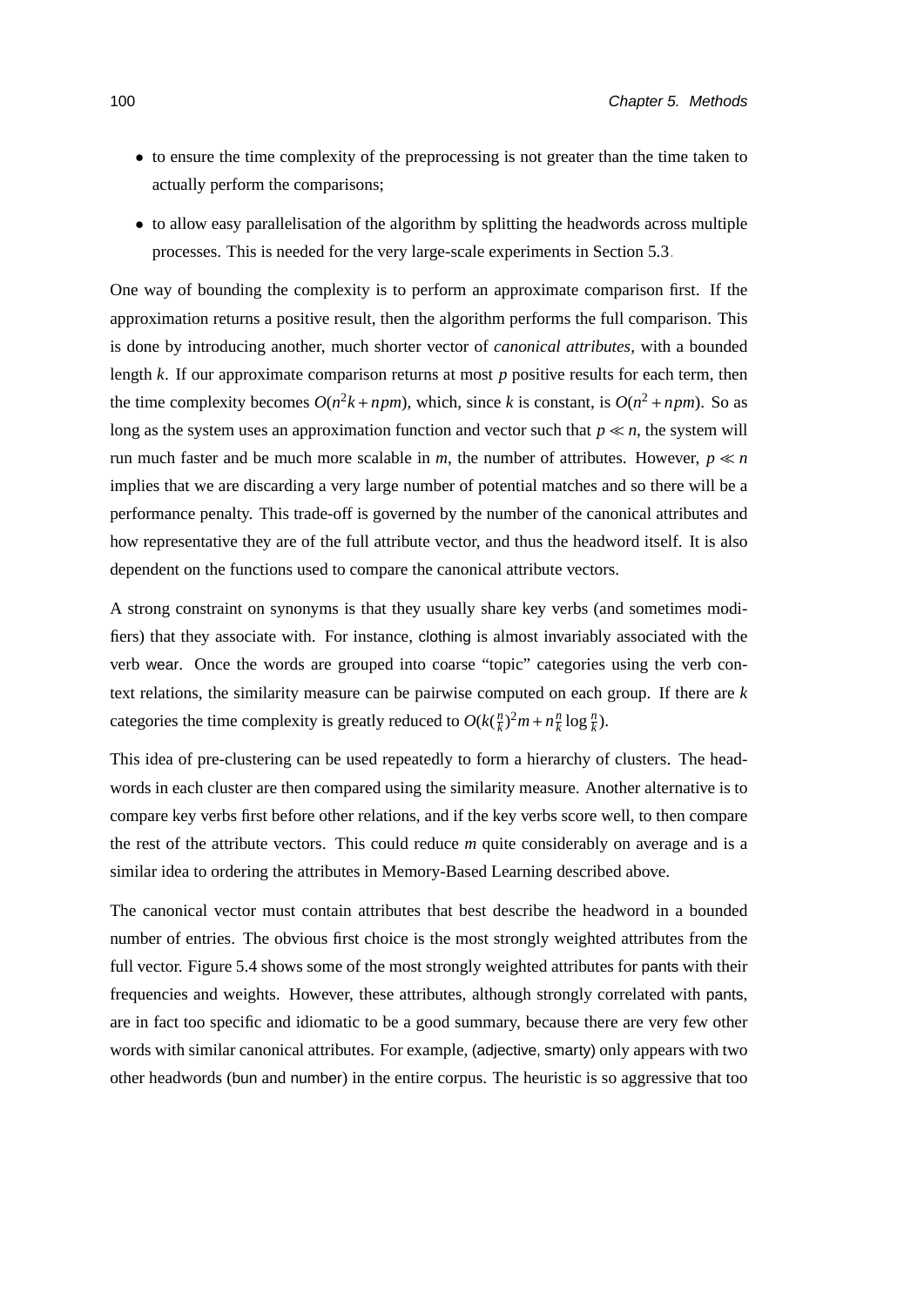- to ensure the time complexity of the preprocessing is not greater than the time taken to actually perform the comparisons;
- to allow easy parallelisation of the algorithm by splitting the headwords across multiple processes. This is needed for the very large-scale experiments in Section 5.3.

One way of bounding the complexity is to perform an approximate comparison first. If the approximation returns a positive result, then the algorithm performs the full comparison. This is done by introducing another, much shorter vector of *canonical attributes*, with a bounded length $k$. If our approximate comparison returns at most $p$ positive results for each term, then the time complexity becomes $O(n^2k + npm)$, which, since $k$ is constant, is $O(n^2 + npm)$. So as long as the system uses an approximation function and vector such that $p \ll n$, the system will run much faster and be much more scalable in $m$, the number of attributes. However, $p \ll n$ implies that we are discarding a very large number of potential matches and so there will be a performance penalty. This trade-off is governed by the number of the canonical attributes and how representative they are of the full attribute vector, and thus the headword itself. It is also dependent on the functions used to compare the canonical attribute vectors.

A strong constraint on synonyms is that they usually share key verbs (and sometimes modifiers) that they associate with. For instance, clothing is almost invariably associated with the verb wear. Once the words are grouped into coarse "topic" categories using the verb context relations, the similarity measure can be pairwise computed on each group. If there are $k$ categories the time complexity is greatly reduced to $O(k(\frac{n}{k})^2 m + n\frac{n}{k}\log\frac{n}{k})$.

This idea of pre-clustering can be used repeatedly to form a hierarchy of clusters. The headwords in each cluster are then compared using the similarity measure. Another alternative is to compare key verbs first before other relations, and if the key verbs score well, to then compare the rest of the attribute vectors. This could reduce $m$ quite considerably on average and is a similar idea to ordering the attributes in Memory-Based Learning described above.

The canonical vector must contain attributes that best describe the headword in a bounded number of entries. The obvious first choice is the most strongly weighted attributes from the full vector. Figure 5.4 shows some of the most strongly weighted attributes for pants with their frequencies and weights. However, these attributes, although strongly correlated with pants, are in fact too specific and idiomatic to be a good summary, because there are very few other words with similar canonical attributes. For example, (adjective, smarty) only appears with two other headwords (bun and number) in the entire corpus. The heuristic is so aggressive that too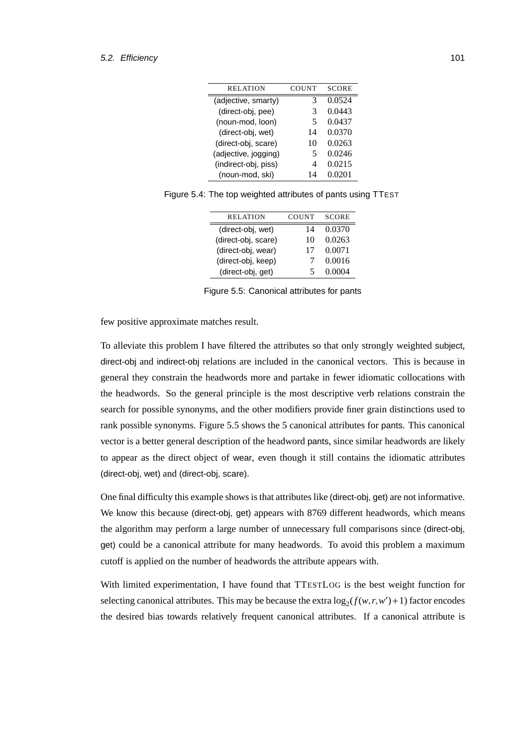| RELATION | COUNT | SCORE |
|---|---|---|
| (adjective, smarty) | 3 | 0.0524 |
| (direct-obj, pee) | 3 | 0.0443 |
| (noun-mod, loon) | 5 | 0.0437 |
| (direct-obj, wet) | 14 | 0.0370 |
| (direct-obj, scare) | 10 | 0.0263 |
| (adjective, jogging) | 5 | 0.0246 |
| (indirect-obj, piss) | 4 | 0.0215 |
| (noun-mod, ski) | 14 | 0.0201 |

Figure 5.4: The top weighted attributes of pants using TTEST

| RELATION | COUNT | SCORE |
|---|---|---|
| (direct-obj, wet) | 14 | 0.0370 |
| (direct-obj, scare) | 10 | 0.0263 |
| (direct-obj, wear) | 17 | 0.0071 |
| (direct-obj, keep) | 7 | 0.0016 |
| (direct-obj, get) | 5 | 0.0004 |

Figure 5.5: Canonical attributes for pants

few positive approximate matches result.

To alleviate this problem I have filtered the attributes so that only strongly weighted subject, direct-obj and indirect-obj relations are included in the canonical vectors. This is because in general they constrain the headwords more and partake in fewer idiomatic collocations with the headwords. So the general principle is the most descriptive verb relations constrain the search for possible synonyms, and the other modifiers provide finer grain distinctions used to rank possible synonyms. Figure 5.5 shows the 5 canonical attributes for pants. This canonical vector is a better general description of the headword pants, since similar headwords are likely to appear as the direct object of wear, even though it still contains the idiomatic attributes (direct-obj, wet) and (direct-obj, scare).

One final difficulty this example shows is that attributes like (direct-obj, get) are not informative. We know this because (direct-obj, get) appears with 8769 different headwords, which means the algorithm may perform a large number of unnecessary full comparisons since (direct-obj, get) could be a canonical attribute for many headwords. To avoid this problem a maximum cutoff is applied on the number of headwords the attribute appears with.

With limited experimentation, I have found that TTESTLOG is the best weight function for selecting canonical attributes. This may be because the extra $\log_2(f(w,r,w')+1)$ factor encodes the desired bias towards relatively frequent canonical attributes. If a canonical attribute is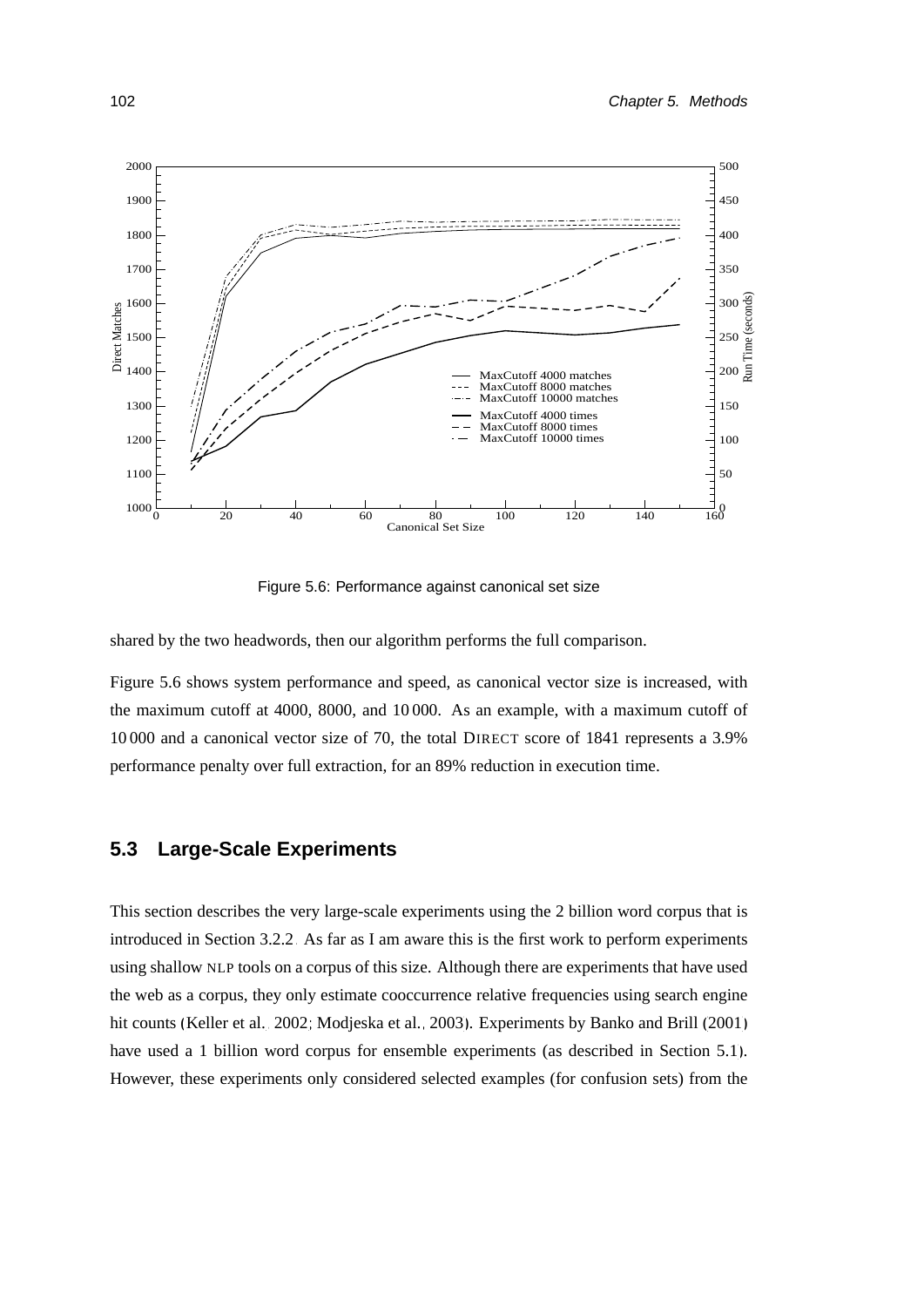Figure 5.6: Performance against canonical set size

shared by the two headwords, then our algorithm performs the full comparison.

Figure 5.6 shows system performance and speed, as canonical vector size is increased, with the maximum cutoff at 4000, 8000, and 10 000. As an example, with a maximum cutoff of 10 000 and a canonical vector size of 70, the total DIRECT score of 1841 represents a 3.9% performance penalty over full extraction, for an 89% reduction in execution time.

## 5.3 Large-Scale Experiments

This section describes the very large-scale experiments using the 2 billion word corpus that is introduced in Section 3.2.2. As far as I am aware this is the first work to perform experiments using shallow NLP tools on a corpus of this size. Although there are experiments that have used the web as a corpus, they only estimate cooccurrence relative frequencies using search engine hit counts (Keller et al., 2002; Modjeska et al., 2003). Experiments by Banko and Brill (2001) have used a 1 billion word corpus for ensemble experiments (as described in Section 5.1). However, these experiments only considered selected examples (for confusion sets) from the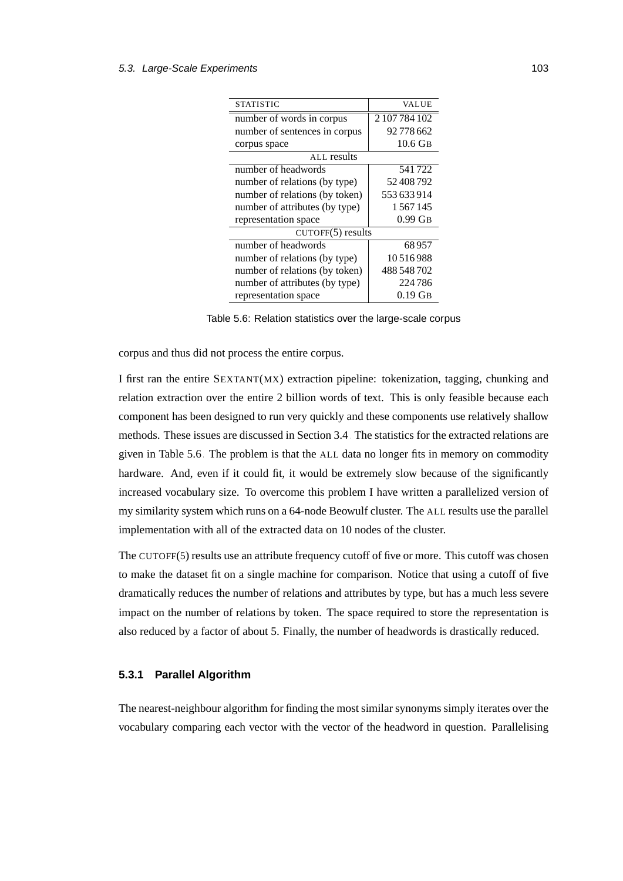| STATISTIC | VALUE |
|---|---|
| number of words in corpus | 2 107 784 102 |
| number of sentences in corpus | 92 778 662 |
| corpus space | 10.6 GB |
| ALL results | |
| number of headwords | 541 722 |
| number of relations (by type) | 52 408 792 |
| number of relations (by token) | 553 633 914 |
| number of attributes (by type) | 1 567 145 |
| representation space | 0.99 GB |
| CUTOFF(5) results | |
| number of headwords | 68 957 |
| number of relations (by type) | 10 516 988 |
| number of relations (by token) | 488 548 702 |
| number of attributes (by type) | 224 786 |
| representation space | 0.19 GB |

Table 5.6: Relation statistics over the large-scale corpus

corpus and thus did not process the entire corpus.

I first ran the entire SEXTANT(MX) extraction pipeline: tokenization, tagging, chunking and relation extraction over the entire 2 billion words of text. This is only feasible because each component has been designed to run very quickly and these components use relatively shallow methods. These issues are discussed in Section 3.4. The statistics for the extracted relations are given in Table 5.6. The problem is that the ALL data no longer fits in memory on commodity hardware. And, even if it could fit, it would be extremely slow because of the significantly increased vocabulary size. To overcome this problem I have written a parallelized version of my similarity system which runs on a 64-node Beowulf cluster. The ALL results use the parallel implementation with all of the extracted data on 10 nodes of the cluster.

The CUTOFF(5) results use an attribute frequency cutoff of five or more. This cutoff was chosen to make the dataset fit on a single machine for comparison. Notice that using a cutoff of five dramatically reduces the number of relations and attributes by type, but has a much less severe impact on the number of relations by token. The space required to store the representation is also reduced by a factor of about 5. Finally, the number of headwords is drastically reduced.

### 5.3.1 Parallel Algorithm

The nearest-neighbour algorithm for finding the most similar synonyms simply iterates over the vocabulary comparing each vector with the vector of the headword in question. Parallelising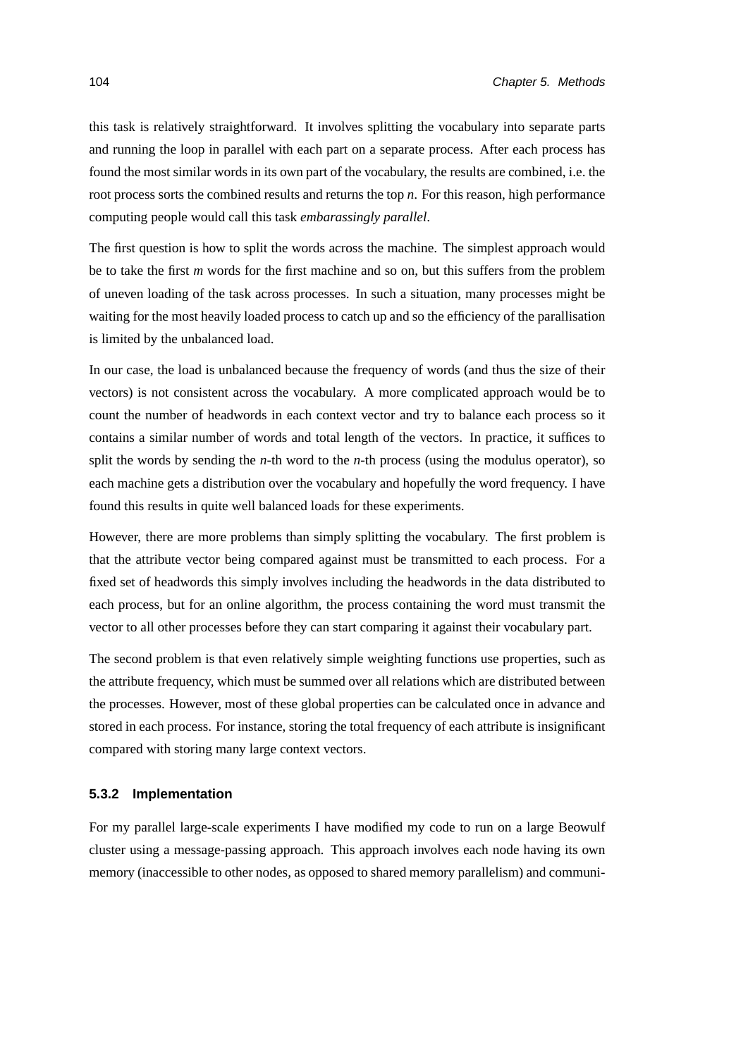this task is relatively straightforward. It involves splitting the vocabulary into separate parts and running the loop in parallel with each part on a separate process. After each process has found the most similar words in its own part of the vocabulary, the results are combined, i.e. the root process sorts the combined results and returns the top $n$. For this reason, high performance computing people would call this task *embarassingly parallel*.

The first question is how to split the words across the machine. The simplest approach would be to take the first $m$ words for the first machine and so on, but this suffers from the problem of uneven loading of the task across processes. In such a situation, many processes might be waiting for the most heavily loaded process to catch up and so the efficiency of the parallisation is limited by the unbalanced load.

In our case, the load is unbalanced because the frequency of words (and thus the size of their vectors) is not consistent across the vocabulary. A more complicated approach would be to count the number of headwords in each context vector and try to balance each process so it contains a similar number of words and total length of the vectors. In practice, it suffices to split the words by sending the $n$-th word to the $n$-th process (using the modulus operator), so each machine gets a distribution over the vocabulary and hopefully the word frequency. I have found this results in quite well balanced loads for these experiments.

However, there are more problems than simply splitting the vocabulary. The first problem is that the attribute vector being compared against must be transmitted to each process. For a fixed set of headwords this simply involves including the headwords in the data distributed to each process, but for an online algorithm, the process containing the word must transmit the vector to all other processes before they can start comparing it against their vocabulary part.

The second problem is that even relatively simple weighting functions use properties, such as the attribute frequency, which must be summed over all relations which are distributed between the processes. However, most of these global properties can be calculated once in advance and stored in each process. For instance, storing the total frequency of each attribute is insignificant compared with storing many large context vectors.

### 5.3.2 Implementation

For my parallel large-scale experiments I have modified my code to run on a large Beowulf cluster using a message-passing approach. This approach involves each node having its own memory (inaccessible to other nodes, as opposed to shared memory parallelism) and communi-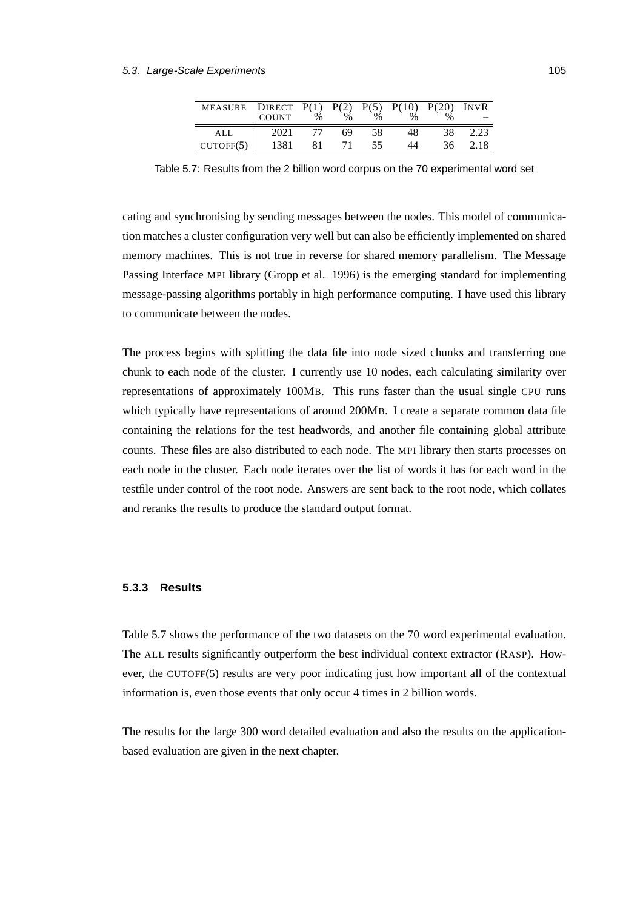| MEASURE | DIRECT COUNT | P(1) % | P(2) % | P(5) % | P(10) % | P(20) % | INVR – |
|---|---|---|---|---|---|---|---|
| ALL | 2021 | 77 | 69 | 58 | 48 | 38 | 2.23 |
| CUTOFF(5) | 1381 | 81 | 71 | 55 | 44 | 36 | 2.18 |

Table 5.7: Results from the 2 billion word corpus on the 70 experimental word set

cating and synchronising by sending messages between the nodes. This model of communication matches a cluster configuration very well but can also be efficiently implemented on shared memory machines. This is not true in reverse for shared memory parallelism. The Message Passing Interface MPI library (Gropp et al., 1996) is the emerging standard for implementing message-passing algorithms portably in high performance computing. I have used this library to communicate between the nodes.

The process begins with splitting the data file into node sized chunks and transferring one chunk to each node of the cluster. I currently use 10 nodes, each calculating similarity over representations of approximately 100MB. This runs faster than the usual single CPU runs which typically have representations of around 200MB. I create a separate common data file containing the relations for the test headwords, and another file containing global attribute counts. These files are also distributed to each node. The MPI library then starts processes on each node in the cluster. Each node iterates over the list of words it has for each word in the testfile under control of the root node. Answers are sent back to the root node, which collates and reranks the results to produce the standard output format.

### 5.3.3 Results

Table 5.7 shows the performance of the two datasets on the 70 word experimental evaluation. The ALL results significantly outperform the best individual context extractor (RASP). However, the CUTOFF(5) results are very poor indicating just how important all of the contextual information is, even those events that only occur 4 times in 2 billion words.

The results for the large 300 word detailed evaluation and also the results on the application-based evaluation are given in the next chapter.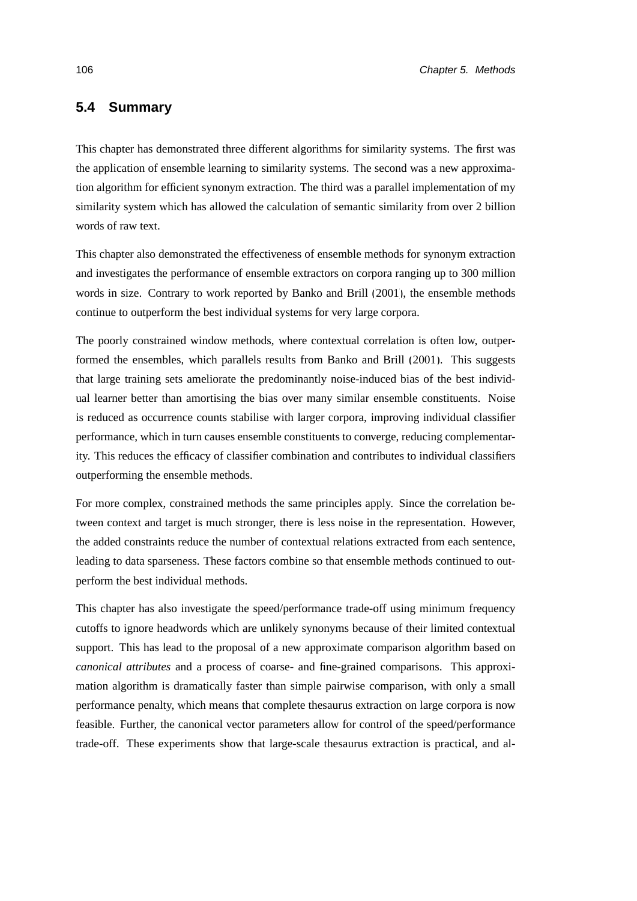## 5.4 Summary

This chapter has demonstrated three different algorithms for similarity systems. The first was the application of ensemble learning to similarity systems. The second was a new approximation algorithm for efficient synonym extraction. The third was a parallel implementation of my similarity system which has allowed the calculation of semantic similarity from over 2 billion words of raw text.

This chapter also demonstrated the effectiveness of ensemble methods for synonym extraction and investigates the performance of ensemble extractors on corpora ranging up to 300 million words in size. Contrary to work reported by Banko and Brill (2001), the ensemble methods continue to outperform the best individual systems for very large corpora.

The poorly constrained window methods, where contextual correlation is often low, outperformed the ensembles, which parallels results from Banko and Brill (2001). This suggests that large training sets ameliorate the predominantly noise-induced bias of the best individual learner better than amortising the bias over many similar ensemble constituents. Noise is reduced as occurrence counts stabilise with larger corpora, improving individual classifier performance, which in turn causes ensemble constituents to converge, reducing complementarity. This reduces the efficacy of classifier combination and contributes to individual classifiers outperforming the ensemble methods.

For more complex, constrained methods the same principles apply. Since the correlation between context and target is much stronger, there is less noise in the representation. However, the added constraints reduce the number of contextual relations extracted from each sentence, leading to data sparseness. These factors combine so that ensemble methods continued to outperform the best individual methods.

This chapter has also investigate the speed/performance trade-off using minimum frequency cutoffs to ignore headwords which are unlikely synonyms because of their limited contextual support. This has lead to the proposal of a new approximate comparison algorithm based on *canonical attributes* and a process of coarse- and fine-grained comparisons. This approximation algorithm is dramatically faster than simple pairwise comparison, with only a small performance penalty, which means that complete thesaurus extraction on large corpora is now feasible. Further, the canonical vector parameters allow for control of the speed/performance trade-off. These experiments show that large-scale thesaurus extraction is practical, and al-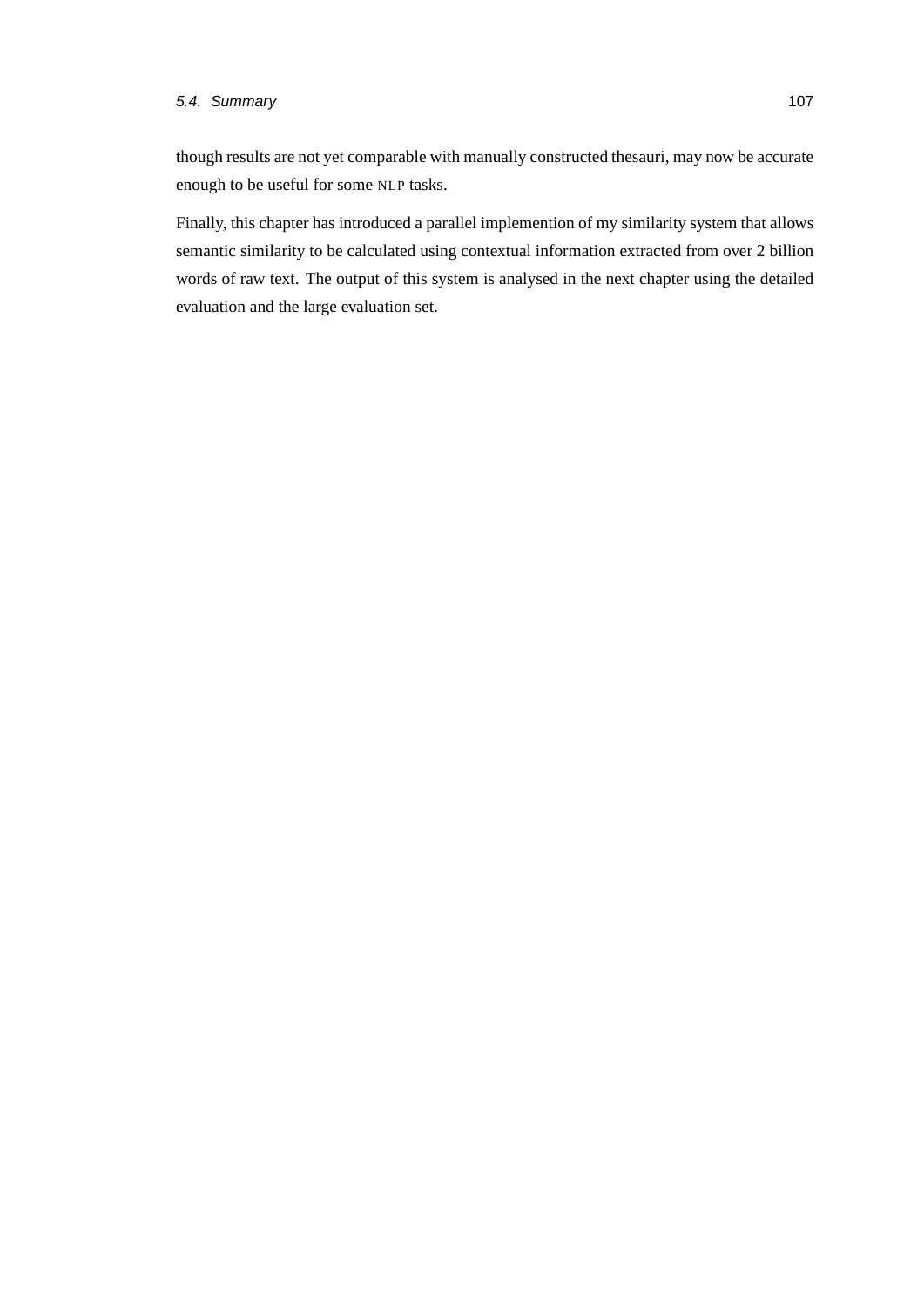though results are not yet comparable with manually constructed thesauri, may now be accurate enough to be useful for some NLP tasks.

Finally, this chapter has introduced a parallel implemention of my similarity system that allows semantic similarity to be calculated using contextual information extracted from over 2 billion words of raw text. The output of this system is analysed in the next chapter using the detailed evaluation and the large evaluation set.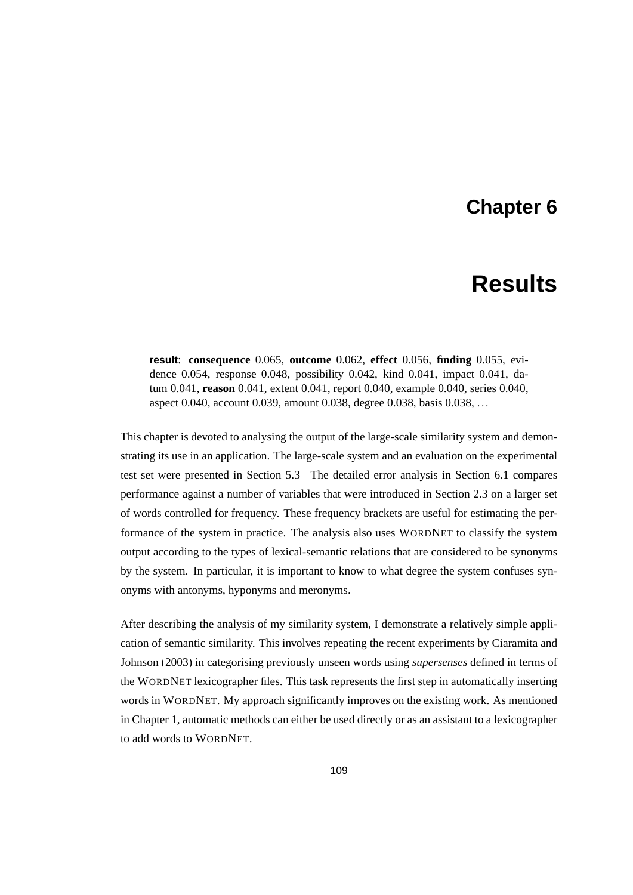# Chapter 6

# Results

> **result**: **consequence** 0.065, **outcome** 0.062, **effect** 0.056, **finding** 0.055, evidence 0.054, response 0.048, possibility 0.042, kind 0.041, impact 0.041, datum 0.041, **reason** 0.041, extent 0.041, report 0.040, example 0.040, series 0.040, aspect 0.040, account 0.039, amount 0.038, degree 0.038, basis 0.038, …

This chapter is devoted to analysing the output of the large-scale similarity system and demonstrating its use in an application. The large-scale system and an evaluation on the experimental test set were presented in Section 5.3. The detailed error analysis in Section 6.1 compares performance against a number of variables that were introduced in Section 2.3 on a larger set of words controlled for frequency. These frequency brackets are useful for estimating the performance of the system in practice. The analysis also uses WORDNET to classify the system output according to the types of lexical-semantic relations that are considered to be synonyms by the system. In particular, it is important to know to what degree the system confuses synonyms with antonyms, hyponyms and meronyms.

After describing the analysis of my similarity system, I demonstrate a relatively simple application of semantic similarity. This involves repeating the recent experiments by Ciaramita and Johnson (2003) in categorising previously unseen words using *supersenses* defined in terms of the WORDNET lexicographer files. This task represents the first step in automatically inserting words in WORDNET. My approach significantly improves on the existing work. As mentioned in Chapter 1, automatic methods can either be used directly or as an assistant to a lexicographer to add words to WORDNET.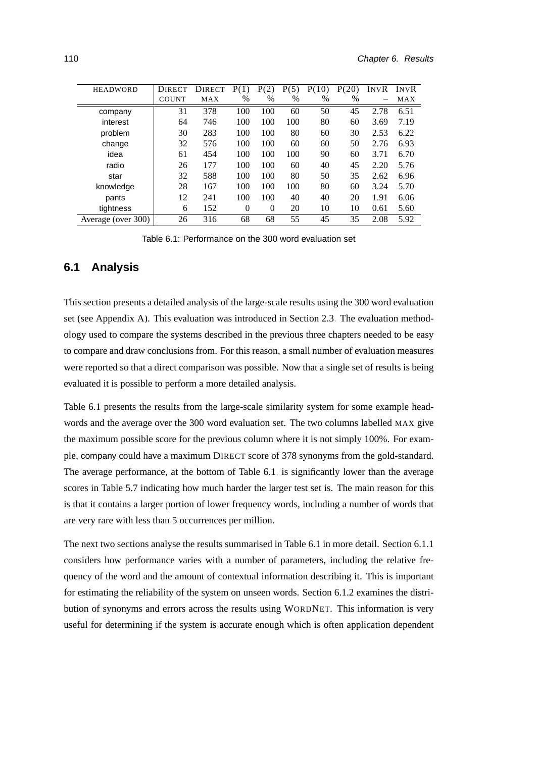| HEADWORD | DIRECT COUNT | DIRECT MAX | P(1) % | P(2) % | P(5) % | P(10) % | P(20) % | INVR – | INVR MAX |
|---|---|---|---|---|---|---|---|---|---|
| company | 31 | 378 | 100 | 100 | 60 | 50 | 45 | 2.78 | 6.51 |
| interest | 64 | 746 | 100 | 100 | 100 | 80 | 60 | 3.69 | 7.19 |
| problem | 30 | 283 | 100 | 100 | 80 | 60 | 30 | 2.53 | 6.22 |
| change | 32 | 576 | 100 | 100 | 60 | 60 | 50 | 2.76 | 6.93 |
| idea | 61 | 454 | 100 | 100 | 100 | 90 | 60 | 3.71 | 6.70 |
| radio | 26 | 177 | 100 | 100 | 60 | 40 | 45 | 2.20 | 5.76 |
| star | 32 | 588 | 100 | 100 | 80 | 50 | 35 | 2.62 | 6.96 |
| knowledge | 28 | 167 | 100 | 100 | 100 | 80 | 60 | 3.24 | 5.70 |
| pants | 12 | 241 | 100 | 100 | 40 | 40 | 20 | 1.91 | 6.06 |
| tightness | 6 | 152 | 0 | 0 | 20 | 10 | 10 | 0.61 | 5.60 |
| Average (over 300) | 26 | 316 | 68 | 68 | 55 | 45 | 35 | 2.08 | 5.92 |

Table 6.1: Performance on the 300 word evaluation set

## 6.1 Analysis

This section presents a detailed analysis of the large-scale results using the 300 word evaluation set (see Appendix A). This evaluation was introduced in Section 2.3. The evaluation methodology used to compare the systems described in the previous three chapters needed to be easy to compare and draw conclusions from. For this reason, a small number of evaluation measures were reported so that a direct comparison was possible. Now that a single set of results is being evaluated it is possible to perform a more detailed analysis.

Table 6.1 presents the results from the large-scale similarity system for some example headwords and the average over the 300 word evaluation set. The two columns labelled MAX give the maximum possible score for the previous column where it is not simply 100%. For example, company could have a maximum DIRECT score of 378 synonyms from the gold-standard. The average performance, at the bottom of Table 6.1, is significantly lower than the average scores in Table 5.7 indicating how much harder the larger test set is. The main reason for this is that it contains a larger portion of lower frequency words, including a number of words that are very rare with less than 5 occurrences per million.

The next two sections analyse the results summarised in Table 6.1 in more detail. Section 6.1.1 considers how performance varies with a number of parameters, including the relative frequency of the word and the amount of contextual information describing it. This is important for estimating the reliability of the system on unseen words. Section 6.1.2 examines the distribution of synonyms and errors across the results using WORDNET. This information is very useful for determining if the system is accurate enough which is often application dependent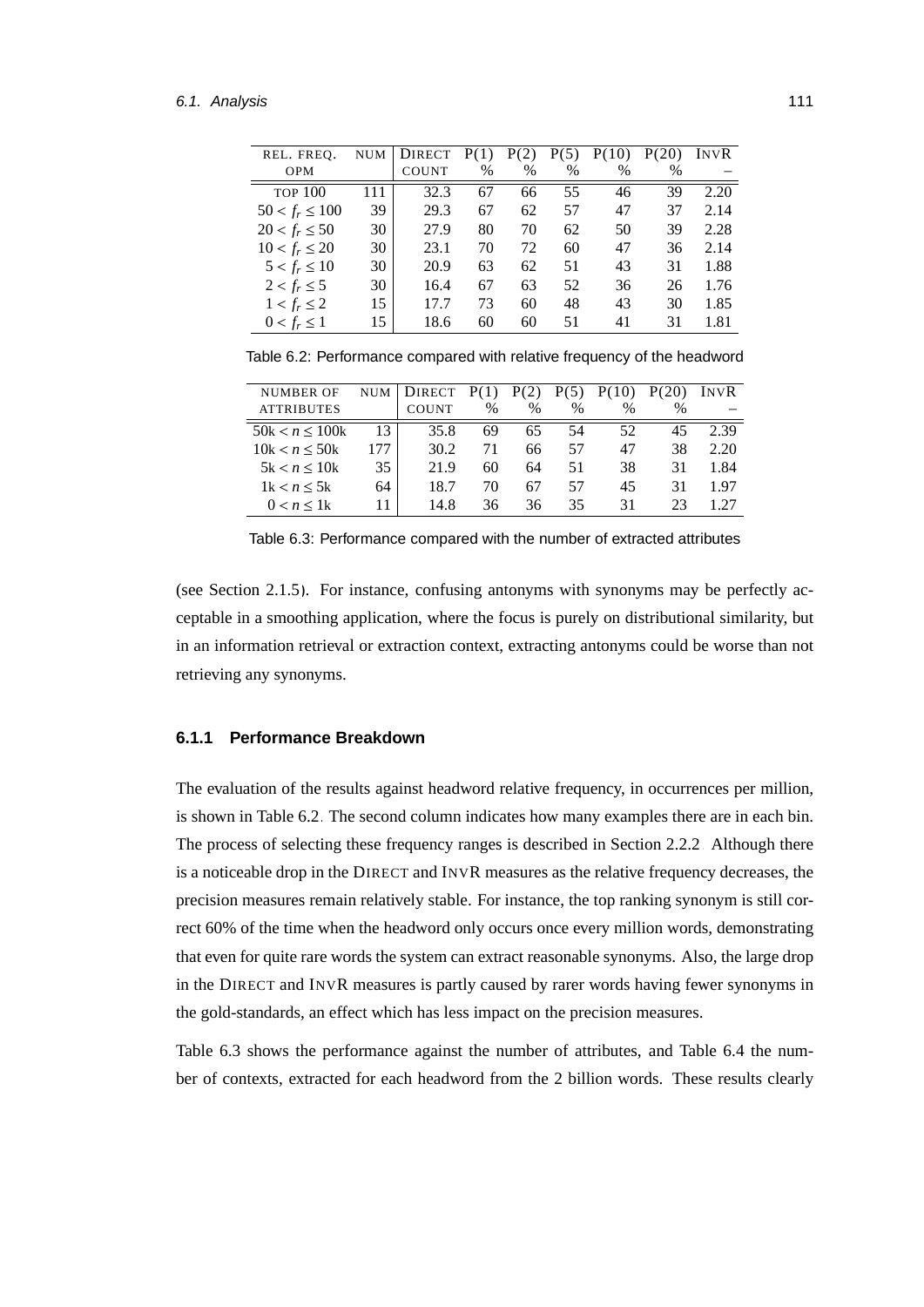| REL. FREQ. OPM | NUM | DIRECT COUNT | P(1) % | P(2) % | P(5) % | P(10) % | P(20) % | INVR – |
|---|---|---|---|---|---|---|---|---|
| TOP 100 | 111 | 32.3 | 67 | 66 | 55 | 46 | 39 | 2.20 |
| $50 < f_r \leq 100$ | 39 | 29.3 | 67 | 62 | 57 | 47 | 37 | 2.14 |
| $20 < f_r \leq 50$ | 30 | 27.9 | 80 | 70 | 62 | 50 | 39 | 2.28 |
| $10 < f_r \leq 20$ | 30 | 23.1 | 70 | 72 | 60 | 47 | 36 | 2.14 |
| $5 < f_r \leq 10$ | 30 | 20.9 | 63 | 62 | 51 | 43 | 31 | 1.88 |
| $2 < f_r \leq 5$ | 30 | 16.4 | 67 | 63 | 52 | 36 | 26 | 1.76 |
| $1 < f_r \leq 2$ | 15 | 17.7 | 73 | 60 | 48 | 43 | 30 | 1.85 |
| $0 < f_r \leq 1$ | 15 | 18.6 | 60 | 60 | 51 | 41 | 31 | 1.81 |

Table 6.2: Performance compared with relative frequency of the headword

| NUMBER OF ATTRIBUTES | NUM | DIRECT COUNT | P(1) % | P(2) % | P(5) % | P(10) % | P(20) % | INVR – |
|---|---|---|---|---|---|---|---|---|
| $50\text{k} < n \leq 100\text{k}$ | 13 | 35.8 | 69 | 65 | 54 | 52 | 45 | 2.39 |
| $10\text{k} < n \leq 50\text{k}$ | 177 | 30.2 | 71 | 66 | 57 | 47 | 38 | 2.20 |
| $5\text{k} < n \leq 10\text{k}$ | 35 | 21.9 | 60 | 64 | 51 | 38 | 31 | 1.84 |
| $1\text{k} < n \leq 5\text{k}$ | 64 | 18.7 | 70 | 67 | 57 | 45 | 31 | 1.97 |
| $0 < n \leq 1\text{k}$ | 11 | 14.8 | 36 | 36 | 35 | 31 | 23 | 1.27 |

Table 6.3: Performance compared with the number of extracted attributes

(see Section 2.1.5). For instance, confusing antonyms with synonyms may be perfectly acceptable in a smoothing application, where the focus is purely on distributional similarity, but in an information retrieval or extraction context, extracting antonyms could be worse than not retrieving any synonyms.

### 6.1.1 Performance Breakdown

The evaluation of the results against headword relative frequency, in occurrences per million, is shown in Table 6.2. The second column indicates how many examples there are in each bin. The process of selecting these frequency ranges is described in Section 2.2.2 Although there is a noticeable drop in the DIRECT and INVR measures as the relative frequency decreases, the precision measures remain relatively stable. For instance, the top ranking synonym is still correct 60% of the time when the headword only occurs once every million words, demonstrating that even for quite rare words the system can extract reasonable synonyms. Also, the large drop in the DIRECT and INVR measures is partly caused by rarer words having fewer synonyms in the gold-standards, an effect which has less impact on the precision measures.

Table 6.3 shows the performance against the number of attributes, and Table 6.4 the number of contexts, extracted for each headword from the 2 billion words. These results clearly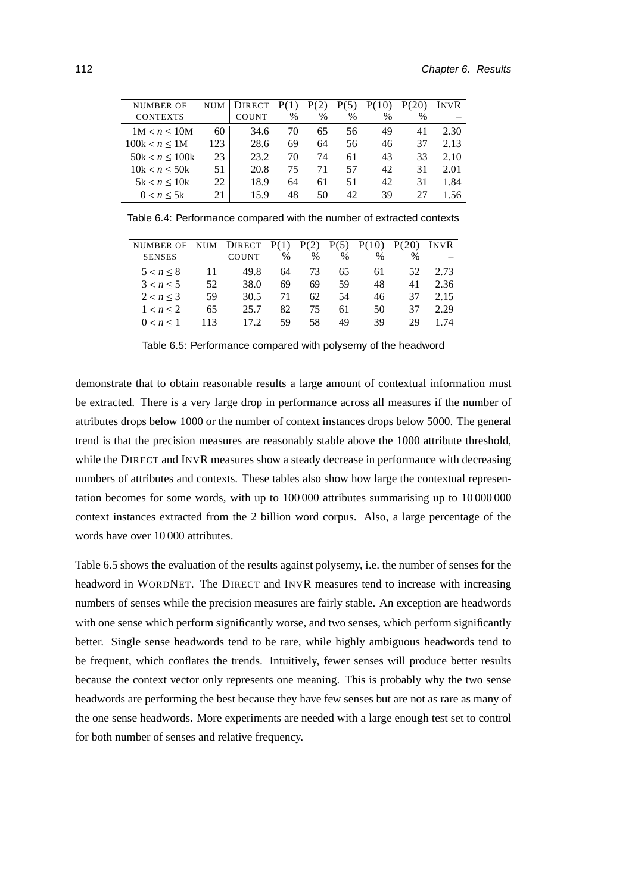| NUMBER OF CONTEXTS | NUM | DIRECT COUNT | P(1) % | P(2) % | P(5) % | P(10) % | P(20) % | INVR – |
|---|---|---|---|---|---|---|---|---|
| $1\text{M} < n \leq 10\text{M}$ | 60 | 34.6 | 70 | 65 | 56 | 49 | 41 | 2.30 |
| $100\text{k} < n \leq 1\text{M}$ | 123 | 28.6 | 69 | 64 | 56 | 46 | 37 | 2.13 |
| $50\text{k} < n \leq 100\text{k}$ | 23 | 23.2 | 70 | 74 | 61 | 43 | 33 | 2.10 |
| $10\text{k} < n \leq 50\text{k}$ | 51 | 20.8 | 75 | 71 | 57 | 42 | 31 | 2.01 |
| $5\text{k} < n \leq 10\text{k}$ | 22 | 18.9 | 64 | 61 | 51 | 42 | 31 | 1.84 |
| $0 < n \leq 5\text{k}$ | 21 | 15.9 | 48 | 50 | 42 | 39 | 27 | 1.56 |

Table 6.4: Performance compared with the number of extracted contexts

| NUMBER OF SENSES | NUM | DIRECT COUNT | P(1) % | P(2) % | P(5) % | P(10) % | P(20) % | INVR – |
|---|---|---|---|---|---|---|---|---|
| $5 < n \leq 8$ | 11 | 49.8 | 64 | 73 | 65 | 61 | 52 | 2.73 |
| $3 < n \leq 5$ | 52 | 38.0 | 69 | 69 | 59 | 48 | 41 | 2.36 |
| $2 < n \leq 3$ | 59 | 30.5 | 71 | 62 | 54 | 46 | 37 | 2.15 |
| $1 < n \leq 2$ | 65 | 25.7 | 82 | 75 | 61 | 50 | 37 | 2.29 |
| $0 < n \leq 1$ | 113 | 17.2 | 59 | 58 | 49 | 39 | 29 | 1.74 |

Table 6.5: Performance compared with polysemy of the headword

demonstrate that to obtain reasonable results a large amount of contextual information must be extracted. There is a very large drop in performance across all measures if the number of attributes drops below 1000 or the number of context instances drops below 5000. The general trend is that the precision measures are reasonably stable above the 1000 attribute threshold, while the DIRECT and INVR measures show a steady decrease in performance with decreasing numbers of attributes and contexts. These tables also show how large the contextual representation becomes for some words, with up to 100 000 attributes summarising up to 10 000 000 context instances extracted from the 2 billion word corpus. Also, a large percentage of the words have over 10 000 attributes.

Table 6.5 shows the evaluation of the results against polysemy, i.e. the number of senses for the headword in WORDNET. The DIRECT and INVR measures tend to increase with increasing numbers of senses while the precision measures are fairly stable. An exception are headwords with one sense which perform significantly worse, and two senses, which perform significantly better. Single sense headwords tend to be rare, while highly ambiguous headwords tend to be frequent, which conflates the trends. Intuitively, fewer senses will produce better results because the context vector only represents one meaning. This is probably why the two sense headwords are performing the best because they have few senses but are not as rare as many of the one sense headwords. More experiments are needed with a large enough test set to control for both number of senses and relative frequency.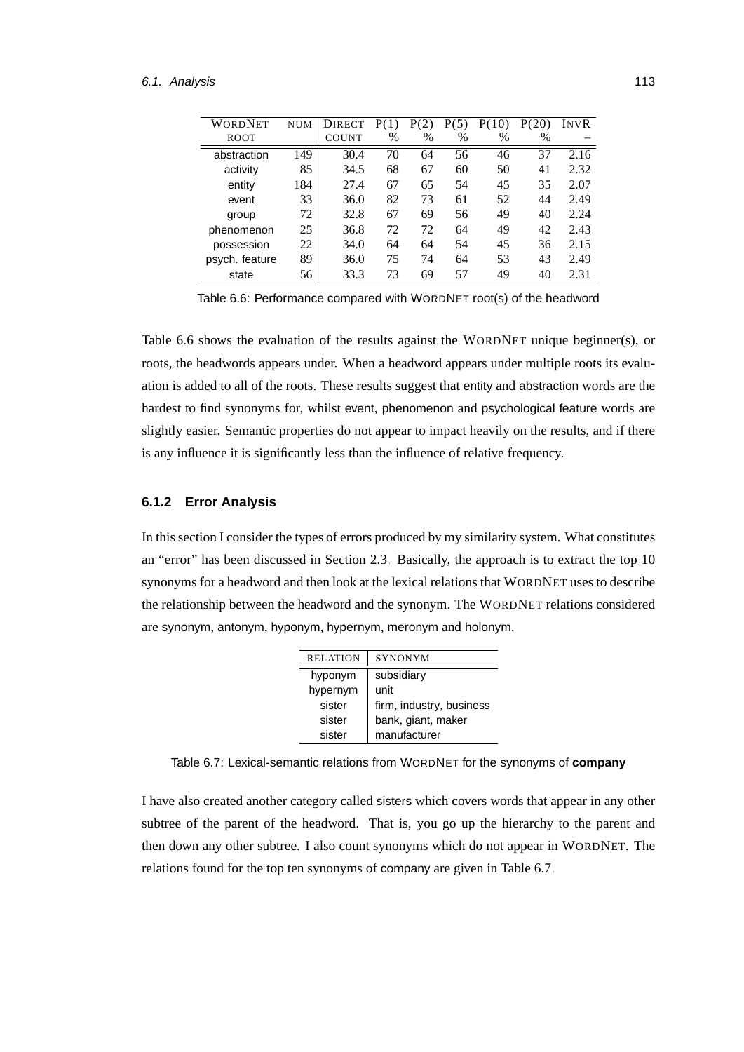| WORDNET ROOT | NUM | DIRECT COUNT | P(1) % | P(2) % | P(5) % | P(10) % | P(20) % | INVR – |
|---|---|---|---|---|---|---|---|---|
| abstraction | 149 | 30.4 | 70 | 64 | 56 | 46 | 37 | 2.16 |
| activity | 85 | 34.5 | 68 | 67 | 60 | 50 | 41 | 2.32 |
| entity | 184 | 27.4 | 67 | 65 | 54 | 45 | 35 | 2.07 |
| event | 33 | 36.0 | 82 | 73 | 61 | 52 | 44 | 2.49 |
| group | 72 | 32.8 | 67 | 69 | 56 | 49 | 40 | 2.24 |
| phenomenon | 25 | 36.8 | 72 | 72 | 64 | 49 | 42 | 2.43 |
| possession | 22 | 34.0 | 64 | 64 | 54 | 45 | 36 | 2.15 |
| psych. feature | 89 | 36.0 | 75 | 74 | 64 | 53 | 43 | 2.49 |
| state | 56 | 33.3 | 73 | 69 | 57 | 49 | 40 | 2.31 |

Table 6.6: Performance compared with WORDNET root(s) of the headword

Table 6.6 shows the evaluation of the results against the WORDNET unique beginner(s), or roots, the headwords appears under. When a headword appears under multiple roots its evaluation is added to all of the roots. These results suggest that entity and abstraction words are the hardest to find synonyms for, whilst event, phenomenon and psychological feature words are slightly easier. Semantic properties do not appear to impact heavily on the results, and if there is any influence it is significantly less than the influence of relative frequency.

### 6.1.2 Error Analysis

In this section I consider the types of errors produced by my similarity system. What constitutes an "error" has been discussed in Section 2.3. Basically, the approach is to extract the top 10 synonyms for a headword and then look at the lexical relations that WORDNET uses to describe the relationship between the headword and the synonym. The WORDNET relations considered are synonym, antonym, hyponym, hypernym, meronym and holonym.

| RELATION | SYNONYM |
|---|---|
| hyponym | subsidiary |
| hypernym | unit |
| sister | firm, industry, business |
| sister | bank, giant, maker |
| sister | manufacturer |

Table 6.7: Lexical-semantic relations from WORDNET for the synonyms of **company**

I have also created another category called sisters which covers words that appear in any other subtree of the parent of the headword. That is, you go up the hierarchy to the parent and then down any other subtree. I also count synonyms which do not appear in WORDNET. The relations found for the top ten synonyms of company are given in Table 6.7.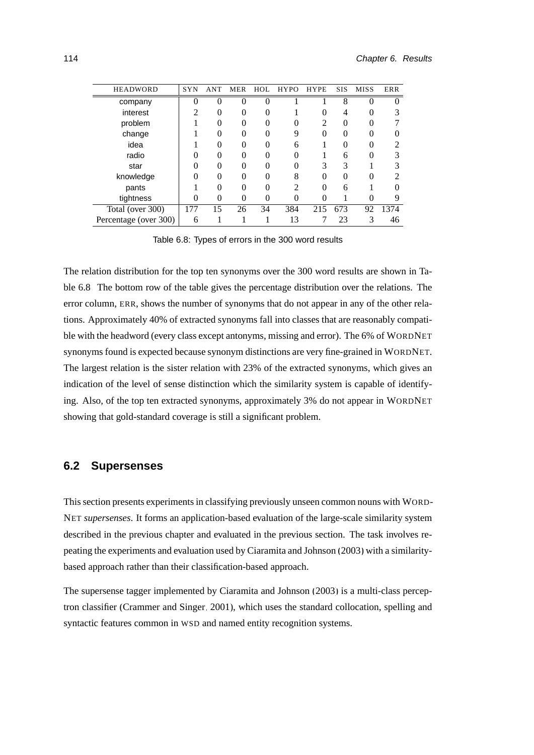| HEADWORD | SYN | ANT | MER | HOL | HYPO | HYPE | SIS | MISS | ERR |
|---|---|---|---|---|---|---|---|---|---|
| company | 0 | 0 | 0 | 0 | 1 | 1 | 8 | 0 | 0 |
| interest | 2 | 0 | 0 | 0 | 1 | 0 | 4 | 0 | 3 |
| problem | 1 | 0 | 0 | 0 | 0 | 2 | 0 | 0 | 7 |
| change | 1 | 0 | 0 | 0 | 9 | 0 | 0 | 0 | 0 |
| idea | 1 | 0 | 0 | 0 | 6 | 1 | 0 | 0 | 2 |
| radio | 0 | 0 | 0 | 0 | 0 | 1 | 6 | 0 | 3 |
| star | 0 | 0 | 0 | 0 | 0 | 3 | 3 | 1 | 3 |
| knowledge | 0 | 0 | 0 | 0 | 8 | 0 | 0 | 0 | 2 |
| pants | 1 | 0 | 0 | 0 | 2 | 0 | 6 | 1 | 0 |
| tightness | 0 | 0 | 0 | 0 | 0 | 0 | 1 | 0 | 9 |
| Total (over 300) | 177 | 15 | 26 | 34 | 384 | 215 | 673 | 92 | 1374 |
| Percentage (over 300) | 6 | 1 | 1 | 1 | 13 | 7 | 23 | 3 | 46 |

Table 6.8: Types of errors in the 300 word results

The relation distribution for the top ten synonyms over the 300 word results are shown in Table 6.8. The bottom row of the table gives the percentage distribution over the relations. The error column, ERR, shows the number of synonyms that do not appear in any of the other relations. Approximately 40% of extracted synonyms fall into classes that are reasonably compatible with the headword (every class except antonyms, missing and error). The 6% of WORDNET synonyms found is expected because synonym distinctions are very fine-grained in WORDNET. The largest relation is the sister relation with 23% of the extracted synonyms, which gives an indication of the level of sense distinction which the similarity system is capable of identifying. Also, of the top ten extracted synonyms, approximately 3% do not appear in WORDNET showing that gold-standard coverage is still a significant problem.

## 6.2 Supersenses

This section presents experiments in classifying previously unseen common nouns with WORDNET *supersenses*. It forms an application-based evaluation of the large-scale similarity system described in the previous chapter and evaluated in the previous section. The task involves repeating the experiments and evaluation used by Ciaramita and Johnson (2003) with a similarity-based approach rather than their classification-based approach.

The supersense tagger implemented by Ciaramita and Johnson (2003) is a multi-class perceptron classifier (Crammer and Singer, 2001), which uses the standard collocation, spelling and syntactic features common in WSD and named entity recognition systems.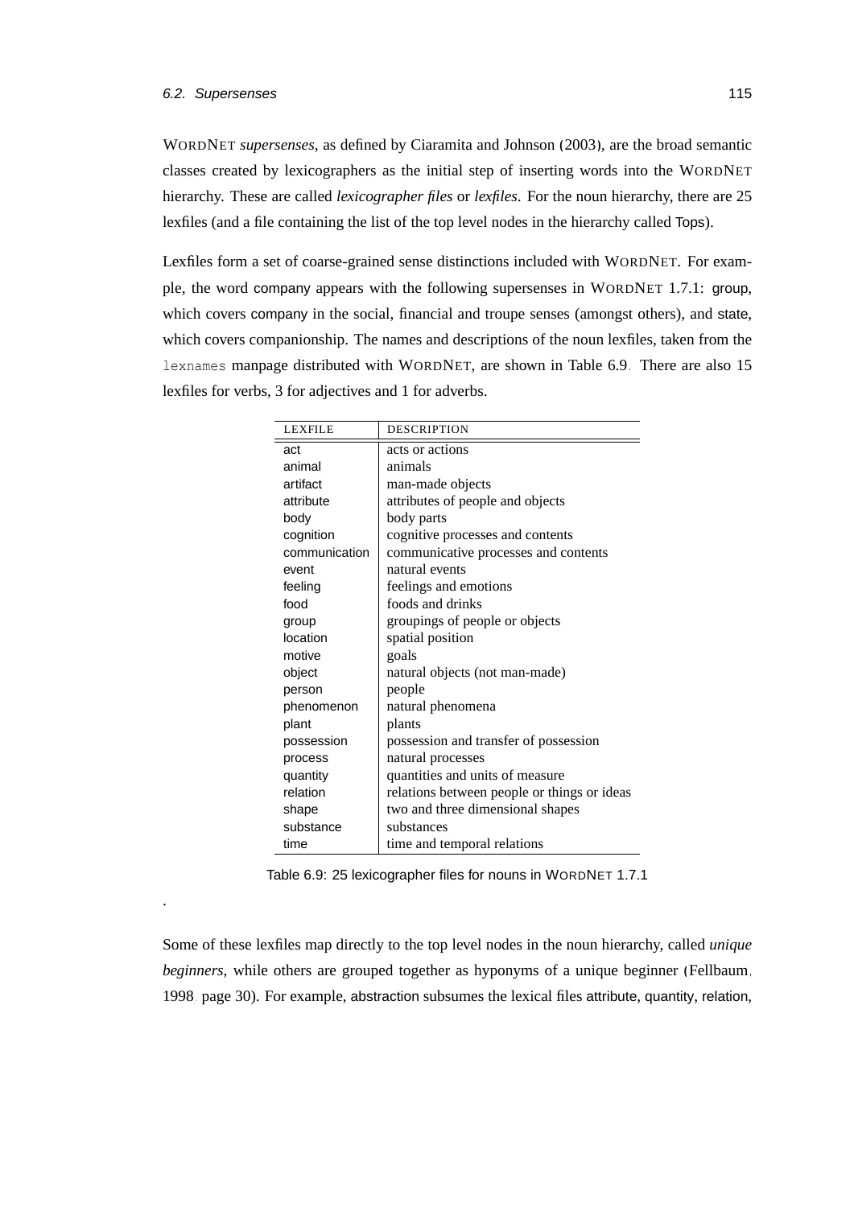WORDNET *supersenses*, as defined by Ciaramita and Johnson (2003), are the broad semantic classes created by lexicographers as the initial step of inserting words into the WORDNET hierarchy. These are called *lexicographer files* or *lexfiles*. For the noun hierarchy, there are 25 lexfiles (and a file containing the list of the top level nodes in the hierarchy called Tops).

Lexfiles form a set of coarse-grained sense distinctions included with WORDNET. For example, the word company appears with the following supersenses in WORDNET 1.7.1: group, which covers company in the social, financial and troupe senses (amongst others), and state, which covers companionship. The names and descriptions of the noun lexfiles, taken from the lexnames manpage distributed with WORDNET, are shown in Table 6.9. There are also 15 lexfiles for verbs, 3 for adjectives and 1 for adverbs.

| LEXFILE | DESCRIPTION |
|---|---|
| act | acts or actions |
| animal | animals |
| artifact | man-made objects |
| attribute | attributes of people and objects |
| body | body parts |
| cognition | cognitive processes and contents |
| communication | communicative processes and contents |
| event | natural events |
| feeling | feelings and emotions |
| food | foods and drinks |
| group | groupings of people or objects |
| location | spatial position |
| motive | goals |
| object | natural objects (not man-made) |
| person | people |
| phenomenon | natural phenomena |
| plant | plants |
| possession | possession and transfer of possession |
| process | natural processes |
| quantity | quantities and units of measure |
| relation | relations between people or things or ideas |
| shape | two and three dimensional shapes |
| substance | substances |
| time | time and temporal relations |

Table 6.9: 25 lexicographer files for nouns in WORDNET 1.7.1

.

Some of these lexfiles map directly to the top level nodes in the noun hierarchy, called *unique beginners*, while others are grouped together as hyponyms of a unique beginner (Fellbaum, 1998, page 30). For example, abstraction subsumes the lexical files attribute, quantity, relation,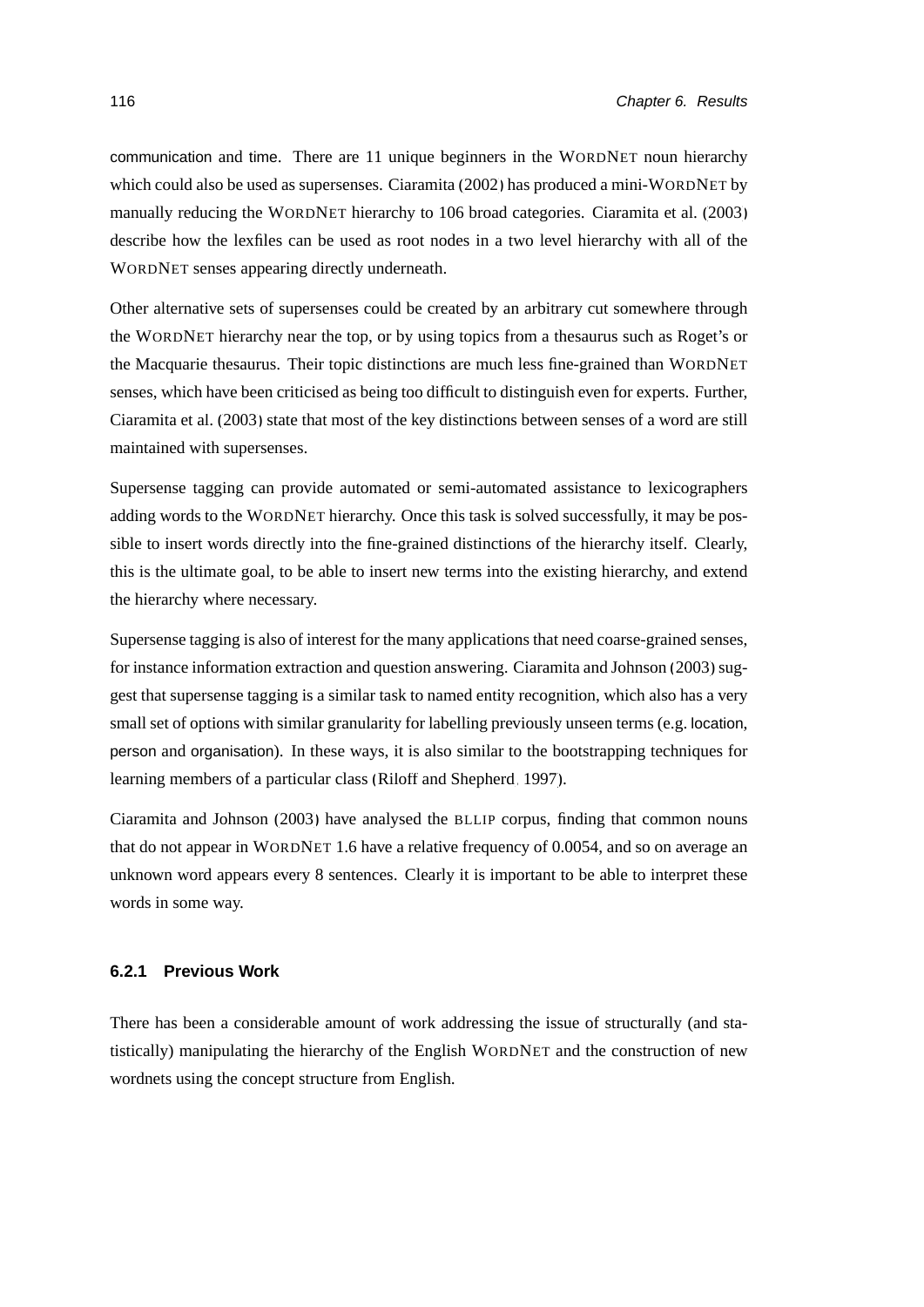communication and time. There are 11 unique beginners in the WORDNET noun hierarchy which could also be used as supersenses. Ciaramita (2002) has produced a mini-WORDNET by manually reducing the WORDNET hierarchy to 106 broad categories. Ciaramita et al. (2003) describe how the lexfiles can be used as root nodes in a two level hierarchy with all of the WORDNET senses appearing directly underneath.

Other alternative sets of supersenses could be created by an arbitrary cut somewhere through the WORDNET hierarchy near the top, or by using topics from a thesaurus such as Roget's or the Macquarie thesaurus. Their topic distinctions are much less fine-grained than WORDNET senses, which have been criticised as being too difficult to distinguish even for experts. Further, Ciaramita et al. (2003) state that most of the key distinctions between senses of a word are still maintained with supersenses.

Supersense tagging can provide automated or semi-automated assistance to lexicographers adding words to the WORDNET hierarchy. Once this task is solved successfully, it may be possible to insert words directly into the fine-grained distinctions of the hierarchy itself. Clearly, this is the ultimate goal, to be able to insert new terms into the existing hierarchy, and extend the hierarchy where necessary.

Supersense tagging is also of interest for the many applications that need coarse-grained senses, for instance information extraction and question answering. Ciaramita and Johnson (2003) suggest that supersense tagging is a similar task to named entity recognition, which also has a very small set of options with similar granularity for labelling previously unseen terms (e.g. location, person and organisation). In these ways, it is also similar to the bootstrapping techniques for learning members of a particular class (Riloff and Shepherd, 1997).

Ciaramita and Johnson (2003) have analysed the BLLIP corpus, finding that common nouns that do not appear in WORDNET 1.6 have a relative frequency of 0.0054, and so on average an unknown word appears every 8 sentences. Clearly it is important to be able to interpret these words in some way.

### 6.2.1 Previous Work

There has been a considerable amount of work addressing the issue of structurally (and statistically) manipulating the hierarchy of the English WORDNET and the construction of new wordnets using the concept structure from English.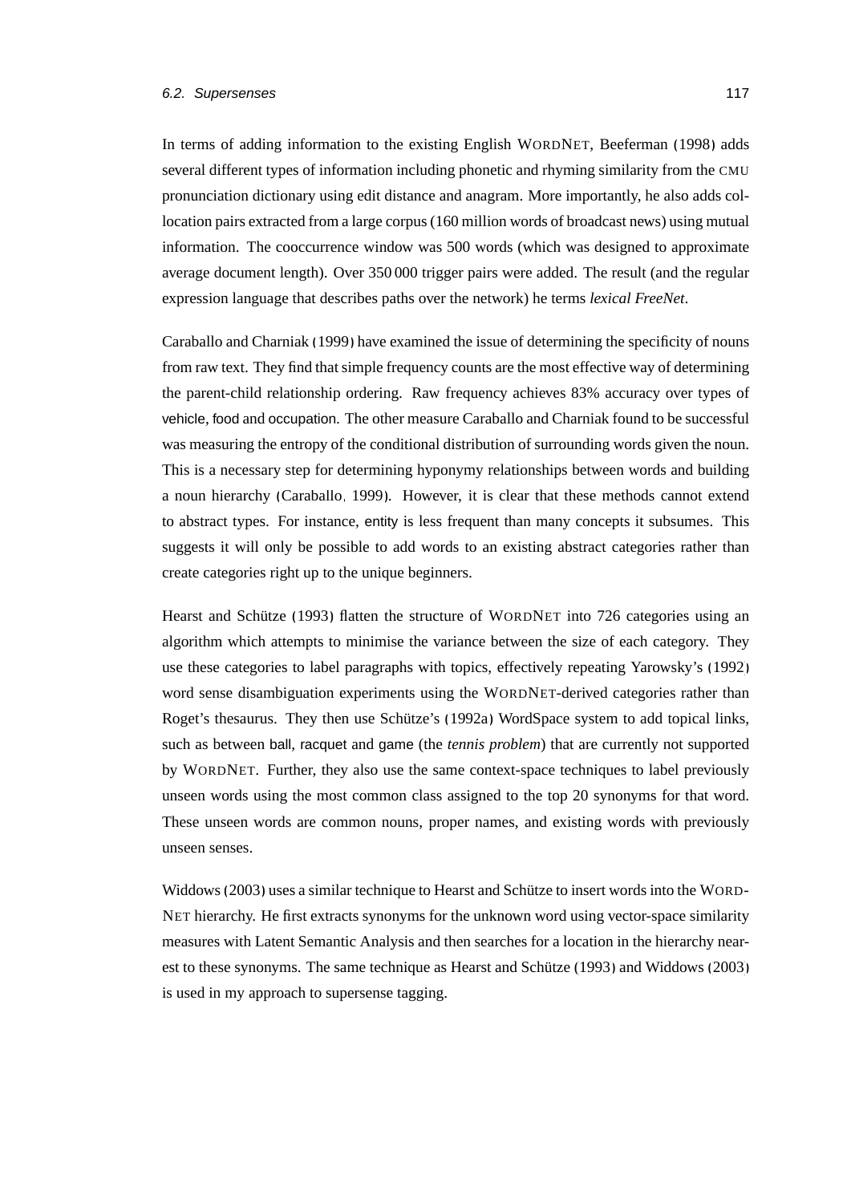In terms of adding information to the existing English WORDNET, Beeferman (1998) adds several different types of information including phonetic and rhyming similarity from the CMU pronunciation dictionary using edit distance and anagram. More importantly, he also adds collocation pairs extracted from a large corpus (160 million words of broadcast news) using mutual information. The cooccurrence window was 500 words (which was designed to approximate average document length). Over 350 000 trigger pairs were added. The result (and the regular expression language that describes paths over the network) he terms *lexical FreeNet*.

Caraballo and Charniak (1999) have examined the issue of determining the specificity of nouns from raw text. They find that simple frequency counts are the most effective way of determining the parent-child relationship ordering. Raw frequency achieves 83% accuracy over types of vehicle, food and occupation. The other measure Caraballo and Charniak found to be successful was measuring the entropy of the conditional distribution of surrounding words given the noun. This is a necessary step for determining hyponymy relationships between words and building a noun hierarchy (Caraballo, 1999). However, it is clear that these methods cannot extend to abstract types. For instance, entity is less frequent than many concepts it subsumes. This suggests it will only be possible to add words to an existing abstract categories rather than create categories right up to the unique beginners.

Hearst and Schütze (1993) flatten the structure of WORDNET into 726 categories using an algorithm which attempts to minimise the variance between the size of each category. They use these categories to label paragraphs with topics, effectively repeating Yarowsky's (1992) word sense disambiguation experiments using the WORDNET-derived categories rather than Roget's thesaurus. They then use Schütze's (1992a) WordSpace system to add topical links, such as between ball, racquet and game (the *tennis problem*) that are currently not supported by WORDNET. Further, they also use the same context-space techniques to label previously unseen words using the most common class assigned to the top 20 synonyms for that word. These unseen words are common nouns, proper names, and existing words with previously unseen senses.

Widdows (2003) uses a similar technique to Hearst and Schütze to insert words into the WORDNET hierarchy. He first extracts synonyms for the unknown word using vector-space similarity measures with Latent Semantic Analysis and then searches for a location in the hierarchy nearest to these synonyms. The same technique as Hearst and Schütze (1993) and Widdows (2003) is used in my approach to supersense tagging.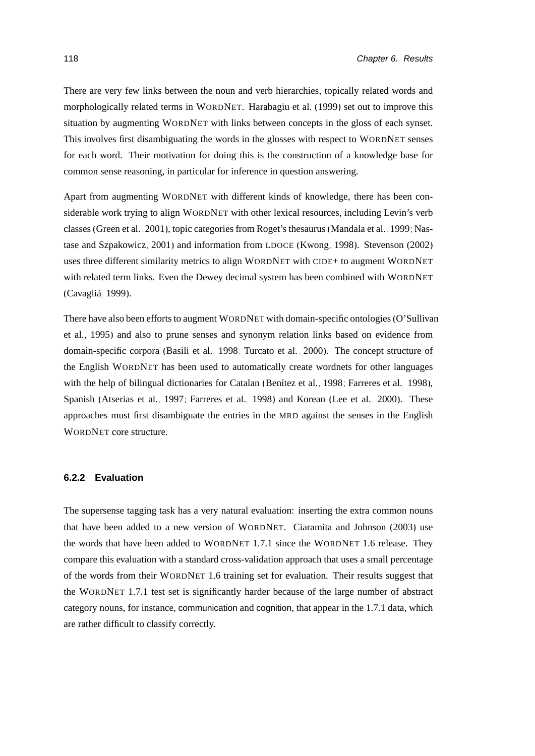There are very few links between the noun and verb hierarchies, topically related words and morphologically related terms in WordNet. Harabagiu et al. (1999) set out to improve this situation by augmenting WordNet with links between concepts in the gloss of each synset. This involves first disambiguating the words in the glosses with respect to WordNet senses for each word. Their motivation for doing this is the construction of a knowledge base for common sense reasoning, in particular for inference in question answering.

Apart from augmenting WordNet with different kinds of knowledge, there has been considerable work trying to align WordNet with other lexical resources, including Levin's verb classes (Green et al., 2001), topic categories from Roget's thesaurus (Mandala et al., 1999; Nastase and Szpakowicz, 2001) and information from LDOCE (Kwong, 1998). Stevenson (2002) uses three different similarity metrics to align WordNet with CIDE+ to augment WordNet with related term links. Even the Dewey decimal system has been combined with WordNet (Cavaglià, 1999).

There have also been efforts to augment WordNet with domain-specific ontologies (O'Sullivan et al., 1995) and also to prune senses and synonym relation links based on evidence from domain-specific corpora (Basili et al., 1998; Turcato et al., 2000). The concept structure of the English WordNet has been used to automatically create wordnets for other languages with the help of bilingual dictionaries for Catalan (Benítez et al., 1998; Farreres et al., 1998), Spanish (Atserias et al., 1997; Farreres et al., 1998) and Korean (Lee et al., 2000). These approaches must first disambiguate the entries in the MRD against the senses in the English WordNet core structure.

### 6.2.2 Evaluation

The supersense tagging task has a very natural evaluation: inserting the extra common nouns that have been added to a new version of WordNet. Ciaramita and Johnson (2003) use the words that have been added to WordNet 1.7.1 since the WordNet 1.6 release. They compare this evaluation with a standard cross-validation approach that uses a small percentage of the words from their WordNet 1.6 training set for evaluation. Their results suggest that the WordNet 1.7.1 test set is significantly harder because of the large number of abstract category nouns, for instance, communication and cognition, that appear in the 1.7.1 data, which are rather difficult to classify correctly.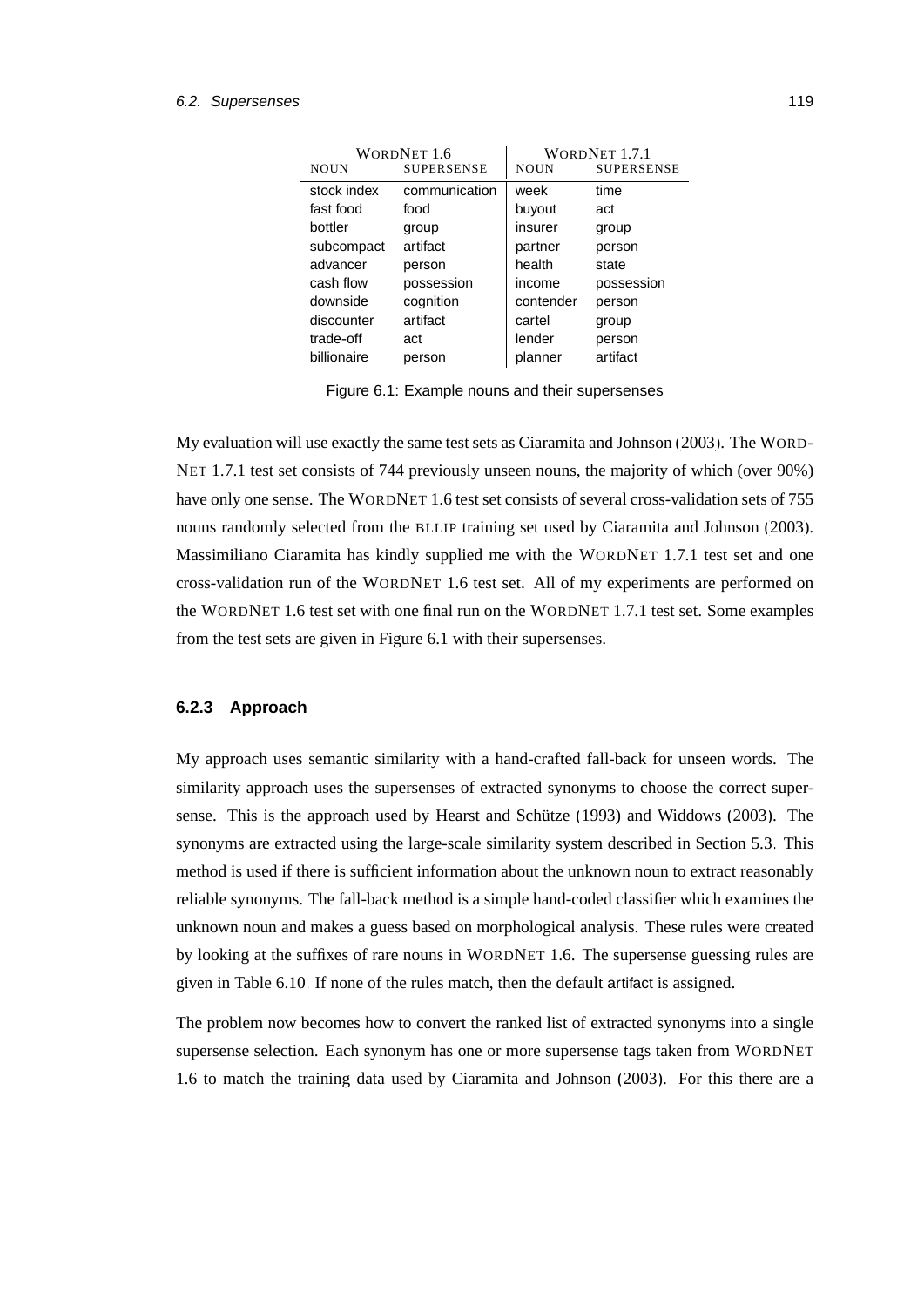| WordNet 1.6 | | WordNet 1.7.1 | |
|---|---|---|---|
| NOUN | SUPERSENSE | NOUN | SUPERSENSE |
| stock index | communication | week | time |
| fast food | food | buyout | act |
| bottler | group | insurer | group |
| subcompact | artifact | partner | person |
| advancer | person | health | state |
| cash flow | possession | income | possession |
| downside | cognition | contender | person |
| discounter | artifact | cartel | group |
| trade-off | act | lender | person |
| billionaire | person | planner | artifact |

Figure 6.1: Example nouns and their supersenses

My evaluation will use exactly the same test sets as Ciaramita and Johnson (2003). The WordNet 1.7.1 test set consists of 744 previously unseen nouns, the majority of which (over 90%) have only one sense. The WordNet 1.6 test set consists of several cross-validation sets of 755 nouns randomly selected from the BLLIP training set used by Ciaramita and Johnson (2003). Massimiliano Ciaramita has kindly supplied me with the WordNet 1.7.1 test set and one cross-validation run of the WordNet 1.6 test set. All of my experiments are performed on the WordNet 1.6 test set with one final run on the WordNet 1.7.1 test set. Some examples from the test sets are given in Figure 6.1 with their supersenses.

### 6.2.3 Approach

My approach uses semantic similarity with a hand-crafted fall-back for unseen words. The similarity approach uses the supersenses of extracted synonyms to choose the correct supersense. This is the approach used by Hearst and Schütze (1993) and Widdows (2003). The synonyms are extracted using the large-scale similarity system described in Section 5.3. This method is used if there is sufficient information about the unknown noun to extract reasonably reliable synonyms. The fall-back method is a simple hand-coded classifier which examines the unknown noun and makes a guess based on morphological analysis. These rules were created by looking at the suffixes of rare nouns in WordNet 1.6. The supersense guessing rules are given in Table 6.10. If none of the rules match, then the default artifact is assigned.

The problem now becomes how to convert the ranked list of extracted synonyms into a single supersense selection. Each synonym has one or more supersense tags taken from WordNet 1.6 to match the training data used by Ciaramita and Johnson (2003). For this there are a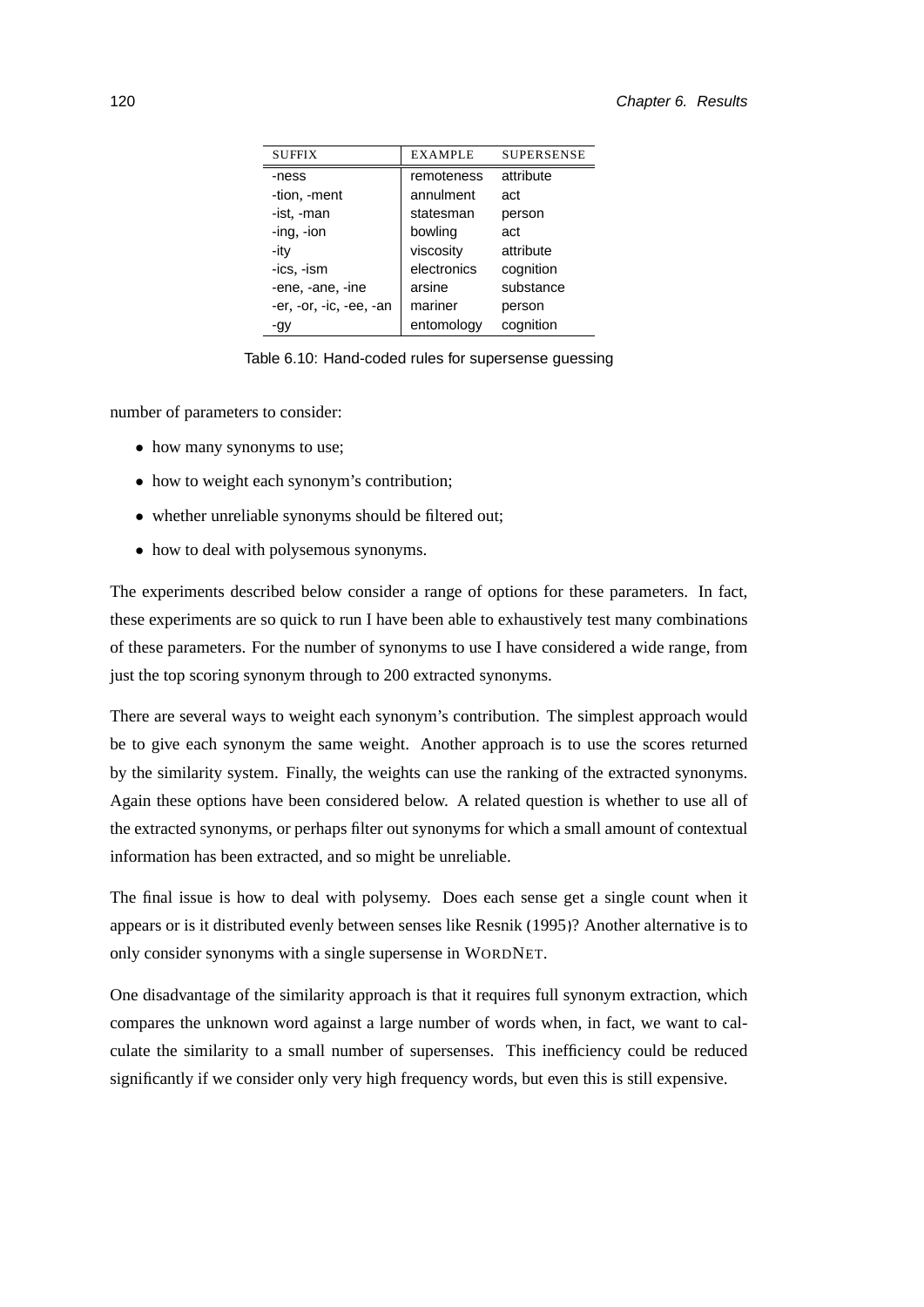| SUFFIX | EXAMPLE | SUPERSENSE |
|---|---|---|
| -ness | remoteness | attribute |
| -tion, -ment | annulment | act |
| -ist, -man | statesman | person |
| -ing, -ion | bowling | act |
| -ity | viscosity | attribute |
| -ics, -ism | electronics | cognition |
| -ene, -ane, -ine | arsine | substance |
| -er, -or, -ic, -ee, -an | mariner | person |
| -gy | entomology | cognition |

Table 6.10: Hand-coded rules for supersense guessing

number of parameters to consider:

- how many synonyms to use;
- how to weight each synonym's contribution;
- whether unreliable synonyms should be filtered out;
- how to deal with polysemous synonyms.

The experiments described below consider a range of options for these parameters. In fact, these experiments are so quick to run I have been able to exhaustively test many combinations of these parameters. For the number of synonyms to use I have considered a wide range, from just the top scoring synonym through to 200 extracted synonyms.

There are several ways to weight each synonym's contribution. The simplest approach would be to give each synonym the same weight. Another approach is to use the scores returned by the similarity system. Finally, the weights can use the ranking of the extracted synonyms. Again these options have been considered below. A related question is whether to use all of the extracted synonyms, or perhaps filter out synonyms for which a small amount of contextual information has been extracted, and so might be unreliable.

The final issue is how to deal with polysemy. Does each sense get a single count when it appears or is it distributed evenly between senses like Resnik (1995)? Another alternative is to only consider synonyms with a single supersense in WORDNET.

One disadvantage of the similarity approach is that it requires full synonym extraction, which compares the unknown word against a large number of words when, in fact, we want to calculate the similarity to a small number of supersenses. This inefficiency could be reduced significantly if we consider only very high frequency words, but even this is still expensive.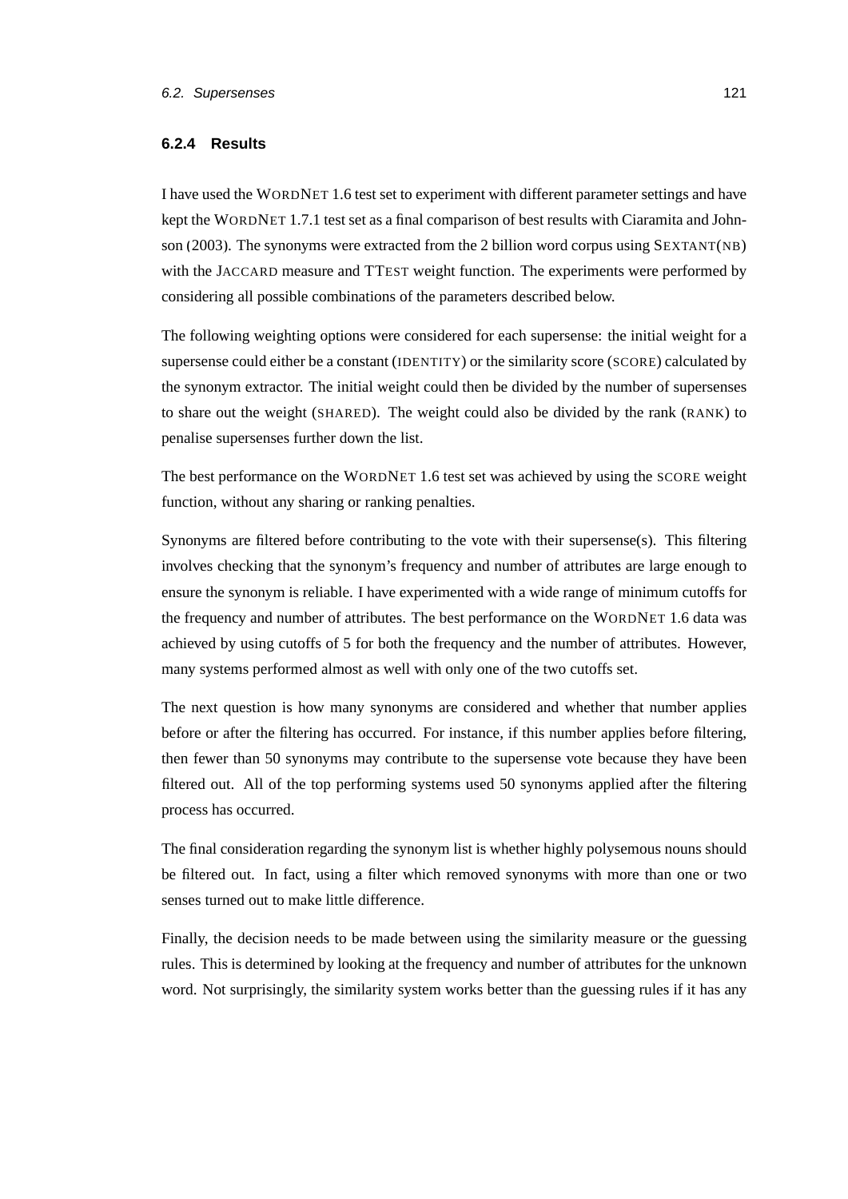### 6.2.4 Results

I have used the WORDNET 1.6 test set to experiment with different parameter settings and have kept the WORDNET 1.7.1 test set as a final comparison of best results with Ciaramita and Johnson (2003). The synonyms were extracted from the 2 billion word corpus using SEXTANT(NB) with the JACCARD measure and TTEST weight function. The experiments were performed by considering all possible combinations of the parameters described below.

The following weighting options were considered for each supersense: the initial weight for a supersense could either be a constant (IDENTITY) or the similarity score (SCORE) calculated by the synonym extractor. The initial weight could then be divided by the number of supersenses to share out the weight (SHARED). The weight could also be divided by the rank (RANK) to penalise supersenses further down the list.

The best performance on the WORDNET 1.6 test set was achieved by using the SCORE weight function, without any sharing or ranking penalties.

Synonyms are filtered before contributing to the vote with their supersense(s). This filtering involves checking that the synonym's frequency and number of attributes are large enough to ensure the synonym is reliable. I have experimented with a wide range of minimum cutoffs for the frequency and number of attributes. The best performance on the WORDNET 1.6 data was achieved by using cutoffs of 5 for both the frequency and the number of attributes. However, many systems performed almost as well with only one of the two cutoffs set.

The next question is how many synonyms are considered and whether that number applies before or after the filtering has occurred. For instance, if this number applies before filtering, then fewer than 50 synonyms may contribute to the supersense vote because they have been filtered out. All of the top performing systems used 50 synonyms applied after the filtering process has occurred.

The final consideration regarding the synonym list is whether highly polysemous nouns should be filtered out. In fact, using a filter which removed synonyms with more than one or two senses turned out to make little difference.

Finally, the decision needs to be made between using the similarity measure or the guessing rules. This is determined by looking at the frequency and number of attributes for the unknown word. Not surprisingly, the similarity system works better than the guessing rules if it has any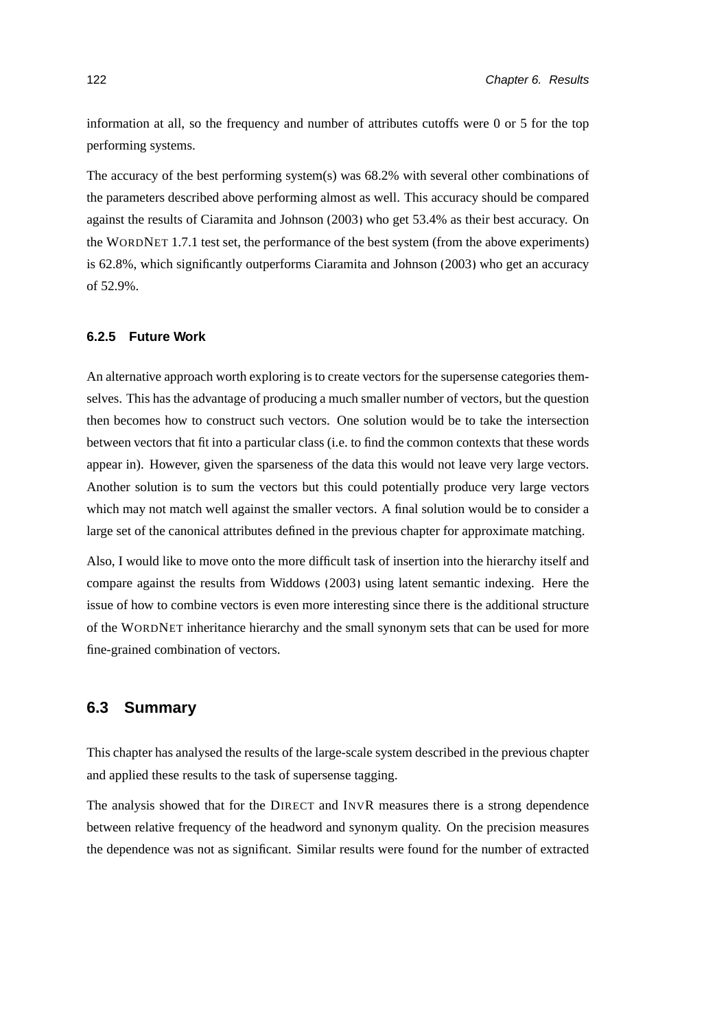information at all, so the frequency and number of attributes cutoffs were 0 or 5 for the top performing systems.

The accuracy of the best performing system(s) was 68.2% with several other combinations of the parameters described above performing almost as well. This accuracy should be compared against the results of Ciaramita and Johnson (2003) who get 53.4% as their best accuracy. On the WORDNET 1.7.1 test set, the performance of the best system (from the above experiments) is 62.8%, which significantly outperforms Ciaramita and Johnson (2003) who get an accuracy of 52.9%.

### 6.2.5 Future Work

An alternative approach worth exploring is to create vectors for the supersense categories themselves. This has the advantage of producing a much smaller number of vectors, but the question then becomes how to construct such vectors. One solution would be to take the intersection between vectors that fit into a particular class (i.e. to find the common contexts that these words appear in). However, given the sparseness of the data this would not leave very large vectors. Another solution is to sum the vectors but this could potentially produce very large vectors which may not match well against the smaller vectors. A final solution would be to consider a large set of the canonical attributes defined in the previous chapter for approximate matching.

Also, I would like to move onto the more difficult task of insertion into the hierarchy itself and compare against the results from Widdows (2003) using latent semantic indexing. Here the issue of how to combine vectors is even more interesting since there is the additional structure of the WORDNET inheritance hierarchy and the small synonym sets that can be used for more fine-grained combination of vectors.

## 6.3 Summary

This chapter has analysed the results of the large-scale system described in the previous chapter and applied these results to the task of supersense tagging.

The analysis showed that for the DIRECT and INVR measures there is a strong dependence between relative frequency of the headword and synonym quality. On the precision measures the dependence was not as significant. Similar results were found for the number of extracted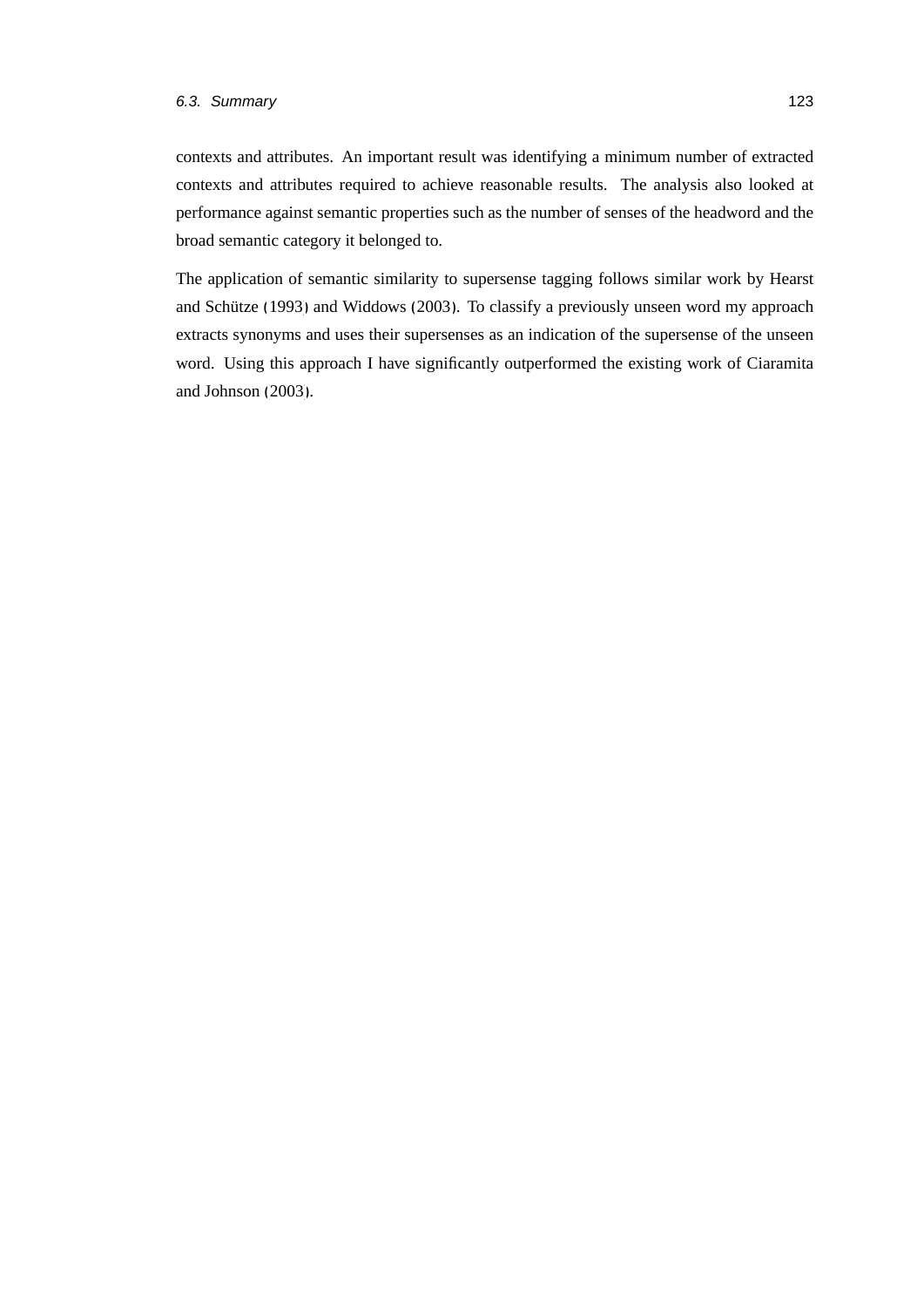contexts and attributes. An important result was identifying a minimum number of extracted contexts and attributes required to achieve reasonable results. The analysis also looked at performance against semantic properties such as the number of senses of the headword and the broad semantic category it belonged to.

The application of semantic similarity to supersense tagging follows similar work by Hearst and Schütze (1993) and Widdows (2003). To classify a previously unseen word my approach extracts synonyms and uses their supersenses as an indication of the supersense of the unseen word. Using this approach I have significantly outperformed the existing work of Ciaramita and Johnson (2003).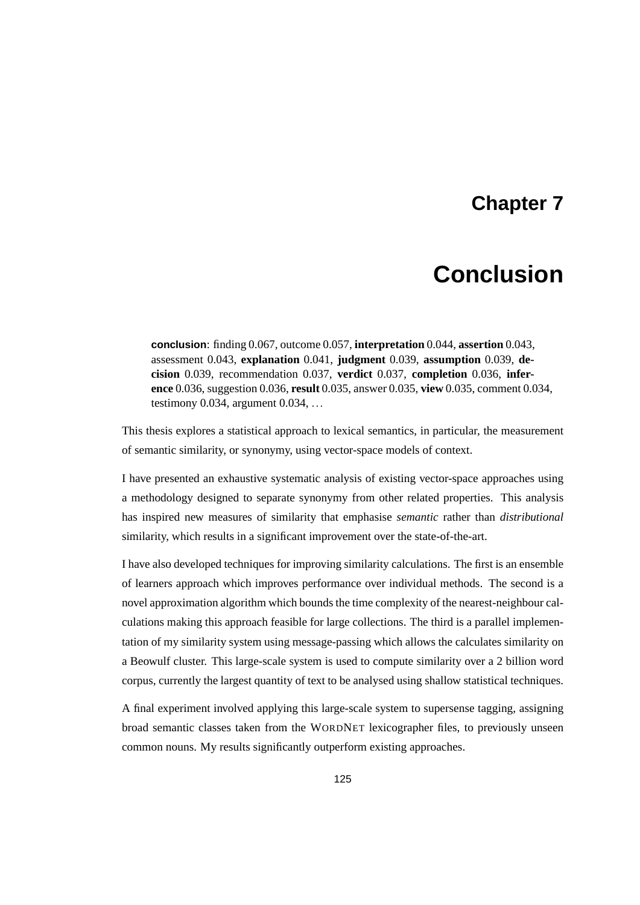# Chapter 7

# Conclusion

> **conclusion**: finding 0.067, outcome 0.057, **interpretation** 0.044, **assertion** 0.043, assessment 0.043, **explanation** 0.041, **judgment** 0.039, **assumption** 0.039, **decision** 0.039, recommendation 0.037, **verdict** 0.037, **completion** 0.036, **inference** 0.036, suggestion 0.036, **result** 0.035, answer 0.035, **view** 0.035, comment 0.034, testimony 0.034, argument 0.034, …

This thesis explores a statistical approach to lexical semantics, in particular, the measurement of semantic similarity, or synonymy, using vector-space models of context.

I have presented an exhaustive systematic analysis of existing vector-space approaches using a methodology designed to separate synonymy from other related properties. This analysis has inspired new measures of similarity that emphasise *semantic* rather than *distributional* similarity, which results in a significant improvement over the state-of-the-art.

I have also developed techniques for improving similarity calculations. The first is an ensemble of learners approach which improves performance over individual methods. The second is a novel approximation algorithm which bounds the time complexity of the nearest-neighbour calculations making this approach feasible for large collections. The third is a parallel implementation of my similarity system using message-passing which allows the calculates similarity on a Beowulf cluster. This large-scale system is used to compute similarity over a 2 billion word corpus, currently the largest quantity of text to be analysed using shallow statistical techniques.

A final experiment involved applying this large-scale system to supersense tagging, assigning broad semantic classes taken from the WORDNET lexicographer files, to previously unseen common nouns. My results significantly outperform existing approaches.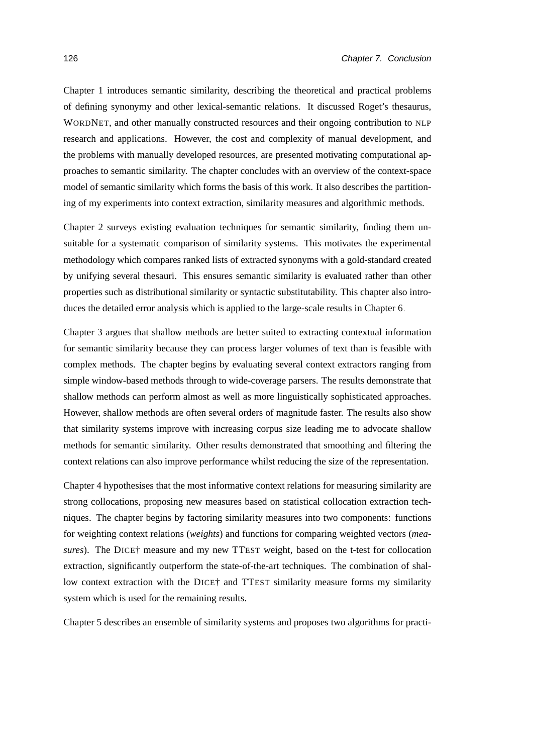Chapter 1 introduces semantic similarity, describing the theoretical and practical problems of defining synonymy and other lexical-semantic relations. It discussed Roget's thesaurus, WORDNET, and other manually constructed resources and their ongoing contribution to NLP research and applications. However, the cost and complexity of manual development, and the problems with manually developed resources, are presented motivating computational approaches to semantic similarity. The chapter concludes with an overview of the context-space model of semantic similarity which forms the basis of this work. It also describes the partitioning of my experiments into context extraction, similarity measures and algorithmic methods.

Chapter 2 surveys existing evaluation techniques for semantic similarity, finding them unsuitable for a systematic comparison of similarity systems. This motivates the experimental methodology which compares ranked lists of extracted synonyms with a gold-standard created by unifying several thesauri. This ensures semantic similarity is evaluated rather than other properties such as distributional similarity or syntactic substitutability. This chapter also introduces the detailed error analysis which is applied to the large-scale results in Chapter 6.

Chapter 3 argues that shallow methods are better suited to extracting contextual information for semantic similarity because they can process larger volumes of text than is feasible with complex methods. The chapter begins by evaluating several context extractors ranging from simple window-based methods through to wide-coverage parsers. The results demonstrate that shallow methods can perform almost as well as more linguistically sophisticated approaches. However, shallow methods are often several orders of magnitude faster. The results also show that similarity systems improve with increasing corpus size leading me to advocate shallow methods for semantic similarity. Other results demonstrated that smoothing and filtering the context relations can also improve performance whilst reducing the size of the representation.

Chapter 4 hypothesises that the most informative context relations for measuring similarity are strong collocations, proposing new measures based on statistical collocation extraction techniques. The chapter begins by factoring similarity measures into two components: functions for weighting context relations (*weights*) and functions for comparing weighted vectors (*measures*). The DICE† measure and my new TTEST weight, based on the t-test for collocation extraction, significantly outperform the state-of-the-art techniques. The combination of shallow context extraction with the DICE† and TTEST similarity measure forms my similarity system which is used for the remaining results.

Chapter 5 describes an ensemble of similarity systems and proposes two algorithms for practi-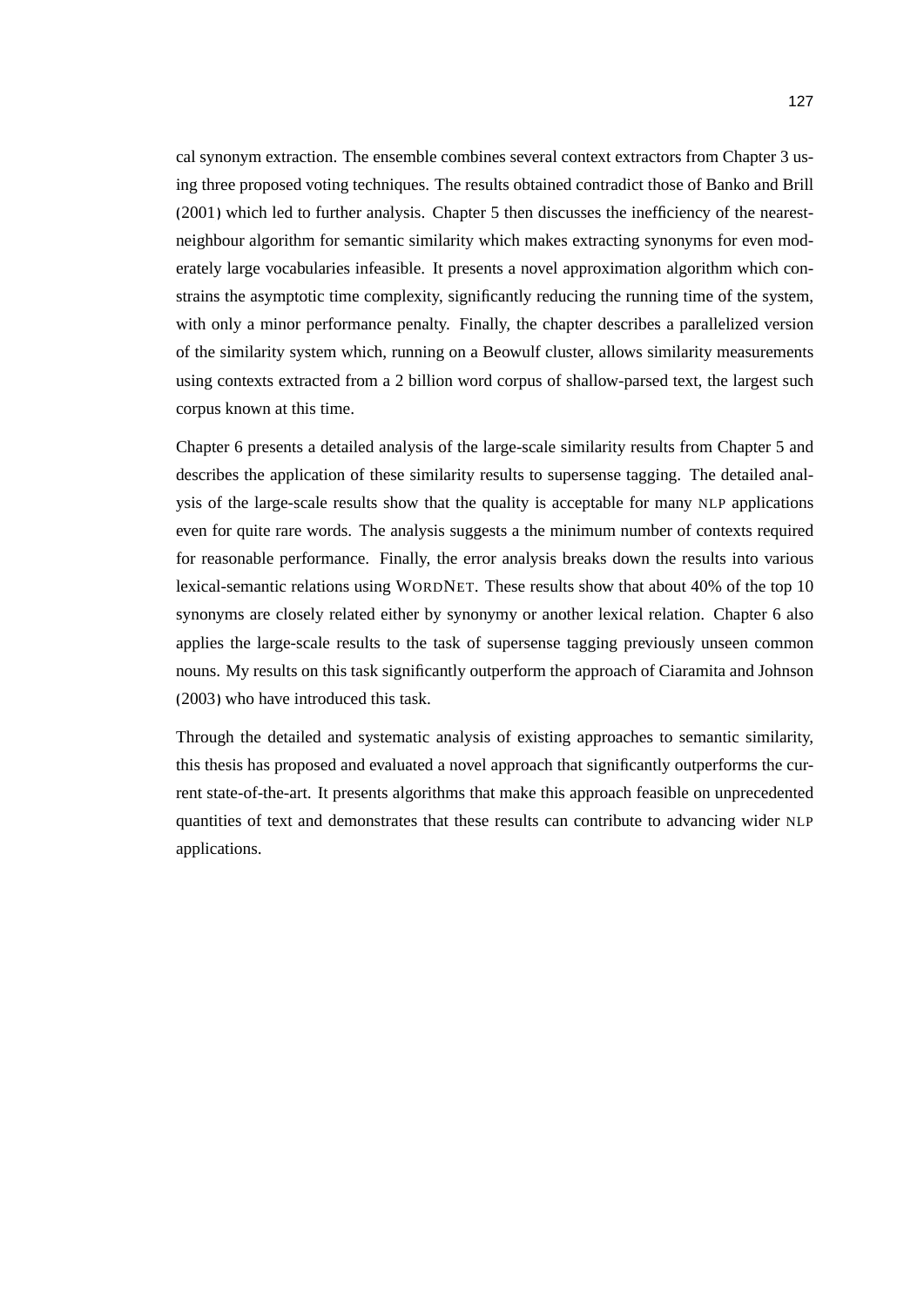cal synonym extraction. The ensemble combines several context extractors from Chapter 3 using three proposed voting techniques. The results obtained contradict those of Banko and Brill (2001) which led to further analysis. Chapter 5 then discusses the inefficiency of the nearest-neighbour algorithm for semantic similarity which makes extracting synonyms for even moderately large vocabularies infeasible. It presents a novel approximation algorithm which constrains the asymptotic time complexity, significantly reducing the running time of the system, with only a minor performance penalty. Finally, the chapter describes a parallelized version of the similarity system which, running on a Beowulf cluster, allows similarity measurements using contexts extracted from a 2 billion word corpus of shallow-parsed text, the largest such corpus known at this time.

Chapter 6 presents a detailed analysis of the large-scale similarity results from Chapter 5 and describes the application of these similarity results to supersense tagging. The detailed analysis of the large-scale results show that the quality is acceptable for many NLP applications even for quite rare words. The analysis suggests a the minimum number of contexts required for reasonable performance. Finally, the error analysis breaks down the results into various lexical-semantic relations using WORDNET. These results show that about 40% of the top 10 synonyms are closely related either by synonymy or another lexical relation. Chapter 6 also applies the large-scale results to the task of supersense tagging previously unseen common nouns. My results on this task significantly outperform the approach of Ciaramita and Johnson (2003) who have introduced this task.

Through the detailed and systematic analysis of existing approaches to semantic similarity, this thesis has proposed and evaluated a novel approach that significantly outperforms the current state-of-the-art. It presents algorithms that make this approach feasible on unprecedented quantities of text and demonstrates that these results can contribute to advancing wider NLP applications.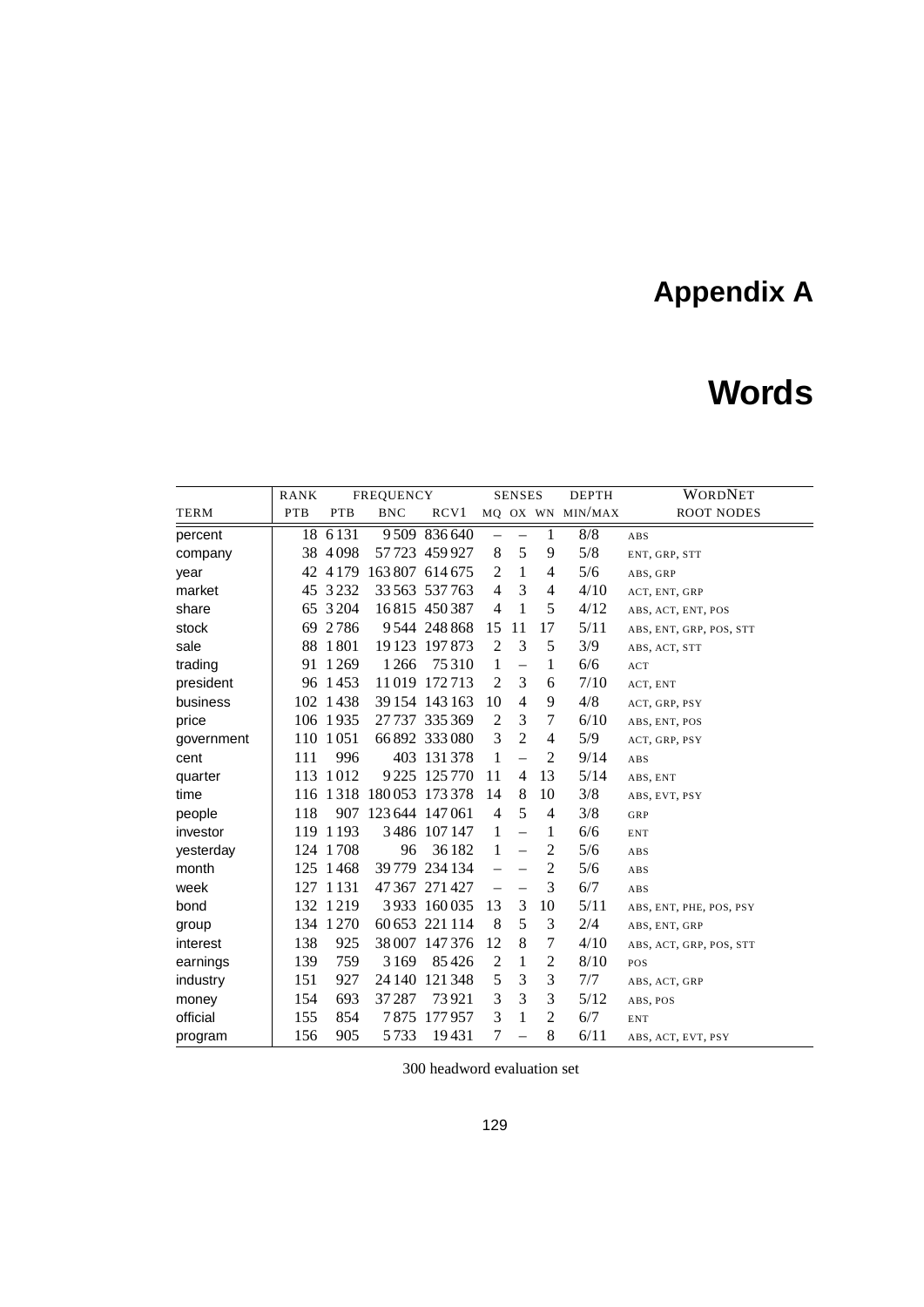# Appendix A

# Words

| TERM | RANK PTB | FREQUENCY PTB | BNC | RCV1 | SENSES MQ | OX | WN | DEPTH MIN/MAX | WORDNET ROOT NODES |
|---|---|---|---|---|---|---|---|---|---|
| percent | 18 | 6 131 | 9 509 | 836 640 | – | – | 1 | 8/8 | ABS |
| company | 38 | 4 098 | 57 723 | 459 927 | 8 | 5 | 9 | 5/8 | ENT, GRP, STT |
| year | 42 | 4 179 | 163 807 | 614 675 | 2 | 1 | 4 | 5/6 | ABS, GRP |
| market | 45 | 3 232 | 33 563 | 537 763 | 4 | 3 | 4 | 4/10 | ACT, ENT, GRP |
| share | 65 | 3 204 | 16 815 | 450 387 | 4 | 1 | 5 | 4/12 | ABS, ACT, ENT, POS |
| stock | 69 | 2 786 | 9 544 | 248 868 | 15 | 11 | 17 | 5/11 | ABS, ENT, GRP, POS, STT |
| sale | 88 | 1 801 | 19 123 | 197 873 | 2 | 3 | 5 | 3/9 | ABS, ACT, STT |
| trading | 91 | 1 269 | 1 266 | 75 310 | 1 | – | 1 | 6/6 | ACT |
| president | 96 | 1 453 | 11 019 | 172 713 | 2 | 3 | 6 | 7/10 | ACT, ENT |
| business | 102 | 1 438 | 39 154 | 143 163 | 10 | 4 | 9 | 4/8 | ACT, GRP, PSY |
| price | 106 | 1 935 | 27 737 | 335 369 | 2 | 3 | 7 | 6/10 | ABS, ENT, POS |
| government | 110 | 1 051 | 66 892 | 333 080 | 3 | 2 | 4 | 5/9 | ACT, GRP, PSY |
| cent | 111 | 996 | 403 | 131 378 | 1 | – | 2 | 9/14 | ABS |
| quarter | 113 | 1 012 | 9 225 | 125 770 | 11 | 4 | 13 | 5/14 | ABS, ENT |
| time | 116 | 1 318 | 180 053 | 173 378 | 14 | 8 | 10 | 3/8 | ABS, EVT, PSY |
| people | 118 | 907 | 123 644 | 147 061 | 4 | 5 | 4 | 3/8 | GRP |
| investor | 119 | 1 193 | 3 486 | 107 147 | 1 | – | 1 | 6/6 | ENT |
| yesterday | 124 | 1 708 | 96 | 36 182 | 1 | – | 2 | 5/6 | ABS |
| month | 125 | 1 468 | 39 779 | 234 134 | – | – | 2 | 5/6 | ABS |
| week | 127 | 1 131 | 47 367 | 271 427 | – | – | 3 | 6/7 | ABS |
| bond | 132 | 1 219 | 3 933 | 160 035 | 13 | 3 | 10 | 5/11 | ABS, ENT, PHE, POS, PSY |
| group | 134 | 1 270 | 60 653 | 221 114 | 8 | 5 | 3 | 2/4 | ABS, ENT, GRP |
| interest | 138 | 925 | 38 007 | 147 376 | 12 | 8 | 7 | 4/10 | ABS, ACT, GRP, POS, STT |
| earnings | 139 | 759 | 3 169 | 85 426 | 2 | 1 | 2 | 8/10 | POS |
| industry | 151 | 927 | 24 140 | 121 348 | 5 | 3 | 3 | 7/7 | ABS, ACT, GRP |
| money | 154 | 693 | 37 287 | 73 921 | 3 | 3 | 3 | 5/12 | ABS, POS |
| official | 155 | 854 | 7 875 | 177 957 | 3 | 1 | 2 | 6/7 | ENT |
| program | 156 | 905 | 5 733 | 19 431 | 7 | – | 8 | 6/11 | ABS, ACT, EVT, PSY |

300 headword evaluation set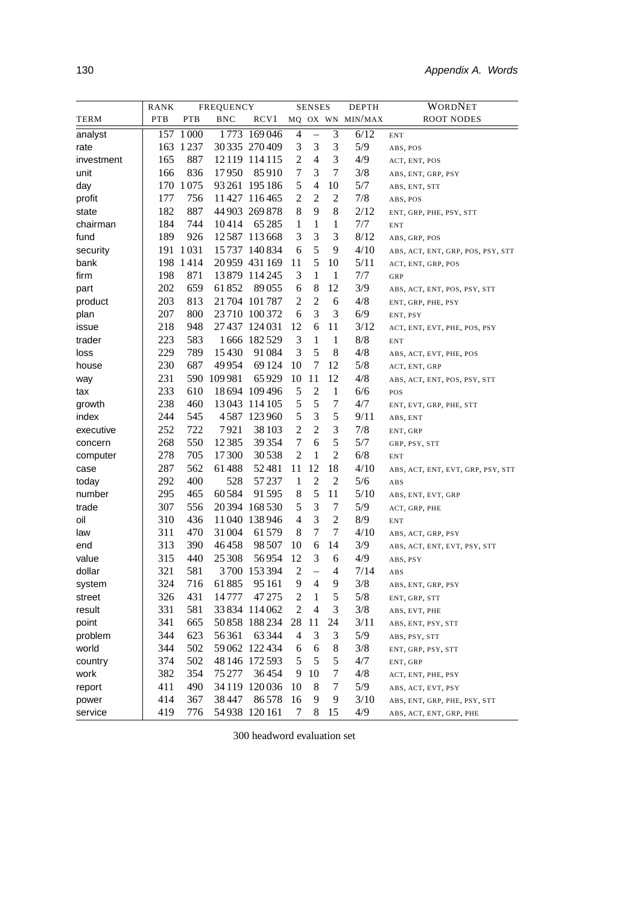| TERM | RANK PTB | FREQUENCY PTB | FREQUENCY BNC | FREQUENCY RCV1 | SENSES MQ | SENSES OX | SENSES WN | DEPTH MIN/MAX | WORDNET ROOT NODES |
|---|---|---|---|---|---|---|---|---|---|
| analyst | 157 | 1 000 | 1 773 | 169 046 | 4 | – | 3 | 6/12 | ENT |
| rate | 163 | 1 237 | 30 335 | 270 409 | 3 | 3 | 3 | 5/9 | ABS, POS |
| investment | 165 | 887 | 12 119 | 114 115 | 2 | 4 | 3 | 4/9 | ACT, ENT, POS |
| unit | 166 | 836 | 17 950 | 85 910 | 7 | 3 | 7 | 3/8 | ABS, ENT, GRP, PSY |
| day | 170 | 1 075 | 93 261 | 195 186 | 5 | 4 | 10 | 5/7 | ABS, ENT, STT |
| profit | 177 | 756 | 11 427 | 116 465 | 2 | 2 | 2 | 7/8 | ABS, POS |
| state | 182 | 887 | 44 903 | 269 878 | 8 | 9 | 8 | 2/12 | ENT, GRP, PHE, PSY, STT |
| chairman | 184 | 744 | 10 414 | 65 285 | 1 | 1 | 1 | 7/7 | ENT |
| fund | 189 | 926 | 12 587 | 113 668 | 3 | 3 | 3 | 8/12 | ABS, GRP, POS |
| security | 191 | 1 031 | 15 737 | 140 834 | 6 | 5 | 9 | 4/10 | ABS, ACT, ENT, GRP, POS, PSY, STT |
| bank | 198 | 1 414 | 20 959 | 431 169 | 11 | 5 | 10 | 5/11 | ACT, ENT, GRP, POS |
| firm | 198 | 871 | 13 879 | 114 245 | 3 | 1 | 1 | 7/7 | GRP |
| part | 202 | 659 | 61 852 | 89 055 | 6 | 8 | 12 | 3/9 | ABS, ACT, ENT, POS, PSY, STT |
| product | 203 | 813 | 21 704 | 101 787 | 2 | 2 | 6 | 4/8 | ENT, GRP, PHE, PSY |
| plan | 207 | 800 | 23 710 | 100 372 | 6 | 3 | 3 | 6/9 | ENT, PSY |
| issue | 218 | 948 | 27 437 | 124 031 | 12 | 6 | 11 | 3/12 | ACT, ENT, EVT, PHE, POS, PSY |
| trader | 223 | 583 | 1 666 | 182 529 | 3 | 1 | 1 | 8/8 | ENT |
| loss | 229 | 789 | 15 430 | 91 084 | 3 | 5 | 8 | 4/8 | ABS, ACT, EVT, PHE, POS |
| house | 230 | 687 | 49 954 | 69 124 | 10 | 7 | 12 | 5/8 | ACT, ENT, GRP |
| way | 231 | 590 | 109 981 | 65 929 | 10 | 11 | 12 | 4/8 | ABS, ACT, ENT, POS, PSY, STT |
| tax | 233 | 610 | 18 694 | 109 496 | 5 | 2 | 1 | 6/6 | POS |
| growth | 238 | 460 | 13 043 | 114 105 | 5 | 5 | 7 | 4/7 | ENT, EVT, GRP, PHE, STT |
| index | 244 | 545 | 4 587 | 123 960 | 5 | 3 | 5 | 9/11 | ABS, ENT |
| executive | 252 | 722 | 7 921 | 38 103 | 2 | 2 | 3 | 7/8 | ENT, GRP |
| concern | 268 | 550 | 12 385 | 39 354 | 7 | 6 | 5 | 5/7 | GRP, PSY, STT |
| computer | 278 | 705 | 17 300 | 30 538 | 2 | 1 | 2 | 6/8 | ENT |
| case | 287 | 562 | 61 488 | 52 481 | 11 | 12 | 18 | 4/10 | ABS, ACT, ENT, EVT, GRP, PSY, STT |
| today | 292 | 400 | 528 | 57 237 | 1 | 2 | 2 | 5/6 | ABS |
| number | 295 | 465 | 60 584 | 91 595 | 8 | 5 | 11 | 5/10 | ABS, ENT, EVT, GRP |
| trade | 307 | 556 | 20 394 | 168 530 | 5 | 3 | 7 | 5/9 | ACT, GRP, PHE |
| oil | 310 | 436 | 11 040 | 138 946 | 4 | 3 | 2 | 8/9 | ENT |
| law | 311 | 470 | 31 004 | 61 579 | 8 | 7 | 7 | 4/10 | ABS, ACT, GRP, PSY |
| end | 313 | 390 | 46 458 | 98 507 | 10 | 6 | 14 | 3/9 | ABS, ACT, ENT, EVT, PSY, STT |
| value | 315 | 440 | 25 308 | 56 954 | 12 | 3 | 6 | 4/9 | ABS, PSY |
| dollar | 321 | 581 | 3 700 | 153 394 | 2 | – | 4 | 7/14 | ABS |
| system | 324 | 716 | 61 885 | 95 161 | 9 | 4 | 9 | 3/8 | ABS, ENT, GRP, PSY |
| street | 326 | 431 | 14 777 | 47 275 | 2 | 1 | 5 | 5/8 | ENT, GRP, STT |
| result | 331 | 581 | 33 834 | 114 062 | 2 | 4 | 3 | 3/8 | ABS, EVT, PHE |
| point | 341 | 665 | 50 858 | 188 234 | 28 | 11 | 24 | 3/11 | ABS, ENT, PSY, STT |
| problem | 344 | 623 | 56 361 | 63 344 | 4 | 3 | 3 | 5/9 | ABS, PSY, STT |
| world | 344 | 502 | 59 062 | 122 434 | 6 | 6 | 8 | 3/8 | ENT, GRP, PSY, STT |
| country | 374 | 502 | 48 146 | 172 593 | 5 | 5 | 5 | 4/7 | ENT, GRP |
| work | 382 | 354 | 75 277 | 36 454 | 9 | 10 | 7 | 4/8 | ACT, ENT, PHE, PSY |
| report | 411 | 490 | 34 119 | 120 036 | 10 | 8 | 7 | 5/9 | ABS, ACT, EVT, PSY |
| power | 414 | 367 | 38 447 | 86 578 | 16 | 9 | 9 | 3/10 | ABS, ENT, GRP, PHE, PSY, STT |
| service | 419 | 776 | 54 938 | 120 161 | 7 | 8 | 15 | 4/9 | ABS, ACT, ENT, GRP, PHE |

300 headword evaluation set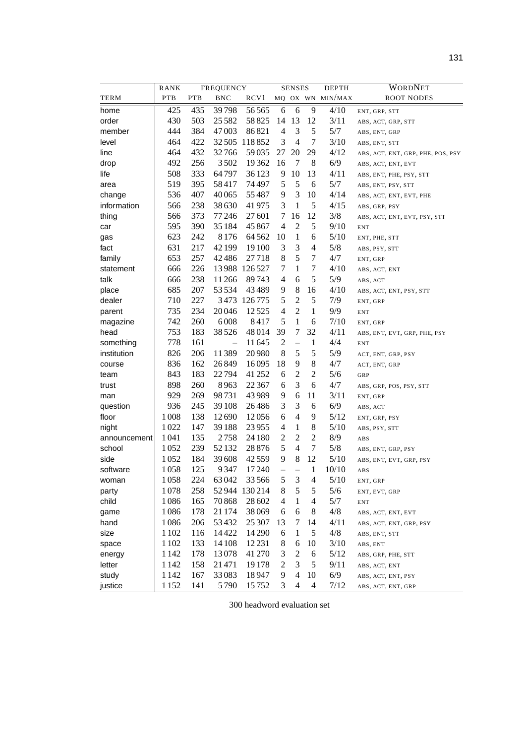| | RANK | | FREQUENCY | | SENSES | | | DEPTH | WORDNET |
|---|---|---|---|---|---|---|---|---|---|
| TERM | PTB | PTB | BNC | RCV1 | MQ | OX | WN | MIN/MAX | ROOT NODES |
| home | 425 | 435 | 39 798 | 56 565 | 6 | 6 | 9 | 4/10 | ENT, GRP, STT |
| order | 430 | 503 | 25 582 | 58 825 | 14 | 13 | 12 | 3/11 | ABS, ACT, GRP, STT |
| member | 444 | 384 | 47 003 | 86 821 | 4 | 3 | 5 | 5/7 | ABS, ENT, GRP |
| level | 464 | 422 | 32 505 | 118 852 | 3 | 4 | 7 | 3/10 | ABS, ENT, STT |
| line | 464 | 432 | 32 766 | 59 035 | 27 | 20 | 29 | 4/12 | ABS, ACT, ENT, GRP, PHE, POS, PSY |
| drop | 492 | 256 | 3 502 | 19 362 | 16 | 7 | 8 | 6/9 | ABS, ACT, ENT, EVT |
| life | 508 | 333 | 64 797 | 36 123 | 9 | 10 | 13 | 4/11 | ABS, ENT, PHE, PSY, STT |
| area | 519 | 395 | 58 417 | 74 497 | 5 | 5 | 6 | 5/7 | ABS, ENT, PSY, STT |
| change | 536 | 407 | 40 065 | 55 487 | 9 | 3 | 10 | 4/14 | ABS, ACT, ENT, EVT, PHE |
| information | 566 | 238 | 38 630 | 41 975 | 3 | 1 | 5 | 4/15 | ABS, GRP, PSY |
| thing | 566 | 373 | 77 246 | 27 601 | 7 | 16 | 12 | 3/8 | ABS, ACT, ENT, EVT, PSY, STT |
| car | 595 | 390 | 35 184 | 45 867 | 4 | 2 | 5 | 9/10 | ENT |
| gas | 623 | 242 | 8 176 | 64 562 | 10 | 1 | 6 | 5/10 | ENT, PHE, STT |
| fact | 631 | 217 | 42 199 | 19 100 | 3 | 3 | 4 | 5/8 | ABS, PSY, STT |
| family | 653 | 257 | 42 486 | 27 718 | 8 | 5 | 7 | 4/7 | ENT, GRP |
| statement | 666 | 226 | 13 988 | 126 527 | 7 | 1 | 7 | 4/10 | ABS, ACT, ENT |
| talk | 666 | 238 | 11 266 | 89 743 | 4 | 6 | 5 | 5/9 | ABS, ACT |
| place | 685 | 207 | 53 534 | 43 489 | 9 | 8 | 16 | 4/10 | ABS, ACT, ENT, PSY, STT |
| dealer | 710 | 227 | 3 473 | 126 775 | 5 | 2 | 5 | 7/9 | ENT, GRP |
| parent | 735 | 234 | 20 046 | 12 525 | 4 | 2 | 1 | 9/9 | ENT |
| magazine | 742 | 260 | 6 008 | 8 417 | 5 | 1 | 6 | 7/10 | ENT, GRP |
| head | 753 | 183 | 38 526 | 48 014 | 39 | 7 | 32 | 4/11 | ABS, ENT, EVT, GRP, PHE, PSY |
| something | 778 | 161 | – | 11 645 | 2 | – | 1 | 4/4 | ENT |
| institution | 826 | 206 | 11 389 | 20 980 | 8 | 5 | 5 | 5/9 | ACT, ENT, GRP, PSY |
| course | 836 | 162 | 26 849 | 16 095 | 18 | 9 | 8 | 4/7 | ACT, ENT, GRP |
| team | 843 | 183 | 22 794 | 41 252 | 6 | 2 | 2 | 5/6 | GRP |
| trust | 898 | 260 | 8 963 | 22 367 | 6 | 3 | 6 | 4/7 | ABS, GRP, POS, PSY, STT |
| man | 929 | 269 | 98 731 | 43 989 | 9 | 6 | 11 | 3/11 | ENT, GRP |
| question | 936 | 245 | 39 108 | 26 486 | 3 | 3 | 6 | 6/9 | ABS, ACT |
| floor | 1 008 | 138 | 12 690 | 12 056 | 6 | 4 | 9 | 5/12 | ENT, GRP, PSY |
| night | 1 022 | 147 | 39 188 | 23 955 | 4 | 1 | 8 | 5/10 | ABS, PSY, STT |
| announcement | 1 041 | 135 | 2 758 | 24 180 | 2 | 2 | 2 | 8/9 | ABS |
| school | 1 052 | 239 | 52 132 | 28 876 | 5 | 4 | 7 | 5/8 | ABS, ENT, GRP, PSY |
| side | 1 052 | 184 | 39 608 | 42 559 | 9 | 8 | 12 | 5/10 | ABS, ENT, EVT, GRP, PSY |
| software | 1 058 | 125 | 9 347 | 17 240 | – | – | 1 | 10/10 | ABS |
| woman | 1 058 | 224 | 63 042 | 33 566 | 5 | 3 | 4 | 5/10 | ENT, GRP |
| party | 1 078 | 258 | 52 944 | 130 214 | 8 | 5 | 5 | 5/6 | ENT, EVT, GRP |
| child | 1 086 | 165 | 70 868 | 28 602 | 4 | 1 | 4 | 5/7 | ENT |
| game | 1 086 | 178 | 21 174 | 38 069 | 6 | 6 | 8 | 4/8 | ABS, ACT, ENT, EVT |
| hand | 1 086 | 206 | 53 432 | 25 307 | 13 | 7 | 14 | 4/11 | ABS, ACT, ENT, GRP, PSY |
| size | 1 102 | 116 | 14 422 | 14 290 | 6 | 1 | 5 | 4/8 | ABS, ENT, STT |
| space | 1 102 | 133 | 14 108 | 12 231 | 8 | 6 | 10 | 3/10 | ABS, ENT |
| energy | 1 142 | 178 | 13 078 | 41 270 | 3 | 2 | 6 | 5/12 | ABS, GRP, PHE, STT |
| letter | 1 142 | 158 | 21 471 | 19 178 | 2 | 3 | 5 | 9/11 | ABS, ACT, ENT |
| study | 1 142 | 167 | 33 083 | 18 947 | 9 | 4 | 10 | 6/9 | ABS, ACT, ENT, PSY |
| justice | 1 152 | 141 | 5 790 | 15 752 | 3 | 4 | 4 | 7/12 | ABS, ACT, ENT, GRP |

300 headword evaluation set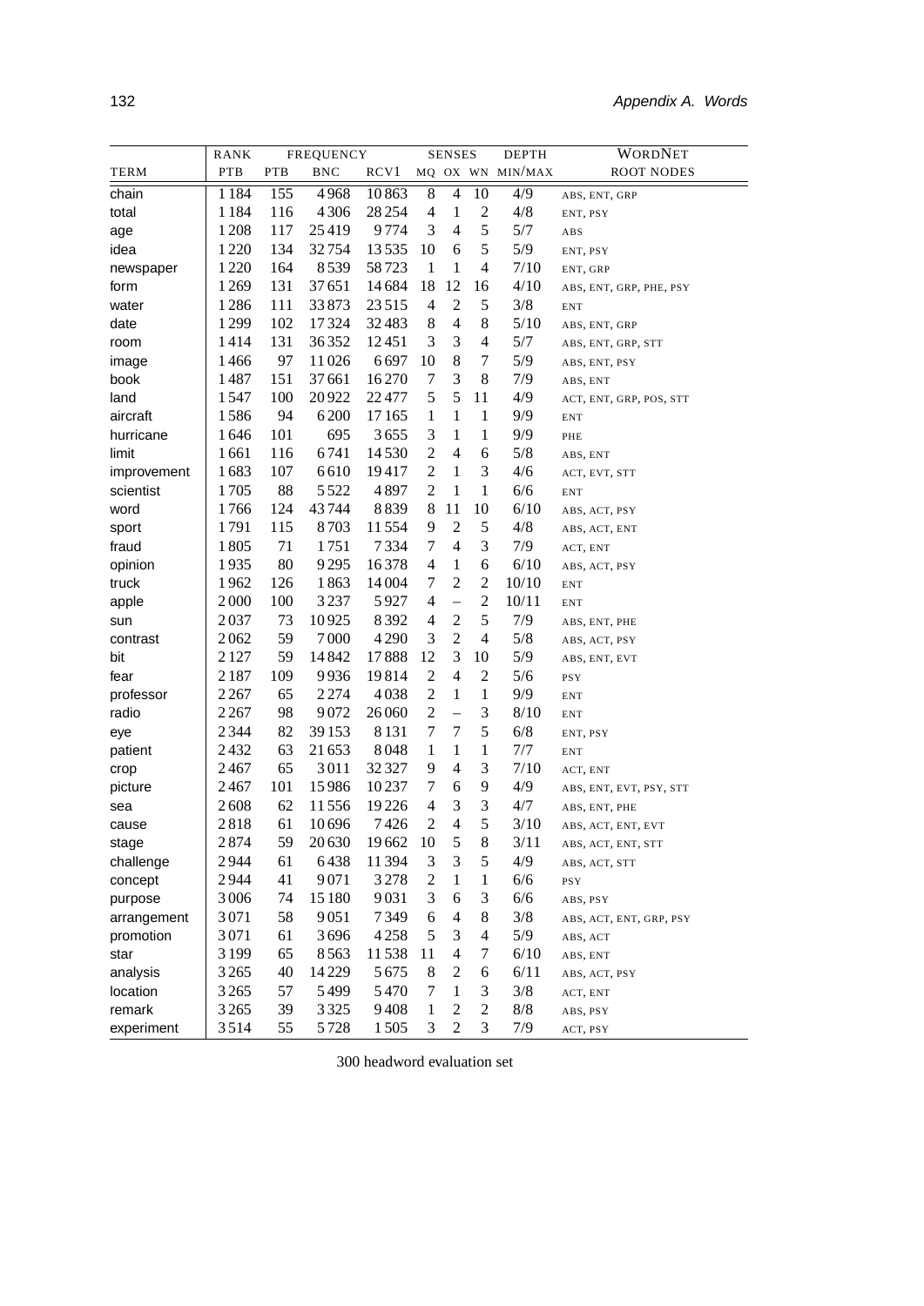| | RANK | FREQUENCY | | | SENSES | | | DEPTH | WORDNET |
|---|---|---|---|---|---|---|---|---|---|
| TERM | PTB | PTB | BNC | RCV1 | MQ | OX | WN | MIN/MAX | ROOT NODES |
| chain | 1 184 | 155 | 4 968 | 10 863 | 8 | 4 | 10 | 4/9 | ABS, ENT, GRP |
| total | 1 184 | 116 | 4 306 | 28 254 | 4 | 1 | 2 | 4/8 | ENT, PSY |
| age | 1 208 | 117 | 25 419 | 9 774 | 3 | 4 | 5 | 5/7 | ABS |
| idea | 1 220 | 134 | 32 754 | 13 535 | 10 | 6 | 5 | 5/9 | ENT, PSY |
| newspaper | 1 220 | 164 | 8 539 | 58 723 | 1 | 1 | 4 | 7/10 | ENT, GRP |
| form | 1 269 | 131 | 37 651 | 14 684 | 18 | 12 | 16 | 4/10 | ABS, ENT, GRP, PHE, PSY |
| water | 1 286 | 111 | 33 873 | 23 515 | 4 | 2 | 5 | 3/8 | ENT |
| date | 1 299 | 102 | 17 324 | 32 483 | 8 | 4 | 8 | 5/10 | ABS, ENT, GRP |
| room | 1 414 | 131 | 36 352 | 12 451 | 3 | 3 | 4 | 5/7 | ABS, ENT, GRP, STT |
| image | 1 466 | 97 | 11 026 | 6 697 | 10 | 8 | 7 | 5/9 | ABS, ENT, PSY |
| book | 1 487 | 151 | 37 661 | 16 270 | 7 | 3 | 8 | 7/9 | ABS, ENT |
| land | 1 547 | 100 | 20 922 | 22 477 | 5 | 5 | 11 | 4/9 | ACT, ENT, GRP, POS, STT |
| aircraft | 1 586 | 94 | 6 200 | 17 165 | 1 | 1 | 1 | 9/9 | ENT |
| hurricane | 1 646 | 101 | 695 | 3 655 | 3 | 1 | 1 | 9/9 | PHE |
| limit | 1 661 | 116 | 6 741 | 14 530 | 2 | 4 | 6 | 5/8 | ABS, ENT |
| improvement | 1 683 | 107 | 6 610 | 19 417 | 2 | 1 | 3 | 4/6 | ACT, EVT, STT |
| scientist | 1 705 | 88 | 5 522 | 4 897 | 2 | 1 | 1 | 6/6 | ENT |
| word | 1 766 | 124 | 43 744 | 8 839 | 8 | 11 | 10 | 6/10 | ABS, ACT, PSY |
| sport | 1 791 | 115 | 8 703 | 11 554 | 9 | 2 | 5 | 4/8 | ABS, ACT, ENT |
| fraud | 1 805 | 71 | 1 751 | 7 334 | 7 | 4 | 3 | 7/9 | ACT, ENT |
| opinion | 1 935 | 80 | 9 295 | 16 378 | 4 | 1 | 6 | 6/10 | ABS, ACT, PSY |
| truck | 1 962 | 126 | 1 863 | 14 004 | 7 | 2 | 2 | 10/10 | ENT |
| apple | 2 000 | 100 | 3 237 | 5 927 | 4 | – | 2 | 10/11 | ENT |
| sun | 2 037 | 73 | 10 925 | 8 392 | 4 | 2 | 5 | 7/9 | ABS, ENT, PHE |
| contrast | 2 062 | 59 | 7 000 | 4 290 | 3 | 2 | 4 | 5/8 | ABS, ACT, PSY |
| bit | 2 127 | 59 | 14 842 | 17 888 | 12 | 3 | 10 | 5/9 | ABS, ENT, EVT |
| fear | 2 187 | 109 | 9 936 | 19 814 | 2 | 4 | 2 | 5/6 | PSY |
| professor | 2 267 | 65 | 2 274 | 4 038 | 2 | 1 | 1 | 9/9 | ENT |
| radio | 2 267 | 98 | 9 072 | 26 060 | 2 | – | 3 | 8/10 | ENT |
| eye | 2 344 | 82 | 39 153 | 8 131 | 7 | 7 | 5 | 6/8 | ENT, PSY |
| patient | 2 432 | 63 | 21 653 | 8 048 | 1 | 1 | 1 | 7/7 | ENT |
| crop | 2 467 | 65 | 3 011 | 32 327 | 9 | 4 | 3 | 7/10 | ACT, ENT |
| picture | 2 467 | 101 | 15 986 | 10 237 | 7 | 6 | 9 | 4/9 | ABS, ENT, EVT, PSY, STT |
| sea | 2 608 | 62 | 11 556 | 19 226 | 4 | 3 | 3 | 4/7 | ABS, ENT, PHE |
| cause | 2 818 | 61 | 10 696 | 7 426 | 2 | 4 | 5 | 3/10 | ABS, ACT, ENT, EVT |
| stage | 2 874 | 59 | 20 630 | 19 662 | 10 | 5 | 8 | 3/11 | ABS, ACT, ENT, STT |
| challenge | 2 944 | 61 | 6 438 | 11 394 | 3 | 3 | 5 | 4/9 | ABS, ACT, STT |
| concept | 2 944 | 41 | 9 071 | 3 278 | 2 | 1 | 1 | 6/6 | PSY |
| purpose | 3 006 | 74 | 15 180 | 9 031 | 3 | 6 | 3 | 6/6 | ABS, PSY |
| arrangement | 3 071 | 58 | 9 051 | 7 349 | 6 | 4 | 8 | 3/8 | ABS, ACT, ENT, GRP, PSY |
| promotion | 3 071 | 61 | 3 696 | 4 258 | 5 | 3 | 4 | 5/9 | ABS, ACT |
| star | 3 199 | 65 | 8 563 | 11 538 | 11 | 4 | 7 | 6/10 | ABS, ENT |
| analysis | 3 265 | 40 | 14 229 | 5 675 | 8 | 2 | 6 | 6/11 | ABS, ACT, PSY |
| location | 3 265 | 57 | 5 499 | 5 470 | 7 | 1 | 3 | 3/8 | ACT, ENT |
| remark | 3 265 | 39 | 3 325 | 9 408 | 1 | 2 | 2 | 8/8 | ABS, PSY |
| experiment | 3 514 | 55 | 5 728 | 1 505 | 3 | 2 | 3 | 7/9 | ACT, PSY |

300 headword evaluation set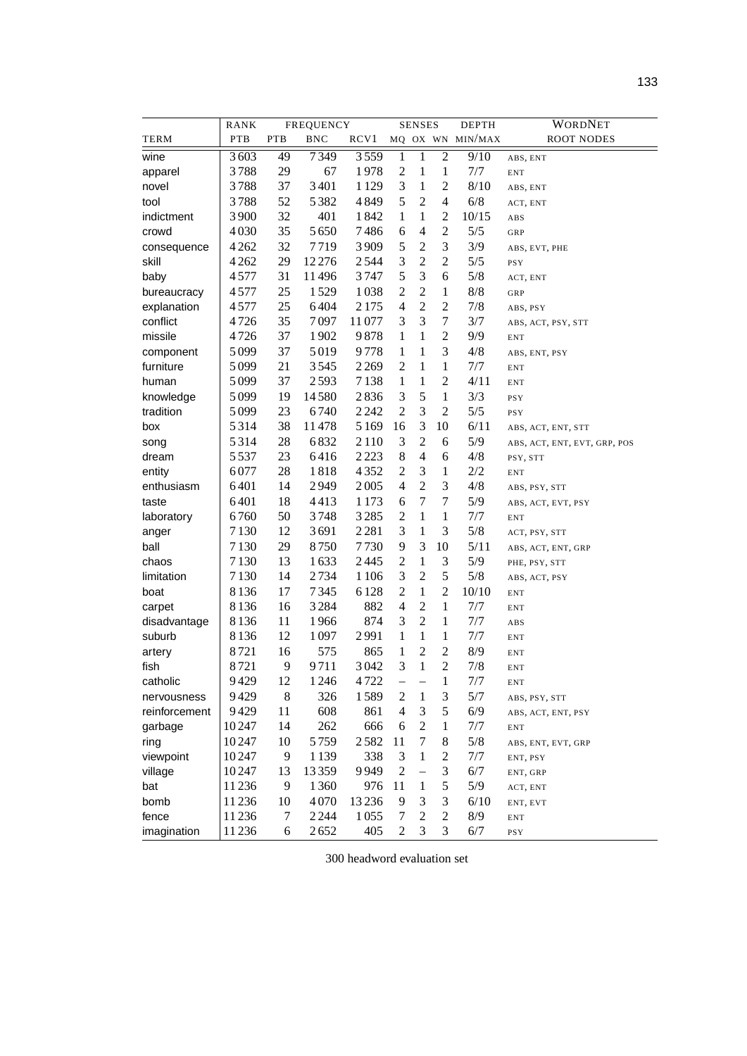| | RANK | FREQUENCY | | | SENSES | | | DEPTH | WORDNET |
|---|---|---|---|---|---|---|---|---|---|
| TERM | PTB | PTB | BNC | RCV1 | MQ | OX | WN | MIN/MAX | ROOT NODES |
| wine | 3603 | 49 | 7349 | 3559 | 1 | 1 | 2 | 9/10 | ABS, ENT |
| apparel | 3788 | 29 | 67 | 1978 | 2 | 1 | 1 | 7/7 | ENT |
| novel | 3788 | 37 | 3401 | 1129 | 3 | 1 | 2 | 8/10 | ABS, ENT |
| tool | 3788 | 52 | 5382 | 4849 | 5 | 2 | 4 | 6/8 | ACT, ENT |
| indictment | 3900 | 32 | 401 | 1842 | 1 | 1 | 2 | 10/15 | ABS |
| crowd | 4030 | 35 | 5650 | 7486 | 6 | 4 | 2 | 5/5 | GRP |
| consequence | 4262 | 32 | 7719 | 3909 | 5 | 2 | 3 | 3/9 | ABS, EVT, PHE |
| skill | 4262 | 29 | 12276 | 2544 | 3 | 2 | 2 | 5/5 | PSY |
| baby | 4577 | 31 | 11496 | 3747 | 5 | 3 | 6 | 5/8 | ACT, ENT |
| bureaucracy | 4577 | 25 | 1529 | 1038 | 2 | 2 | 1 | 8/8 | GRP |
| explanation | 4577 | 25 | 6404 | 2175 | 4 | 2 | 2 | 7/8 | ABS, PSY |
| conflict | 4726 | 35 | 7097 | 11077 | 3 | 3 | 7 | 3/7 | ABS, ACT, PSY, STT |
| missile | 4726 | 37 | 1902 | 9878 | 1 | 1 | 2 | 9/9 | ENT |
| component | 5099 | 37 | 5019 | 9778 | 1 | 1 | 3 | 4/8 | ABS, ENT, PSY |
| furniture | 5099 | 21 | 3545 | 2269 | 2 | 1 | 1 | 7/7 | ENT |
| human | 5099 | 37 | 2593 | 7138 | 1 | 1 | 2 | 4/11 | ENT |
| knowledge | 5099 | 19 | 14580 | 2836 | 3 | 5 | 1 | 3/3 | PSY |
| tradition | 5099 | 23 | 6740 | 2242 | 2 | 3 | 2 | 5/5 | PSY |
| box | 5314 | 38 | 11478 | 5169 | 16 | 3 | 10 | 6/11 | ABS, ACT, ENT, STT |
| song | 5314 | 28 | 6832 | 2110 | 3 | 2 | 6 | 5/9 | ABS, ACT, ENT, EVT, GRP, POS |
| dream | 5537 | 23 | 6416 | 2223 | 8 | 4 | 6 | 4/8 | PSY, STT |
| entity | 6077 | 28 | 1818 | 4352 | 2 | 3 | 1 | 2/2 | ENT |
| enthusiasm | 6401 | 14 | 2949 | 2005 | 4 | 2 | 3 | 4/8 | ABS, PSY, STT |
| taste | 6401 | 18 | 4413 | 1173 | 6 | 7 | 7 | 5/9 | ABS, ACT, EVT, PSY |
| laboratory | 6760 | 50 | 3748 | 3285 | 2 | 1 | 1 | 7/7 | ENT |
| anger | 7130 | 12 | 3691 | 2281 | 3 | 1 | 3 | 5/8 | ACT, PSY, STT |
| ball | 7130 | 29 | 8750 | 7730 | 9 | 3 | 10 | 5/11 | ABS, ACT, ENT, GRP |
| chaos | 7130 | 13 | 1633 | 2445 | 2 | 1 | 3 | 5/9 | PHE, PSY, STT |
| limitation | 7130 | 14 | 2734 | 1106 | 3 | 2 | 5 | 5/8 | ABS, ACT, PSY |
| boat | 8136 | 17 | 7345 | 6128 | 2 | 1 | 2 | 10/10 | ENT |
| carpet | 8136 | 16 | 3284 | 882 | 4 | 2 | 1 | 7/7 | ENT |
| disadvantage | 8136 | 11 | 1966 | 874 | 3 | 2 | 1 | 7/7 | ABS |
| suburb | 8136 | 12 | 1097 | 2991 | 1 | 1 | 1 | 7/7 | ENT |
| artery | 8721 | 16 | 575 | 865 | 1 | 2 | 2 | 8/9 | ENT |
| fish | 8721 | 9 | 9711 | 3042 | 3 | 1 | 2 | 7/8 | ENT |
| catholic | 9429 | 12 | 1246 | 4722 | – | – | 1 | 7/7 | ENT |
| nervousness | 9429 | 8 | 326 | 1589 | 2 | 1 | 3 | 5/7 | ABS, PSY, STT |
| reinforcement | 9429 | 11 | 608 | 861 | 4 | 3 | 5 | 6/9 | ABS, ACT, ENT, PSY |
| garbage | 10247 | 14 | 262 | 666 | 6 | 2 | 1 | 7/7 | ENT |
| ring | 10247 | 10 | 5759 | 2582 | 11 | 7 | 8 | 5/8 | ABS, ENT, EVT, GRP |
| viewpoint | 10247 | 9 | 1139 | 338 | 3 | 1 | 2 | 7/7 | ENT, PSY |
| village | 10247 | 13 | 13359 | 9949 | 2 | – | 3 | 6/7 | ENT, GRP |
| bat | 11236 | 9 | 1360 | 976 | 11 | 1 | 5 | 5/9 | ACT, ENT |
| bomb | 11236 | 10 | 4070 | 13236 | 9 | 3 | 3 | 6/10 | ENT, EVT |
| fence | 11236 | 7 | 2244 | 1055 | 7 | 2 | 2 | 8/9 | ENT |
| imagination | 11236 | 6 | 2652 | 405 | 2 | 3 | 3 | 6/7 | PSY |

300 headword evaluation set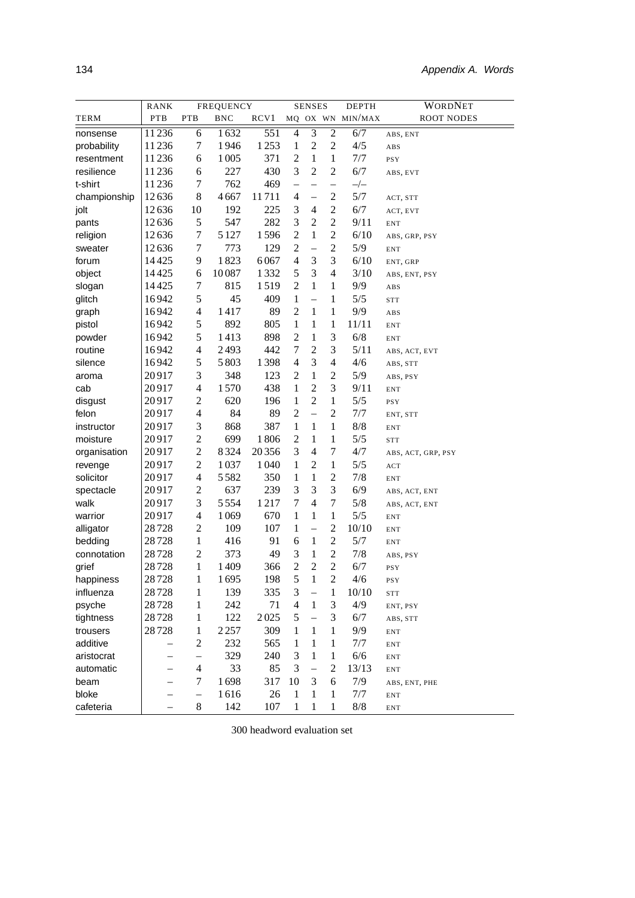|  | RANK | FREQUENCY | | | SENSES | | | DEPTH | WORDNET |
|---|---|---|---|---|---|---|---|---|---|
| TERM | PTB | PTB | BNC | RCV1 | MQ | OX | WN | MIN/MAX | ROOT NODES |
| nonsense | 11 236 | 6 | 1 632 | 551 | 4 | 3 | 2 | 6/7 | ABS, ENT |
| probability | 11 236 | 7 | 1 946 | 1 253 | 1 | 2 | 2 | 4/5 | ABS |
| resentment | 11 236 | 6 | 1 005 | 371 | 2 | 1 | 1 | 7/7 | PSY |
| resilience | 11 236 | 6 | 227 | 430 | 3 | 2 | 2 | 6/7 | ABS, EVT |
| t-shirt | 11 236 | 7 | 762 | 469 | – | – | – | –/– |  |
| championship | 12 636 | 8 | 4 667 | 11 711 | 4 | – | 2 | 5/7 | ACT, STT |
| jolt | 12 636 | 10 | 192 | 225 | 3 | 4 | 2 | 6/7 | ACT, EVT |
| pants | 12 636 | 5 | 547 | 282 | 3 | 2 | 2 | 9/11 | ENT |
| religion | 12 636 | 7 | 5 127 | 1 596 | 2 | 1 | 2 | 6/10 | ABS, GRP, PSY |
| sweater | 12 636 | 7 | 773 | 129 | 2 | – | 2 | 5/9 | ENT |
| forum | 14 425 | 9 | 1 823 | 6 067 | 4 | 3 | 3 | 6/10 | ENT, GRP |
| object | 14 425 | 6 | 10 087 | 1 332 | 5 | 3 | 4 | 3/10 | ABS, ENT, PSY |
| slogan | 14 425 | 7 | 815 | 1 519 | 2 | 1 | 1 | 9/9 | ABS |
| glitch | 16 942 | 5 | 45 | 409 | 1 | – | 1 | 5/5 | STT |
| graph | 16 942 | 4 | 1 417 | 89 | 2 | 1 | 1 | 9/9 | ABS |
| pistol | 16 942 | 5 | 892 | 805 | 1 | 1 | 1 | 11/11 | ENT |
| powder | 16 942 | 5 | 1 413 | 898 | 2 | 1 | 3 | 6/8 | ENT |
| routine | 16 942 | 4 | 2 493 | 442 | 7 | 2 | 3 | 5/11 | ABS, ACT, EVT |
| silence | 16 942 | 5 | 5 803 | 1 398 | 4 | 3 | 4 | 4/6 | ABS, STT |
| aroma | 20 917 | 3 | 348 | 123 | 2 | 1 | 2 | 5/9 | ABS, PSY |
| cab | 20 917 | 4 | 1 570 | 438 | 1 | 2 | 3 | 9/11 | ENT |
| disgust | 20 917 | 2 | 620 | 196 | 1 | 2 | 1 | 5/5 | PSY |
| felon | 20 917 | 4 | 84 | 89 | 2 | – | 2 | 7/7 | ENT, STT |
| instructor | 20 917 | 3 | 868 | 387 | 1 | 1 | 1 | 8/8 | ENT |
| moisture | 20 917 | 2 | 699 | 1 806 | 2 | 1 | 1 | 5/5 | STT |
| organisation | 20 917 | 2 | 8 324 | 20 356 | 3 | 4 | 7 | 4/7 | ABS, ACT, GRP, PSY |
| revenge | 20 917 | 2 | 1 037 | 1 040 | 1 | 2 | 1 | 5/5 | ACT |
| solicitor | 20 917 | 4 | 5 582 | 350 | 1 | 1 | 2 | 7/8 | ENT |
| spectacle | 20 917 | 2 | 637 | 239 | 3 | 3 | 3 | 6/9 | ABS, ACT, ENT |
| walk | 20 917 | 3 | 5 554 | 1 217 | 7 | 4 | 7 | 5/8 | ABS, ACT, ENT |
| warrior | 20 917 | 4 | 1 069 | 670 | 1 | 1 | 1 | 5/5 | ENT |
| alligator | 28 728 | 2 | 109 | 107 | 1 | – | 2 | 10/10 | ENT |
| bedding | 28 728 | 1 | 416 | 91 | 6 | 1 | 2 | 5/7 | ENT |
| connotation | 28 728 | 2 | 373 | 49 | 3 | 1 | 2 | 7/8 | ABS, PSY |
| grief | 28 728 | 1 | 1 409 | 366 | 2 | 2 | 2 | 6/7 | PSY |
| happiness | 28 728 | 1 | 1 695 | 198 | 5 | 1 | 2 | 4/6 | PSY |
| influenza | 28 728 | 1 | 139 | 335 | 3 | – | 1 | 10/10 | STT |
| psyche | 28 728 | 1 | 242 | 71 | 4 | 1 | 3 | 4/9 | ENT, PSY |
| tightness | 28 728 | 1 | 122 | 2 025 | 5 | – | 3 | 6/7 | ABS, STT |
| trousers | 28 728 | 1 | 2 257 | 309 | 1 | 1 | 1 | 9/9 | ENT |
| additive | – | 2 | 232 | 565 | 1 | 1 | 1 | 7/7 | ENT |
| aristocrat | – | – | 329 | 240 | 3 | 1 | 1 | 6/6 | ENT |
| automatic | – | 4 | 33 | 85 | 3 | – | 2 | 13/13 | ENT |
| beam | – | 7 | 1 698 | 317 | 10 | 3 | 6 | 7/9 | ABS, ENT, PHE |
| bloke | – | – | 1 616 | 26 | 1 | 1 | 1 | 7/7 | ENT |
| cafeteria | – | 8 | 142 | 107 | 1 | 1 | 1 | 8/8 | ENT |

300 headword evaluation set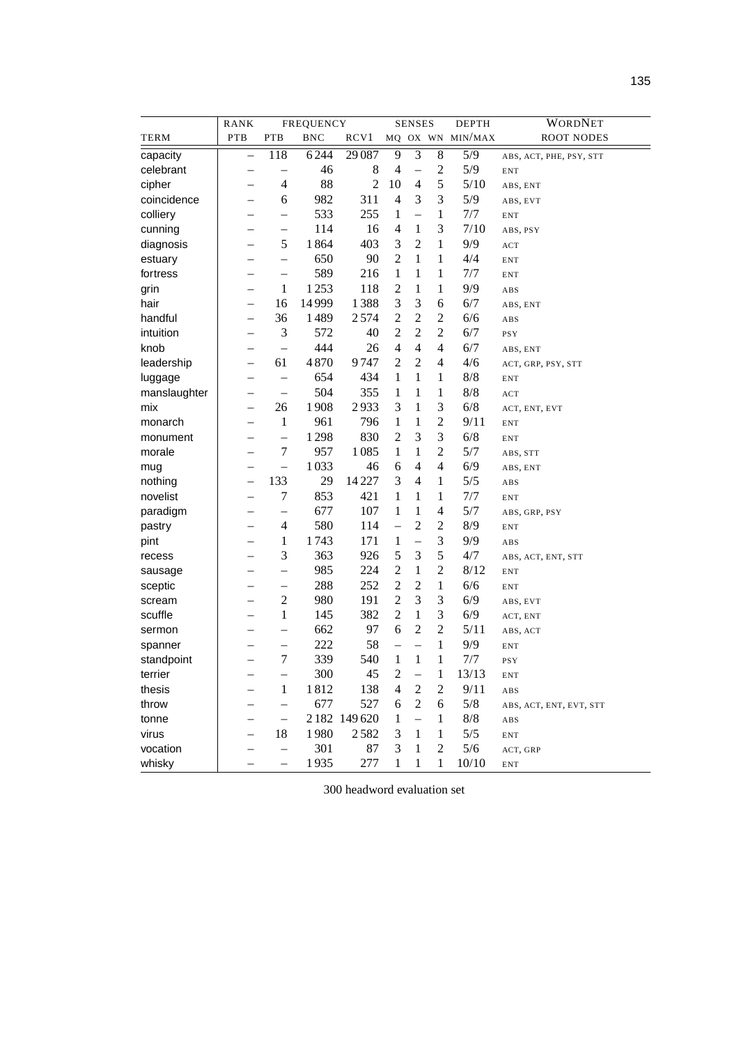| TERM | RANK PTB | FREQUENCY PTB | BNC | RCV1 | SENSES MQ | OX | WN | DEPTH MIN/MAX | WORDNET ROOT NODES |
|---|---|---|---|---|---|---|---|---|---|
| capacity | – | 118 | 6 244 | 29 087 | 9 | 3 | 8 | 5/9 | ABS, ACT, PHE, PSY, STT |
| celebrant | – | – | 46 | 8 | 4 | – | 2 | 5/9 | ENT |
| cipher | – | 4 | 88 | 2 | 10 | 4 | 5 | 5/10 | ABS, ENT |
| coincidence | – | 6 | 982 | 311 | 4 | 3 | 3 | 5/9 | ABS, EVT |
| colliery | – | – | 533 | 255 | 1 | – | 1 | 7/7 | ENT |
| cunning | – | – | 114 | 16 | 4 | 1 | 3 | 7/10 | ABS, PSY |
| diagnosis | – | 5 | 1 864 | 403 | 3 | 2 | 1 | 9/9 | ACT |
| estuary | – | – | 650 | 90 | 2 | 1 | 1 | 4/4 | ENT |
| fortress | – | – | 589 | 216 | 1 | 1 | 1 | 7/7 | ENT |
| grin | – | 1 | 1 253 | 118 | 2 | 1 | 1 | 9/9 | ABS |
| hair | – | 16 | 14 999 | 1 388 | 3 | 3 | 6 | 6/7 | ABS, ENT |
| handful | – | 36 | 1 489 | 2 574 | 2 | 2 | 2 | 6/6 | ABS |
| intuition | – | 3 | 572 | 40 | 2 | 2 | 2 | 6/7 | PSY |
| knob | – | – | 444 | 26 | 4 | 4 | 4 | 6/7 | ABS, ENT |
| leadership | – | 61 | 4 870 | 9 747 | 2 | 2 | 4 | 4/6 | ACT, GRP, PSY, STT |
| luggage | – | – | 654 | 434 | 1 | 1 | 1 | 8/8 | ENT |
| manslaughter | – | – | 504 | 355 | 1 | 1 | 1 | 8/8 | ACT |
| mix | – | 26 | 1 908 | 2 933 | 3 | 1 | 3 | 6/8 | ACT, ENT, EVT |
| monarch | – | 1 | 961 | 796 | 1 | 1 | 2 | 9/11 | ENT |
| monument | – | – | 1 298 | 830 | 2 | 3 | 3 | 6/8 | ENT |
| morale | – | 7 | 957 | 1 085 | 1 | 1 | 2 | 5/7 | ABS, STT |
| mug | – | – | 1 033 | 46 | 6 | 4 | 4 | 6/9 | ABS, ENT |
| nothing | – | 133 | 29 | 14 227 | 3 | 4 | 1 | 5/5 | ABS |
| novelist | – | 7 | 853 | 421 | 1 | 1 | 1 | 7/7 | ENT |
| paradigm | – | – | 677 | 107 | 1 | 1 | 4 | 5/7 | ABS, GRP, PSY |
| pastry | – | 4 | 580 | 114 | – | 2 | 2 | 8/9 | ENT |
| pint | – | 1 | 1 743 | 171 | 1 | – | 3 | 9/9 | ABS |
| recess | – | 3 | 363 | 926 | 5 | 3 | 5 | 4/7 | ABS, ACT, ENT, STT |
| sausage | – | – | 985 | 224 | 2 | 1 | 2 | 8/12 | ENT |
| sceptic | – | – | 288 | 252 | 2 | 2 | 1 | 6/6 | ENT |
| scream | – | 2 | 980 | 191 | 2 | 3 | 3 | 6/9 | ABS, EVT |
| scuffle | – | 1 | 145 | 382 | 2 | 1 | 3 | 6/9 | ACT, ENT |
| sermon | – | – | 662 | 97 | 6 | 2 | 2 | 5/11 | ABS, ACT |
| spanner | – | – | 222 | 58 | – | – | 1 | 9/9 | ENT |
| standpoint | – | 7 | 339 | 540 | 1 | 1 | 1 | 7/7 | PSY |
| terrier | – | – | 300 | 45 | 2 | – | 1 | 13/13 | ENT |
| thesis | – | 1 | 1 812 | 138 | 4 | 2 | 2 | 9/11 | ABS |
| throw | – | – | 677 | 527 | 6 | 2 | 6 | 5/8 | ABS, ACT, ENT, EVT, STT |
| tonne | – | – | 2 182 | 149 620 | 1 | – | 1 | 8/8 | ABS |
| virus | – | 18 | 1 980 | 2 582 | 3 | 1 | 1 | 5/5 | ENT |
| vocation | – | – | 301 | 87 | 3 | 1 | 2 | 5/6 | ACT, GRP |
| whisky | – | – | 1 935 | 277 | 1 | 1 | 1 | 10/10 | ENT |

300 headword evaluation set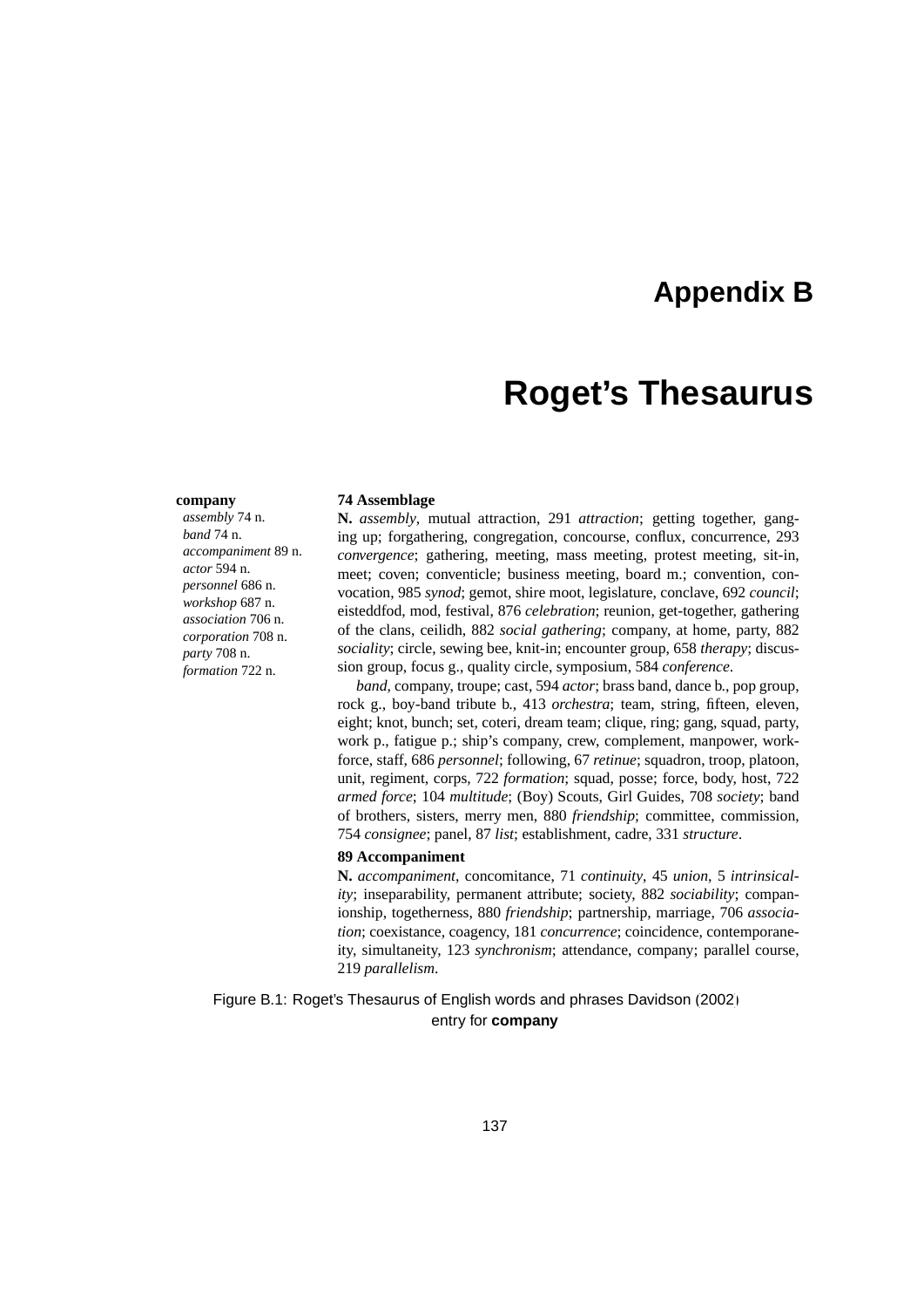# Appendix B

# Roget's Thesaurus

**company**
*assembly* 74 n.
*band* 74 n.
*accompaniment* 89 n.
*actor* 594 n.
*personnel* 686 n.
*workshop* 687 n.
*association* 706 n.
*corporation* 708 n.
*party* 708 n.
*formation* 722 n.

**74 Assemblage**

**N.** *assembly*, mutual attraction, 291 *attraction*; getting together, ganging up; forgathering, congregation, concourse, conflux, concurrence, 293 *convergence*; gathering, meeting, mass meeting, protest meeting, sit-in, meet; coven; conventicle; business meeting, board m.; convention, convocation, 985 *synod*; gemot, shire moot, legislature, conclave, 692 *council*; eisteddfod, mod, festival, 876 *celebration*; reunion, get-together, gathering of the clans, ceilidh, 882 *social gathering*; company, at home, party, 882 *sociality*; circle, sewing bee, knit-in; encounter group, 658 *therapy*; discussion group, focus g., quality circle, symposium, 584 *conference*.

*band*, company, troupe; cast, 594 *actor*; brass band, dance b., pop group, rock g., boy-band tribute b., 413 *orchestra*; team, string, fifteen, eleven, eight; knot, bunch; set, coteri, dream team; clique, ring; gang, squad, party, work p., fatigue p.; ship's company, crew, complement, manpower, workforce, staff, 686 *personnel*; following, 67 *retinue*; squadron, troop, platoon, unit, regiment, corps, 722 *formation*; squad, posse; force, body, host, 722 *armed force*; 104 *multitude*; (Boy) Scouts, Girl Guides, 708 *society*; band of brothers, sisters, merry men, 880 *friendship*; committee, commission, 754 *consignee*; panel, 87 *list*; establishment, cadre, 331 *structure*.

**89 Accompaniment**

**N.** *accompaniment*, concomitance, 71 *continuity*, 45 *union*, 5 *intrinsicality*; inseparability, permanent attribute; society, 882 *sociability*; companionship, togetherness, 880 *friendship*; partnership, marriage, 706 *association*; coexistance, coagency, 181 *concurrence*; coincidence, contemporaneity, simultaneity, 123 *synchronism*; attendance, company; parallel course, 219 *parallelism*.

Figure B.1: Roget's Thesaurus of English words and phrases Davidson (2002) entry for **company**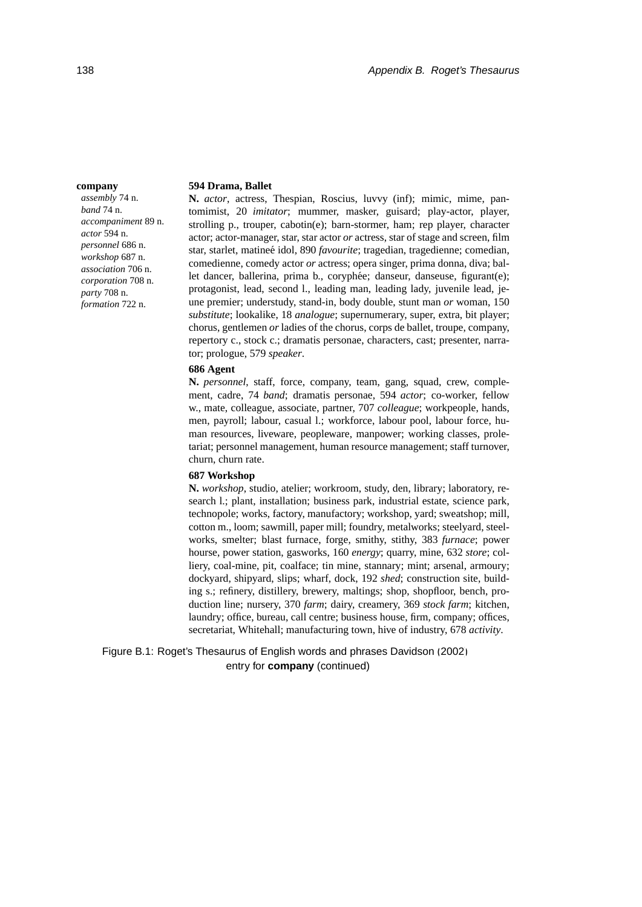**company**

*assembly* 74 n.
*band* 74 n.
*accompaniment* 89 n.
*actor* 594 n.
*personnel* 686 n.
*workshop* 687 n.
*association* 706 n.
*corporation* 708 n.
*party* 708 n.
*formation* 722 n.

**594 Drama, Ballet**

**N.** *actor*, actress, Thespian, Roscius, luvvy (inf); mimic, mime, pantomimist, 20 *imitator*; mummer, masker, guisard; play-actor, player, strolling p., trouper, cabotin(e); barn-stormer, ham; rep player, character actor; actor-manager, star, star actor *or* actress, star of stage and screen, film star, starlet, matineé idol, 890 *favourite*; tragedian, tragedienne; comedian, comedienne, comedy actor *or* actress; opera singer, prima donna, diva; ballet dancer, ballerina, prima b., coryphée; danseur, danseuse, figurant(e); protagonist, lead, second l., leading man, leading lady, juvenile lead, jeune premier; understudy, stand-in, body double, stunt man *or* woman, 150 *substitute*; lookalike, 18 *analogue*; supernumerary, super, extra, bit player; chorus, gentlemen *or* ladies of the chorus, corps de ballet, troupe, company, repertory c., stock c.; dramatis personae, characters, cast; presenter, narrator; prologue, 579 *speaker*.

**686 Agent**

**N.** *personnel*, staff, force, company, team, gang, squad, crew, complement, cadre, 74 *band*; dramatis personae, 594 *actor*; co-worker, fellow w., mate, colleague, associate, partner, 707 *colleague*; workpeople, hands, men, payroll; labour, casual l.; workforce, labour pool, labour force, human resources, liveware, peopleware, manpower; working classes, proletariat; personnel management, human resource management; staff turnover, churn, churn rate.

**687 Workshop**

**N.** *workshop*, studio, atelier; workroom, study, den, library; laboratory, research l.; plant, installation; business park, industrial estate, science park, technopole; works, factory, manufactory; workshop, yard; sweatshop; mill, cotton m., loom; sawmill, paper mill; foundry, metalworks; steelyard, steelworks, smelter; blast furnace, forge, smithy, stithy, 383 *furnace*; power hourse, power station, gasworks, 160 *energy*; quarry, mine, 632 *store*; colliery, coal-mine, pit, coalface; tin mine, stannary; mint; arsenal, armoury; dockyard, shipyard, slips; wharf, dock, 192 *shed*; construction site, building s.; refinery, distillery, brewery, maltings; shop, shopfloor, bench, production line; nursery, 370 *farm*; dairy, creamery, 369 *stock farm*; kitchen, laundry; office, bureau, call centre; business house, firm, company; offices, secretariat, Whitehall; manufacturing town, hive of industry, 678 *activity*.

Figure B.1: Roget's Thesaurus of English words and phrases Davidson (2002) entry for **company** (continued)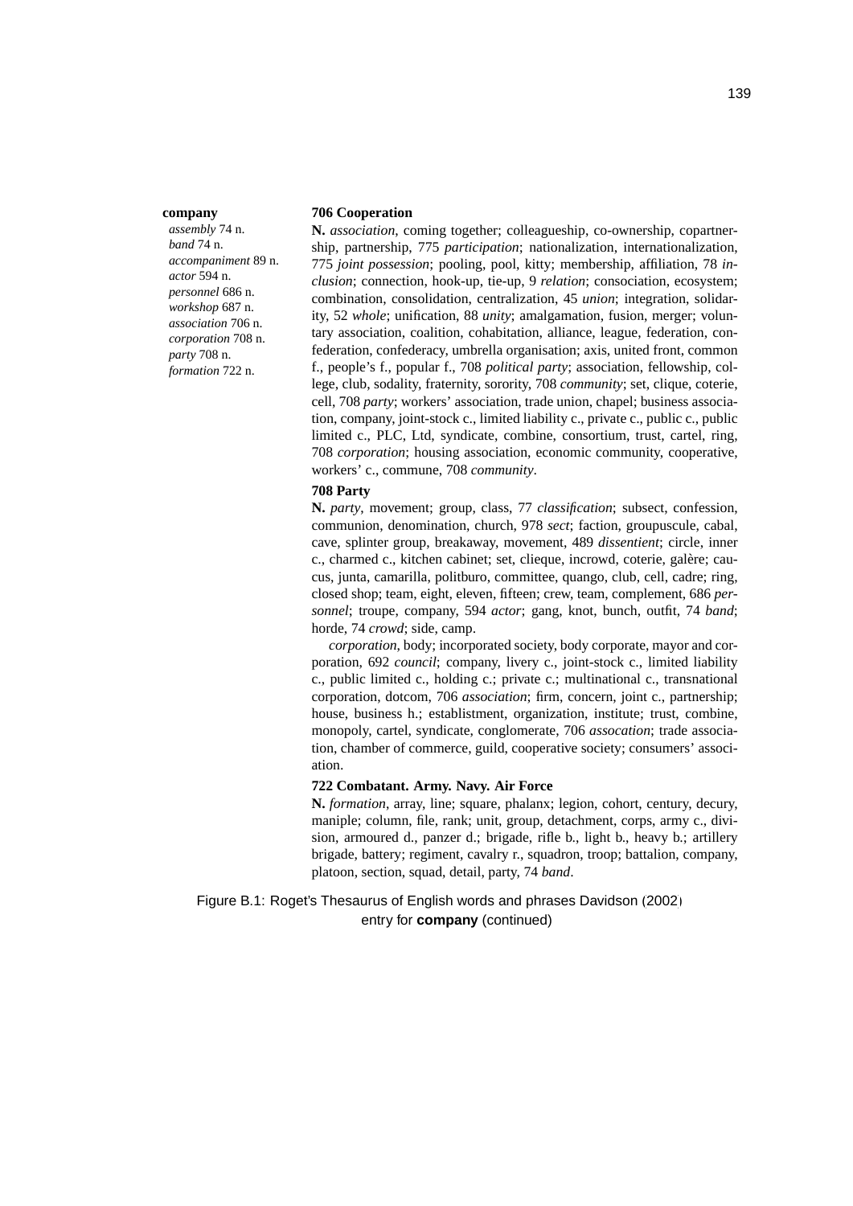**company**

*assembly* 74 n.
*band* 74 n.
*accompaniment* 89 n.
*actor* 594 n.
*personnel* 686 n.
*workshop* 687 n.
*association* 706 n.
*corporation* 708 n.
*party* 708 n.
*formation* 722 n.

**706 Cooperation**

**N.** *association*, coming together; colleagueship, co-ownership, copartnership, partnership, 775 *participation*; nationalization, internationalization, 775 *joint possession*; pooling, pool, kitty; membership, affiliation, 78 *inclusion*; connection, hook-up, tie-up, 9 *relation*; consociation, ecosystem; combination, consolidation, centralization, 45 *union*; integration, solidarity, 52 *whole*; unification, 88 *unity*; amalgamation, fusion, merger; voluntary association, coalition, cohabitation, alliance, league, federation, confederation, confederacy, umbrella organisation; axis, united front, common f., people's f., popular f., 708 *political party*; association, fellowship, college, club, sodality, fraternity, sorority, 708 *community*; set, clique, coterie, cell, 708 *party*; workers' association, trade union, chapel; business association, company, joint-stock c., limited liability c., private c., public c., public limited c., PLC, Ltd, syndicate, combine, consortium, trust, cartel, ring, 708 *corporation*; housing association, economic community, cooperative, workers' c., commune, 708 *community*.

**708 Party**

**N.** *party*, movement; group, class, 77 *classification*; subsect, confession, communion, denomination, church, 978 *sect*; faction, groupuscule, cabal, cave, splinter group, breakaway, movement, 489 *dissentient*; circle, inner c., charmed c., kitchen cabinet; set, clieque, incrowd, coterie, galère; caucus, junta, camarilla, politburo, committee, quango, club, cell, cadre; ring, closed shop; team, eight, eleven, fifteen; crew, team, complement, 686 *personnel*; troupe, company, 594 *actor*; gang, knot, bunch, outfit, 74 *band*; horde, 74 *crowd*; side, camp.

*corporation*, body; incorporated society, body corporate, mayor and corporation, 692 *council*; company, livery c., joint-stock c., limited liability c., public limited c., holding c.; private c.; multinational c., transnational corporation, dotcom, 706 *association*; firm, concern, joint c., partnership; house, business h.; establistment, organization, institute; trust, combine, monopoly, cartel, syndicate, conglomerate, 706 *assocation*; trade association, chamber of commerce, guild, cooperative society; consumers' association.

**722 Combatant. Army. Navy. Air Force**

**N.** *formation*, array, line; square, phalanx; legion, cohort, century, decury, maniple; column, file, rank; unit, group, detachment, corps, army c., division, armoured d., panzer d.; brigade, rifle b., light b., heavy b.; artillery brigade, battery; regiment, cavalry r., squadron, troop; battalion, company, platoon, section, squad, detail, party, 74 *band*.

Figure B.1: Roget's Thesaurus of English words and phrases Davidson (2002) entry for **company** (continued)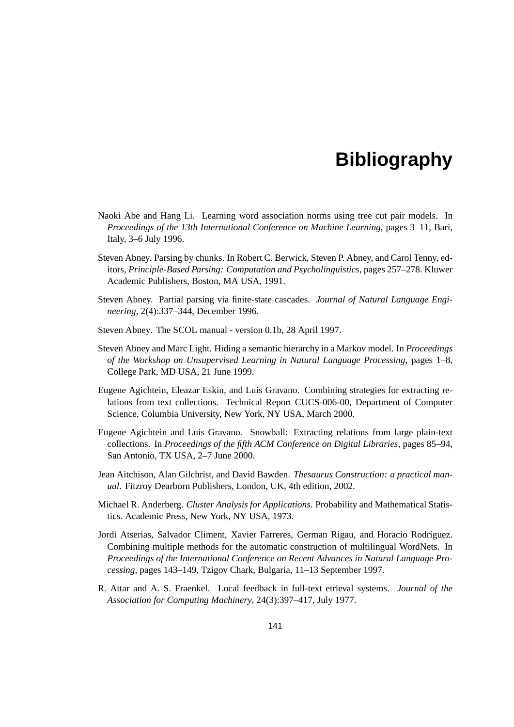# Bibliography

Naoki Abe and Hang Li. Learning word association norms using tree cut pair models. In *Proceedings of the 13th International Conference on Machine Learning*, pages 3–11, Bari, Italy, 3–6 July 1996.

Steven Abney. Parsing by chunks. In Robert C. Berwick, Steven P. Abney, and Carol Tenny, editors, *Principle-Based Parsing: Computation and Psycholinguistics*, pages 257–278. Kluwer Academic Publishers, Boston, MA USA, 1991.

Steven Abney. Partial parsing via finite-state cascades. *Journal of Natural Language Engineering*, 2(4):337–344, December 1996.

Steven Abney. The SCOL manual - version 0.1b, 28 April 1997.

Steven Abney and Marc Light. Hiding a semantic hierarchy in a Markov model. In *Proceedings of the Workshop on Unsupervised Learning in Natural Language Processing*, pages 1–8, College Park, MD USA, 21 June 1999.

Eugene Agichtein, Eleazar Eskin, and Luis Gravano. Combining strategies for extracting relations from text collections. Technical Report CUCS-006-00, Department of Computer Science, Columbia University, New York, NY USA, March 2000.

Eugene Agichtein and Luis Gravano. Snowball: Extracting relations from large plain-text collections. In *Proceedings of the fifth ACM Conference on Digital Libraries*, pages 85–94, San Antonio, TX USA, 2–7 June 2000.

Jean Aitchison, Alan Gilchrist, and David Bawden. *Thesaurus Construction: a practical manual*. Fitzroy Dearborn Publishers, London, UK, 4th edition, 2002.

Michael R. Anderberg. *Cluster Analysis for Applications*. Probability and Mathematical Statistics. Academic Press, New York, NY USA, 1973.

Jordi Atserias, Salvador Climent, Xavier Farreres, German Rigau, and Horacio Rodríguez. Combining multiple methods for the automatic construction of multilingual WordNets. In *Proceedings of the International Conference on Recent Advances in Natural Language Processing*, pages 143–149, Tzigov Chark, Bulgaria, 11–13 September 1997.

R. Attar and A. S. Fraenkel. Local feedback in full-text etrieval systems. *Journal of the Association for Computing Machinery*, 24(3):397–417, July 1977.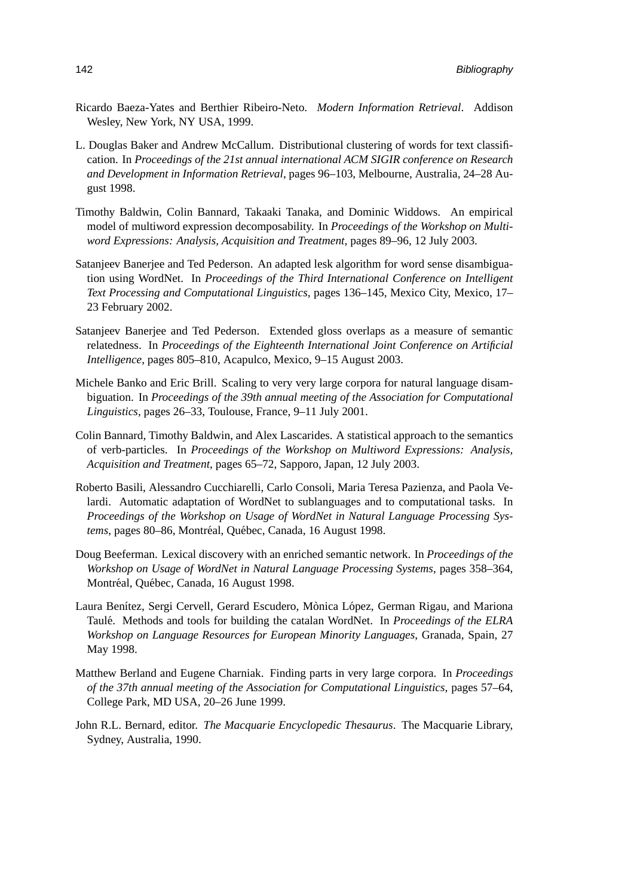Ricardo Baeza-Yates and Berthier Ribeiro-Neto. *Modern Information Retrieval*. Addison Wesley, New York, NY USA, 1999.

L. Douglas Baker and Andrew McCallum. Distributional clustering of words for text classification. In *Proceedings of the 21st annual international ACM SIGIR conference on Research and Development in Information Retrieval*, pages 96–103, Melbourne, Australia, 24–28 August 1998.

Timothy Baldwin, Colin Bannard, Takaaki Tanaka, and Dominic Widdows. An empirical model of multiword expression decomposability. In *Proceedings of the Workshop on Multiword Expressions: Analysis, Acquisition and Treatment*, pages 89–96, 12 July 2003.

Satanjeev Banerjee and Ted Pederson. An adapted lesk algorithm for word sense disambiguation using WordNet. In *Proceedings of the Third International Conference on Intelligent Text Processing and Computational Linguistics*, pages 136–145, Mexico City, Mexico, 17–23 February 2002.

Satanjeev Banerjee and Ted Pederson. Extended gloss overlaps as a measure of semantic relatedness. In *Proceedings of the Eighteenth International Joint Conference on Artificial Intelligence*, pages 805–810, Acapulco, Mexico, 9–15 August 2003.

Michele Banko and Eric Brill. Scaling to very very large corpora for natural language disambiguation. In *Proceedings of the 39th annual meeting of the Association for Computational Linguistics*, pages 26–33, Toulouse, France, 9–11 July 2001.

Colin Bannard, Timothy Baldwin, and Alex Lascarides. A statistical approach to the semantics of verb-particles. In *Proceedings of the Workshop on Multiword Expressions: Analysis, Acquisition and Treatment*, pages 65–72, Sapporo, Japan, 12 July 2003.

Roberto Basili, Alessandro Cucchiarelli, Carlo Consoli, Maria Teresa Pazienza, and Paola Velardi. Automatic adaptation of WordNet to sublanguages and to computational tasks. In *Proceedings of the Workshop on Usage of WordNet in Natural Language Processing Systems*, pages 80–86, Montréal, Québec, Canada, 16 August 1998.

Doug Beeferman. Lexical discovery with an enriched semantic network. In *Proceedings of the Workshop on Usage of WordNet in Natural Language Processing Systems*, pages 358–364, Montréal, Québec, Canada, 16 August 1998.

Laura Benítez, Sergi Cervell, Gerard Escudero, Mònica López, German Rigau, and Mariona Taulé. Methods and tools for building the catalan WordNet. In *Proceedings of the ELRA Workshop on Language Resources for European Minority Languages*, Granada, Spain, 27 May 1998.

Matthew Berland and Eugene Charniak. Finding parts in very large corpora. In *Proceedings of the 37th annual meeting of the Association for Computational Linguistics*, pages 57–64, College Park, MD USA, 20–26 June 1999.

John R.L. Bernard, editor. *The Macquarie Encyclopedic Thesaurus*. The Macquarie Library, Sydney, Australia, 1990.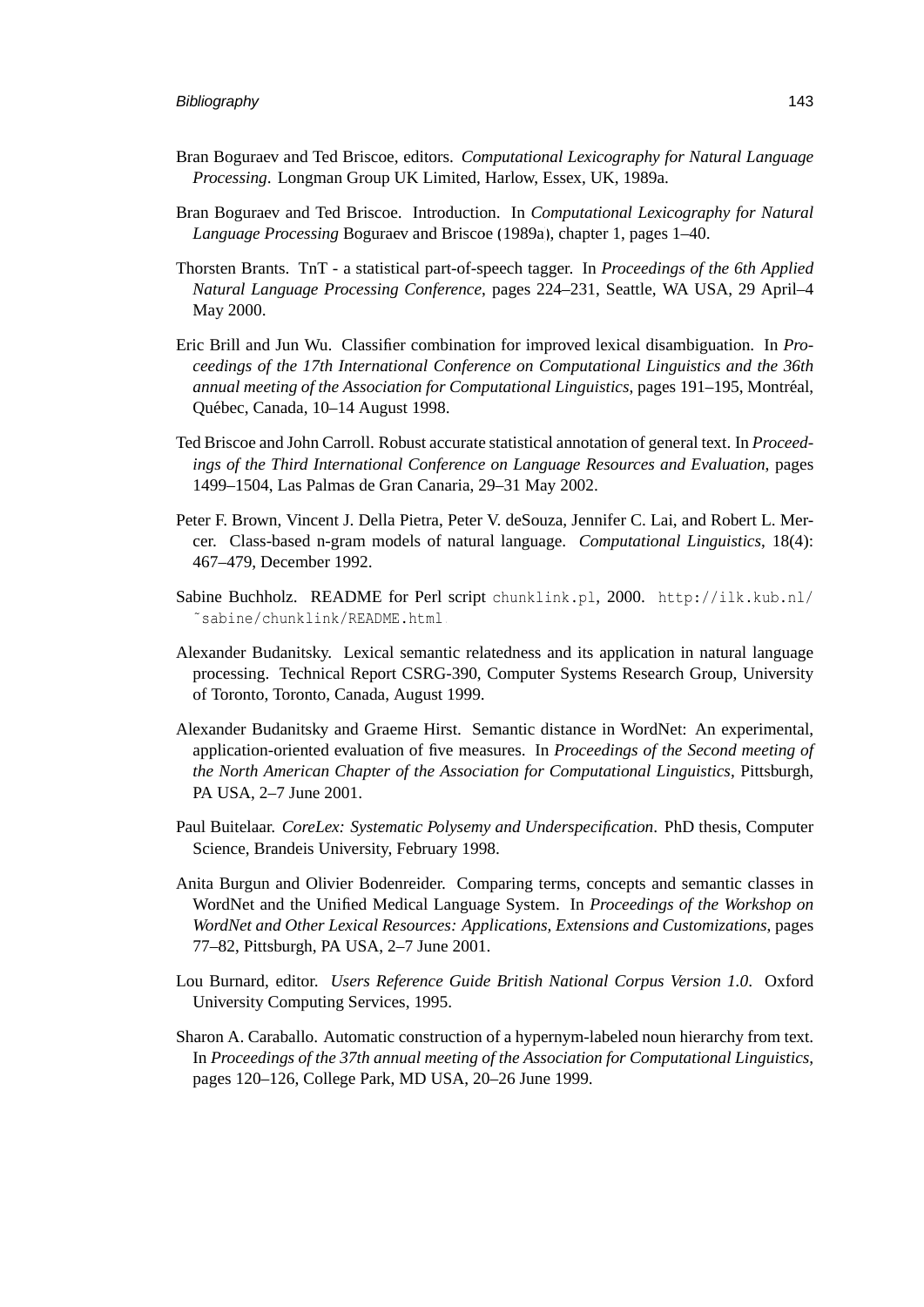Bran Boguraev and Ted Briscoe, editors. *Computational Lexicography for Natural Language Processing*. Longman Group UK Limited, Harlow, Essex, UK, 1989a.

Bran Boguraev and Ted Briscoe. Introduction. In *Computational Lexicography for Natural Language Processing* Boguraev and Briscoe (1989a), chapter 1, pages 1–40.

Thorsten Brants. TnT - a statistical part-of-speech tagger. In *Proceedings of the 6th Applied Natural Language Processing Conference*, pages 224–231, Seattle, WA USA, 29 April–4 May 2000.

Eric Brill and Jun Wu. Classifier combination for improved lexical disambiguation. In *Proceedings of the 17th International Conference on Computational Linguistics and the 36th annual meeting of the Association for Computational Linguistics*, pages 191–195, Montréal, Québec, Canada, 10–14 August 1998.

Ted Briscoe and John Carroll. Robust accurate statistical annotation of general text. In *Proceedings of the Third International Conference on Language Resources and Evaluation*, pages 1499–1504, Las Palmas de Gran Canaria, 29–31 May 2002.

Peter F. Brown, Vincent J. Della Pietra, Peter V. deSouza, Jennifer C. Lai, and Robert L. Mercer. Class-based n-gram models of natural language. *Computational Linguistics*, 18(4): 467–479, December 1992.

Sabine Buchholz. README for Perl script `chunklink.pl`, 2000. `http://ilk.kub.nl/~sabine/chunklink/README.html`.

Alexander Budanitsky. Lexical semantic relatedness and its application in natural language processing. Technical Report CSRG-390, Computer Systems Research Group, University of Toronto, Toronto, Canada, August 1999.

Alexander Budanitsky and Graeme Hirst. Semantic distance in WordNet: An experimental, application-oriented evaluation of five measures. In *Proceedings of the Second meeting of the North American Chapter of the Association for Computational Linguistics*, Pittsburgh, PA USA, 2–7 June 2001.

Paul Buitelaar. *CoreLex: Systematic Polysemy and Underspecification*. PhD thesis, Computer Science, Brandeis University, February 1998.

Anita Burgun and Olivier Bodenreider. Comparing terms, concepts and semantic classes in WordNet and the Unified Medical Language System. In *Proceedings of the Workshop on WordNet and Other Lexical Resources: Applications, Extensions and Customizations*, pages 77–82, Pittsburgh, PA USA, 2–7 June 2001.

Lou Burnard, editor. *Users Reference Guide British National Corpus Version 1.0*. Oxford University Computing Services, 1995.

Sharon A. Caraballo. Automatic construction of a hypernym-labeled noun hierarchy from text. In *Proceedings of the 37th annual meeting of the Association for Computational Linguistics*, pages 120–126, College Park, MD USA, 20–26 June 1999.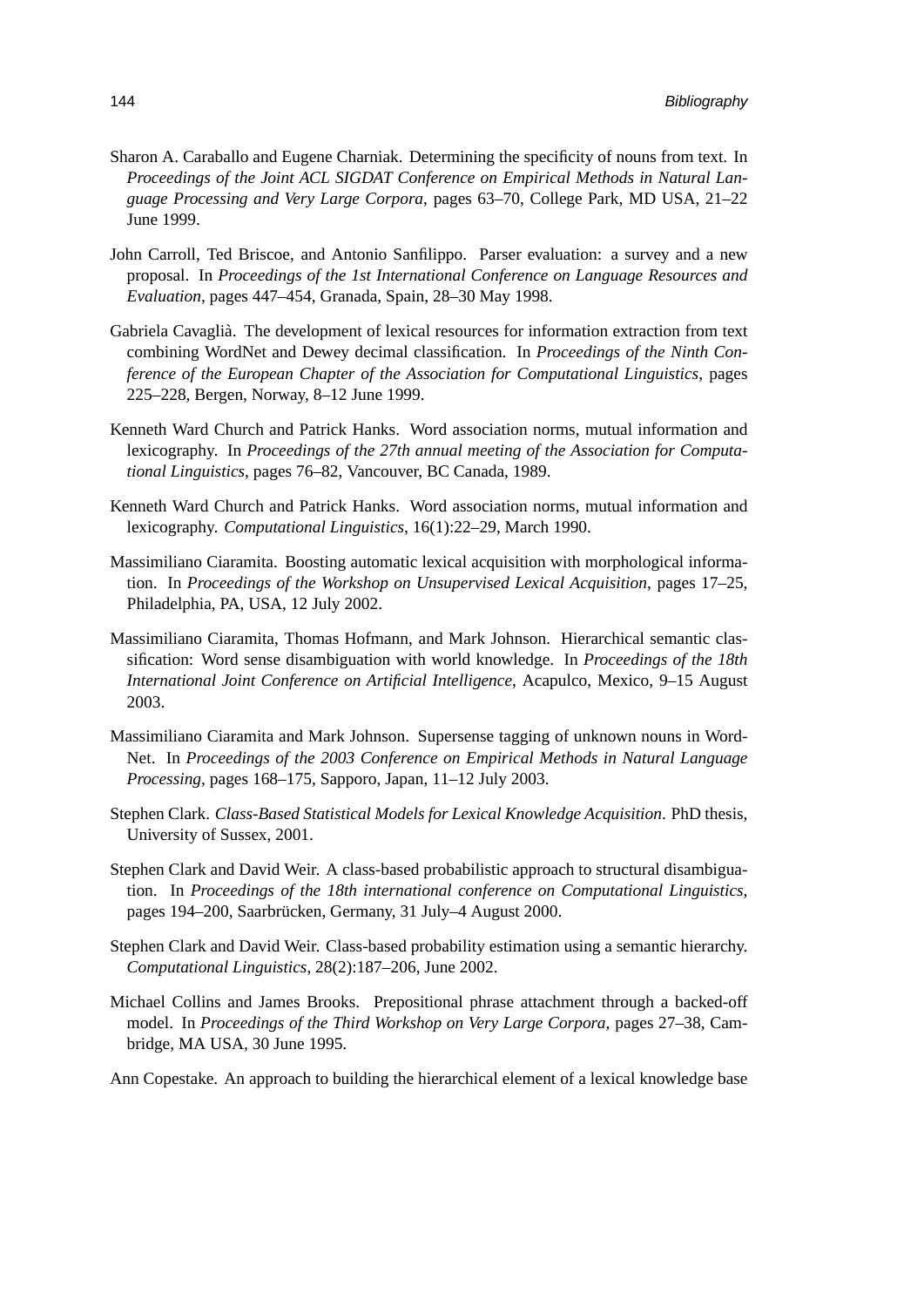Sharon A. Caraballo and Eugene Charniak. Determining the specificity of nouns from text. In *Proceedings of the Joint ACL SIGDAT Conference on Empirical Methods in Natural Language Processing and Very Large Corpora*, pages 63–70, College Park, MD USA, 21–22 June 1999.

John Carroll, Ted Briscoe, and Antonio Sanfilippo. Parser evaluation: a survey and a new proposal. In *Proceedings of the 1st International Conference on Language Resources and Evaluation*, pages 447–454, Granada, Spain, 28–30 May 1998.

Gabriela Cavaglià. The development of lexical resources for information extraction from text combining WordNet and Dewey decimal classification. In *Proceedings of the Ninth Conference of the European Chapter of the Association for Computational Linguistics*, pages 225–228, Bergen, Norway, 8–12 June 1999.

Kenneth Ward Church and Patrick Hanks. Word association norms, mutual information and lexicography. In *Proceedings of the 27th annual meeting of the Association for Computational Linguistics*, pages 76–82, Vancouver, BC Canada, 1989.

Kenneth Ward Church and Patrick Hanks. Word association norms, mutual information and lexicography. *Computational Linguistics*, 16(1):22–29, March 1990.

Massimiliano Ciaramita. Boosting automatic lexical acquisition with morphological information. In *Proceedings of the Workshop on Unsupervised Lexical Acquisition*, pages 17–25, Philadelphia, PA, USA, 12 July 2002.

Massimiliano Ciaramita, Thomas Hofmann, and Mark Johnson. Hierarchical semantic classification: Word sense disambiguation with world knowledge. In *Proceedings of the 18th International Joint Conference on Artificial Intelligence*, Acapulco, Mexico, 9–15 August 2003.

Massimiliano Ciaramita and Mark Johnson. Supersense tagging of unknown nouns in WordNet. In *Proceedings of the 2003 Conference on Empirical Methods in Natural Language Processing*, pages 168–175, Sapporo, Japan, 11–12 July 2003.

Stephen Clark. *Class-Based Statistical Models for Lexical Knowledge Acquisition*. PhD thesis, University of Sussex, 2001.

Stephen Clark and David Weir. A class-based probabilistic approach to structural disambiguation. In *Proceedings of the 18th international conference on Computational Linguistics*, pages 194–200, Saarbrücken, Germany, 31 July–4 August 2000.

Stephen Clark and David Weir. Class-based probability estimation using a semantic hierarchy. *Computational Linguistics*, 28(2):187–206, June 2002.

Michael Collins and James Brooks. Prepositional phrase attachment through a backed-off model. In *Proceedings of the Third Workshop on Very Large Corpora*, pages 27–38, Cambridge, MA USA, 30 June 1995.

Ann Copestake. An approach to building the hierarchical element of a lexical knowledge base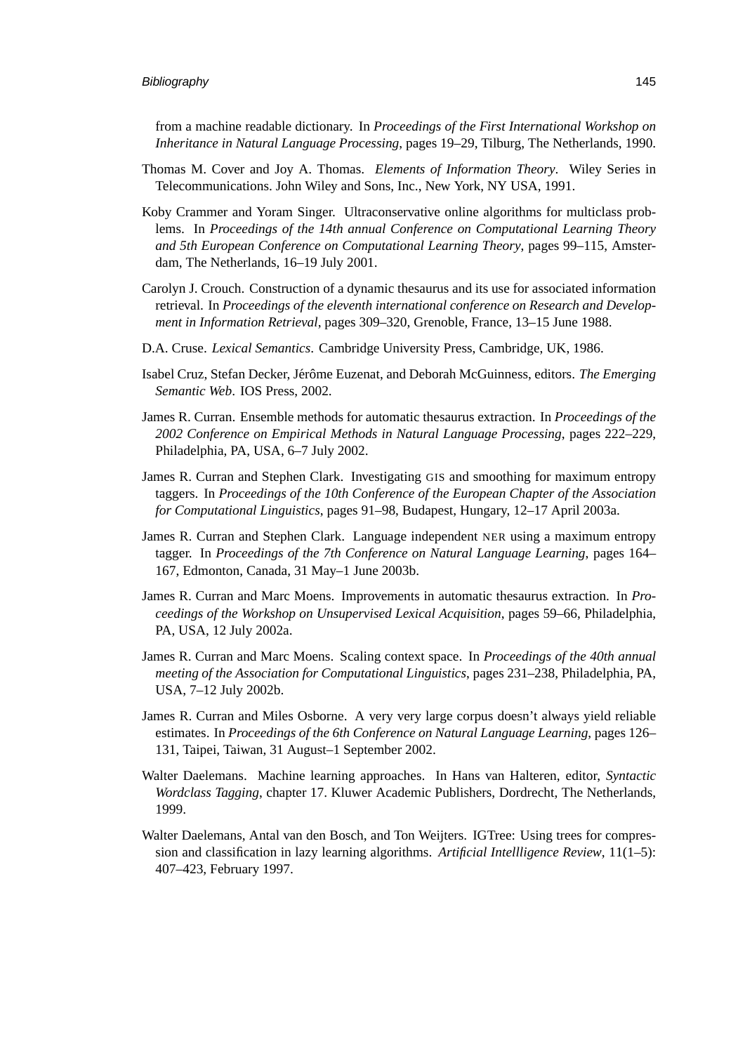from a machine readable dictionary. In *Proceedings of the First International Workshop on Inheritance in Natural Language Processing*, pages 19–29, Tilburg, The Netherlands, 1990.

Thomas M. Cover and Joy A. Thomas. *Elements of Information Theory*. Wiley Series in Telecommunications. John Wiley and Sons, Inc., New York, NY USA, 1991.

Koby Crammer and Yoram Singer. Ultraconservative online algorithms for multiclass problems. In *Proceedings of the 14th annual Conference on Computational Learning Theory and 5th European Conference on Computational Learning Theory*, pages 99–115, Amsterdam, The Netherlands, 16–19 July 2001.

Carolyn J. Crouch. Construction of a dynamic thesaurus and its use for associated information retrieval. In *Proceedings of the eleventh international conference on Research and Development in Information Retrieval*, pages 309–320, Grenoble, France, 13–15 June 1988.

D.A. Cruse. *Lexical Semantics*. Cambridge University Press, Cambridge, UK, 1986.

Isabel Cruz, Stefan Decker, Jérôme Euzenat, and Deborah McGuinness, editors. *The Emerging Semantic Web*. IOS Press, 2002.

James R. Curran. Ensemble methods for automatic thesaurus extraction. In *Proceedings of the 2002 Conference on Empirical Methods in Natural Language Processing*, pages 222–229, Philadelphia, PA, USA, 6–7 July 2002.

James R. Curran and Stephen Clark. Investigating GIS and smoothing for maximum entropy taggers. In *Proceedings of the 10th Conference of the European Chapter of the Association for Computational Linguistics*, pages 91–98, Budapest, Hungary, 12–17 April 2003a.

James R. Curran and Stephen Clark. Language independent NER using a maximum entropy tagger. In *Proceedings of the 7th Conference on Natural Language Learning*, pages 164–167, Edmonton, Canada, 31 May–1 June 2003b.

James R. Curran and Marc Moens. Improvements in automatic thesaurus extraction. In *Proceedings of the Workshop on Unsupervised Lexical Acquisition*, pages 59–66, Philadelphia, PA, USA, 12 July 2002a.

James R. Curran and Marc Moens. Scaling context space. In *Proceedings of the 40th annual meeting of the Association for Computational Linguistics*, pages 231–238, Philadelphia, PA, USA, 7–12 July 2002b.

James R. Curran and Miles Osborne. A very very large corpus doesn't always yield reliable estimates. In *Proceedings of the 6th Conference on Natural Language Learning*, pages 126–131, Taipei, Taiwan, 31 August–1 September 2002.

Walter Daelemans. Machine learning approaches. In Hans van Halteren, editor, *Syntactic Wordclass Tagging*, chapter 17. Kluwer Academic Publishers, Dordrecht, The Netherlands, 1999.

Walter Daelemans, Antal van den Bosch, and Ton Weijters. IGTree: Using trees for compression and classification in lazy learning algorithms. *Artificial Intellligence Review*, 11(1–5): 407–423, February 1997.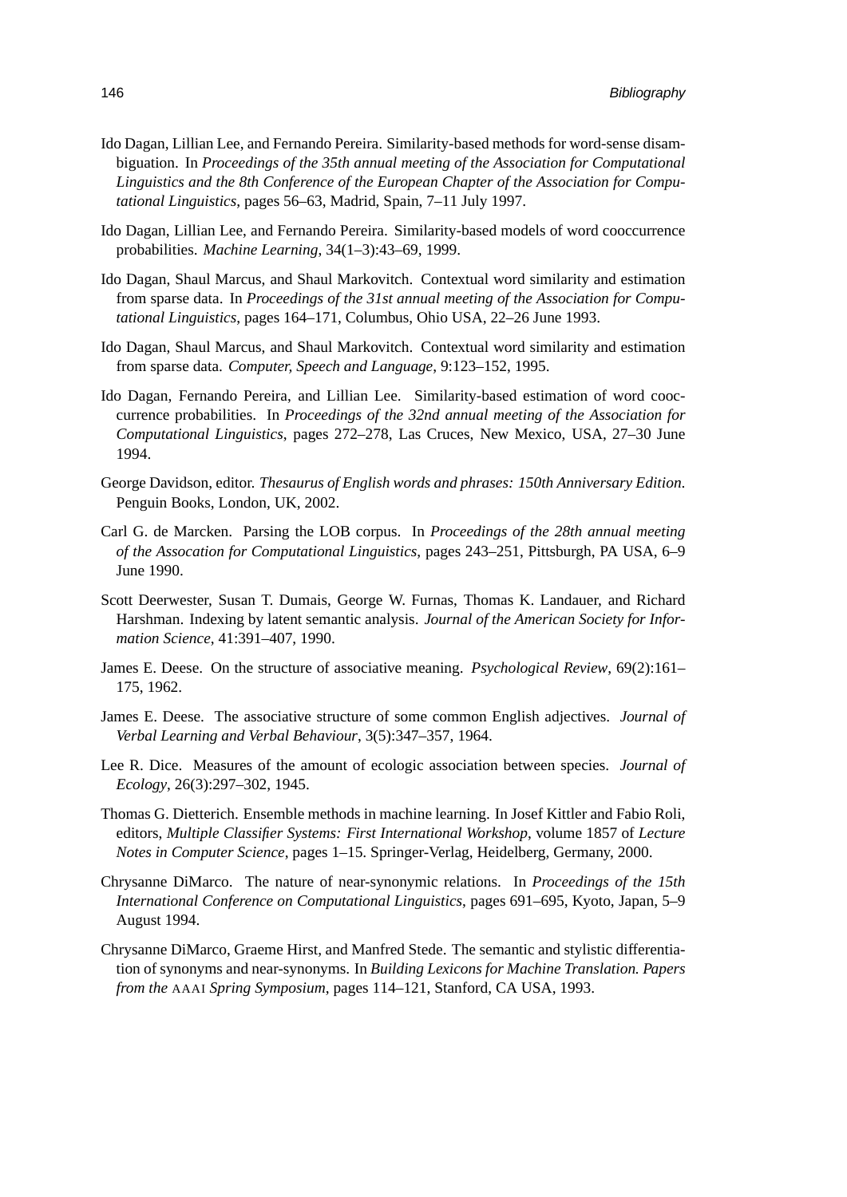Ido Dagan, Lillian Lee, and Fernando Pereira. Similarity-based methods for word-sense disambiguation. In *Proceedings of the 35th annual meeting of the Association for Computational Linguistics and the 8th Conference of the European Chapter of the Association for Computational Linguistics*, pages 56–63, Madrid, Spain, 7–11 July 1997.

Ido Dagan, Lillian Lee, and Fernando Pereira. Similarity-based models of word cooccurrence probabilities. *Machine Learning*, 34(1–3):43–69, 1999.

Ido Dagan, Shaul Marcus, and Shaul Markovitch. Contextual word similarity and estimation from sparse data. In *Proceedings of the 31st annual meeting of the Association for Computational Linguistics*, pages 164–171, Columbus, Ohio USA, 22–26 June 1993.

Ido Dagan, Shaul Marcus, and Shaul Markovitch. Contextual word similarity and estimation from sparse data. *Computer, Speech and Language*, 9:123–152, 1995.

Ido Dagan, Fernando Pereira, and Lillian Lee. Similarity-based estimation of word cooccurrence probabilities. In *Proceedings of the 32nd annual meeting of the Association for Computational Linguistics*, pages 272–278, Las Cruces, New Mexico, USA, 27–30 June 1994.

George Davidson, editor. *Thesaurus of English words and phrases: 150th Anniversary Edition*. Penguin Books, London, UK, 2002.

Carl G. de Marcken. Parsing the LOB corpus. In *Proceedings of the 28th annual meeting of the Assocation for Computational Linguistics*, pages 243–251, Pittsburgh, PA USA, 6–9 June 1990.

Scott Deerwester, Susan T. Dumais, George W. Furnas, Thomas K. Landauer, and Richard Harshman. Indexing by latent semantic analysis. *Journal of the American Society for Information Science*, 41:391–407, 1990.

James E. Deese. On the structure of associative meaning. *Psychological Review*, 69(2):161–175, 1962.

James E. Deese. The associative structure of some common English adjectives. *Journal of Verbal Learning and Verbal Behaviour*, 3(5):347–357, 1964.

Lee R. Dice. Measures of the amount of ecologic association between species. *Journal of Ecology*, 26(3):297–302, 1945.

Thomas G. Dietterich. Ensemble methods in machine learning. In Josef Kittler and Fabio Roli, editors, *Multiple Classifier Systems: First International Workshop*, volume 1857 of *Lecture Notes in Computer Science*, pages 1–15. Springer-Verlag, Heidelberg, Germany, 2000.

Chrysanne DiMarco. The nature of near-synonymic relations. In *Proceedings of the 15th International Conference on Computational Linguistics*, pages 691–695, Kyoto, Japan, 5–9 August 1994.

Chrysanne DiMarco, Graeme Hirst, and Manfred Stede. The semantic and stylistic differentiation of synonyms and near-synonyms. In *Building Lexicons for Machine Translation. Papers from the* AAAI *Spring Symposium*, pages 114–121, Stanford, CA USA, 1993.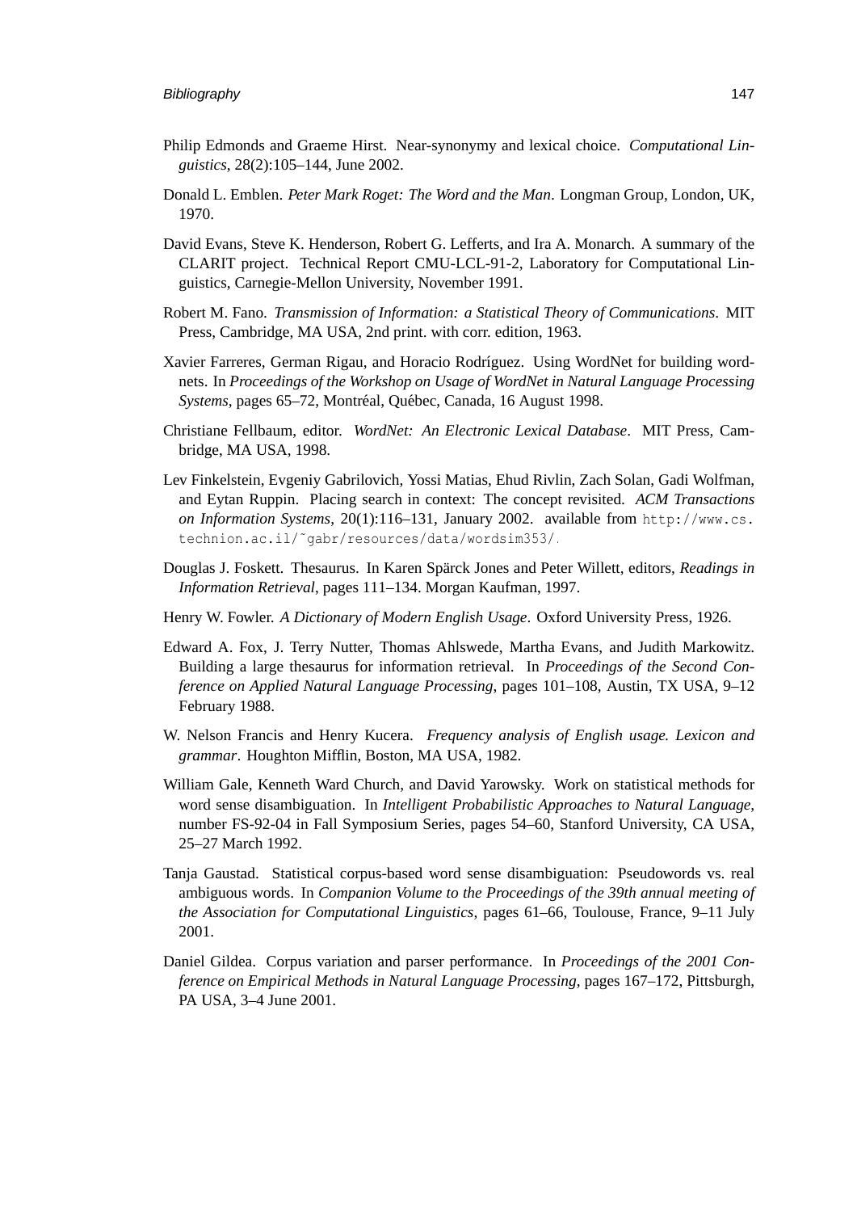Philip Edmonds and Graeme Hirst. Near-synonymy and lexical choice. *Computational Linguistics*, 28(2):105–144, June 2002.

Donald L. Emblen. *Peter Mark Roget: The Word and the Man*. Longman Group, London, UK, 1970.

David Evans, Steve K. Henderson, Robert G. Lefferts, and Ira A. Monarch. A summary of the CLARIT project. Technical Report CMU-LCL-91-2, Laboratory for Computational Linguistics, Carnegie-Mellon University, November 1991.

Robert M. Fano. *Transmission of Information: a Statistical Theory of Communications*. MIT Press, Cambridge, MA USA, 2nd print. with corr. edition, 1963.

Xavier Farreres, German Rigau, and Horacio Rodríguez. Using WordNet for building wordnets. In *Proceedings of the Workshop on Usage of WordNet in Natural Language Processing Systems*, pages 65–72, Montréal, Québec, Canada, 16 August 1998.

Christiane Fellbaum, editor. *WordNet: An Electronic Lexical Database*. MIT Press, Cambridge, MA USA, 1998.

Lev Finkelstein, Evgeniy Gabrilovich, Yossi Matias, Ehud Rivlin, Zach Solan, Gadi Wolfman, and Eytan Ruppin. Placing search in context: The concept revisited. *ACM Transactions on Information Systems*, 20(1):116–131, January 2002. available from `http://www.cs.technion.ac.il/~gabr/resources/data/wordsim353/`.

Douglas J. Foskett. Thesaurus. In Karen Spärck Jones and Peter Willett, editors, *Readings in Information Retrieval*, pages 111–134. Morgan Kaufman, 1997.

Henry W. Fowler. *A Dictionary of Modern English Usage*. Oxford University Press, 1926.

Edward A. Fox, J. Terry Nutter, Thomas Ahlswede, Martha Evans, and Judith Markowitz. Building a large thesaurus for information retrieval. In *Proceedings of the Second Conference on Applied Natural Language Processing*, pages 101–108, Austin, TX USA, 9–12 February 1988.

W. Nelson Francis and Henry Kucera. *Frequency analysis of English usage. Lexicon and grammar*. Houghton Mifflin, Boston, MA USA, 1982.

William Gale, Kenneth Ward Church, and David Yarowsky. Work on statistical methods for word sense disambiguation. In *Intelligent Probabilistic Approaches to Natural Language*, number FS-92-04 in Fall Symposium Series, pages 54–60, Stanford University, CA USA, 25–27 March 1992.

Tanja Gaustad. Statistical corpus-based word sense disambiguation: Pseudowords vs. real ambiguous words. In *Companion Volume to the Proceedings of the 39th annual meeting of the Association for Computational Linguistics*, pages 61–66, Toulouse, France, 9–11 July 2001.

Daniel Gildea. Corpus variation and parser performance. In *Proceedings of the 2001 Conference on Empirical Methods in Natural Language Processing*, pages 167–172, Pittsburgh, PA USA, 3–4 June 2001.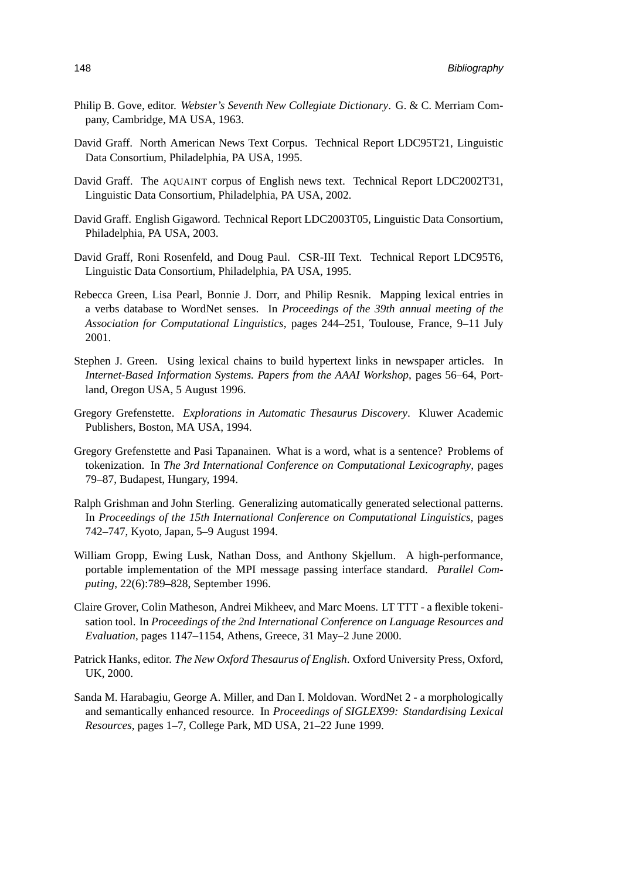Philip B. Gove, editor. *Webster's Seventh New Collegiate Dictionary*. G. & C. Merriam Company, Cambridge, MA USA, 1963.

David Graff. North American News Text Corpus. Technical Report LDC95T21, Linguistic Data Consortium, Philadelphia, PA USA, 1995.

David Graff. The AQUAINT corpus of English news text. Technical Report LDC2002T31, Linguistic Data Consortium, Philadelphia, PA USA, 2002.

David Graff. English Gigaword. Technical Report LDC2003T05, Linguistic Data Consortium, Philadelphia, PA USA, 2003.

David Graff, Roni Rosenfeld, and Doug Paul. CSR-III Text. Technical Report LDC95T6, Linguistic Data Consortium, Philadelphia, PA USA, 1995.

Rebecca Green, Lisa Pearl, Bonnie J. Dorr, and Philip Resnik. Mapping lexical entries in a verbs database to WordNet senses. In *Proceedings of the 39th annual meeting of the Association for Computational Linguistics*, pages 244–251, Toulouse, France, 9–11 July 2001.

Stephen J. Green. Using lexical chains to build hypertext links in newspaper articles. In *Internet-Based Information Systems. Papers from the AAAI Workshop*, pages 56–64, Portland, Oregon USA, 5 August 1996.

Gregory Grefenstette. *Explorations in Automatic Thesaurus Discovery*. Kluwer Academic Publishers, Boston, MA USA, 1994.

Gregory Grefenstette and Pasi Tapanainen. What is a word, what is a sentence? Problems of tokenization. In *The 3rd International Conference on Computational Lexicography*, pages 79–87, Budapest, Hungary, 1994.

Ralph Grishman and John Sterling. Generalizing automatically generated selectional patterns. In *Proceedings of the 15th International Conference on Computational Linguistics*, pages 742–747, Kyoto, Japan, 5–9 August 1994.

William Gropp, Ewing Lusk, Nathan Doss, and Anthony Skjellum. A high-performance, portable implementation of the MPI message passing interface standard. *Parallel Computing*, 22(6):789–828, September 1996.

Claire Grover, Colin Matheson, Andrei Mikheev, and Marc Moens. LT TTT - a flexible tokenisation tool. In *Proceedings of the 2nd International Conference on Language Resources and Evaluation*, pages 1147–1154, Athens, Greece, 31 May–2 June 2000.

Patrick Hanks, editor. *The New Oxford Thesaurus of English*. Oxford University Press, Oxford, UK, 2000.

Sanda M. Harabagiu, George A. Miller, and Dan I. Moldovan. WordNet 2 - a morphologically and semantically enhanced resource. In *Proceedings of SIGLEX99: Standardising Lexical Resources*, pages 1–7, College Park, MD USA, 21–22 June 1999.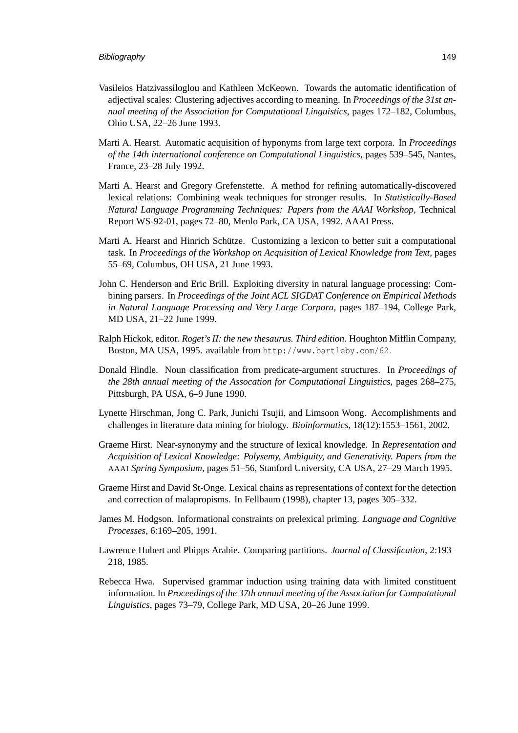Vasileios Hatzivassiloglou and Kathleen McKeown. Towards the automatic identification of adjectival scales: Clustering adjectives according to meaning. In *Proceedings of the 31st annual meeting of the Association for Computational Linguistics*, pages 172–182, Columbus, Ohio USA, 22–26 June 1993.

Marti A. Hearst. Automatic acquisition of hyponyms from large text corpora. In *Proceedings of the 14th international conference on Computational Linguistics*, pages 539–545, Nantes, France, 23–28 July 1992.

Marti A. Hearst and Gregory Grefenstette. A method for refining automatically-discovered lexical relations: Combining weak techniques for stronger results. In *Statistically-Based Natural Language Programming Techniques: Papers from the AAAI Workshop*, Technical Report WS-92-01, pages 72–80, Menlo Park, CA USA, 1992. AAAI Press.

Marti A. Hearst and Hinrich Schütze. Customizing a lexicon to better suit a computational task. In *Proceedings of the Workshop on Acquisition of Lexical Knowledge from Text*, pages 55–69, Columbus, OH USA, 21 June 1993.

John C. Henderson and Eric Brill. Exploiting diversity in natural language processing: Combining parsers. In *Proceedings of the Joint ACL SIGDAT Conference on Empirical Methods in Natural Language Processing and Very Large Corpora*, pages 187–194, College Park, MD USA, 21–22 June 1999.

Ralph Hickok, editor. *Roget's II: the new thesaurus. Third edition*. Houghton Mifflin Company, Boston, MA USA, 1995. available from `http://www.bartleby.com/62`.

Donald Hindle. Noun classification from predicate-argument structures. In *Proceedings of the 28th annual meeting of the Assocation for Computational Linguistics*, pages 268–275, Pittsburgh, PA USA, 6–9 June 1990.

Lynette Hirschman, Jong C. Park, Junichi Tsujii, and Limsoon Wong. Accomplishments and challenges in literature data mining for biology. *Bioinformatics*, 18(12):1553–1561, 2002.

Graeme Hirst. Near-synonymy and the structure of lexical knowledge. In *Representation and Acquisition of Lexical Knowledge: Polysemy, Ambiguity, and Generativity. Papers from the* AAAI *Spring Symposium*, pages 51–56, Stanford University, CA USA, 27–29 March 1995.

Graeme Hirst and David St-Onge. Lexical chains as representations of context for the detection and correction of malapropisms. In Fellbaum (1998), chapter 13, pages 305–332.

James M. Hodgson. Informational constraints on prelexical priming. *Language and Cognitive Processes*, 6:169–205, 1991.

Lawrence Hubert and Phipps Arabie. Comparing partitions. *Journal of Classification*, 2:193–218, 1985.

Rebecca Hwa. Supervised grammar induction using training data with limited constituent information. In *Proceedings of the 37th annual meeting of the Association for Computational Linguistics*, pages 73–79, College Park, MD USA, 20–26 June 1999.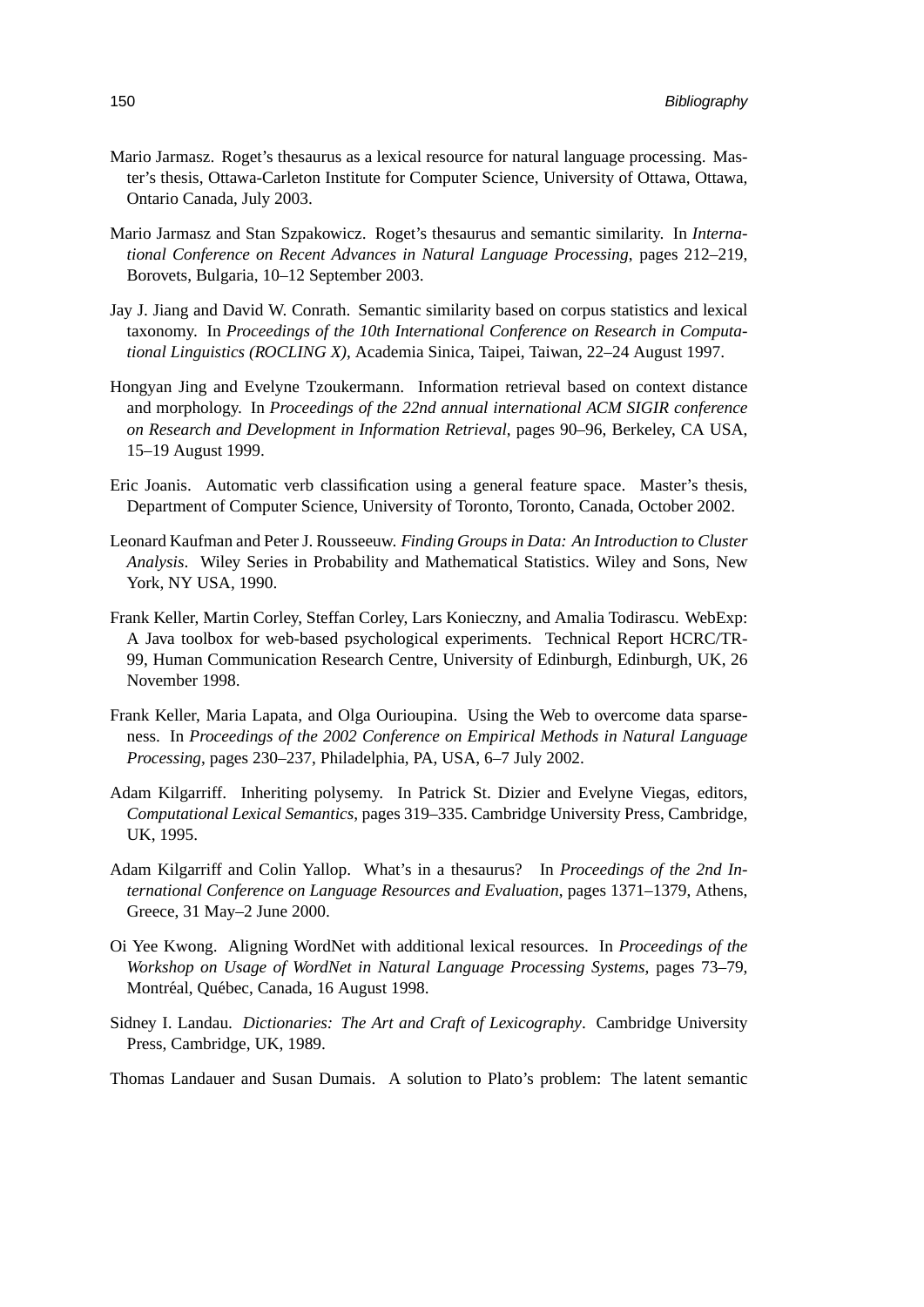Mario Jarmasz. Roget's thesaurus as a lexical resource for natural language processing. Master's thesis, Ottawa-Carleton Institute for Computer Science, University of Ottawa, Ottawa, Ontario Canada, July 2003.

Mario Jarmasz and Stan Szpakowicz. Roget's thesaurus and semantic similarity. In *International Conference on Recent Advances in Natural Language Processing*, pages 212–219, Borovets, Bulgaria, 10–12 September 2003.

Jay J. Jiang and David W. Conrath. Semantic similarity based on corpus statistics and lexical taxonomy. In *Proceedings of the 10th International Conference on Research in Computational Linguistics (ROCLING X)*, Academia Sinica, Taipei, Taiwan, 22–24 August 1997.

Hongyan Jing and Evelyne Tzoukermann. Information retrieval based on context distance and morphology. In *Proceedings of the 22nd annual international ACM SIGIR conference on Research and Development in Information Retrieval*, pages 90–96, Berkeley, CA USA, 15–19 August 1999.

Eric Joanis. Automatic verb classification using a general feature space. Master's thesis, Department of Computer Science, University of Toronto, Toronto, Canada, October 2002.

Leonard Kaufman and Peter J. Rousseeuw. *Finding Groups in Data: An Introduction to Cluster Analysis*. Wiley Series in Probability and Mathematical Statistics. Wiley and Sons, New York, NY USA, 1990.

Frank Keller, Martin Corley, Steffan Corley, Lars Konieczny, and Amalia Todirascu. WebExp: A Java toolbox for web-based psychological experiments. Technical Report HCRC/TR-99, Human Communication Research Centre, University of Edinburgh, Edinburgh, UK, 26 November 1998.

Frank Keller, Maria Lapata, and Olga Ourioupina. Using the Web to overcome data sparseness. In *Proceedings of the 2002 Conference on Empirical Methods in Natural Language Processing*, pages 230–237, Philadelphia, PA, USA, 6–7 July 2002.

Adam Kilgarriff. Inheriting polysemy. In Patrick St. Dizier and Evelyne Viegas, editors, *Computational Lexical Semantics*, pages 319–335. Cambridge University Press, Cambridge, UK, 1995.

Adam Kilgarriff and Colin Yallop. What's in a thesaurus? In *Proceedings of the 2nd International Conference on Language Resources and Evaluation*, pages 1371–1379, Athens, Greece, 31 May–2 June 2000.

Oi Yee Kwong. Aligning WordNet with additional lexical resources. In *Proceedings of the Workshop on Usage of WordNet in Natural Language Processing Systems*, pages 73–79, Montréal, Québec, Canada, 16 August 1998.

Sidney I. Landau. *Dictionaries: The Art and Craft of Lexicography*. Cambridge University Press, Cambridge, UK, 1989.

Thomas Landauer and Susan Dumais. A solution to Plato's problem: The latent semantic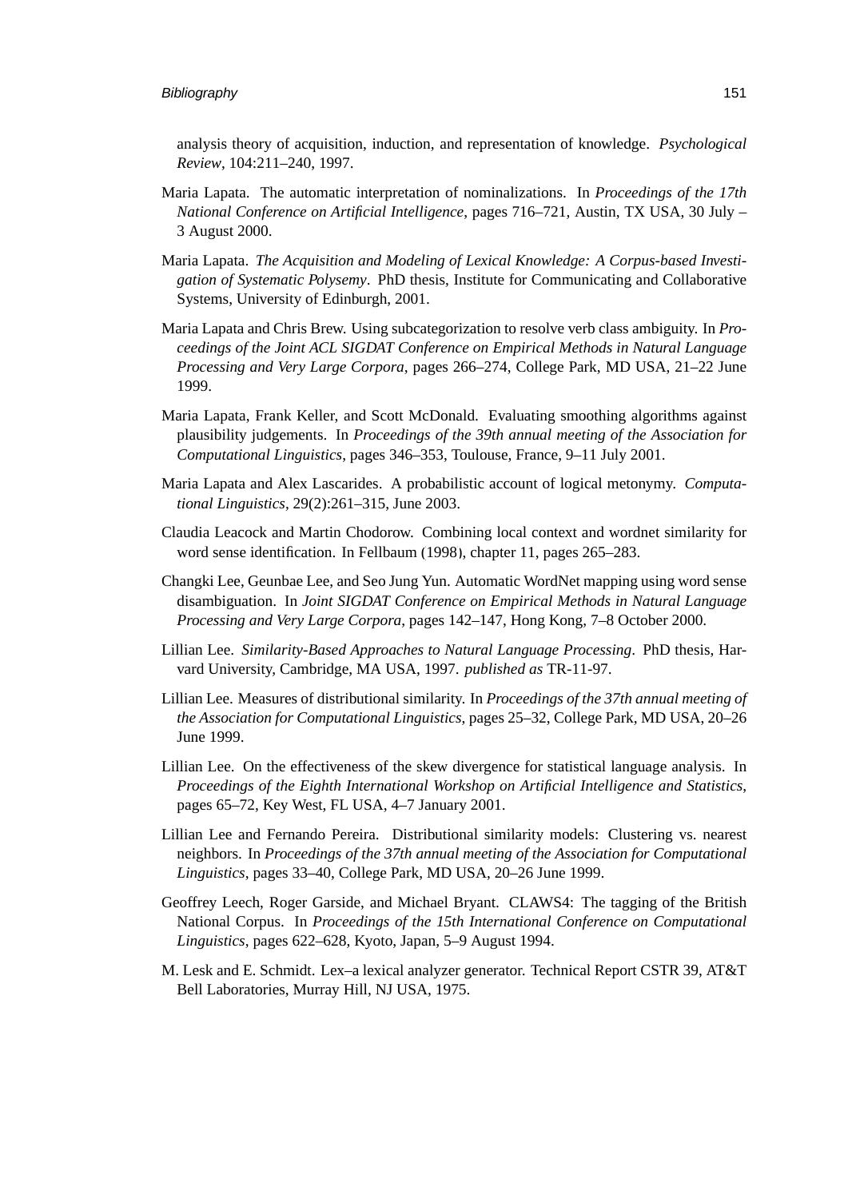analysis theory of acquisition, induction, and representation of knowledge. *Psychological Review*, 104:211–240, 1997.

Maria Lapata. The automatic interpretation of nominalizations. In *Proceedings of the 17th National Conference on Artificial Intelligence*, pages 716–721, Austin, TX USA, 30 July – 3 August 2000.

Maria Lapata. *The Acquisition and Modeling of Lexical Knowledge: A Corpus-based Investigation of Systematic Polysemy*. PhD thesis, Institute for Communicating and Collaborative Systems, University of Edinburgh, 2001.

Maria Lapata and Chris Brew. Using subcategorization to resolve verb class ambiguity. In *Proceedings of the Joint ACL SIGDAT Conference on Empirical Methods in Natural Language Processing and Very Large Corpora*, pages 266–274, College Park, MD USA, 21–22 June 1999.

Maria Lapata, Frank Keller, and Scott McDonald. Evaluating smoothing algorithms against plausibility judgements. In *Proceedings of the 39th annual meeting of the Association for Computational Linguistics*, pages 346–353, Toulouse, France, 9–11 July 2001.

Maria Lapata and Alex Lascarides. A probabilistic account of logical metonymy. *Computational Linguistics*, 29(2):261–315, June 2003.

Claudia Leacock and Martin Chodorow. Combining local context and wordnet similarity for word sense identification. In Fellbaum (1998), chapter 11, pages 265–283.

Changki Lee, Geunbae Lee, and Seo Jung Yun. Automatic WordNet mapping using word sense disambiguation. In *Joint SIGDAT Conference on Empirical Methods in Natural Language Processing and Very Large Corpora*, pages 142–147, Hong Kong, 7–8 October 2000.

Lillian Lee. *Similarity-Based Approaches to Natural Language Processing*. PhD thesis, Harvard University, Cambridge, MA USA, 1997. *published as* TR-11-97.

Lillian Lee. Measures of distributional similarity. In *Proceedings of the 37th annual meeting of the Association for Computational Linguistics*, pages 25–32, College Park, MD USA, 20–26 June 1999.

Lillian Lee. On the effectiveness of the skew divergence for statistical language analysis. In *Proceedings of the Eighth International Workshop on Artificial Intelligence and Statistics*, pages 65–72, Key West, FL USA, 4–7 January 2001.

Lillian Lee and Fernando Pereira. Distributional similarity models: Clustering vs. nearest neighbors. In *Proceedings of the 37th annual meeting of the Association for Computational Linguistics*, pages 33–40, College Park, MD USA, 20–26 June 1999.

Geoffrey Leech, Roger Garside, and Michael Bryant. CLAWS4: The tagging of the British National Corpus. In *Proceedings of the 15th International Conference on Computational Linguistics*, pages 622–628, Kyoto, Japan, 5–9 August 1994.

M. Lesk and E. Schmidt. Lex–a lexical analyzer generator. Technical Report CSTR 39, AT&T Bell Laboratories, Murray Hill, NJ USA, 1975.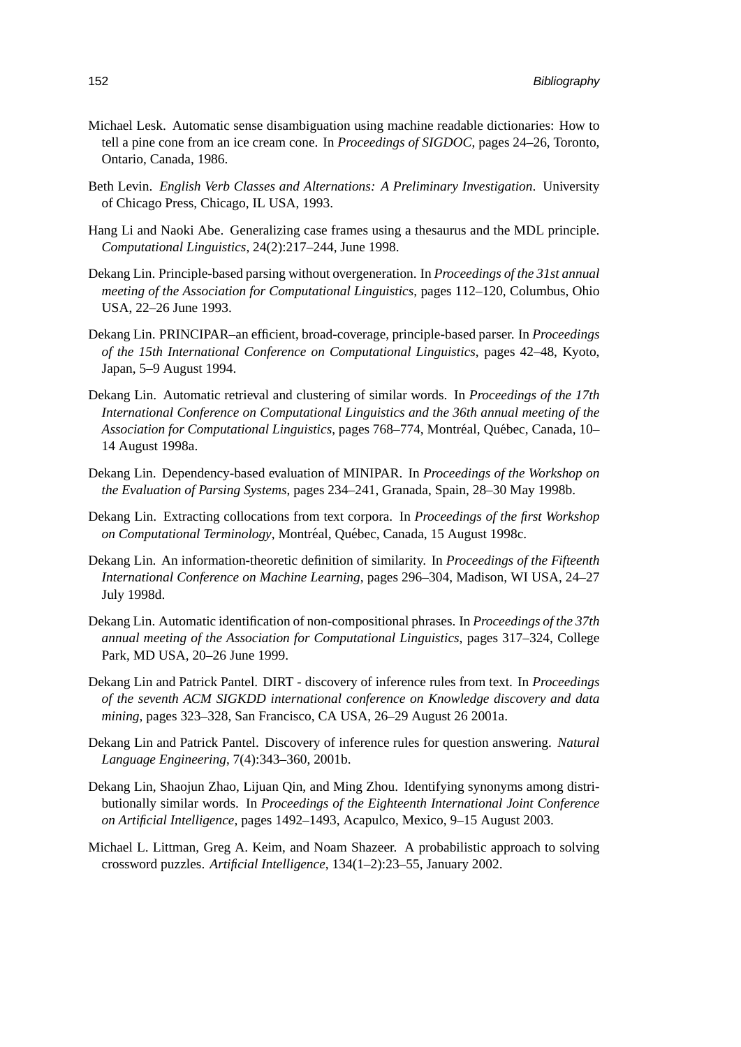Michael Lesk. Automatic sense disambiguation using machine readable dictionaries: How to tell a pine cone from an ice cream cone. In *Proceedings of SIGDOC*, pages 24–26, Toronto, Ontario, Canada, 1986.

Beth Levin. *English Verb Classes and Alternations: A Preliminary Investigation*. University of Chicago Press, Chicago, IL USA, 1993.

Hang Li and Naoki Abe. Generalizing case frames using a thesaurus and the MDL principle. *Computational Linguistics*, 24(2):217–244, June 1998.

Dekang Lin. Principle-based parsing without overgeneration. In *Proceedings of the 31st annual meeting of the Association for Computational Linguistics*, pages 112–120, Columbus, Ohio USA, 22–26 June 1993.

Dekang Lin. PRINCIPAR–an efficient, broad-coverage, principle-based parser. In *Proceedings of the 15th International Conference on Computational Linguistics*, pages 42–48, Kyoto, Japan, 5–9 August 1994.

Dekang Lin. Automatic retrieval and clustering of similar words. In *Proceedings of the 17th International Conference on Computational Linguistics and the 36th annual meeting of the Association for Computational Linguistics*, pages 768–774, Montréal, Québec, Canada, 10–14 August 1998a.

Dekang Lin. Dependency-based evaluation of MINIPAR. In *Proceedings of the Workshop on the Evaluation of Parsing Systems*, pages 234–241, Granada, Spain, 28–30 May 1998b.

Dekang Lin. Extracting collocations from text corpora. In *Proceedings of the first Workshop on Computational Terminology*, Montréal, Québec, Canada, 15 August 1998c.

Dekang Lin. An information-theoretic definition of similarity. In *Proceedings of the Fifteenth International Conference on Machine Learning*, pages 296–304, Madison, WI USA, 24–27 July 1998d.

Dekang Lin. Automatic identification of non-compositional phrases. In *Proceedings of the 37th annual meeting of the Association for Computational Linguistics*, pages 317–324, College Park, MD USA, 20–26 June 1999.

Dekang Lin and Patrick Pantel. DIRT - discovery of inference rules from text. In *Proceedings of the seventh ACM SIGKDD international conference on Knowledge discovery and data mining*, pages 323–328, San Francisco, CA USA, 26–29 August 26 2001a.

Dekang Lin and Patrick Pantel. Discovery of inference rules for question answering. *Natural Language Engineering*, 7(4):343–360, 2001b.

Dekang Lin, Shaojun Zhao, Lijuan Qin, and Ming Zhou. Identifying synonyms among distributionally similar words. In *Proceedings of the Eighteenth International Joint Conference on Artificial Intelligence*, pages 1492–1493, Acapulco, Mexico, 9–15 August 2003.

Michael L. Littman, Greg A. Keim, and Noam Shazeer. A probabilistic approach to solving crossword puzzles. *Artificial Intelligence*, 134(1–2):23–55, January 2002.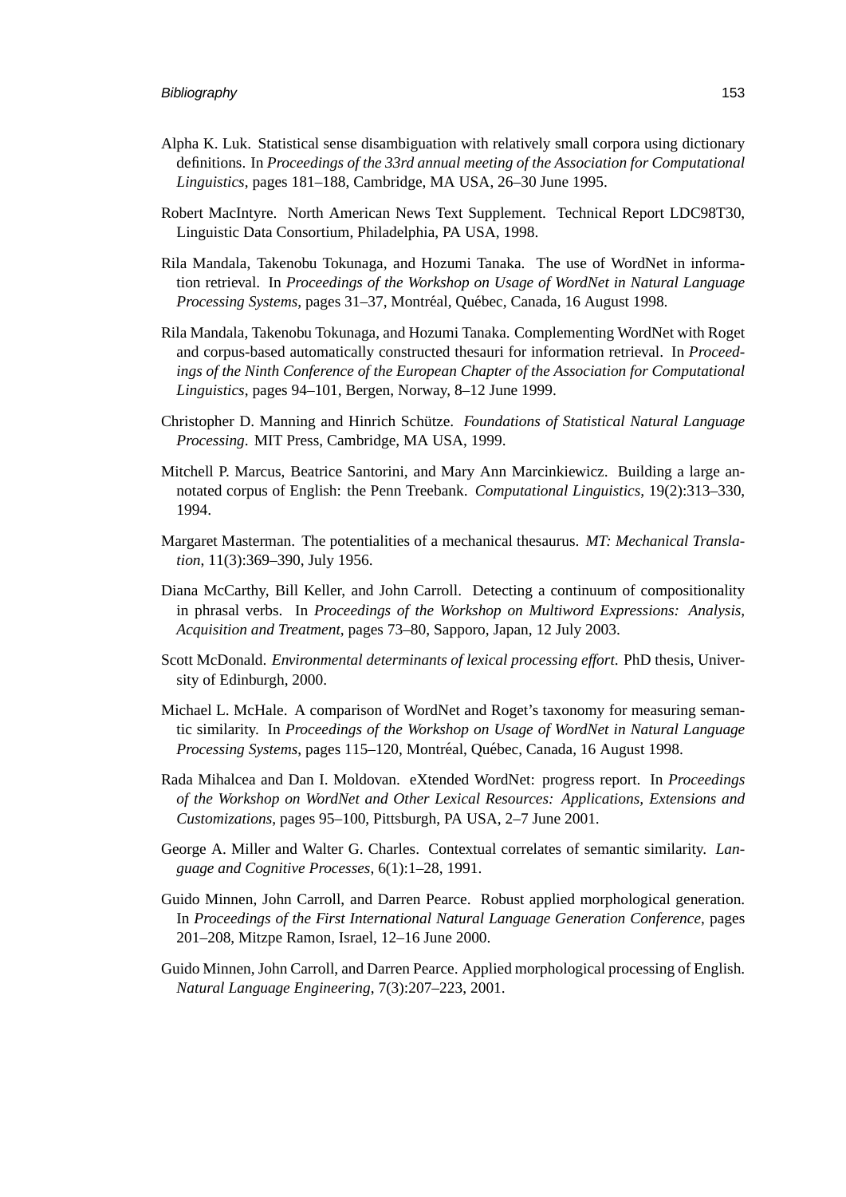Alpha K. Luk. Statistical sense disambiguation with relatively small corpora using dictionary definitions. In *Proceedings of the 33rd annual meeting of the Association for Computational Linguistics*, pages 181–188, Cambridge, MA USA, 26–30 June 1995.

Robert MacIntyre. North American News Text Supplement. Technical Report LDC98T30, Linguistic Data Consortium, Philadelphia, PA USA, 1998.

Rila Mandala, Takenobu Tokunaga, and Hozumi Tanaka. The use of WordNet in information retrieval. In *Proceedings of the Workshop on Usage of WordNet in Natural Language Processing Systems*, pages 31–37, Montréal, Québec, Canada, 16 August 1998.

Rila Mandala, Takenobu Tokunaga, and Hozumi Tanaka. Complementing WordNet with Roget and corpus-based automatically constructed thesauri for information retrieval. In *Proceedings of the Ninth Conference of the European Chapter of the Association for Computational Linguistics*, pages 94–101, Bergen, Norway, 8–12 June 1999.

Christopher D. Manning and Hinrich Schütze. *Foundations of Statistical Natural Language Processing*. MIT Press, Cambridge, MA USA, 1999.

Mitchell P. Marcus, Beatrice Santorini, and Mary Ann Marcinkiewicz. Building a large annotated corpus of English: the Penn Treebank. *Computational Linguistics*, 19(2):313–330, 1994.

Margaret Masterman. The potentialities of a mechanical thesaurus. *MT: Mechanical Translation*, 11(3):369–390, July 1956.

Diana McCarthy, Bill Keller, and John Carroll. Detecting a continuum of compositionality in phrasal verbs. In *Proceedings of the Workshop on Multiword Expressions: Analysis, Acquisition and Treatment*, pages 73–80, Sapporo, Japan, 12 July 2003.

Scott McDonald. *Environmental determinants of lexical processing effort*. PhD thesis, University of Edinburgh, 2000.

Michael L. McHale. A comparison of WordNet and Roget's taxonomy for measuring semantic similarity. In *Proceedings of the Workshop on Usage of WordNet in Natural Language Processing Systems*, pages 115–120, Montréal, Québec, Canada, 16 August 1998.

Rada Mihalcea and Dan I. Moldovan. eXtended WordNet: progress report. In *Proceedings of the Workshop on WordNet and Other Lexical Resources: Applications, Extensions and Customizations*, pages 95–100, Pittsburgh, PA USA, 2–7 June 2001.

George A. Miller and Walter G. Charles. Contextual correlates of semantic similarity. *Language and Cognitive Processes*, 6(1):1–28, 1991.

Guido Minnen, John Carroll, and Darren Pearce. Robust applied morphological generation. In *Proceedings of the First International Natural Language Generation Conference*, pages 201–208, Mitzpe Ramon, Israel, 12–16 June 2000.

Guido Minnen, John Carroll, and Darren Pearce. Applied morphological processing of English. *Natural Language Engineering*, 7(3):207–223, 2001.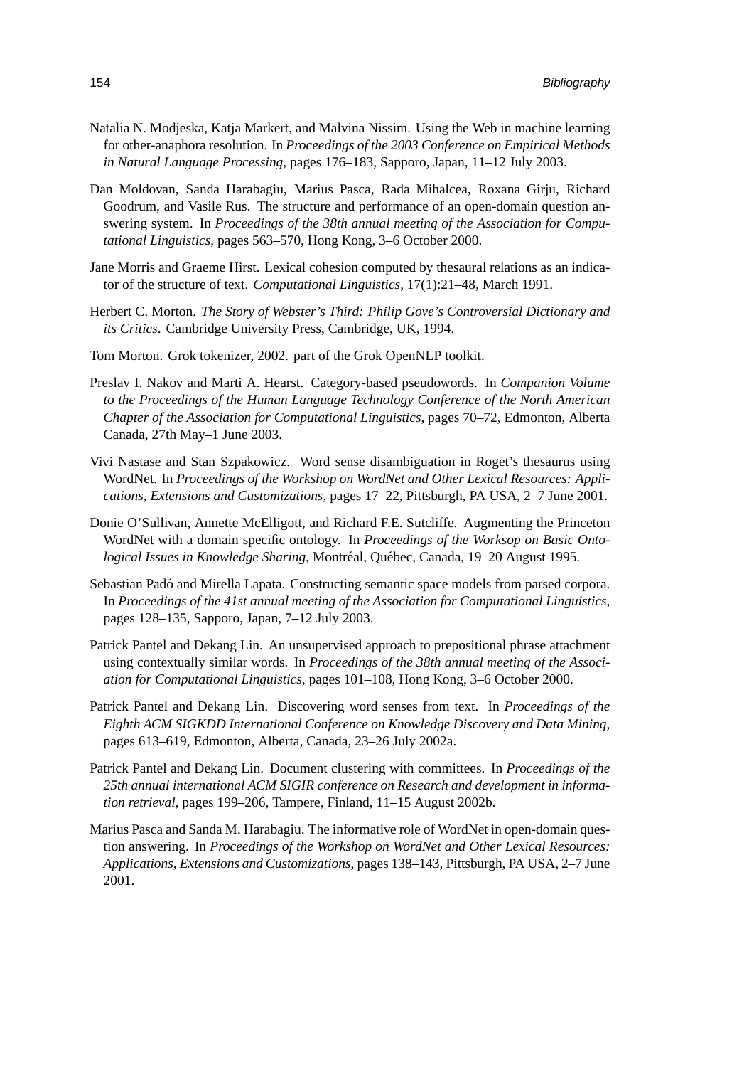Natalia N. Modjeska, Katja Markert, and Malvina Nissim. Using the Web in machine learning for other-anaphora resolution. In *Proceedings of the 2003 Conference on Empirical Methods in Natural Language Processing*, pages 176–183, Sapporo, Japan, 11–12 July 2003.

Dan Moldovan, Sanda Harabagiu, Marius Pasca, Rada Mihalcea, Roxana Girju, Richard Goodrum, and Vasile Rus. The structure and performance of an open-domain question answering system. In *Proceedings of the 38th annual meeting of the Association for Computational Linguistics*, pages 563–570, Hong Kong, 3–6 October 2000.

Jane Morris and Graeme Hirst. Lexical cohesion computed by thesaural relations as an indicator of the structure of text. *Computational Linguistics*, 17(1):21–48, March 1991.

Herbert C. Morton. *The Story of Webster's Third: Philip Gove's Controversial Dictionary and its Critics*. Cambridge University Press, Cambridge, UK, 1994.

Tom Morton. Grok tokenizer, 2002. part of the Grok OpenNLP toolkit.

Preslav I. Nakov and Marti A. Hearst. Category-based pseudowords. In *Companion Volume to the Proceedings of the Human Language Technology Conference of the North American Chapter of the Association for Computational Linguistics*, pages 70–72, Edmonton, Alberta Canada, 27th May–1 June 2003.

Vivi Nastase and Stan Szpakowicz. Word sense disambiguation in Roget's thesaurus using WordNet. In *Proceedings of the Workshop on WordNet and Other Lexical Resources: Applications, Extensions and Customizations*, pages 17–22, Pittsburgh, PA USA, 2–7 June 2001.

Donie O'Sullivan, Annette McElligott, and Richard F.E. Sutcliffe. Augmenting the Princeton WordNet with a domain specific ontology. In *Proceedings of the Worksop on Basic Ontological Issues in Knowledge Sharing*, Montréal, Québec, Canada, 19–20 August 1995.

Sebastian Padó and Mirella Lapata. Constructing semantic space models from parsed corpora. In *Proceedings of the 41st annual meeting of the Association for Computational Linguistics*, pages 128–135, Sapporo, Japan, 7–12 July 2003.

Patrick Pantel and Dekang Lin. An unsupervised approach to prepositional phrase attachment using contextually similar words. In *Proceedings of the 38th annual meeting of the Association for Computational Linguistics*, pages 101–108, Hong Kong, 3–6 October 2000.

Patrick Pantel and Dekang Lin. Discovering word senses from text. In *Proceedings of the Eighth ACM SIGKDD International Conference on Knowledge Discovery and Data Mining*, pages 613–619, Edmonton, Alberta, Canada, 23–26 July 2002a.

Patrick Pantel and Dekang Lin. Document clustering with committees. In *Proceedings of the 25th annual international ACM SIGIR conference on Research and development in information retrieval*, pages 199–206, Tampere, Finland, 11–15 August 2002b.

Marius Pasca and Sanda M. Harabagiu. The informative role of WordNet in open-domain question answering. In *Proceedings of the Workshop on WordNet and Other Lexical Resources: Applications, Extensions and Customizations*, pages 138–143, Pittsburgh, PA USA, 2–7 June 2001.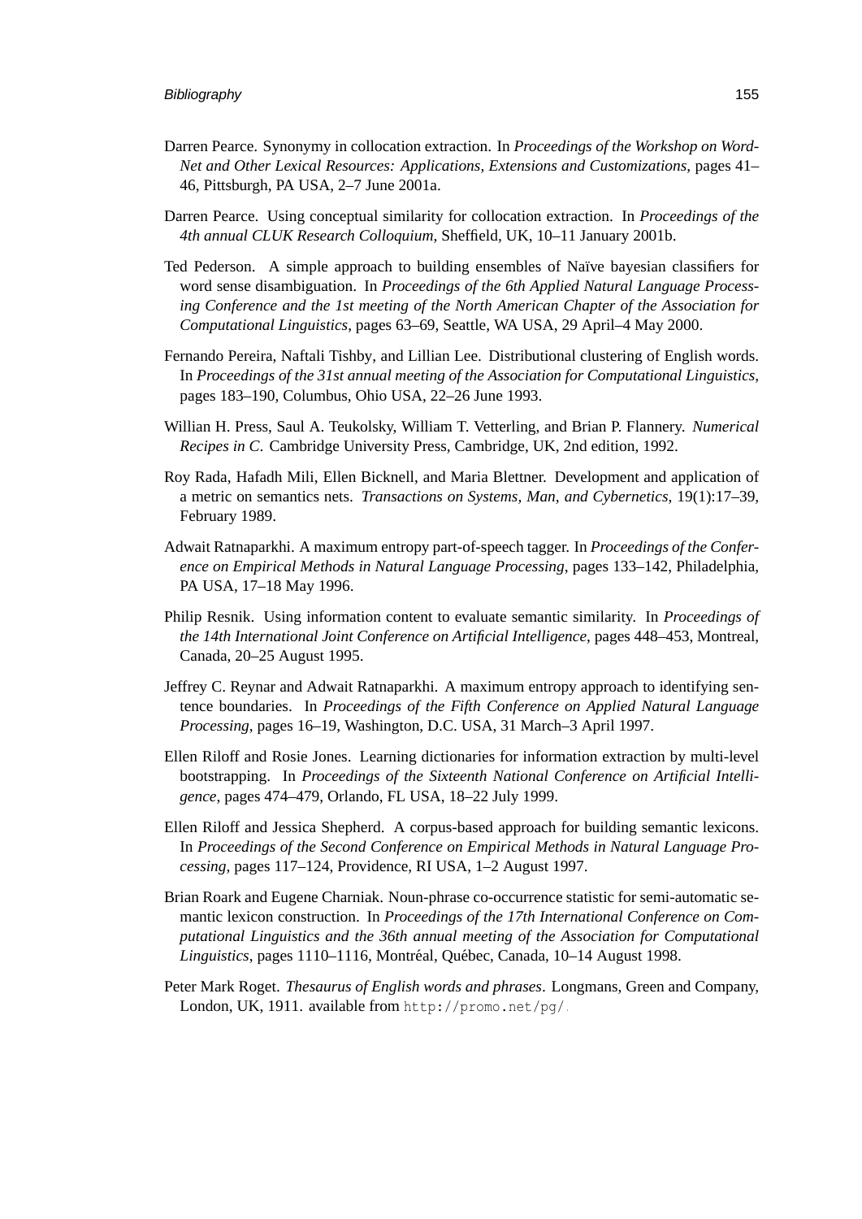Darren Pearce. Synonymy in collocation extraction. In *Proceedings of the Workshop on WordNet and Other Lexical Resources: Applications, Extensions and Customizations*, pages 41–46, Pittsburgh, PA USA, 2–7 June 2001a.

Darren Pearce. Using conceptual similarity for collocation extraction. In *Proceedings of the 4th annual CLUK Research Colloquium*, Sheffield, UK, 10–11 January 2001b.

Ted Pederson. A simple approach to building ensembles of Naïve bayesian classifiers for word sense disambiguation. In *Proceedings of the 6th Applied Natural Language Processing Conference and the 1st meeting of the North American Chapter of the Association for Computational Linguistics*, pages 63–69, Seattle, WA USA, 29 April–4 May 2000.

Fernando Pereira, Naftali Tishby, and Lillian Lee. Distributional clustering of English words. In *Proceedings of the 31st annual meeting of the Association for Computational Linguistics*, pages 183–190, Columbus, Ohio USA, 22–26 June 1993.

Willian H. Press, Saul A. Teukolsky, William T. Vetterling, and Brian P. Flannery. *Numerical Recipes in C*. Cambridge University Press, Cambridge, UK, 2nd edition, 1992.

Roy Rada, Hafadh Mili, Ellen Bicknell, and Maria Blettner. Development and application of a metric on semantics nets. *Transactions on Systems, Man, and Cybernetics*, 19(1):17–39, February 1989.

Adwait Ratnaparkhi. A maximum entropy part-of-speech tagger. In *Proceedings of the Conference on Empirical Methods in Natural Language Processing*, pages 133–142, Philadelphia, PA USA, 17–18 May 1996.

Philip Resnik. Using information content to evaluate semantic similarity. In *Proceedings of the 14th International Joint Conference on Artificial Intelligence*, pages 448–453, Montreal, Canada, 20–25 August 1995.

Jeffrey C. Reynar and Adwait Ratnaparkhi. A maximum entropy approach to identifying sentence boundaries. In *Proceedings of the Fifth Conference on Applied Natural Language Processing*, pages 16–19, Washington, D.C. USA, 31 March–3 April 1997.

Ellen Riloff and Rosie Jones. Learning dictionaries for information extraction by multi-level bootstrapping. In *Proceedings of the Sixteenth National Conference on Artificial Intelligence*, pages 474–479, Orlando, FL USA, 18–22 July 1999.

Ellen Riloff and Jessica Shepherd. A corpus-based approach for building semantic lexicons. In *Proceedings of the Second Conference on Empirical Methods in Natural Language Processing*, pages 117–124, Providence, RI USA, 1–2 August 1997.

Brian Roark and Eugene Charniak. Noun-phrase co-occurrence statistic for semi-automatic semantic lexicon construction. In *Proceedings of the 17th International Conference on Computational Linguistics and the 36th annual meeting of the Association for Computational Linguistics*, pages 1110–1116, Montréal, Québec, Canada, 10–14 August 1998.

Peter Mark Roget. *Thesaurus of English words and phrases*. Longmans, Green and Company, London, UK, 1911. available from `http://promo.net/pg/`.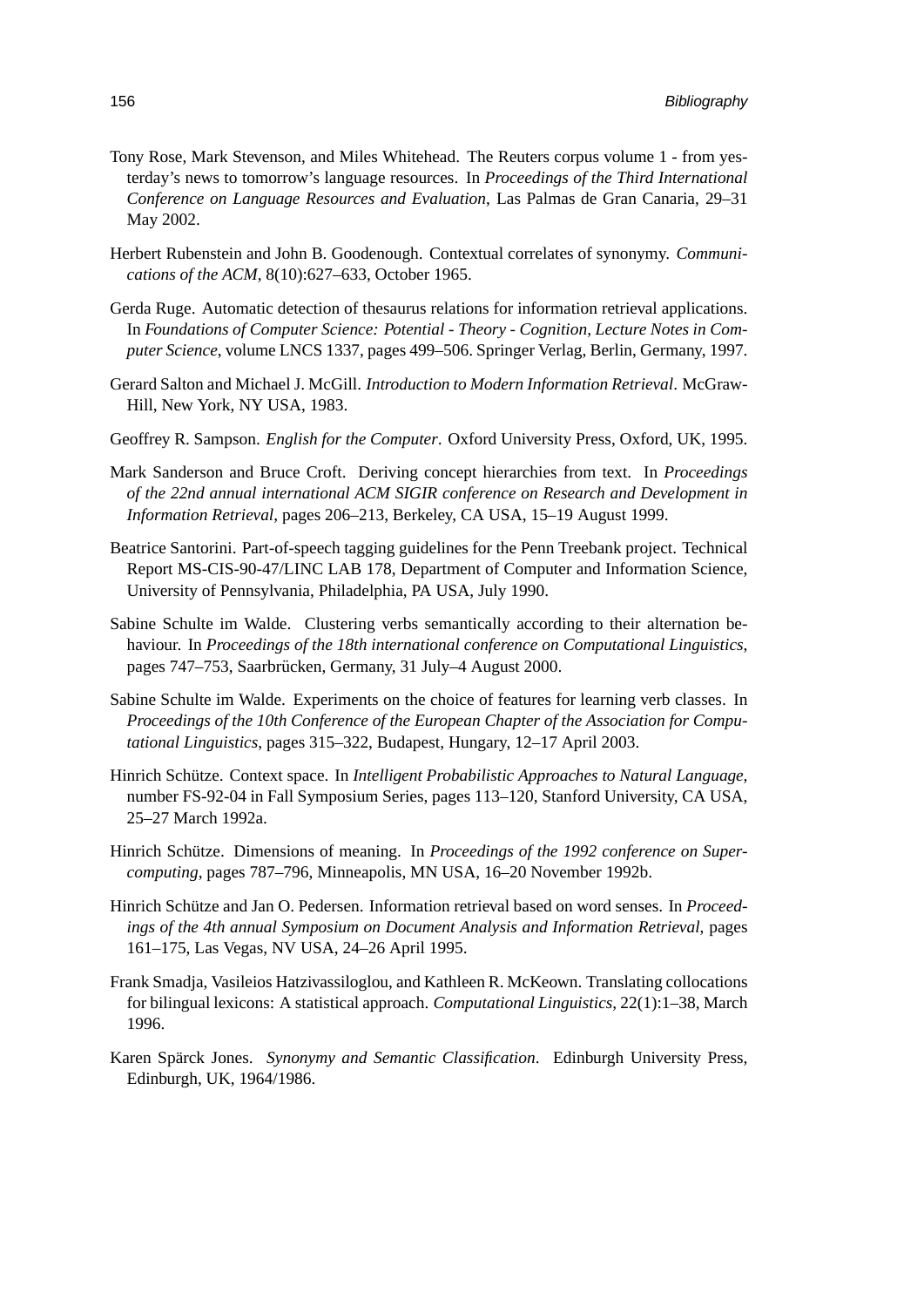Tony Rose, Mark Stevenson, and Miles Whitehead. The Reuters corpus volume 1 - from yesterday's news to tomorrow's language resources. In *Proceedings of the Third International Conference on Language Resources and Evaluation*, Las Palmas de Gran Canaria, 29–31 May 2002.

Herbert Rubenstein and John B. Goodenough. Contextual correlates of synonymy. *Communications of the ACM*, 8(10):627–633, October 1965.

Gerda Ruge. Automatic detection of thesaurus relations for information retrieval applications. In *Foundations of Computer Science: Potential - Theory - Cognition, Lecture Notes in Computer Science*, volume LNCS 1337, pages 499–506. Springer Verlag, Berlin, Germany, 1997.

Gerard Salton and Michael J. McGill. *Introduction to Modern Information Retrieval*. McGraw-Hill, New York, NY USA, 1983.

Geoffrey R. Sampson. *English for the Computer*. Oxford University Press, Oxford, UK, 1995.

Mark Sanderson and Bruce Croft. Deriving concept hierarchies from text. In *Proceedings of the 22nd annual international ACM SIGIR conference on Research and Development in Information Retrieval*, pages 206–213, Berkeley, CA USA, 15–19 August 1999.

Beatrice Santorini. Part-of-speech tagging guidelines for the Penn Treebank project. Technical Report MS-CIS-90-47/LINC LAB 178, Department of Computer and Information Science, University of Pennsylvania, Philadelphia, PA USA, July 1990.

Sabine Schulte im Walde. Clustering verbs semantically according to their alternation behaviour. In *Proceedings of the 18th international conference on Computational Linguistics*, pages 747–753, Saarbrücken, Germany, 31 July–4 August 2000.

Sabine Schulte im Walde. Experiments on the choice of features for learning verb classes. In *Proceedings of the 10th Conference of the European Chapter of the Association for Computational Linguistics*, pages 315–322, Budapest, Hungary, 12–17 April 2003.

Hinrich Schütze. Context space. In *Intelligent Probabilistic Approaches to Natural Language*, number FS-92-04 in Fall Symposium Series, pages 113–120, Stanford University, CA USA, 25–27 March 1992a.

Hinrich Schütze. Dimensions of meaning. In *Proceedings of the 1992 conference on Supercomputing*, pages 787–796, Minneapolis, MN USA, 16–20 November 1992b.

Hinrich Schütze and Jan O. Pedersen. Information retrieval based on word senses. In *Proceedings of the 4th annual Symposium on Document Analysis and Information Retrieval*, pages 161–175, Las Vegas, NV USA, 24–26 April 1995.

Frank Smadja, Vasileios Hatzivassiloglou, and Kathleen R. McKeown. Translating collocations for bilingual lexicons: A statistical approach. *Computational Linguistics*, 22(1):1–38, March 1996.

Karen Spärck Jones. *Synonymy and Semantic Classification*. Edinburgh University Press, Edinburgh, UK, 1964/1986.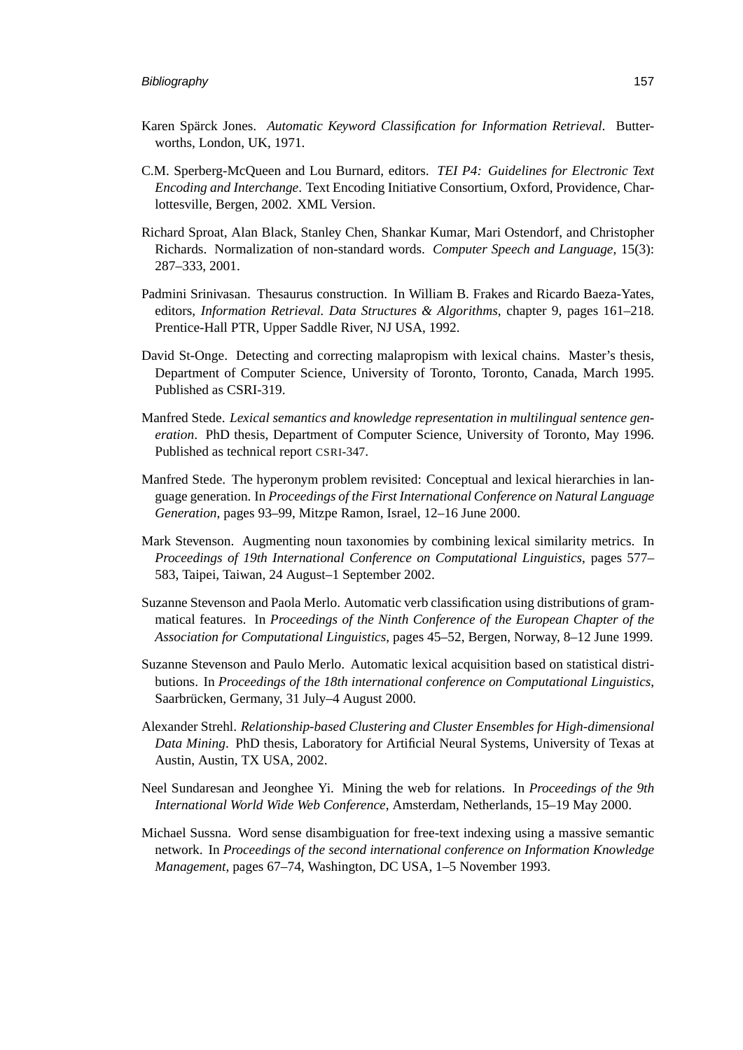Karen Spärck Jones. *Automatic Keyword Classification for Information Retrieval*. Butterworths, London, UK, 1971.

C.M. Sperberg-McQueen and Lou Burnard, editors. *TEI P4: Guidelines for Electronic Text Encoding and Interchange*. Text Encoding Initiative Consortium, Oxford, Providence, Charlottesville, Bergen, 2002. XML Version.

Richard Sproat, Alan Black, Stanley Chen, Shankar Kumar, Mari Ostendorf, and Christopher Richards. Normalization of non-standard words. *Computer Speech and Language*, 15(3): 287–333, 2001.

Padmini Srinivasan. Thesaurus construction. In William B. Frakes and Ricardo Baeza-Yates, editors, *Information Retrieval. Data Structures & Algorithms*, chapter 9, pages 161–218. Prentice-Hall PTR, Upper Saddle River, NJ USA, 1992.

David St-Onge. Detecting and correcting malapropism with lexical chains. Master's thesis, Department of Computer Science, University of Toronto, Toronto, Canada, March 1995. Published as CSRI-319.

Manfred Stede. *Lexical semantics and knowledge representation in multilingual sentence generation*. PhD thesis, Department of Computer Science, University of Toronto, May 1996. Published as technical report CSRI-347.

Manfred Stede. The hyperonym problem revisited: Conceptual and lexical hierarchies in language generation. In *Proceedings of the First International Conference on Natural Language Generation*, pages 93–99, Mitzpe Ramon, Israel, 12–16 June 2000.

Mark Stevenson. Augmenting noun taxonomies by combining lexical similarity metrics. In *Proceedings of 19th International Conference on Computational Linguistics*, pages 577–583, Taipei, Taiwan, 24 August–1 September 2002.

Suzanne Stevenson and Paola Merlo. Automatic verb classification using distributions of grammatical features. In *Proceedings of the Ninth Conference of the European Chapter of the Association for Computational Linguistics*, pages 45–52, Bergen, Norway, 8–12 June 1999.

Suzanne Stevenson and Paulo Merlo. Automatic lexical acquisition based on statistical distributions. In *Proceedings of the 18th international conference on Computational Linguistics*, Saarbrücken, Germany, 31 July–4 August 2000.

Alexander Strehl. *Relationship-based Clustering and Cluster Ensembles for High-dimensional Data Mining*. PhD thesis, Laboratory for Artificial Neural Systems, University of Texas at Austin, Austin, TX USA, 2002.

Neel Sundaresan and Jeonghee Yi. Mining the web for relations. In *Proceedings of the 9th International World Wide Web Conference*, Amsterdam, Netherlands, 15–19 May 2000.

Michael Sussna. Word sense disambiguation for free-text indexing using a massive semantic network. In *Proceedings of the second international conference on Information Knowledge Management*, pages 67–74, Washington, DC USA, 1–5 November 1993.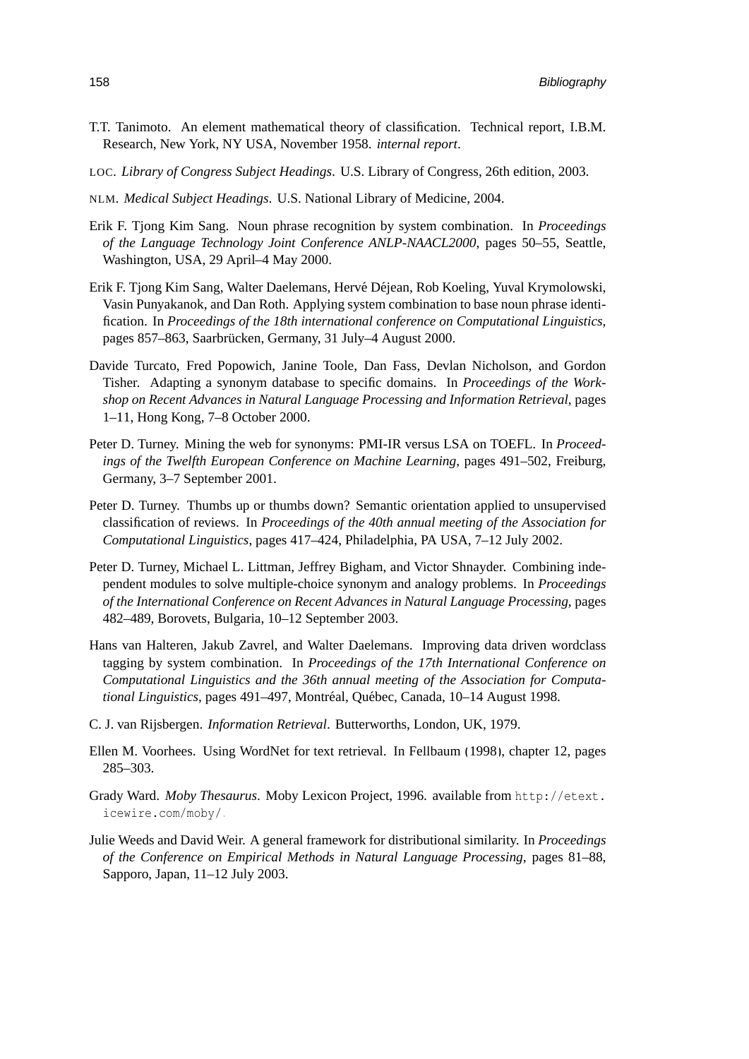T.T. Tanimoto. An element mathematical theory of classification. Technical report, I.B.M. Research, New York, NY USA, November 1958. *internal report*.

LOC. *Library of Congress Subject Headings*. U.S. Library of Congress, 26th edition, 2003.

NLM. *Medical Subject Headings*. U.S. National Library of Medicine, 2004.

Erik F. Tjong Kim Sang. Noun phrase recognition by system combination. In *Proceedings of the Language Technology Joint Conference ANLP-NAACL2000*, pages 50–55, Seattle, Washington, USA, 29 April–4 May 2000.

Erik F. Tjong Kim Sang, Walter Daelemans, Hervé Déjean, Rob Koeling, Yuval Krymolowski, Vasin Punyakanok, and Dan Roth. Applying system combination to base noun phrase identification. In *Proceedings of the 18th international conference on Computational Linguistics*, pages 857–863, Saarbrücken, Germany, 31 July–4 August 2000.

Davide Turcato, Fred Popowich, Janine Toole, Dan Fass, Devlan Nicholson, and Gordon Tisher. Adapting a synonym database to specific domains. In *Proceedings of the Workshop on Recent Advances in Natural Language Processing and Information Retrieval*, pages 1–11, Hong Kong, 7–8 October 2000.

Peter D. Turney. Mining the web for synonyms: PMI-IR versus LSA on TOEFL. In *Proceedings of the Twelfth European Conference on Machine Learning*, pages 491–502, Freiburg, Germany, 3–7 September 2001.

Peter D. Turney. Thumbs up or thumbs down? Semantic orientation applied to unsupervised classification of reviews. In *Proceedings of the 40th annual meeting of the Association for Computational Linguistics*, pages 417–424, Philadelphia, PA USA, 7–12 July 2002.

Peter D. Turney, Michael L. Littman, Jeffrey Bigham, and Victor Shnayder. Combining independent modules to solve multiple-choice synonym and analogy problems. In *Proceedings of the International Conference on Recent Advances in Natural Language Processing*, pages 482–489, Borovets, Bulgaria, 10–12 September 2003.

Hans van Halteren, Jakub Zavrel, and Walter Daelemans. Improving data driven wordclass tagging by system combination. In *Proceedings of the 17th International Conference on Computational Linguistics and the 36th annual meeting of the Association for Computational Linguistics*, pages 491–497, Montréal, Québec, Canada, 10–14 August 1998.

C. J. van Rijsbergen. *Information Retrieval*. Butterworths, London, UK, 1979.

Ellen M. Voorhees. Using WordNet for text retrieval. In Fellbaum (1998), chapter 12, pages 285–303.

Grady Ward. *Moby Thesaurus*. Moby Lexicon Project, 1996. available from http://etext.icewire.com/moby/.

Julie Weeds and David Weir. A general framework for distributional similarity. In *Proceedings of the Conference on Empirical Methods in Natural Language Processing*, pages 81–88, Sapporo, Japan, 11–12 July 2003.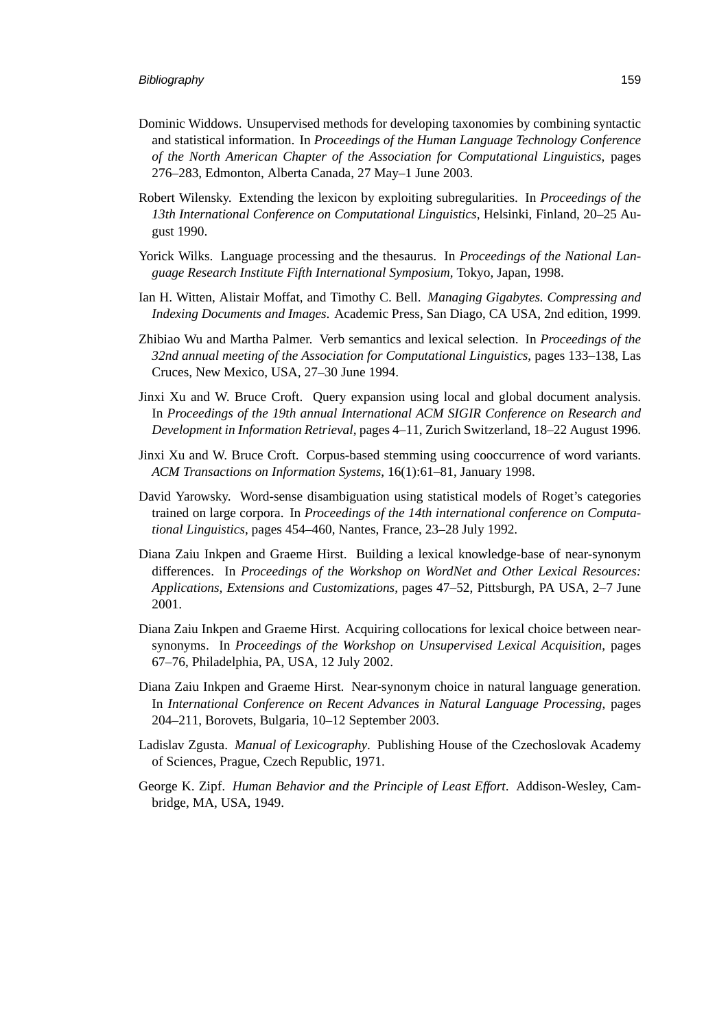Dominic Widdows. Unsupervised methods for developing taxonomies by combining syntactic and statistical information. In *Proceedings of the Human Language Technology Conference of the North American Chapter of the Association for Computational Linguistics*, pages 276–283, Edmonton, Alberta Canada, 27 May–1 June 2003.

Robert Wilensky. Extending the lexicon by exploiting subregularities. In *Proceedings of the 13th International Conference on Computational Linguistics*, Helsinki, Finland, 20–25 August 1990.

Yorick Wilks. Language processing and the thesaurus. In *Proceedings of the National Language Research Institute Fifth International Symposium*, Tokyo, Japan, 1998.

Ian H. Witten, Alistair Moffat, and Timothy C. Bell. *Managing Gigabytes. Compressing and Indexing Documents and Images*. Academic Press, San Diago, CA USA, 2nd edition, 1999.

Zhibiao Wu and Martha Palmer. Verb semantics and lexical selection. In *Proceedings of the 32nd annual meeting of the Association for Computational Linguistics*, pages 133–138, Las Cruces, New Mexico, USA, 27–30 June 1994.

Jinxi Xu and W. Bruce Croft. Query expansion using local and global document analysis. In *Proceedings of the 19th annual International ACM SIGIR Conference on Research and Development in Information Retrieval*, pages 4–11, Zurich Switzerland, 18–22 August 1996.

Jinxi Xu and W. Bruce Croft. Corpus-based stemming using cooccurrence of word variants. *ACM Transactions on Information Systems*, 16(1):61–81, January 1998.

David Yarowsky. Word-sense disambiguation using statistical models of Roget's categories trained on large corpora. In *Proceedings of the 14th international conference on Computational Linguistics*, pages 454–460, Nantes, France, 23–28 July 1992.

Diana Zaiu Inkpen and Graeme Hirst. Building a lexical knowledge-base of near-synonym differences. In *Proceedings of the Workshop on WordNet and Other Lexical Resources: Applications, Extensions and Customizations*, pages 47–52, Pittsburgh, PA USA, 2–7 June 2001.

Diana Zaiu Inkpen and Graeme Hirst. Acquiring collocations for lexical choice between near-synonyms. In *Proceedings of the Workshop on Unsupervised Lexical Acquisition*, pages 67–76, Philadelphia, PA, USA, 12 July 2002.

Diana Zaiu Inkpen and Graeme Hirst. Near-synonym choice in natural language generation. In *International Conference on Recent Advances in Natural Language Processing*, pages 204–211, Borovets, Bulgaria, 10–12 September 2003.

Ladislav Zgusta. *Manual of Lexicography*. Publishing House of the Czechoslovak Academy of Sciences, Prague, Czech Republic, 1971.

George K. Zipf. *Human Behavior and the Principle of Least Effort*. Addison-Wesley, Cambridge, MA, USA, 1949.